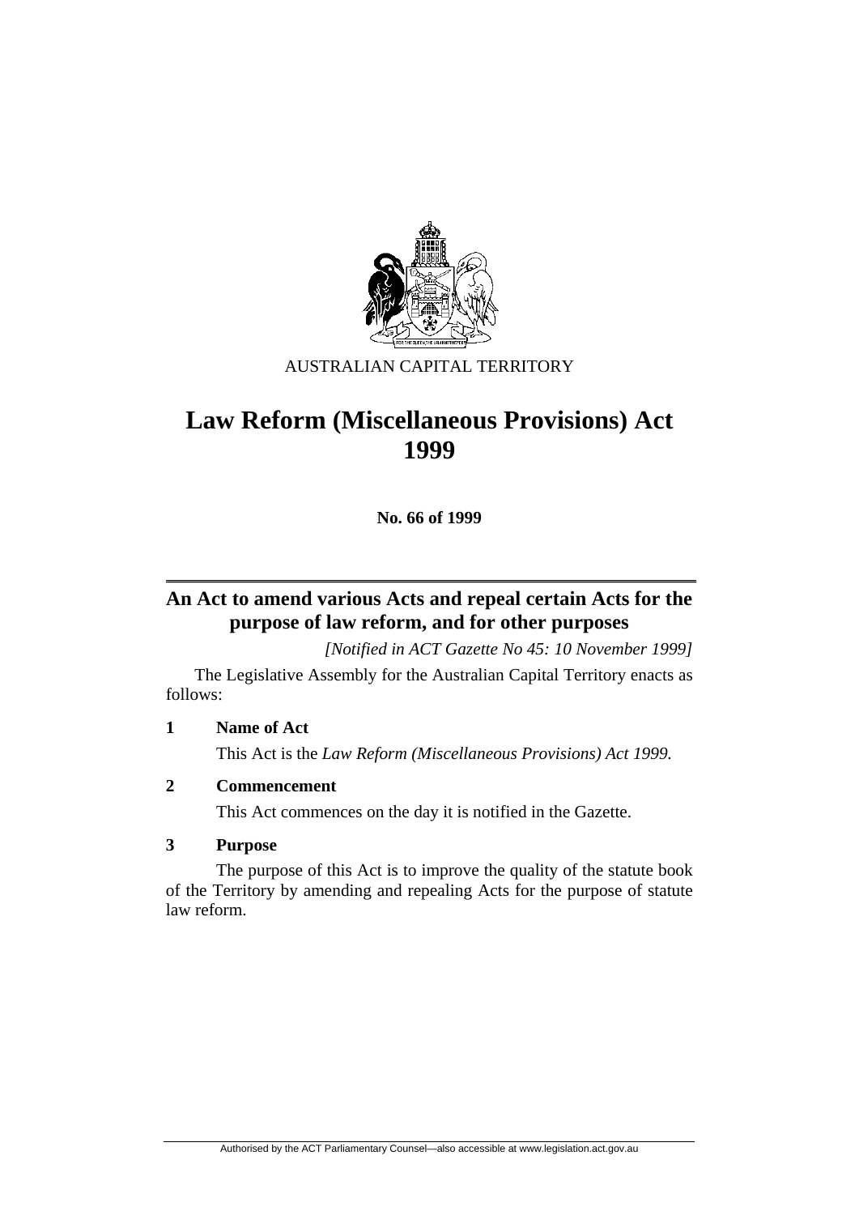AUSTRALIAN CAPITAL TERRITORY

# Law Reform (Miscellaneous Provisions) Act 1999

**No. 66 of 1999**

## An Act to amend various Acts and repeal certain Acts for the purpose of law reform, and for other purposes

*[Notified in ACT Gazette No 45: 10 November 1999]*

The Legislative Assembly for the Australian Capital Territory enacts as follows:

**1 Name of Act**

This Act is the *Law Reform (Miscellaneous Provisions) Act 1999.*

**2 Commencement**

This Act commences on the day it is notified in the Gazette.

**3 Purpose**

The purpose of this Act is to improve the quality of the statute book of the Territory by amending and repealing Acts for the purpose of statute law reform.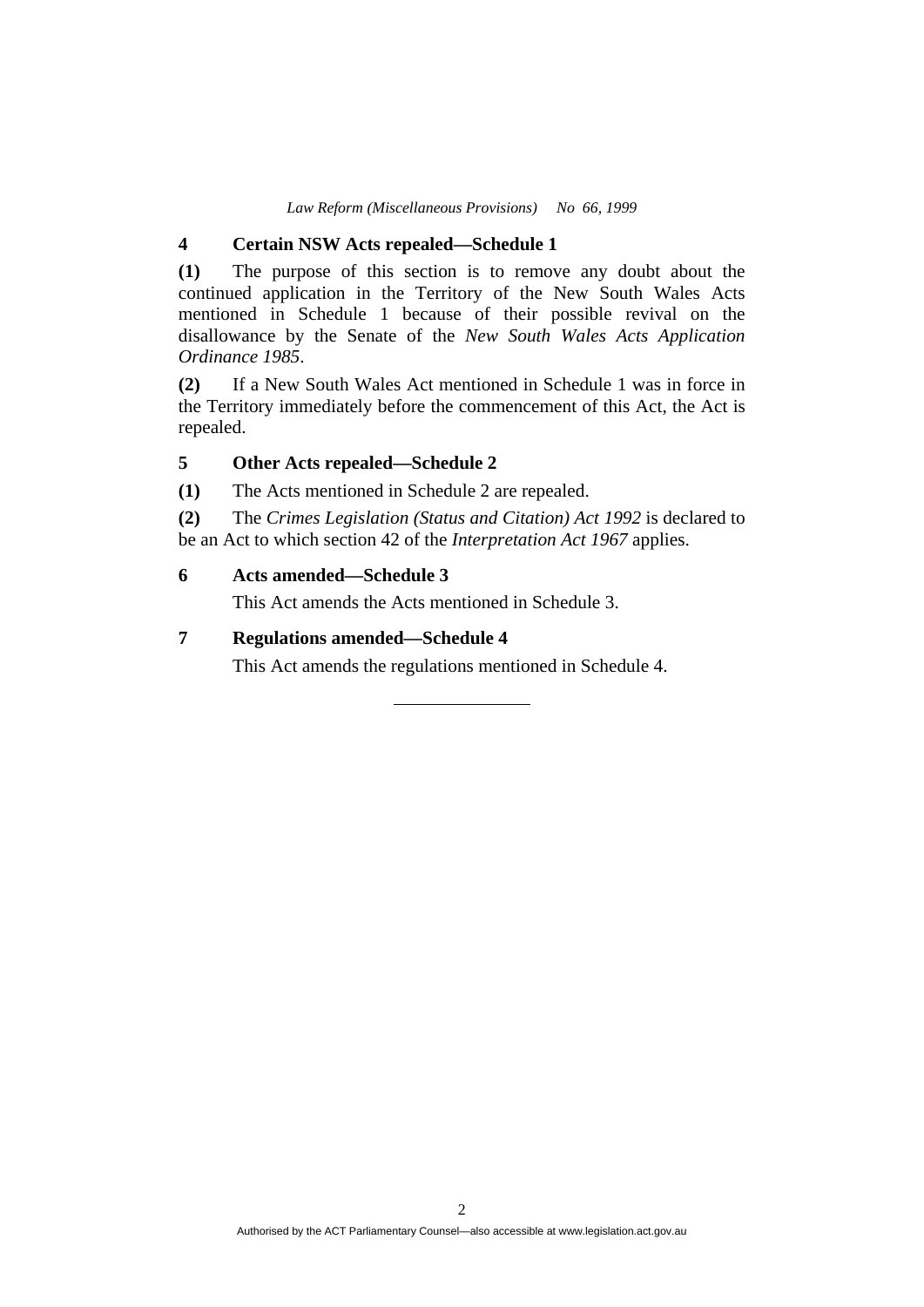## 4 Certain NSW Acts repealed—Schedule 1

**(1)** The purpose of this section is to remove any doubt about the continued application in the Territory of the New South Wales Acts mentioned in Schedule 1 because of their possible revival on the disallowance by the Senate of the *New South Wales Acts Application Ordinance 1985*.

**(2)** If a New South Wales Act mentioned in Schedule 1 was in force in the Territory immediately before the commencement of this Act, the Act is repealed.

## 5 Other Acts repealed—Schedule 2

**(1)** The Acts mentioned in Schedule 2 are repealed.

**(2)** The *Crimes Legislation (Status and Citation) Act 1992* is declared to be an Act to which section 42 of the *Interpretation Act 1967* applies.

## 6 Acts amended—Schedule 3

This Act amends the Acts mentioned in Schedule 3.

## 7 Regulations amended—Schedule 4

This Act amends the regulations mentioned in Schedule 4.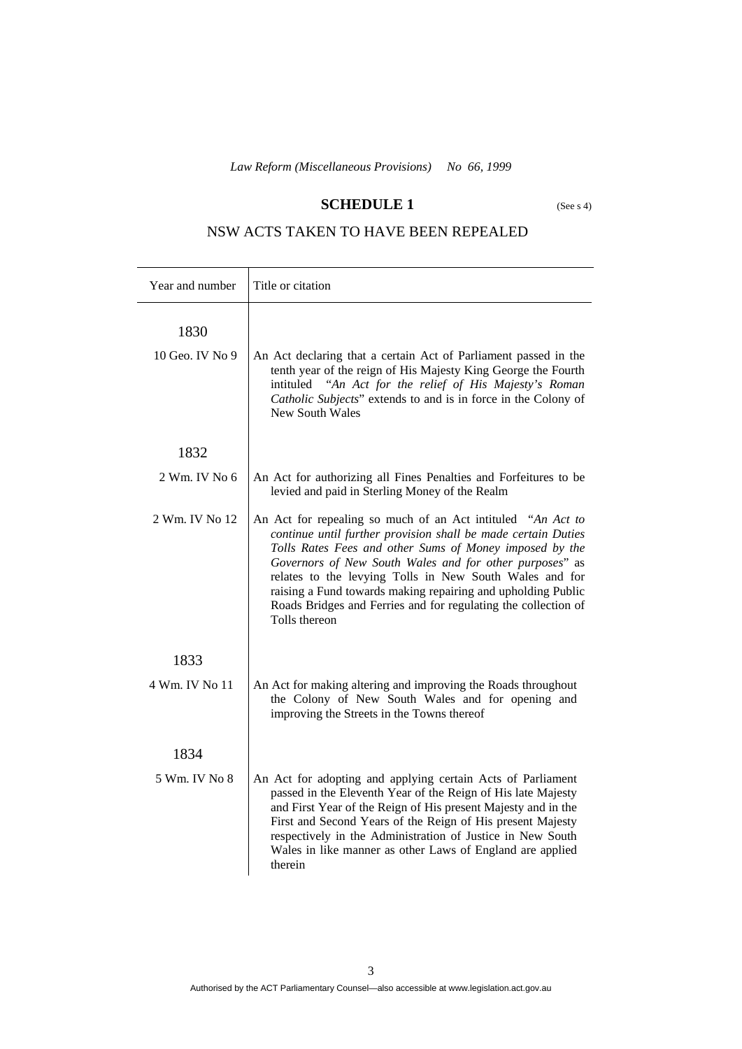## SCHEDULE 1

(See s 4)

## NSW ACTS TAKEN TO HAVE BEEN REPEALED

| Year and number | Title or citation |
|---|---|
| **1830** | |
| 10 Geo. IV No 9 | An Act declaring that a certain Act of Parliament passed in the tenth year of the reign of His Majesty King George the Fourth intituled "*An Act for the relief of His Majesty's Roman Catholic Subjects*" extends to and is in force in the Colony of New South Wales |
| **1832** | |
| 2 Wm. IV No 6 | An Act for authorizing all Fines Penalties and Forfeitures to be levied and paid in Sterling Money of the Realm |
| 2 Wm. IV No 12 | An Act for repealing so much of an Act intituled "*An Act to continue until further provision shall be made certain Duties Tolls Rates Fees and other Sums of Money imposed by the Governors of New South Wales and for other purposes*" as relates to the levying Tolls in New South Wales and for raising a Fund towards making repairing and upholding Public Roads Bridges and Ferries and for regulating the collection of Tolls thereon |
| **1833** | |
| 4 Wm. IV No 11 | An Act for making altering and improving the Roads throughout the Colony of New South Wales and for opening and improving the Streets in the Towns thereof |
| **1834** | |
| 5 Wm. IV No 8 | An Act for adopting and applying certain Acts of Parliament passed in the Eleventh Year of the Reign of His late Majesty and First Year of the Reign of His present Majesty and in the First and Second Years of the Reign of His present Majesty respectively in the Administration of Justice in New South Wales in like manner as other Laws of England are applied therein |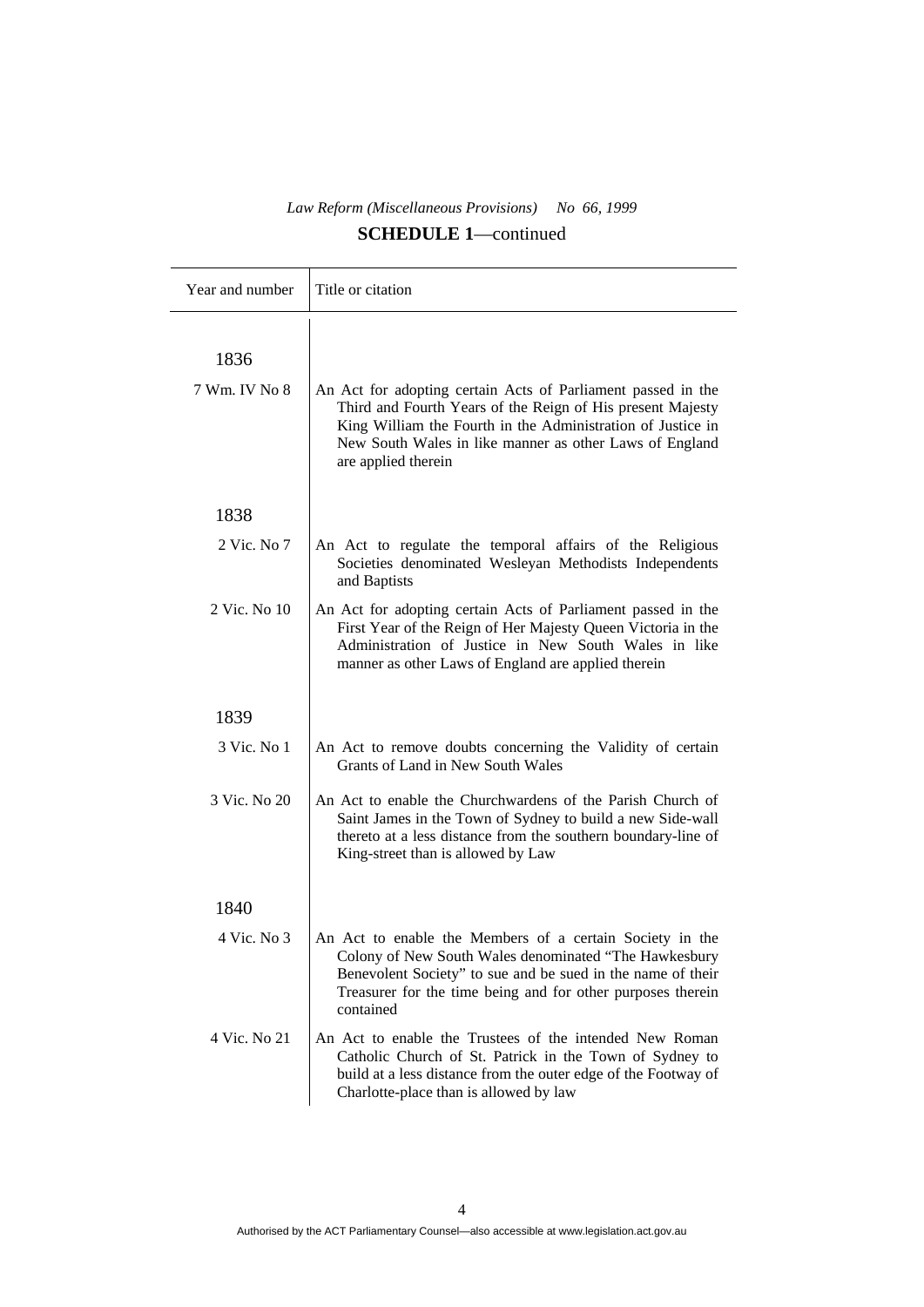## SCHEDULE 1—continued

| Year and number | Title or citation |
|---|---|
| 1836 | |
| 7 Wm. IV No 8 | An Act for adopting certain Acts of Parliament passed in the Third and Fourth Years of the Reign of His present Majesty King William the Fourth in the Administration of Justice in New South Wales in like manner as other Laws of England are applied therein |
| 1838 | |
| 2 Vic. No 7 | An Act to regulate the temporal affairs of the Religious Societies denominated Wesleyan Methodists Independents and Baptists |
| 2 Vic. No 10 | An Act for adopting certain Acts of Parliament passed in the First Year of the Reign of Her Majesty Queen Victoria in the Administration of Justice in New South Wales in like manner as other Laws of England are applied therein |
| 1839 | |
| 3 Vic. No 1 | An Act to remove doubts concerning the Validity of certain Grants of Land in New South Wales |
| 3 Vic. No 20 | An Act to enable the Churchwardens of the Parish Church of Saint James in the Town of Sydney to build a new Side-wall thereto at a less distance from the southern boundary-line of King-street than is allowed by Law |
| 1840 | |
| 4 Vic. No 3 | An Act to enable the Members of a certain Society in the Colony of New South Wales denominated "The Hawkesbury Benevolent Society" to sue and be sued in the name of their Treasurer for the time being and for other purposes therein contained |
| 4 Vic. No 21 | An Act to enable the Trustees of the intended New Roman Catholic Church of St. Patrick in the Town of Sydney to build at a less distance from the outer edge of the Footway of Charlotte-place than is allowed by law |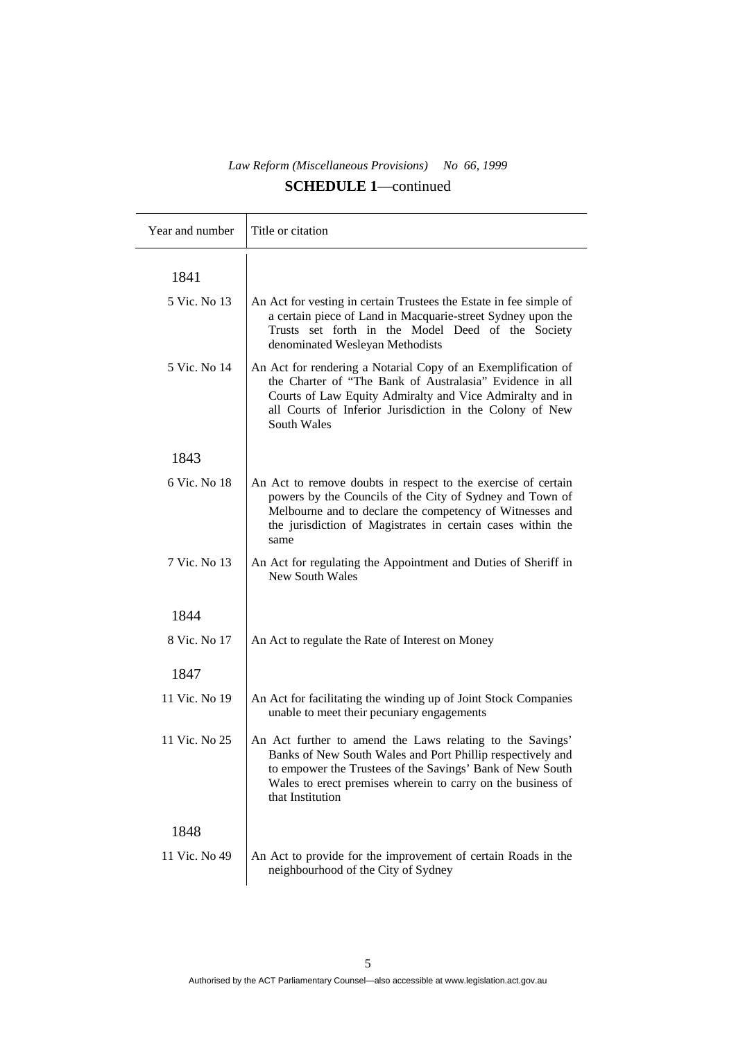*Law Reform (Miscellaneous Provisions) No 66, 1999*

**SCHEDULE 1**—continued

| Year and number | Title or citation |
|---|---|
| **1841** | |
| 5 Vic. No 13 | An Act for vesting in certain Trustees the Estate in fee simple of a certain piece of Land in Macquarie-street Sydney upon the Trusts set forth in the Model Deed of the Society denominated Wesleyan Methodists |
| 5 Vic. No 14 | An Act for rendering a Notarial Copy of an Exemplification of the Charter of "The Bank of Australasia" Evidence in all Courts of Law Equity Admiralty and Vice Admiralty and in all Courts of Inferior Jurisdiction in the Colony of New South Wales |
| **1843** | |
| 6 Vic. No 18 | An Act to remove doubts in respect to the exercise of certain powers by the Councils of the City of Sydney and Town of Melbourne and to declare the competency of Witnesses and the jurisdiction of Magistrates in certain cases within the same |
| 7 Vic. No 13 | An Act for regulating the Appointment and Duties of Sheriff in New South Wales |
| **1844** | |
| 8 Vic. No 17 | An Act to regulate the Rate of Interest on Money |
| **1847** | |
| 11 Vic. No 19 | An Act for facilitating the winding up of Joint Stock Companies unable to meet their pecuniary engagements |
| 11 Vic. No 25 | An Act further to amend the Laws relating to the Savings' Banks of New South Wales and Port Phillip respectively and to empower the Trustees of the Savings' Bank of New South Wales to erect premises wherein to carry on the business of that Institution |
| **1848** | |
| 11 Vic. No 49 | An Act to provide for the improvement of certain Roads in the neighbourhood of the City of Sydney |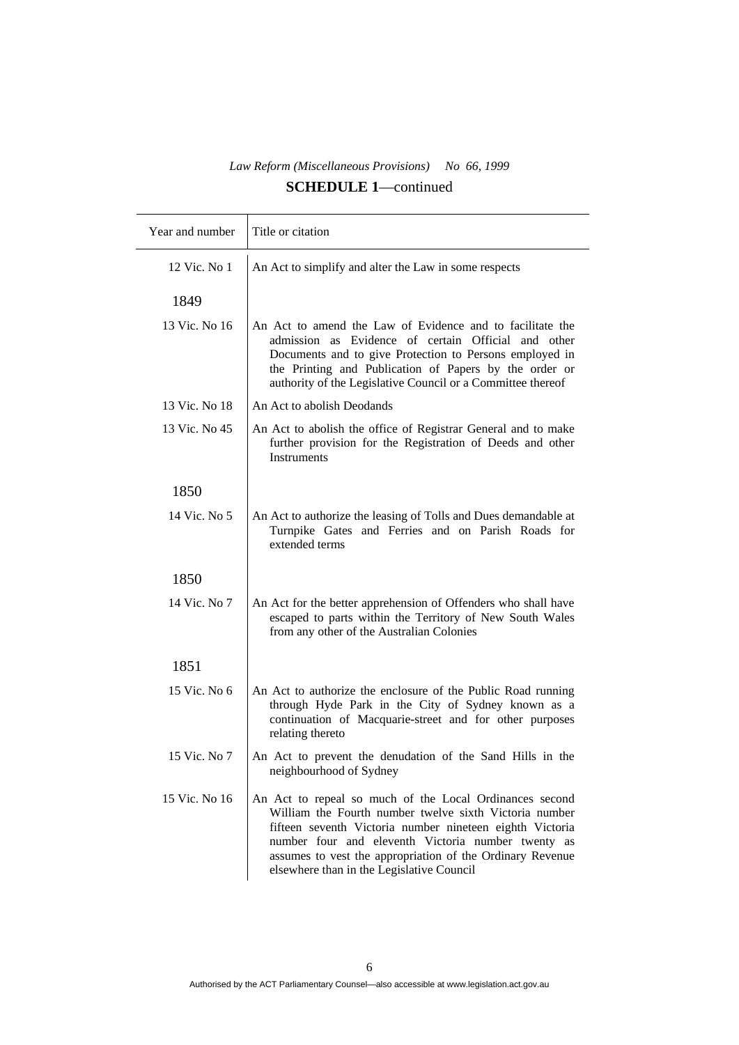**SCHEDULE 1**—continued

| Year and number | Title or citation |
| --- | --- |
| 12 Vic. No 1 | An Act to simplify and alter the Law in some respects |
| 1849 | |
| 13 Vic. No 16 | An Act to amend the Law of Evidence and to facilitate the admission as Evidence of certain Official and other Documents and to give Protection to Persons employed in the Printing and Publication of Papers by the order or authority of the Legislative Council or a Committee thereof |
| 13 Vic. No 18 | An Act to abolish Deodands |
| 13 Vic. No 45 | An Act to abolish the office of Registrar General and to make further provision for the Registration of Deeds and other Instruments |
| 1850 | |
| 14 Vic. No 5 | An Act to authorize the leasing of Tolls and Dues demandable at Turnpike Gates and Ferries and on Parish Roads for extended terms |
| 1850 | |
| 14 Vic. No 7 | An Act for the better apprehension of Offenders who shall have escaped to parts within the Territory of New South Wales from any other of the Australian Colonies |
| 1851 | |
| 15 Vic. No 6 | An Act to authorize the enclosure of the Public Road running through Hyde Park in the City of Sydney known as a continuation of Macquarie-street and for other purposes relating thereto |
| 15 Vic. No 7 | An Act to prevent the denudation of the Sand Hills in the neighbourhood of Sydney |
| 15 Vic. No 16 | An Act to repeal so much of the Local Ordinances second William the Fourth number twelve sixth Victoria number fifteen seventh Victoria number nineteen eighth Victoria number four and eleventh Victoria number twenty as assumes to vest the appropriation of the Ordinary Revenue elsewhere than in the Legislative Council |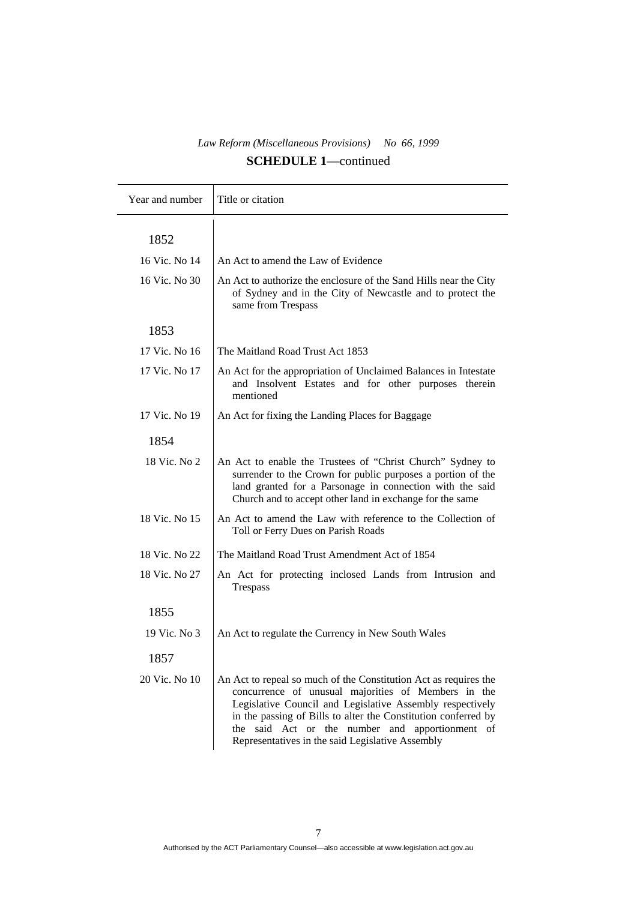*Law Reform (Miscellaneous Provisions) No 66, 1999*

**SCHEDULE 1**—continued

| Year and number | Title or citation |
|---|---|
| 1852 | |
| 16 Vic. No 14 | An Act to amend the Law of Evidence |
| 16 Vic. No 30 | An Act to authorize the enclosure of the Sand Hills near the City of Sydney and in the City of Newcastle and to protect the same from Trespass |
| 1853 | |
| 17 Vic. No 16 | The Maitland Road Trust Act 1853 |
| 17 Vic. No 17 | An Act for the appropriation of Unclaimed Balances in Intestate and Insolvent Estates and for other purposes therein mentioned |
| 17 Vic. No 19 | An Act for fixing the Landing Places for Baggage |
| 1854 | |
| 18 Vic. No 2 | An Act to enable the Trustees of "Christ Church" Sydney to surrender to the Crown for public purposes a portion of the land granted for a Parsonage in connection with the said Church and to accept other land in exchange for the same |
| 18 Vic. No 15 | An Act to amend the Law with reference to the Collection of Toll or Ferry Dues on Parish Roads |
| 18 Vic. No 22 | The Maitland Road Trust Amendment Act of 1854 |
| 18 Vic. No 27 | An Act for protecting inclosed Lands from Intrusion and Trespass |
| 1855 | |
| 19 Vic. No 3 | An Act to regulate the Currency in New South Wales |
| 1857 | |
| 20 Vic. No 10 | An Act to repeal so much of the Constitution Act as requires the concurrence of unusual majorities of Members in the Legislative Council and Legislative Assembly respectively in the passing of Bills to alter the Constitution conferred by the said Act or the number and apportionment of Representatives in the said Legislative Assembly |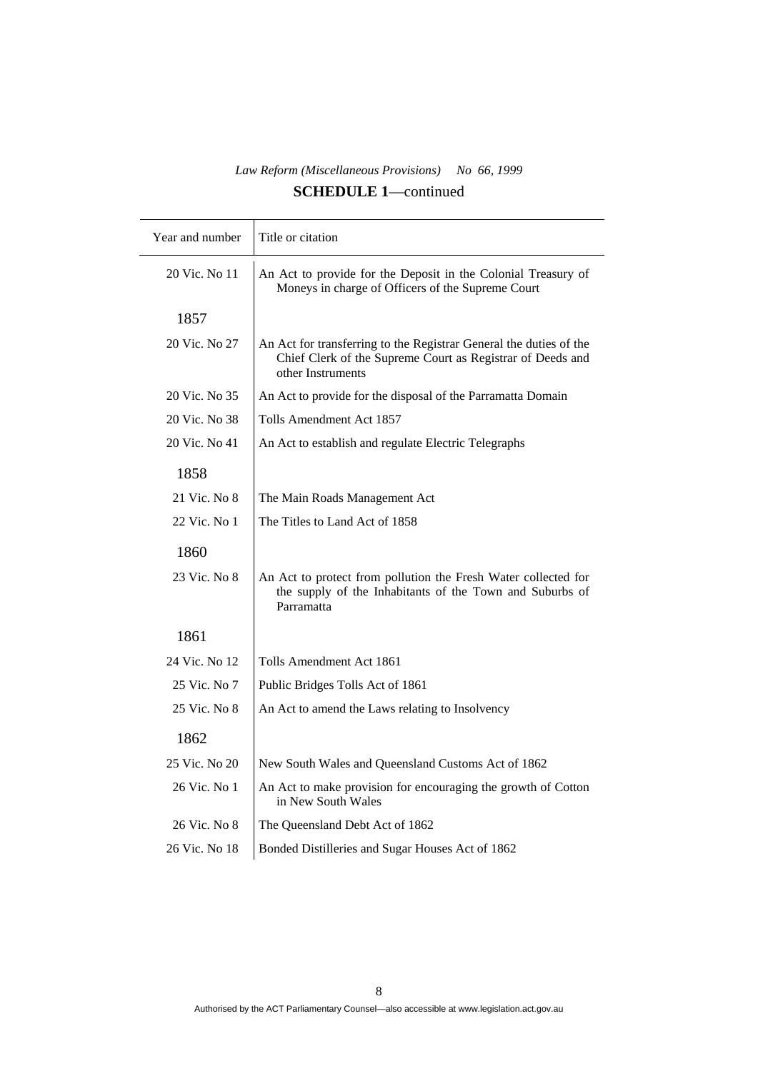*Law Reform (Miscellaneous Provisions) No 66, 1999*

## SCHEDULE 1—continued

| Year and number | Title or citation |
|---|---|
| 20 Vic. No 11 | An Act to provide for the Deposit in the Colonial Treasury of Moneys in charge of Officers of the Supreme Court |
| 1857 | |
| 20 Vic. No 27 | An Act for transferring to the Registrar General the duties of the Chief Clerk of the Supreme Court as Registrar of Deeds and other Instruments |
| 20 Vic. No 35 | An Act to provide for the disposal of the Parramatta Domain |
| 20 Vic. No 38 | Tolls Amendment Act 1857 |
| 20 Vic. No 41 | An Act to establish and regulate Electric Telegraphs |
| 1858 | |
| 21 Vic. No 8 | The Main Roads Management Act |
| 22 Vic. No 1 | The Titles to Land Act of 1858 |
| 1860 | |
| 23 Vic. No 8 | An Act to protect from pollution the Fresh Water collected for the supply of the Inhabitants of the Town and Suburbs of Parramatta |
| 1861 | |
| 24 Vic. No 12 | Tolls Amendment Act 1861 |
| 25 Vic. No 7 | Public Bridges Tolls Act of 1861 |
| 25 Vic. No 8 | An Act to amend the Laws relating to Insolvency |
| 1862 | |
| 25 Vic. No 20 | New South Wales and Queensland Customs Act of 1862 |
| 26 Vic. No 1 | An Act to make provision for encouraging the growth of Cotton in New South Wales |
| 26 Vic. No 8 | The Queensland Debt Act of 1862 |
| 26 Vic. No 18 | Bonded Distilleries and Sugar Houses Act of 1862 |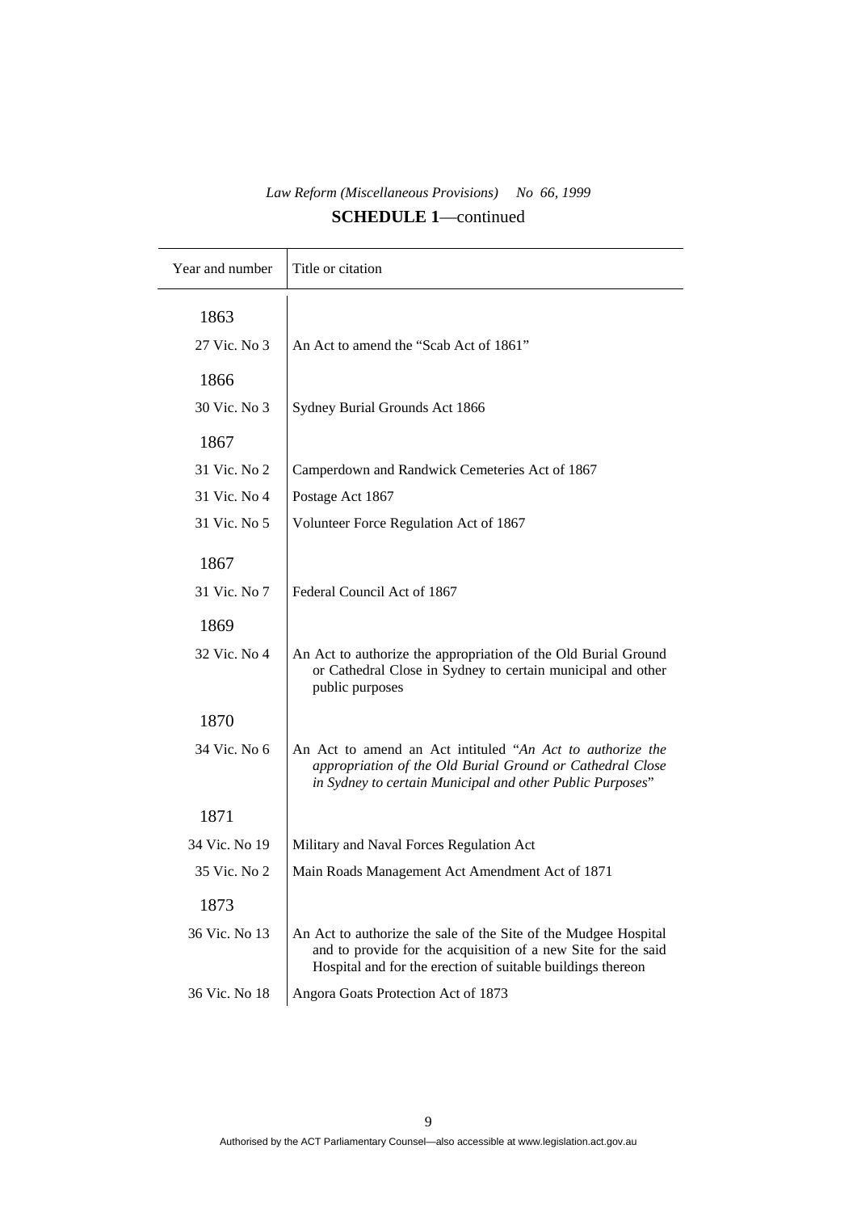**SCHEDULE 1**—continued

| Year and number | Title or citation |
|---|---|
| 1863 | |
| 27 Vic. No 3 | An Act to amend the "Scab Act of 1861" |
| 1866 | |
| 30 Vic. No 3 | Sydney Burial Grounds Act 1866 |
| 1867 | |
| 31 Vic. No 2 | Camperdown and Randwick Cemeteries Act of 1867 |
| 31 Vic. No 4 | Postage Act 1867 |
| 31 Vic. No 5 | Volunteer Force Regulation Act of 1867 |
| 1867 | |
| 31 Vic. No 7 | Federal Council Act of 1867 |
| 1869 | |
| 32 Vic. No 4 | An Act to authorize the appropriation of the Old Burial Ground or Cathedral Close in Sydney to certain municipal and other public purposes |
| 1870 | |
| 34 Vic. No 6 | An Act to amend an Act intituled "*An Act to authorize the appropriation of the Old Burial Ground or Cathedral Close in Sydney to certain Municipal and other Public Purposes*" |
| 1871 | |
| 34 Vic. No 19 | Military and Naval Forces Regulation Act |
| 35 Vic. No 2 | Main Roads Management Act Amendment Act of 1871 |
| 1873 | |
| 36 Vic. No 13 | An Act to authorize the sale of the Site of the Mudgee Hospital and to provide for the acquisition of a new Site for the said Hospital and for the erection of suitable buildings thereon |
| 36 Vic. No 18 | Angora Goats Protection Act of 1873 |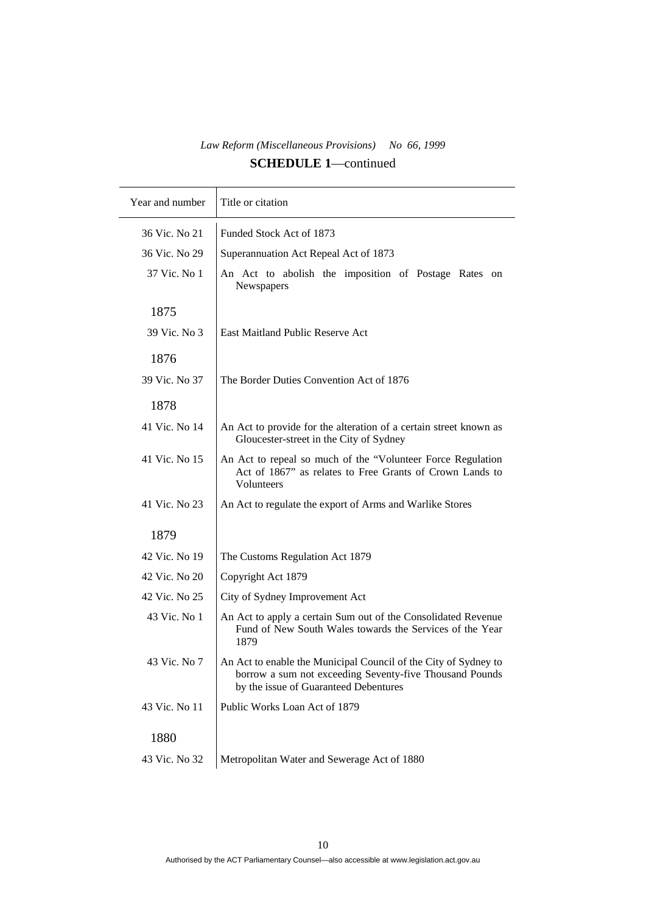## SCHEDULE 1—continued

| Year and number | Title or citation |
|---|---|
| 36 Vic. No 21 | Funded Stock Act of 1873 |
| 36 Vic. No 29 | Superannuation Act Repeal Act of 1873 |
| 37 Vic. No 1 | An Act to abolish the imposition of Postage Rates on Newspapers |
| 1875 | |
| 39 Vic. No 3 | East Maitland Public Reserve Act |
| 1876 | |
| 39 Vic. No 37 | The Border Duties Convention Act of 1876 |
| 1878 | |
| 41 Vic. No 14 | An Act to provide for the alteration of a certain street known as Gloucester-street in the City of Sydney |
| 41 Vic. No 15 | An Act to repeal so much of the "Volunteer Force Regulation Act of 1867" as relates to Free Grants of Crown Lands to Volunteers |
| 41 Vic. No 23 | An Act to regulate the export of Arms and Warlike Stores |
| 1879 | |
| 42 Vic. No 19 | The Customs Regulation Act 1879 |
| 42 Vic. No 20 | Copyright Act 1879 |
| 42 Vic. No 25 | City of Sydney Improvement Act |
| 43 Vic. No 1 | An Act to apply a certain Sum out of the Consolidated Revenue Fund of New South Wales towards the Services of the Year 1879 |
| 43 Vic. No 7 | An Act to enable the Municipal Council of the City of Sydney to borrow a sum not exceeding Seventy-five Thousand Pounds by the issue of Guaranteed Debentures |
| 43 Vic. No 11 | Public Works Loan Act of 1879 |
| 1880 | |
| 43 Vic. No 32 | Metropolitan Water and Sewerage Act of 1880 |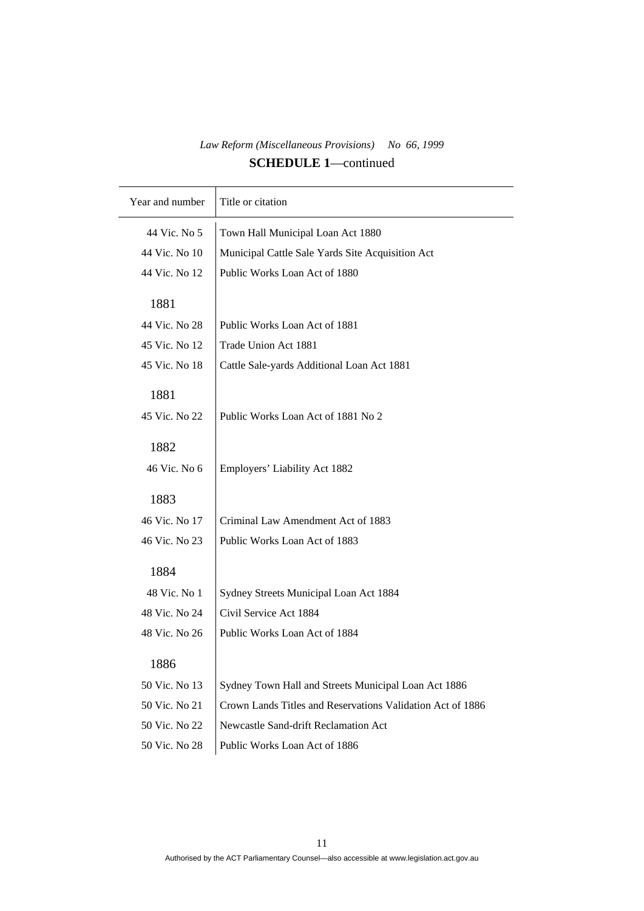*Law Reform (Miscellaneous Provisions) No 66, 1999*

**SCHEDULE 1**—continued

| Year and number | Title or citation |
|---|---|
| 44 Vic. No 5 | Town Hall Municipal Loan Act 1880 |
| 44 Vic. No 10 | Municipal Cattle Sale Yards Site Acquisition Act |
| 44 Vic. No 12 | Public Works Loan Act of 1880 |
| 1881 | |
| 44 Vic. No 28 | Public Works Loan Act of 1881 |
| 45 Vic. No 12 | Trade Union Act 1881 |
| 45 Vic. No 18 | Cattle Sale-yards Additional Loan Act 1881 |
| 1881 | |
| 45 Vic. No 22 | Public Works Loan Act of 1881 No 2 |
| 1882 | |
| 46 Vic. No 6 | Employers' Liability Act 1882 |
| 1883 | |
| 46 Vic. No 17 | Criminal Law Amendment Act of 1883 |
| 46 Vic. No 23 | Public Works Loan Act of 1883 |
| 1884 | |
| 48 Vic. No 1 | Sydney Streets Municipal Loan Act 1884 |
| 48 Vic. No 24 | Civil Service Act 1884 |
| 48 Vic. No 26 | Public Works Loan Act of 1884 |
| 1886 | |
| 50 Vic. No 13 | Sydney Town Hall and Streets Municipal Loan Act 1886 |
| 50 Vic. No 21 | Crown Lands Titles and Reservations Validation Act of 1886 |
| 50 Vic. No 22 | Newcastle Sand-drift Reclamation Act |
| 50 Vic. No 28 | Public Works Loan Act of 1886 |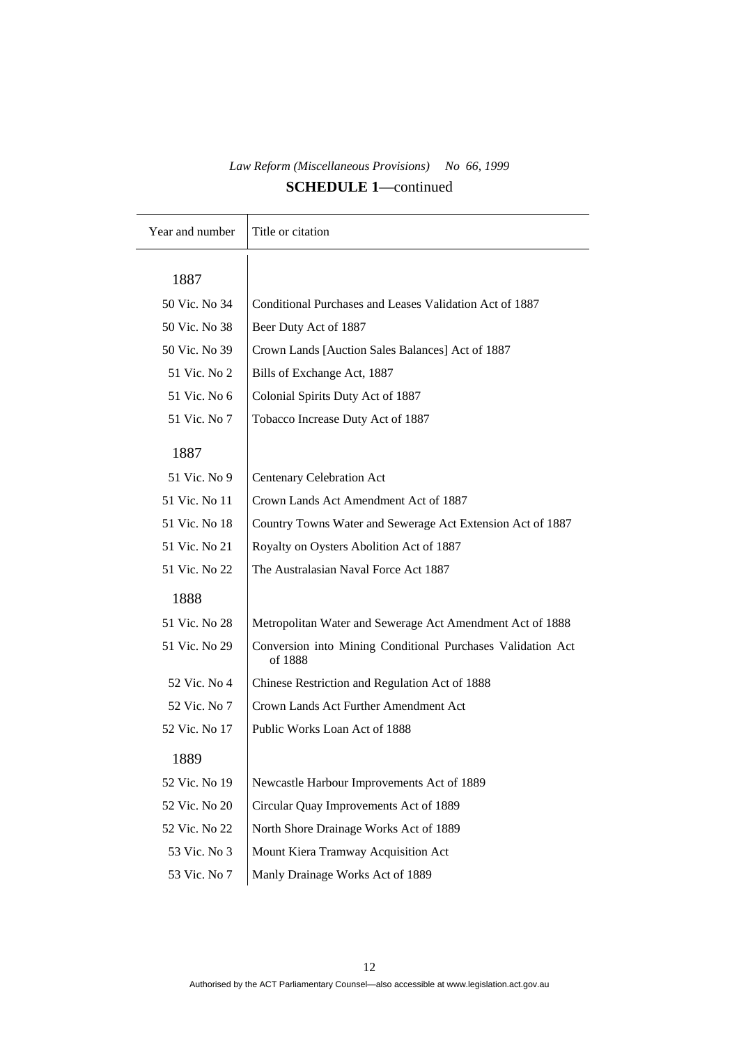**SCHEDULE 1**—continued

| Year and number | Title or citation |
|---|---|
| **1887** | |
| 50 Vic. No 34 | Conditional Purchases and Leases Validation Act of 1887 |
| 50 Vic. No 38 | Beer Duty Act of 1887 |
| 50 Vic. No 39 | Crown Lands [Auction Sales Balances] Act of 1887 |
| 51 Vic. No 2 | Bills of Exchange Act, 1887 |
| 51 Vic. No 6 | Colonial Spirits Duty Act of 1887 |
| 51 Vic. No 7 | Tobacco Increase Duty Act of 1887 |
| **1887** | |
| 51 Vic. No 9 | Centenary Celebration Act |
| 51 Vic. No 11 | Crown Lands Act Amendment Act of 1887 |
| 51 Vic. No 18 | Country Towns Water and Sewerage Act Extension Act of 1887 |
| 51 Vic. No 21 | Royalty on Oysters Abolition Act of 1887 |
| 51 Vic. No 22 | The Australasian Naval Force Act 1887 |
| **1888** | |
| 51 Vic. No 28 | Metropolitan Water and Sewerage Act Amendment Act of 1888 |
| 51 Vic. No 29 | Conversion into Mining Conditional Purchases Validation Act of 1888 |
| 52 Vic. No 4 | Chinese Restriction and Regulation Act of 1888 |
| 52 Vic. No 7 | Crown Lands Act Further Amendment Act |
| 52 Vic. No 17 | Public Works Loan Act of 1888 |
| **1889** | |
| 52 Vic. No 19 | Newcastle Harbour Improvements Act of 1889 |
| 52 Vic. No 20 | Circular Quay Improvements Act of 1889 |
| 52 Vic. No 22 | North Shore Drainage Works Act of 1889 |
| 53 Vic. No 3 | Mount Kiera Tramway Acquisition Act |
| 53 Vic. No 7 | Manly Drainage Works Act of 1889 |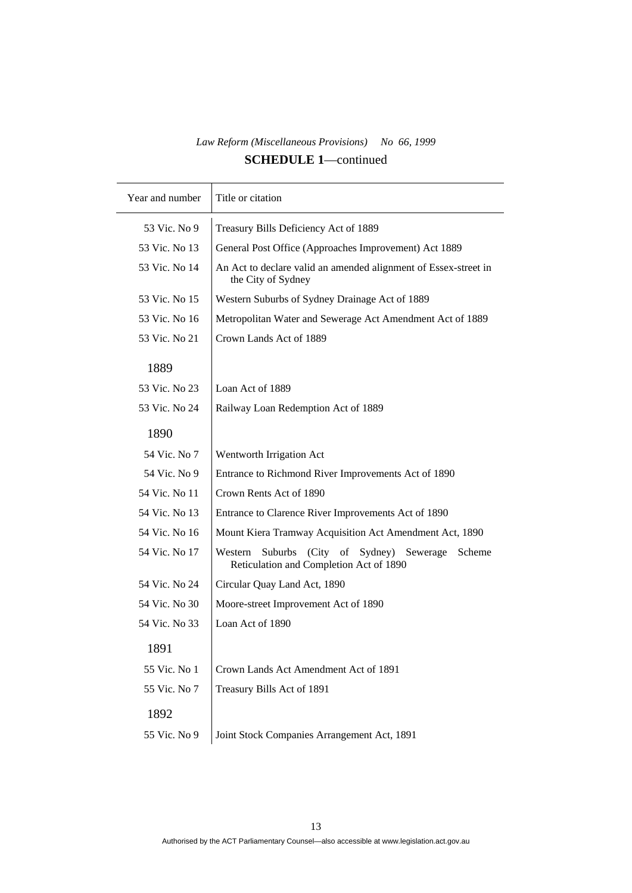*Law Reform (Miscellaneous Provisions) No 66, 1999*

**SCHEDULE 1**—continued

| Year and number | Title or citation |
|---|---|
| 53 Vic. No 9 | Treasury Bills Deficiency Act of 1889 |
| 53 Vic. No 13 | General Post Office (Approaches Improvement) Act 1889 |
| 53 Vic. No 14 | An Act to declare valid an amended alignment of Essex-street in the City of Sydney |
| 53 Vic. No 15 | Western Suburbs of Sydney Drainage Act of 1889 |
| 53 Vic. No 16 | Metropolitan Water and Sewerage Act Amendment Act of 1889 |
| 53 Vic. No 21 | Crown Lands Act of 1889 |
| 1889 | |
| 53 Vic. No 23 | Loan Act of 1889 |
| 53 Vic. No 24 | Railway Loan Redemption Act of 1889 |
| 1890 | |
| 54 Vic. No 7 | Wentworth Irrigation Act |
| 54 Vic. No 9 | Entrance to Richmond River Improvements Act of 1890 |
| 54 Vic. No 11 | Crown Rents Act of 1890 |
| 54 Vic. No 13 | Entrance to Clarence River Improvements Act of 1890 |
| 54 Vic. No 16 | Mount Kiera Tramway Acquisition Act Amendment Act, 1890 |
| 54 Vic. No 17 | Western Suburbs (City of Sydney) Sewerage Scheme Reticulation and Completion Act of 1890 |
| 54 Vic. No 24 | Circular Quay Land Act, 1890 |
| 54 Vic. No 30 | Moore-street Improvement Act of 1890 |
| 54 Vic. No 33 | Loan Act of 1890 |
| 1891 | |
| 55 Vic. No 1 | Crown Lands Act Amendment Act of 1891 |
| 55 Vic. No 7 | Treasury Bills Act of 1891 |
| 1892 | |
| 55 Vic. No 9 | Joint Stock Companies Arrangement Act, 1891 |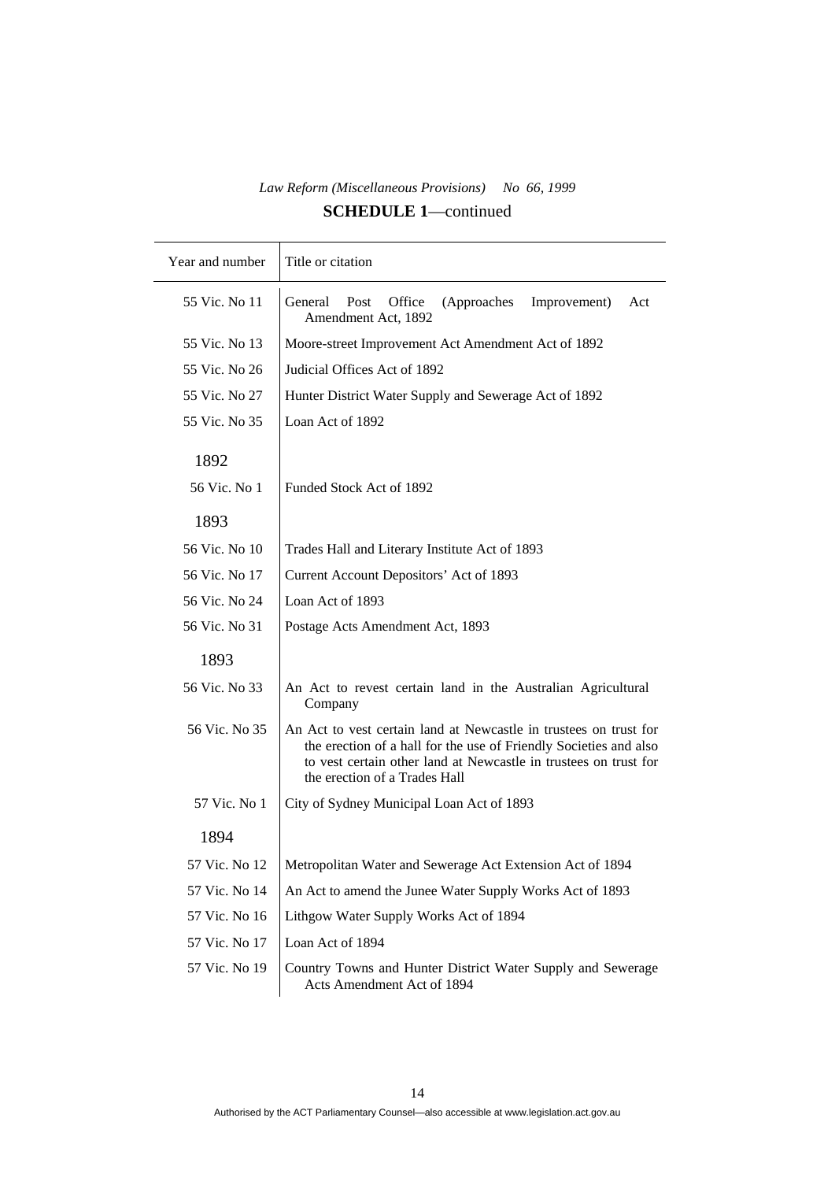*Law Reform (Miscellaneous Provisions) No 66, 1999*

**SCHEDULE 1**—continued

| Year and number | Title or citation |
|---|---|
| 55 Vic. No 11 | General Post Office (Approaches Improvement) Act Amendment Act, 1892 |
| 55 Vic. No 13 | Moore-street Improvement Act Amendment Act of 1892 |
| 55 Vic. No 26 | Judicial Offices Act of 1892 |
| 55 Vic. No 27 | Hunter District Water Supply and Sewerage Act of 1892 |
| 55 Vic. No 35 | Loan Act of 1892 |
| 1892 | |
| 56 Vic. No 1 | Funded Stock Act of 1892 |
| 1893 | |
| 56 Vic. No 10 | Trades Hall and Literary Institute Act of 1893 |
| 56 Vic. No 17 | Current Account Depositors' Act of 1893 |
| 56 Vic. No 24 | Loan Act of 1893 |
| 56 Vic. No 31 | Postage Acts Amendment Act, 1893 |
| 1893 | |
| 56 Vic. No 33 | An Act to revest certain land in the Australian Agricultural Company |
| 56 Vic. No 35 | An Act to vest certain land at Newcastle in trustees on trust for the erection of a hall for the use of Friendly Societies and also to vest certain other land at Newcastle in trustees on trust for the erection of a Trades Hall |
| 57 Vic. No 1 | City of Sydney Municipal Loan Act of 1893 |
| 1894 | |
| 57 Vic. No 12 | Metropolitan Water and Sewerage Act Extension Act of 1894 |
| 57 Vic. No 14 | An Act to amend the Junee Water Supply Works Act of 1893 |
| 57 Vic. No 16 | Lithgow Water Supply Works Act of 1894 |
| 57 Vic. No 17 | Loan Act of 1894 |
| 57 Vic. No 19 | Country Towns and Hunter District Water Supply and Sewerage Acts Amendment Act of 1894 |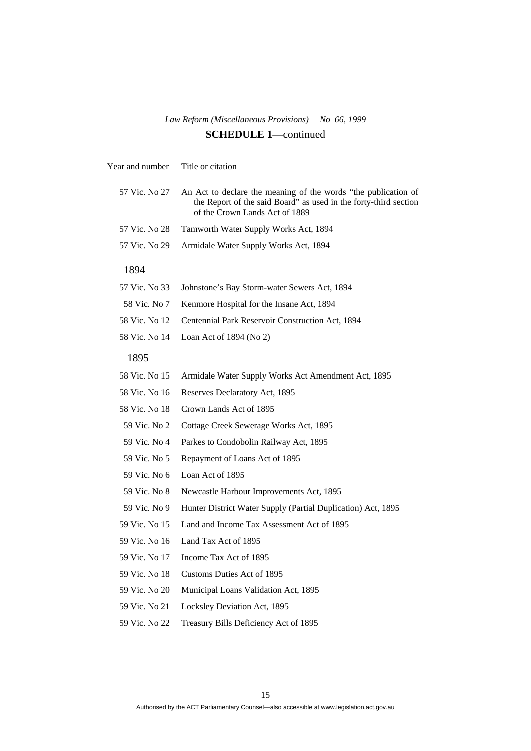**SCHEDULE 1**—continued

| Year and number | Title or citation |
|---|---|
| 57 Vic. No 27 | An Act to declare the meaning of the words "the publication of the Report of the said Board" as used in the forty-third section of the Crown Lands Act of 1889 |
| 57 Vic. No 28 | Tamworth Water Supply Works Act, 1894 |
| 57 Vic. No 29 | Armidale Water Supply Works Act, 1894 |
| 1894 | |
| 57 Vic. No 33 | Johnstone's Bay Storm-water Sewers Act, 1894 |
| 58 Vic. No 7 | Kenmore Hospital for the Insane Act, 1894 |
| 58 Vic. No 12 | Centennial Park Reservoir Construction Act, 1894 |
| 58 Vic. No 14 | Loan Act of 1894 (No 2) |
| 1895 | |
| 58 Vic. No 15 | Armidale Water Supply Works Act Amendment Act, 1895 |
| 58 Vic. No 16 | Reserves Declaratory Act, 1895 |
| 58 Vic. No 18 | Crown Lands Act of 1895 |
| 59 Vic. No 2 | Cottage Creek Sewerage Works Act, 1895 |
| 59 Vic. No 4 | Parkes to Condobolin Railway Act, 1895 |
| 59 Vic. No 5 | Repayment of Loans Act of 1895 |
| 59 Vic. No 6 | Loan Act of 1895 |
| 59 Vic. No 8 | Newcastle Harbour Improvements Act, 1895 |
| 59 Vic. No 9 | Hunter District Water Supply (Partial Duplication) Act, 1895 |
| 59 Vic. No 15 | Land and Income Tax Assessment Act of 1895 |
| 59 Vic. No 16 | Land Tax Act of 1895 |
| 59 Vic. No 17 | Income Tax Act of 1895 |
| 59 Vic. No 18 | Customs Duties Act of 1895 |
| 59 Vic. No 20 | Municipal Loans Validation Act, 1895 |
| 59 Vic. No 21 | Locksley Deviation Act, 1895 |
| 59 Vic. No 22 | Treasury Bills Deficiency Act of 1895 |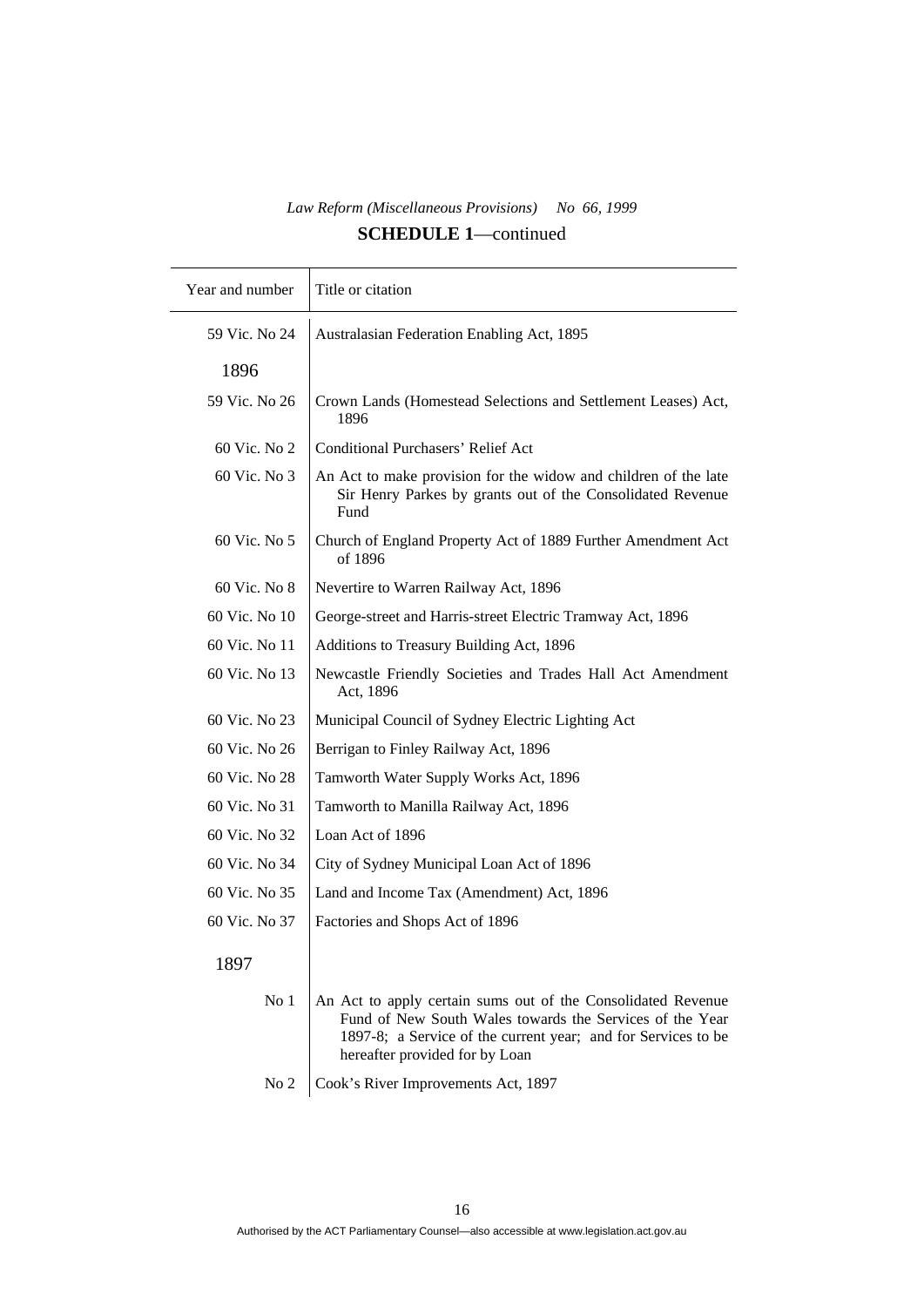## SCHEDULE 1—continued

| Year and number | Title or citation |
|---|---|
| 59 Vic. No 24 | Australasian Federation Enabling Act, 1895 |
| 1896 | |
| 59 Vic. No 26 | Crown Lands (Homestead Selections and Settlement Leases) Act, 1896 |
| 60 Vic. No 2 | Conditional Purchasers' Relief Act |
| 60 Vic. No 3 | An Act to make provision for the widow and children of the late Sir Henry Parkes by grants out of the Consolidated Revenue Fund |
| 60 Vic. No 5 | Church of England Property Act of 1889 Further Amendment Act of 1896 |
| 60 Vic. No 8 | Nevertire to Warren Railway Act, 1896 |
| 60 Vic. No 10 | George-street and Harris-street Electric Tramway Act, 1896 |
| 60 Vic. No 11 | Additions to Treasury Building Act, 1896 |
| 60 Vic. No 13 | Newcastle Friendly Societies and Trades Hall Act Amendment Act, 1896 |
| 60 Vic. No 23 | Municipal Council of Sydney Electric Lighting Act |
| 60 Vic. No 26 | Berrigan to Finley Railway Act, 1896 |
| 60 Vic. No 28 | Tamworth Water Supply Works Act, 1896 |
| 60 Vic. No 31 | Tamworth to Manilla Railway Act, 1896 |
| 60 Vic. No 32 | Loan Act of 1896 |
| 60 Vic. No 34 | City of Sydney Municipal Loan Act of 1896 |
| 60 Vic. No 35 | Land and Income Tax (Amendment) Act, 1896 |
| 60 Vic. No 37 | Factories and Shops Act of 1896 |
| 1897 | |
| No 1 | An Act to apply certain sums out of the Consolidated Revenue Fund of New South Wales towards the Services of the Year 1897-8; a Service of the current year; and for Services to be hereafter provided for by Loan |
| No 2 | Cook's River Improvements Act, 1897 |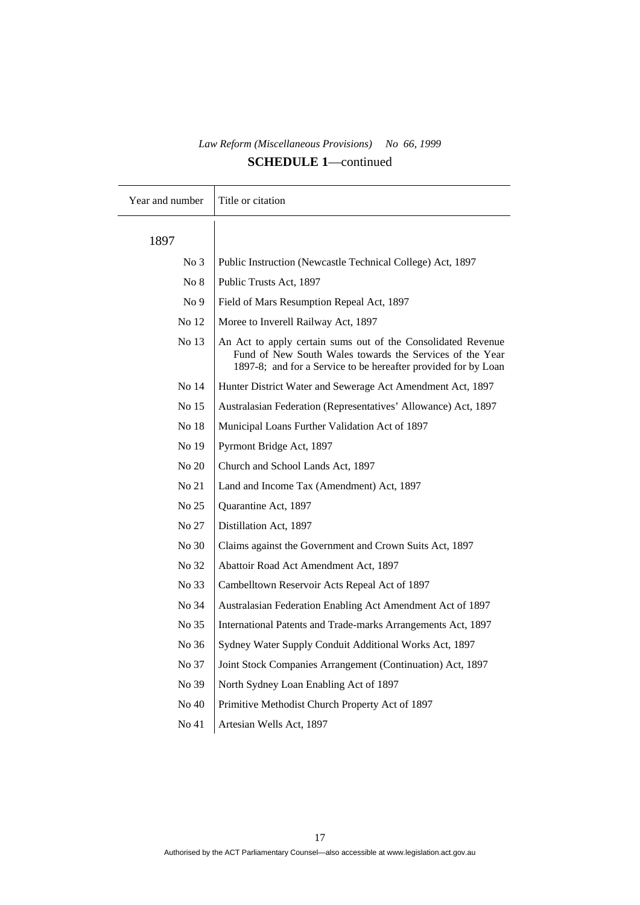*Law Reform (Miscellaneous Provisions) No 66, 1999*

**SCHEDULE 1**—continued

| Year and number | Title or citation |
|---|---|
| 1897 | |
| No 3 | Public Instruction (Newcastle Technical College) Act, 1897 |
| No 8 | Public Trusts Act, 1897 |
| No 9 | Field of Mars Resumption Repeal Act, 1897 |
| No 12 | Moree to Inverell Railway Act, 1897 |
| No 13 | An Act to apply certain sums out of the Consolidated Revenue Fund of New South Wales towards the Services of the Year 1897-8; and for a Service to be hereafter provided for by Loan |
| No 14 | Hunter District Water and Sewerage Act Amendment Act, 1897 |
| No 15 | Australasian Federation (Representatives' Allowance) Act, 1897 |
| No 18 | Municipal Loans Further Validation Act of 1897 |
| No 19 | Pyrmont Bridge Act, 1897 |
| No 20 | Church and School Lands Act, 1897 |
| No 21 | Land and Income Tax (Amendment) Act, 1897 |
| No 25 | Quarantine Act, 1897 |
| No 27 | Distillation Act, 1897 |
| No 30 | Claims against the Government and Crown Suits Act, 1897 |
| No 32 | Abattoir Road Act Amendment Act, 1897 |
| No 33 | Cambelltown Reservoir Acts Repeal Act of 1897 |
| No 34 | Australasian Federation Enabling Act Amendment Act of 1897 |
| No 35 | International Patents and Trade-marks Arrangements Act, 1897 |
| No 36 | Sydney Water Supply Conduit Additional Works Act, 1897 |
| No 37 | Joint Stock Companies Arrangement (Continuation) Act, 1897 |
| No 39 | North Sydney Loan Enabling Act of 1897 |
| No 40 | Primitive Methodist Church Property Act of 1897 |
| No 41 | Artesian Wells Act, 1897 |

Authorised by the ACT Parliamentary Counsel—also accessible at www.legislation.act.gov.au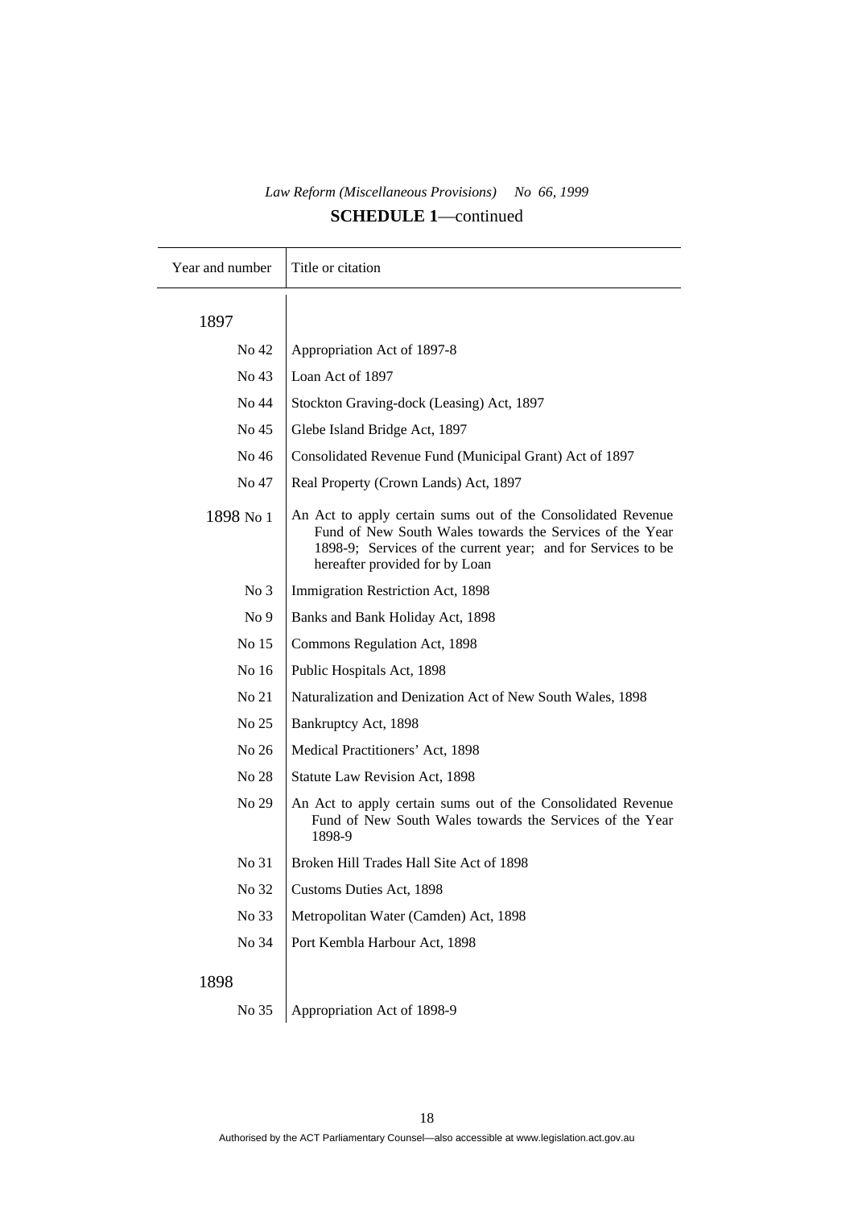*Law Reform (Miscellaneous Provisions) No 66, 1999*

**SCHEDULE 1**—continued

| Year and number | Title or citation |
|---|---|
| 1897 | |
| No 42 | Appropriation Act of 1897-8 |
| No 43 | Loan Act of 1897 |
| No 44 | Stockton Graving-dock (Leasing) Act, 1897 |
| No 45 | Glebe Island Bridge Act, 1897 |
| No 46 | Consolidated Revenue Fund (Municipal Grant) Act of 1897 |
| No 47 | Real Property (Crown Lands) Act, 1897 |
| 1898 No 1 | An Act to apply certain sums out of the Consolidated Revenue Fund of New South Wales towards the Services of the Year 1898-9; Services of the current year; and for Services to be hereafter provided for by Loan |
| No 3 | Immigration Restriction Act, 1898 |
| No 9 | Banks and Bank Holiday Act, 1898 |
| No 15 | Commons Regulation Act, 1898 |
| No 16 | Public Hospitals Act, 1898 |
| No 21 | Naturalization and Denization Act of New South Wales, 1898 |
| No 25 | Bankruptcy Act, 1898 |
| No 26 | Medical Practitioners' Act, 1898 |
| No 28 | Statute Law Revision Act, 1898 |
| No 29 | An Act to apply certain sums out of the Consolidated Revenue Fund of New South Wales towards the Services of the Year 1898-9 |
| No 31 | Broken Hill Trades Hall Site Act of 1898 |
| No 32 | Customs Duties Act, 1898 |
| No 33 | Metropolitan Water (Camden) Act, 1898 |
| No 34 | Port Kembla Harbour Act, 1898 |
| 1898 | |
| No 35 | Appropriation Act of 1898-9 |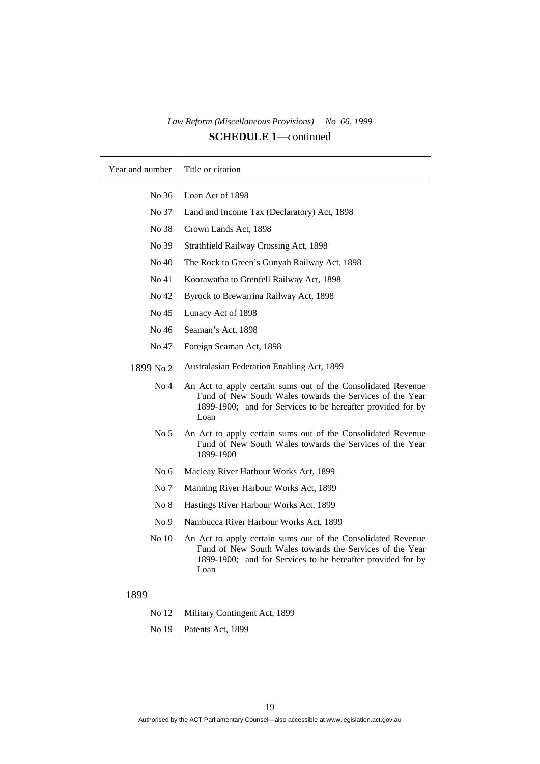*Law Reform (Miscellaneous Provisions) No 66, 1999*

**SCHEDULE 1**—continued

| Year and number | Title or citation |
|---|---|
| No 36 | Loan Act of 1898 |
| No 37 | Land and Income Tax (Declaratory) Act, 1898 |
| No 38 | Crown Lands Act, 1898 |
| No 39 | Strathfield Railway Crossing Act, 1898 |
| No 40 | The Rock to Green's Gunyah Railway Act, 1898 |
| No 41 | Koorawatha to Grenfell Railway Act, 1898 |
| No 42 | Byrock to Brewarrina Railway Act, 1898 |
| No 45 | Lunacy Act of 1898 |
| No 46 | Seaman's Act, 1898 |
| No 47 | Foreign Seaman Act, 1898 |
| 1899 No 2 | Australasian Federation Enabling Act, 1899 |
| No 4 | An Act to apply certain sums out of the Consolidated Revenue Fund of New South Wales towards the Services of the Year 1899-1900; and for Services to be hereafter provided for by Loan |
| No 5 | An Act to apply certain sums out of the Consolidated Revenue Fund of New South Wales towards the Services of the Year 1899-1900 |
| No 6 | Macleay River Harbour Works Act, 1899 |
| No 7 | Manning River Harbour Works Act, 1899 |
| No 8 | Hastings River Harbour Works Act, 1899 |
| No 9 | Nambucca River Harbour Works Act, 1899 |
| No 10 | An Act to apply certain sums out of the Consolidated Revenue Fund of New South Wales towards the Services of the Year 1899-1900; and for Services to be hereafter provided for by Loan |
| 1899 | |
| No 12 | Military Contingent Act, 1899 |
| No 19 | Patents Act, 1899 |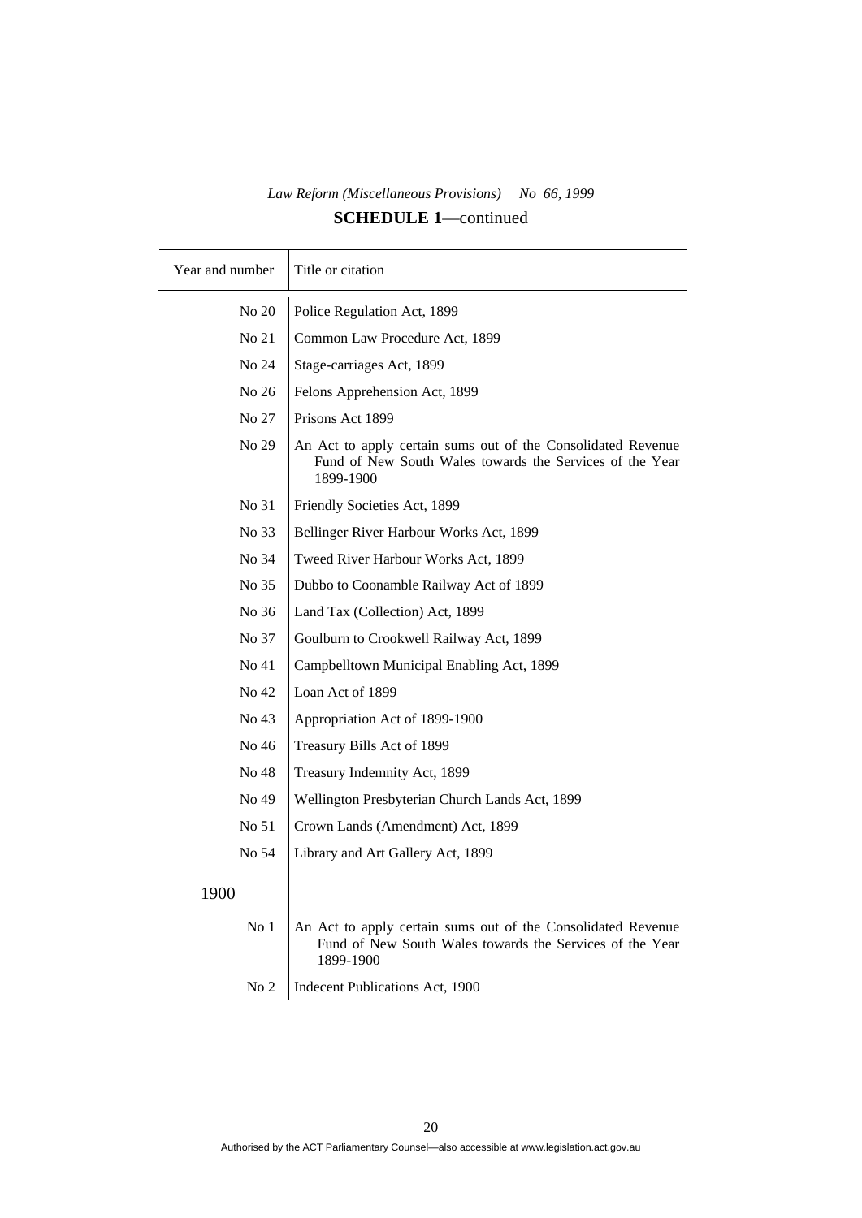*Law Reform (Miscellaneous Provisions) No 66, 1999*

**SCHEDULE 1**—continued

| Year and number | Title or citation |
|---|---|
| No 20 | Police Regulation Act, 1899 |
| No 21 | Common Law Procedure Act, 1899 |
| No 24 | Stage-carriages Act, 1899 |
| No 26 | Felons Apprehension Act, 1899 |
| No 27 | Prisons Act 1899 |
| No 29 | An Act to apply certain sums out of the Consolidated Revenue Fund of New South Wales towards the Services of the Year 1899-1900 |
| No 31 | Friendly Societies Act, 1899 |
| No 33 | Bellinger River Harbour Works Act, 1899 |
| No 34 | Tweed River Harbour Works Act, 1899 |
| No 35 | Dubbo to Coonamble Railway Act of 1899 |
| No 36 | Land Tax (Collection) Act, 1899 |
| No 37 | Goulburn to Crookwell Railway Act, 1899 |
| No 41 | Campbelltown Municipal Enabling Act, 1899 |
| No 42 | Loan Act of 1899 |
| No 43 | Appropriation Act of 1899-1900 |
| No 46 | Treasury Bills Act of 1899 |
| No 48 | Treasury Indemnity Act, 1899 |
| No 49 | Wellington Presbyterian Church Lands Act, 1899 |
| No 51 | Crown Lands (Amendment) Act, 1899 |
| No 54 | Library and Art Gallery Act, 1899 |
| 1900 | |
| No 1 | An Act to apply certain sums out of the Consolidated Revenue Fund of New South Wales towards the Services of the Year 1899-1900 |
| No 2 | Indecent Publications Act, 1900 |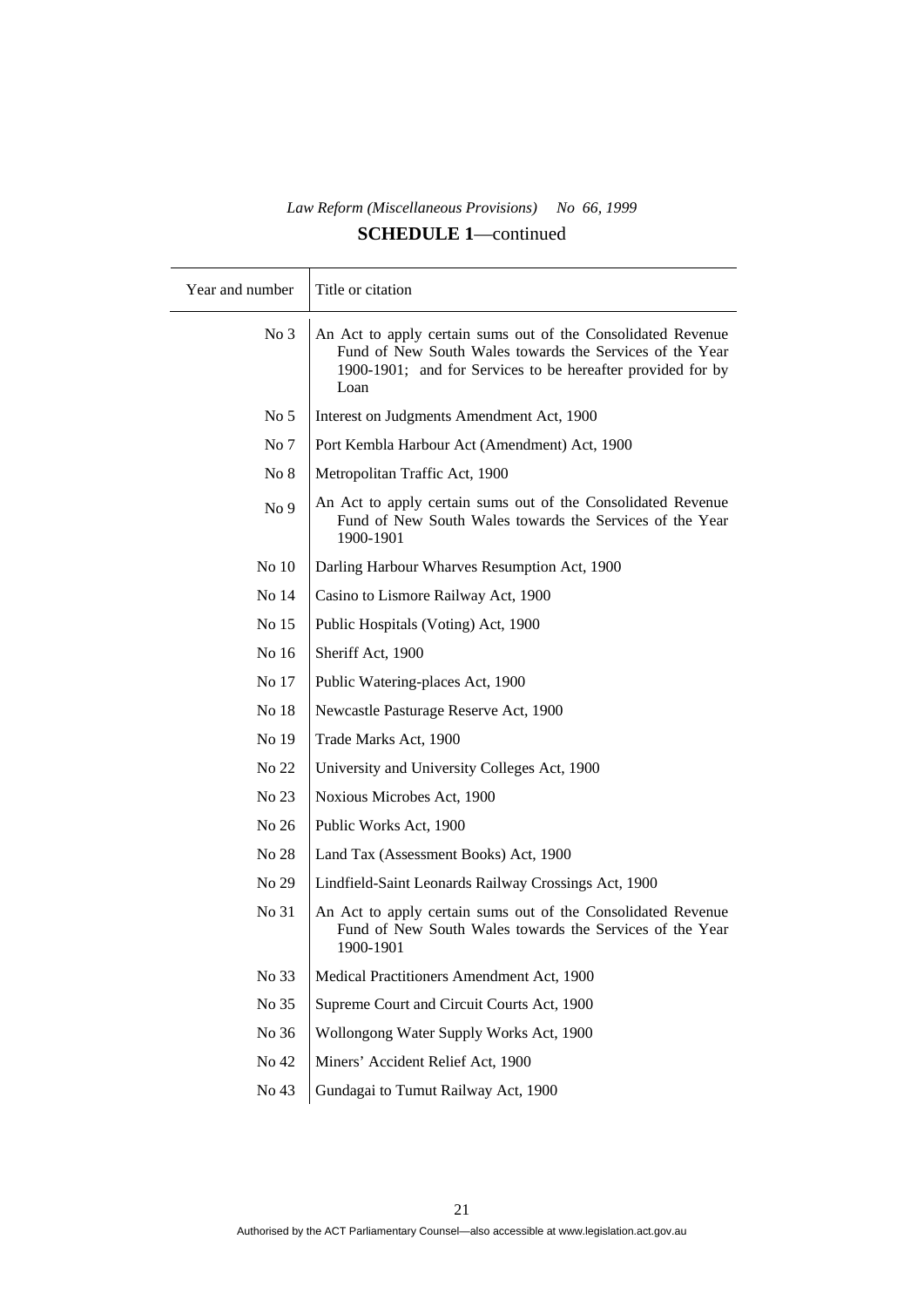**SCHEDULE 1**—continued

| Year and number | Title or citation |
|---|---|
| No 3 | An Act to apply certain sums out of the Consolidated Revenue Fund of New South Wales towards the Services of the Year 1900-1901; and for Services to be hereafter provided for by Loan |
| No 5 | Interest on Judgments Amendment Act, 1900 |
| No 7 | Port Kembla Harbour Act (Amendment) Act, 1900 |
| No 8 | Metropolitan Traffic Act, 1900 |
| No 9 | An Act to apply certain sums out of the Consolidated Revenue Fund of New South Wales towards the Services of the Year 1900-1901 |
| No 10 | Darling Harbour Wharves Resumption Act, 1900 |
| No 14 | Casino to Lismore Railway Act, 1900 |
| No 15 | Public Hospitals (Voting) Act, 1900 |
| No 16 | Sheriff Act, 1900 |
| No 17 | Public Watering-places Act, 1900 |
| No 18 | Newcastle Pasturage Reserve Act, 1900 |
| No 19 | Trade Marks Act, 1900 |
| No 22 | University and University Colleges Act, 1900 |
| No 23 | Noxious Microbes Act, 1900 |
| No 26 | Public Works Act, 1900 |
| No 28 | Land Tax (Assessment Books) Act, 1900 |
| No 29 | Lindfield-Saint Leonards Railway Crossings Act, 1900 |
| No 31 | An Act to apply certain sums out of the Consolidated Revenue Fund of New South Wales towards the Services of the Year 1900-1901 |
| No 33 | Medical Practitioners Amendment Act, 1900 |
| No 35 | Supreme Court and Circuit Courts Act, 1900 |
| No 36 | Wollongong Water Supply Works Act, 1900 |
| No 42 | Miners' Accident Relief Act, 1900 |
| No 43 | Gundagai to Tumut Railway Act, 1900 |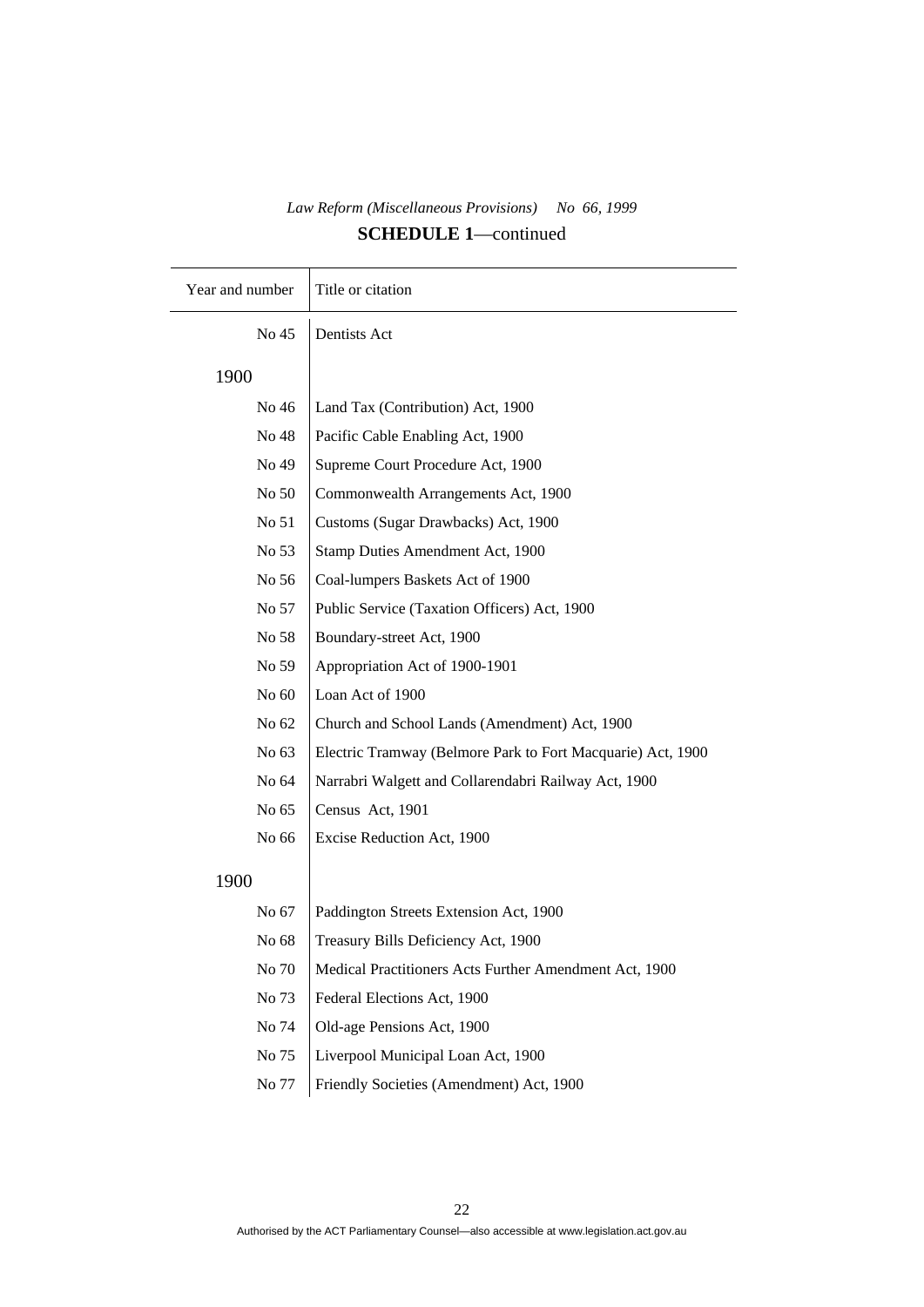*Law Reform (Miscellaneous Provisions) No 66, 1999*

**SCHEDULE 1**—continued

| Year and number | Title or citation |
|---|---|
| No 45 | Dentists Act |
| 1900 | |
| No 46 | Land Tax (Contribution) Act, 1900 |
| No 48 | Pacific Cable Enabling Act, 1900 |
| No 49 | Supreme Court Procedure Act, 1900 |
| No 50 | Commonwealth Arrangements Act, 1900 |
| No 51 | Customs (Sugar Drawbacks) Act, 1900 |
| No 53 | Stamp Duties Amendment Act, 1900 |
| No 56 | Coal-lumpers Baskets Act of 1900 |
| No 57 | Public Service (Taxation Officers) Act, 1900 |
| No 58 | Boundary-street Act, 1900 |
| No 59 | Appropriation Act of 1900-1901 |
| No 60 | Loan Act of 1900 |
| No 62 | Church and School Lands (Amendment) Act, 1900 |
| No 63 | Electric Tramway (Belmore Park to Fort Macquarie) Act, 1900 |
| No 64 | Narrabri Walgett and Collarendabri Railway Act, 1900 |
| No 65 | Census Act, 1901 |
| No 66 | Excise Reduction Act, 1900 |
| 1900 | |
| No 67 | Paddington Streets Extension Act, 1900 |
| No 68 | Treasury Bills Deficiency Act, 1900 |
| No 70 | Medical Practitioners Acts Further Amendment Act, 1900 |
| No 73 | Federal Elections Act, 1900 |
| No 74 | Old-age Pensions Act, 1900 |
| No 75 | Liverpool Municipal Loan Act, 1900 |
| No 77 | Friendly Societies (Amendment) Act, 1900 |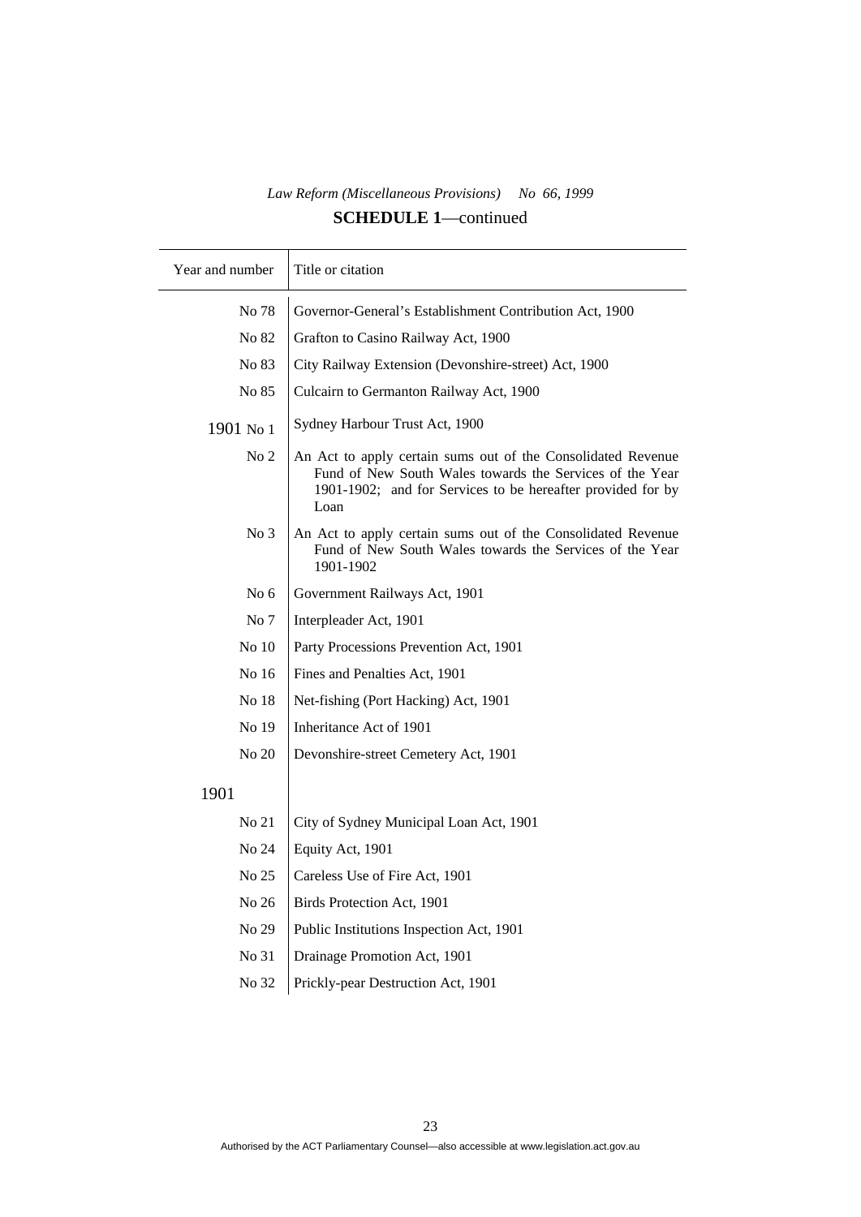*Law Reform (Miscellaneous Provisions) No 66, 1999*

**SCHEDULE 1**—continued

| Year and number | Title or citation |
|---|---|
| No 78 | Governor-General's Establishment Contribution Act, 1900 |
| No 82 | Grafton to Casino Railway Act, 1900 |
| No 83 | City Railway Extension (Devonshire-street) Act, 1900 |
| No 85 | Culcairn to Germanton Railway Act, 1900 |
| 1901 No 1 | Sydney Harbour Trust Act, 1900 |
| No 2 | An Act to apply certain sums out of the Consolidated Revenue Fund of New South Wales towards the Services of the Year 1901-1902; and for Services to be hereafter provided for by Loan |
| No 3 | An Act to apply certain sums out of the Consolidated Revenue Fund of New South Wales towards the Services of the Year 1901-1902 |
| No 6 | Government Railways Act, 1901 |
| No 7 | Interpleader Act, 1901 |
| No 10 | Party Processions Prevention Act, 1901 |
| No 16 | Fines and Penalties Act, 1901 |
| No 18 | Net-fishing (Port Hacking) Act, 1901 |
| No 19 | Inheritance Act of 1901 |
| No 20 | Devonshire-street Cemetery Act, 1901 |
| 1901 | |
| No 21 | City of Sydney Municipal Loan Act, 1901 |
| No 24 | Equity Act, 1901 |
| No 25 | Careless Use of Fire Act, 1901 |
| No 26 | Birds Protection Act, 1901 |
| No 29 | Public Institutions Inspection Act, 1901 |
| No 31 | Drainage Promotion Act, 1901 |
| No 32 | Prickly-pear Destruction Act, 1901 |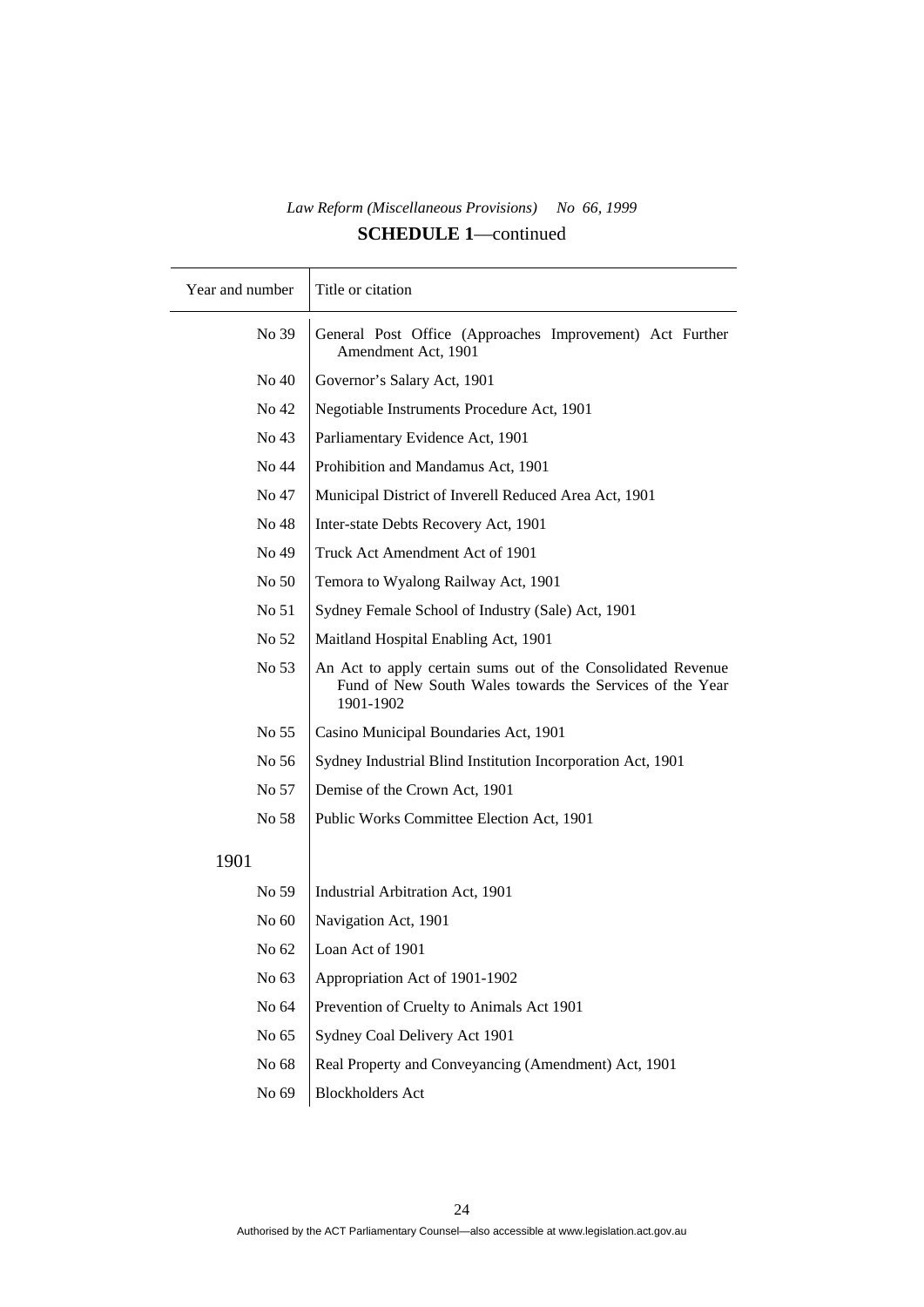**SCHEDULE 1**—continued

| Year and number | Title or citation |
|---|---|
| No 39 | General Post Office (Approaches Improvement) Act Further Amendment Act, 1901 |
| No 40 | Governor's Salary Act, 1901 |
| No 42 | Negotiable Instruments Procedure Act, 1901 |
| No 43 | Parliamentary Evidence Act, 1901 |
| No 44 | Prohibition and Mandamus Act, 1901 |
| No 47 | Municipal District of Inverell Reduced Area Act, 1901 |
| No 48 | Inter-state Debts Recovery Act, 1901 |
| No 49 | Truck Act Amendment Act of 1901 |
| No 50 | Temora to Wyalong Railway Act, 1901 |
| No 51 | Sydney Female School of Industry (Sale) Act, 1901 |
| No 52 | Maitland Hospital Enabling Act, 1901 |
| No 53 | An Act to apply certain sums out of the Consolidated Revenue Fund of New South Wales towards the Services of the Year 1901-1902 |
| No 55 | Casino Municipal Boundaries Act, 1901 |
| No 56 | Sydney Industrial Blind Institution Incorporation Act, 1901 |
| No 57 | Demise of the Crown Act, 1901 |
| No 58 | Public Works Committee Election Act, 1901 |
| 1901 | |
| No 59 | Industrial Arbitration Act, 1901 |
| No 60 | Navigation Act, 1901 |
| No 62 | Loan Act of 1901 |
| No 63 | Appropriation Act of 1901-1902 |
| No 64 | Prevention of Cruelty to Animals Act 1901 |
| No 65 | Sydney Coal Delivery Act 1901 |
| No 68 | Real Property and Conveyancing (Amendment) Act, 1901 |
| No 69 | Blockholders Act |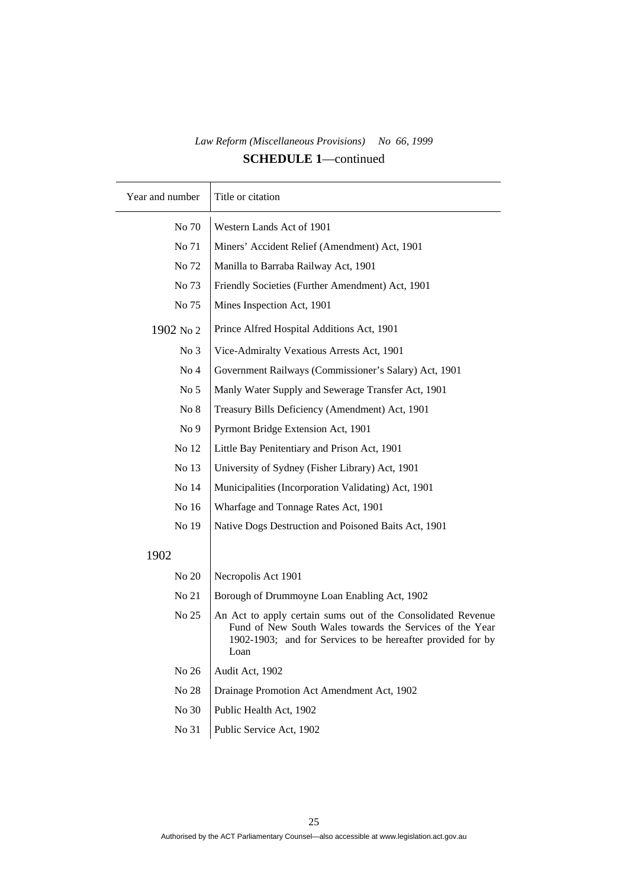*Law Reform (Miscellaneous Provisions) No 66, 1999*

**SCHEDULE 1**—continued

| Year and number | Title or citation |
|---|---|
| No 70 | Western Lands Act of 1901 |
| No 71 | Miners' Accident Relief (Amendment) Act, 1901 |
| No 72 | Manilla to Barraba Railway Act, 1901 |
| No 73 | Friendly Societies (Further Amendment) Act, 1901 |
| No 75 | Mines Inspection Act, 1901 |
| 1902 No 2 | Prince Alfred Hospital Additions Act, 1901 |
| No 3 | Vice-Admiralty Vexatious Arrests Act, 1901 |
| No 4 | Government Railways (Commissioner's Salary) Act, 1901 |
| No 5 | Manly Water Supply and Sewerage Transfer Act, 1901 |
| No 8 | Treasury Bills Deficiency (Amendment) Act, 1901 |
| No 9 | Pyrmont Bridge Extension Act, 1901 |
| No 12 | Little Bay Penitentiary and Prison Act, 1901 |
| No 13 | University of Sydney (Fisher Library) Act, 1901 |
| No 14 | Municipalities (Incorporation Validating) Act, 1901 |
| No 16 | Wharfage and Tonnage Rates Act, 1901 |
| No 19 | Native Dogs Destruction and Poisoned Baits Act, 1901 |
| 1902 | |
| No 20 | Necropolis Act 1901 |
| No 21 | Borough of Drummoyne Loan Enabling Act, 1902 |
| No 25 | An Act to apply certain sums out of the Consolidated Revenue Fund of New South Wales towards the Services of the Year 1902-1903; and for Services to be hereafter provided for by Loan |
| No 26 | Audit Act, 1902 |
| No 28 | Drainage Promotion Act Amendment Act, 1902 |
| No 30 | Public Health Act, 1902 |
| No 31 | Public Service Act, 1902 |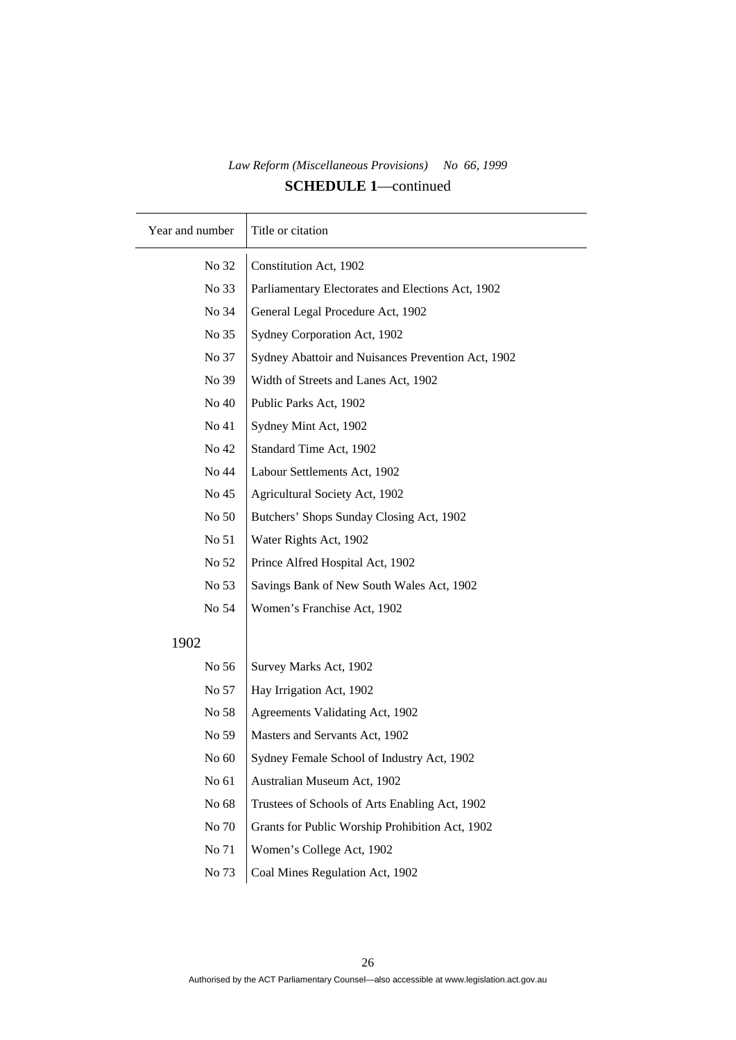*Law Reform (Miscellaneous Provisions) No 66, 1999*

**SCHEDULE 1**—continued

| Year and number | Title or citation |
|---|---|
| No 32 | Constitution Act, 1902 |
| No 33 | Parliamentary Electorates and Elections Act, 1902 |
| No 34 | General Legal Procedure Act, 1902 |
| No 35 | Sydney Corporation Act, 1902 |
| No 37 | Sydney Abattoir and Nuisances Prevention Act, 1902 |
| No 39 | Width of Streets and Lanes Act, 1902 |
| No 40 | Public Parks Act, 1902 |
| No 41 | Sydney Mint Act, 1902 |
| No 42 | Standard Time Act, 1902 |
| No 44 | Labour Settlements Act, 1902 |
| No 45 | Agricultural Society Act, 1902 |
| No 50 | Butchers' Shops Sunday Closing Act, 1902 |
| No 51 | Water Rights Act, 1902 |
| No 52 | Prince Alfred Hospital Act, 1902 |
| No 53 | Savings Bank of New South Wales Act, 1902 |
| No 54 | Women's Franchise Act, 1902 |
| 1902 | |
| No 56 | Survey Marks Act, 1902 |
| No 57 | Hay Irrigation Act, 1902 |
| No 58 | Agreements Validating Act, 1902 |
| No 59 | Masters and Servants Act, 1902 |
| No 60 | Sydney Female School of Industry Act, 1902 |
| No 61 | Australian Museum Act, 1902 |
| No 68 | Trustees of Schools of Arts Enabling Act, 1902 |
| No 70 | Grants for Public Worship Prohibition Act, 1902 |
| No 71 | Women's College Act, 1902 |
| No 73 | Coal Mines Regulation Act, 1902 |

Authorised by the ACT Parliamentary Counsel—also accessible at www.legislation.act.gov.au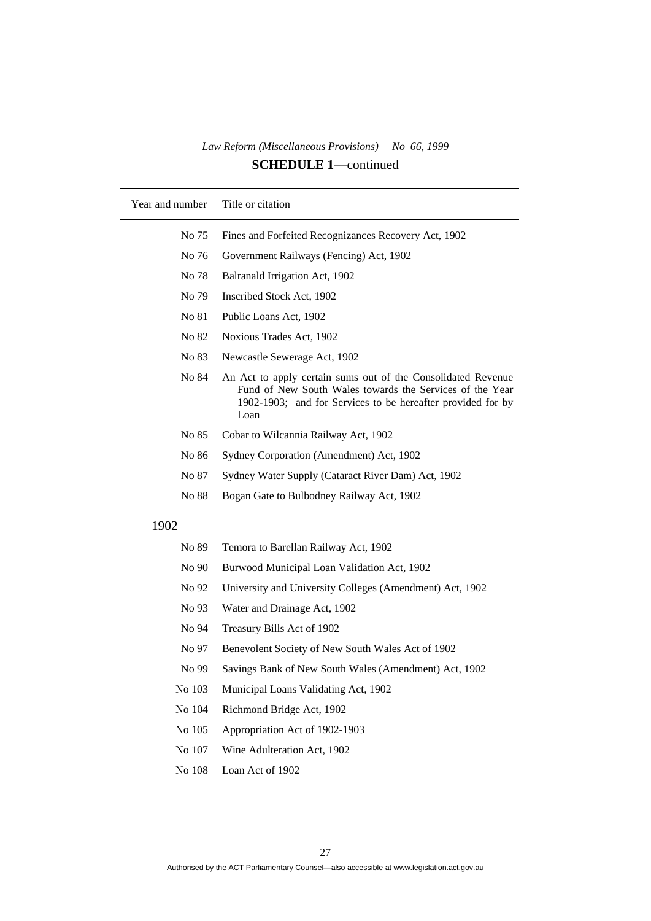*Law Reform (Miscellaneous Provisions) No 66, 1999*

**SCHEDULE 1**—continued

| Year and number | Title or citation |
|---|---|
| No 75 | Fines and Forfeited Recognizances Recovery Act, 1902 |
| No 76 | Government Railways (Fencing) Act, 1902 |
| No 78 | Balranald Irrigation Act, 1902 |
| No 79 | Inscribed Stock Act, 1902 |
| No 81 | Public Loans Act, 1902 |
| No 82 | Noxious Trades Act, 1902 |
| No 83 | Newcastle Sewerage Act, 1902 |
| No 84 | An Act to apply certain sums out of the Consolidated Revenue Fund of New South Wales towards the Services of the Year 1902-1903; and for Services to be hereafter provided for by Loan |
| No 85 | Cobar to Wilcannia Railway Act, 1902 |
| No 86 | Sydney Corporation (Amendment) Act, 1902 |
| No 87 | Sydney Water Supply (Cataract River Dam) Act, 1902 |
| No 88 | Bogan Gate to Bulbodney Railway Act, 1902 |
| 1902 | |
| No 89 | Temora to Barellan Railway Act, 1902 |
| No 90 | Burwood Municipal Loan Validation Act, 1902 |
| No 92 | University and University Colleges (Amendment) Act, 1902 |
| No 93 | Water and Drainage Act, 1902 |
| No 94 | Treasury Bills Act of 1902 |
| No 97 | Benevolent Society of New South Wales Act of 1902 |
| No 99 | Savings Bank of New South Wales (Amendment) Act, 1902 |
| No 103 | Municipal Loans Validating Act, 1902 |
| No 104 | Richmond Bridge Act, 1902 |
| No 105 | Appropriation Act of 1902-1903 |
| No 107 | Wine Adulteration Act, 1902 |
| No 108 | Loan Act of 1902 |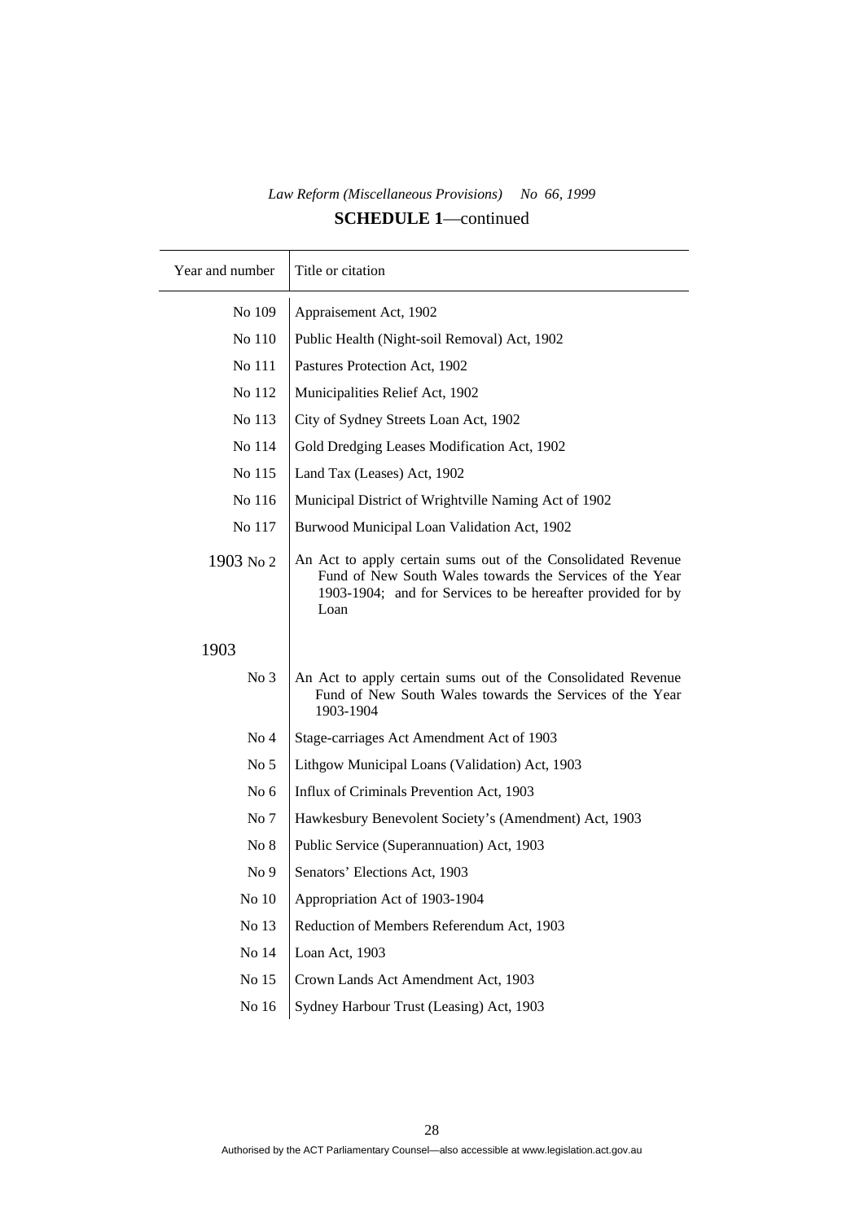*Law Reform (Miscellaneous Provisions) No 66, 1999*

**SCHEDULE 1**—continued

| Year and number | Title or citation |
|---|---|
| No 109 | Appraisement Act, 1902 |
| No 110 | Public Health (Night-soil Removal) Act, 1902 |
| No 111 | Pastures Protection Act, 1902 |
| No 112 | Municipalities Relief Act, 1902 |
| No 113 | City of Sydney Streets Loan Act, 1902 |
| No 114 | Gold Dredging Leases Modification Act, 1902 |
| No 115 | Land Tax (Leases) Act, 1902 |
| No 116 | Municipal District of Wrightville Naming Act of 1902 |
| No 117 | Burwood Municipal Loan Validation Act, 1902 |
| 1903 No 2 | An Act to apply certain sums out of the Consolidated Revenue Fund of New South Wales towards the Services of the Year 1903-1904; and for Services to be hereafter provided for by Loan |
| 1903 | |
| No 3 | An Act to apply certain sums out of the Consolidated Revenue Fund of New South Wales towards the Services of the Year 1903-1904 |
| No 4 | Stage-carriages Act Amendment Act of 1903 |
| No 5 | Lithgow Municipal Loans (Validation) Act, 1903 |
| No 6 | Influx of Criminals Prevention Act, 1903 |
| No 7 | Hawkesbury Benevolent Society's (Amendment) Act, 1903 |
| No 8 | Public Service (Superannuation) Act, 1903 |
| No 9 | Senators' Elections Act, 1903 |
| No 10 | Appropriation Act of 1903-1904 |
| No 13 | Reduction of Members Referendum Act, 1903 |
| No 14 | Loan Act, 1903 |
| No 15 | Crown Lands Act Amendment Act, 1903 |
| No 16 | Sydney Harbour Trust (Leasing) Act, 1903 |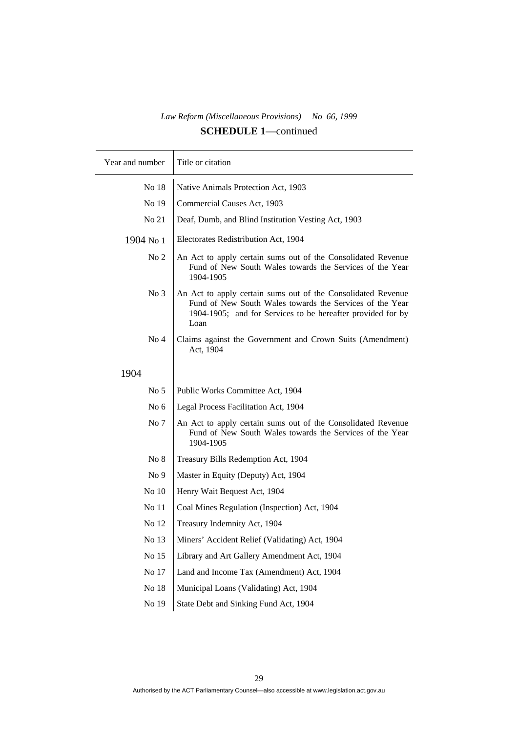*Law Reform (Miscellaneous Provisions) No 66, 1999*

**SCHEDULE 1**—continued

| Year and number | Title or citation |
|---|---|
| No 18 | Native Animals Protection Act, 1903 |
| No 19 | Commercial Causes Act, 1903 |
| No 21 | Deaf, Dumb, and Blind Institution Vesting Act, 1903 |
| 1904 No 1 | Electorates Redistribution Act, 1904 |
| No 2 | An Act to apply certain sums out of the Consolidated Revenue Fund of New South Wales towards the Services of the Year 1904-1905 |
| No 3 | An Act to apply certain sums out of the Consolidated Revenue Fund of New South Wales towards the Services of the Year 1904-1905; and for Services to be hereafter provided for by Loan |
| No 4 | Claims against the Government and Crown Suits (Amendment) Act, 1904 |
| 1904 | |
| No 5 | Public Works Committee Act, 1904 |
| No 6 | Legal Process Facilitation Act, 1904 |
| No 7 | An Act to apply certain sums out of the Consolidated Revenue Fund of New South Wales towards the Services of the Year 1904-1905 |
| No 8 | Treasury Bills Redemption Act, 1904 |
| No 9 | Master in Equity (Deputy) Act, 1904 |
| No 10 | Henry Wait Bequest Act, 1904 |
| No 11 | Coal Mines Regulation (Inspection) Act, 1904 |
| No 12 | Treasury Indemnity Act, 1904 |
| No 13 | Miners' Accident Relief (Validating) Act, 1904 |
| No 15 | Library and Art Gallery Amendment Act, 1904 |
| No 17 | Land and Income Tax (Amendment) Act, 1904 |
| No 18 | Municipal Loans (Validating) Act, 1904 |
| No 19 | State Debt and Sinking Fund Act, 1904 |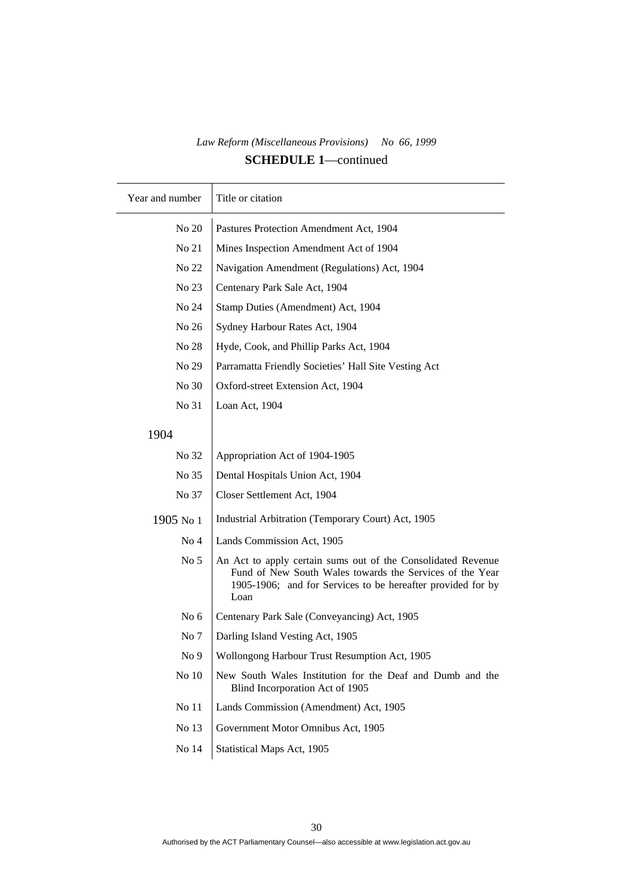*Law Reform (Miscellaneous Provisions) No 66, 1999*

**SCHEDULE 1**—continued

| Year and number | Title or citation |
|---|---|
| No 20 | Pastures Protection Amendment Act, 1904 |
| No 21 | Mines Inspection Amendment Act of 1904 |
| No 22 | Navigation Amendment (Regulations) Act, 1904 |
| No 23 | Centenary Park Sale Act, 1904 |
| No 24 | Stamp Duties (Amendment) Act, 1904 |
| No 26 | Sydney Harbour Rates Act, 1904 |
| No 28 | Hyde, Cook, and Phillip Parks Act, 1904 |
| No 29 | Parramatta Friendly Societies' Hall Site Vesting Act |
| No 30 | Oxford-street Extension Act, 1904 |
| No 31 | Loan Act, 1904 |
| 1904 | |
| No 32 | Appropriation Act of 1904-1905 |
| No 35 | Dental Hospitals Union Act, 1904 |
| No 37 | Closer Settlement Act, 1904 |
| 1905 No 1 | Industrial Arbitration (Temporary Court) Act, 1905 |
| No 4 | Lands Commission Act, 1905 |
| No 5 | An Act to apply certain sums out of the Consolidated Revenue Fund of New South Wales towards the Services of the Year 1905-1906; and for Services to be hereafter provided for by Loan |
| No 6 | Centenary Park Sale (Conveyancing) Act, 1905 |
| No 7 | Darling Island Vesting Act, 1905 |
| No 9 | Wollongong Harbour Trust Resumption Act, 1905 |
| No 10 | New South Wales Institution for the Deaf and Dumb and the Blind Incorporation Act of 1905 |
| No 11 | Lands Commission (Amendment) Act, 1905 |
| No 13 | Government Motor Omnibus Act, 1905 |
| No 14 | Statistical Maps Act, 1905 |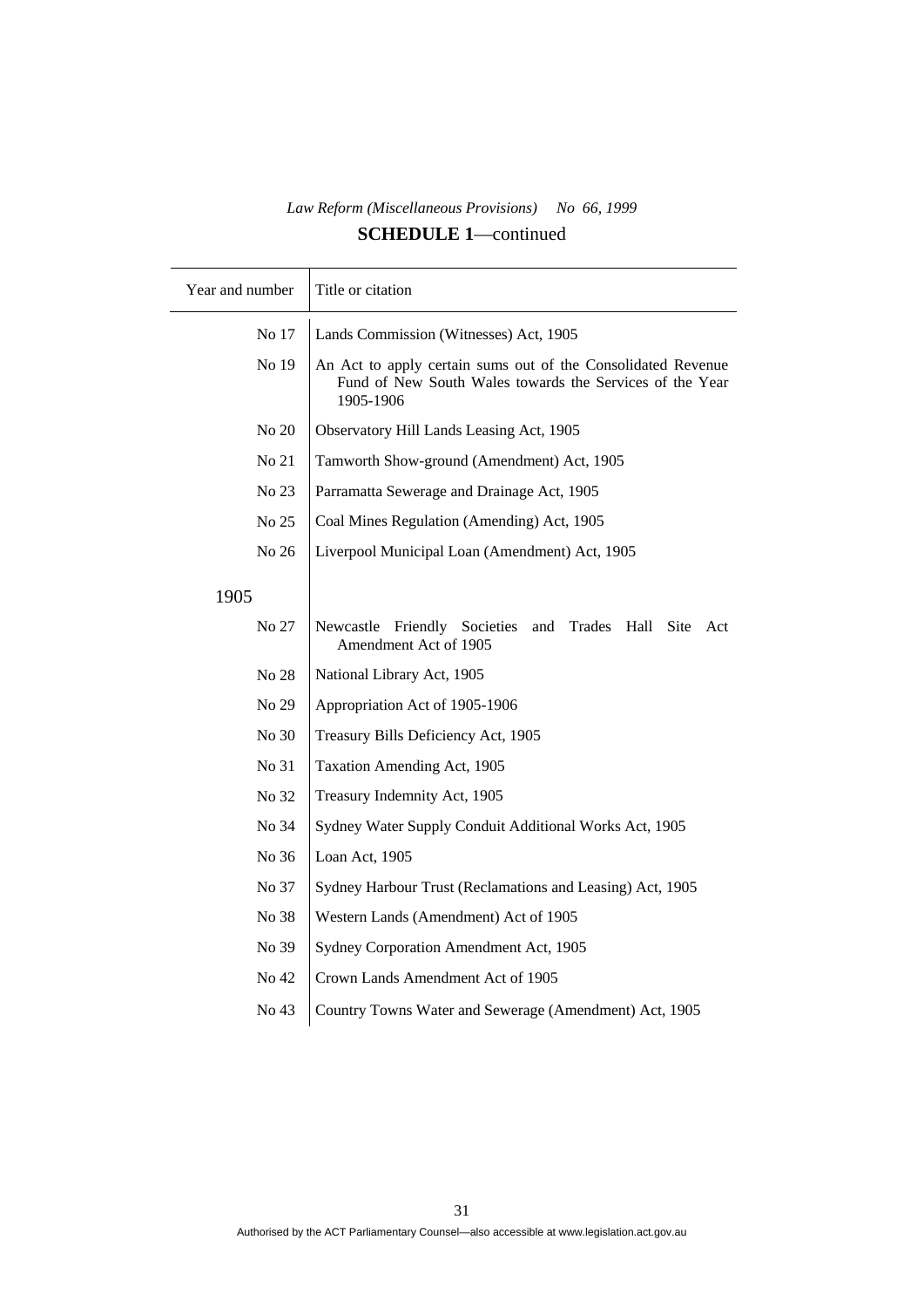*Law Reform (Miscellaneous Provisions) No 66, 1999*

**SCHEDULE 1**—continued

| Year and number | Title or citation |
|---|---|
| No 17 | Lands Commission (Witnesses) Act, 1905 |
| No 19 | An Act to apply certain sums out of the Consolidated Revenue Fund of New South Wales towards the Services of the Year 1905-1906 |
| No 20 | Observatory Hill Lands Leasing Act, 1905 |
| No 21 | Tamworth Show-ground (Amendment) Act, 1905 |
| No 23 | Parramatta Sewerage and Drainage Act, 1905 |
| No 25 | Coal Mines Regulation (Amending) Act, 1905 |
| No 26 | Liverpool Municipal Loan (Amendment) Act, 1905 |
| 1905 | |
| No 27 | Newcastle Friendly Societies and Trades Hall Site Act Amendment Act of 1905 |
| No 28 | National Library Act, 1905 |
| No 29 | Appropriation Act of 1905-1906 |
| No 30 | Treasury Bills Deficiency Act, 1905 |
| No 31 | Taxation Amending Act, 1905 |
| No 32 | Treasury Indemnity Act, 1905 |
| No 34 | Sydney Water Supply Conduit Additional Works Act, 1905 |
| No 36 | Loan Act, 1905 |
| No 37 | Sydney Harbour Trust (Reclamations and Leasing) Act, 1905 |
| No 38 | Western Lands (Amendment) Act of 1905 |
| No 39 | Sydney Corporation Amendment Act, 1905 |
| No 42 | Crown Lands Amendment Act of 1905 |
| No 43 | Country Towns Water and Sewerage (Amendment) Act, 1905 |

Authorised by the ACT Parliamentary Counsel—also accessible at www.legislation.act.gov.au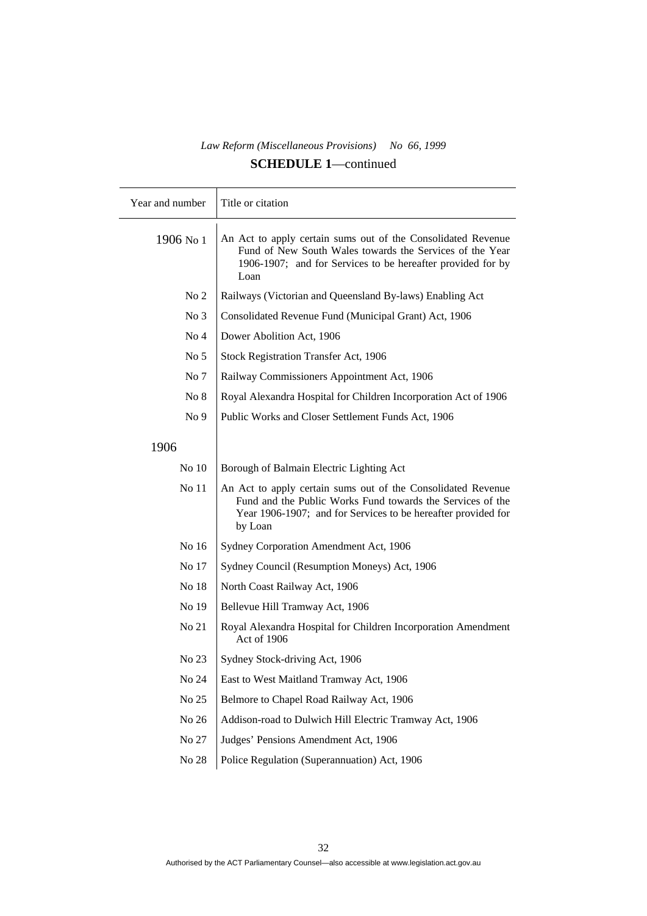*Law Reform (Miscellaneous Provisions) No 66, 1999*

**SCHEDULE 1**—continued

| Year and number | Title or citation |
|---|---|
| 1906 No 1 | An Act to apply certain sums out of the Consolidated Revenue Fund of New South Wales towards the Services of the Year 1906-1907; and for Services to be hereafter provided for by Loan |
| No 2 | Railways (Victorian and Queensland By-laws) Enabling Act |
| No 3 | Consolidated Revenue Fund (Municipal Grant) Act, 1906 |
| No 4 | Dower Abolition Act, 1906 |
| No 5 | Stock Registration Transfer Act, 1906 |
| No 7 | Railway Commissioners Appointment Act, 1906 |
| No 8 | Royal Alexandra Hospital for Children Incorporation Act of 1906 |
| No 9 | Public Works and Closer Settlement Funds Act, 1906 |
| 1906 | |
| No 10 | Borough of Balmain Electric Lighting Act |
| No 11 | An Act to apply certain sums out of the Consolidated Revenue Fund and the Public Works Fund towards the Services of the Year 1906-1907; and for Services to be hereafter provided for by Loan |
| No 16 | Sydney Corporation Amendment Act, 1906 |
| No 17 | Sydney Council (Resumption Moneys) Act, 1906 |
| No 18 | North Coast Railway Act, 1906 |
| No 19 | Bellevue Hill Tramway Act, 1906 |
| No 21 | Royal Alexandra Hospital for Children Incorporation Amendment Act of 1906 |
| No 23 | Sydney Stock-driving Act, 1906 |
| No 24 | East to West Maitland Tramway Act, 1906 |
| No 25 | Belmore to Chapel Road Railway Act, 1906 |
| No 26 | Addison-road to Dulwich Hill Electric Tramway Act, 1906 |
| No 27 | Judges' Pensions Amendment Act, 1906 |
| No 28 | Police Regulation (Superannuation) Act, 1906 |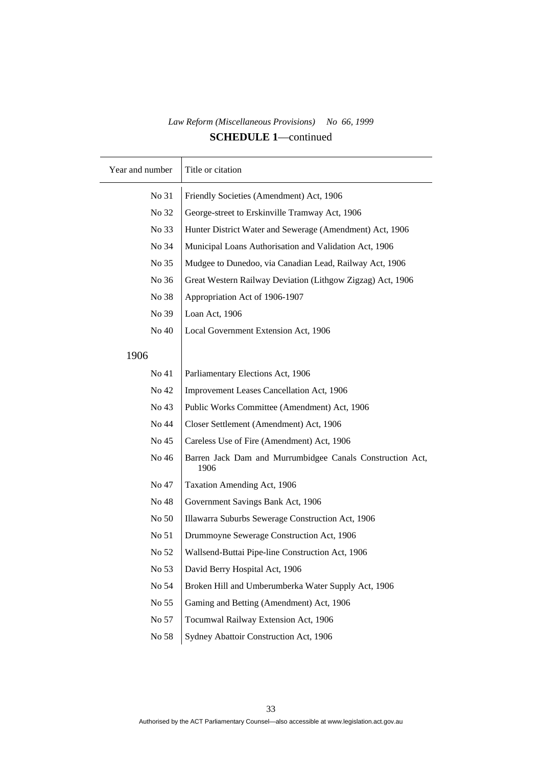*Law Reform (Miscellaneous Provisions) No 66, 1999*

**SCHEDULE 1**—continued

| Year and number | Title or citation |
|---|---|
| No 31 | Friendly Societies (Amendment) Act, 1906 |
| No 32 | George-street to Erskinville Tramway Act, 1906 |
| No 33 | Hunter District Water and Sewerage (Amendment) Act, 1906 |
| No 34 | Municipal Loans Authorisation and Validation Act, 1906 |
| No 35 | Mudgee to Dunedoo, via Canadian Lead, Railway Act, 1906 |
| No 36 | Great Western Railway Deviation (Lithgow Zigzag) Act, 1906 |
| No 38 | Appropriation Act of 1906-1907 |
| No 39 | Loan Act, 1906 |
| No 40 | Local Government Extension Act, 1906 |
| 1906 | |
| No 41 | Parliamentary Elections Act, 1906 |
| No 42 | Improvement Leases Cancellation Act, 1906 |
| No 43 | Public Works Committee (Amendment) Act, 1906 |
| No 44 | Closer Settlement (Amendment) Act, 1906 |
| No 45 | Careless Use of Fire (Amendment) Act, 1906 |
| No 46 | Barren Jack Dam and Murrumbidgee Canals Construction Act, 1906 |
| No 47 | Taxation Amending Act, 1906 |
| No 48 | Government Savings Bank Act, 1906 |
| No 50 | Illawarra Suburbs Sewerage Construction Act, 1906 |
| No 51 | Drummoyne Sewerage Construction Act, 1906 |
| No 52 | Wallsend-Buttai Pipe-line Construction Act, 1906 |
| No 53 | David Berry Hospital Act, 1906 |
| No 54 | Broken Hill and Umberumberka Water Supply Act, 1906 |
| No 55 | Gaming and Betting (Amendment) Act, 1906 |
| No 57 | Tocumwal Railway Extension Act, 1906 |
| No 58 | Sydney Abattoir Construction Act, 1906 |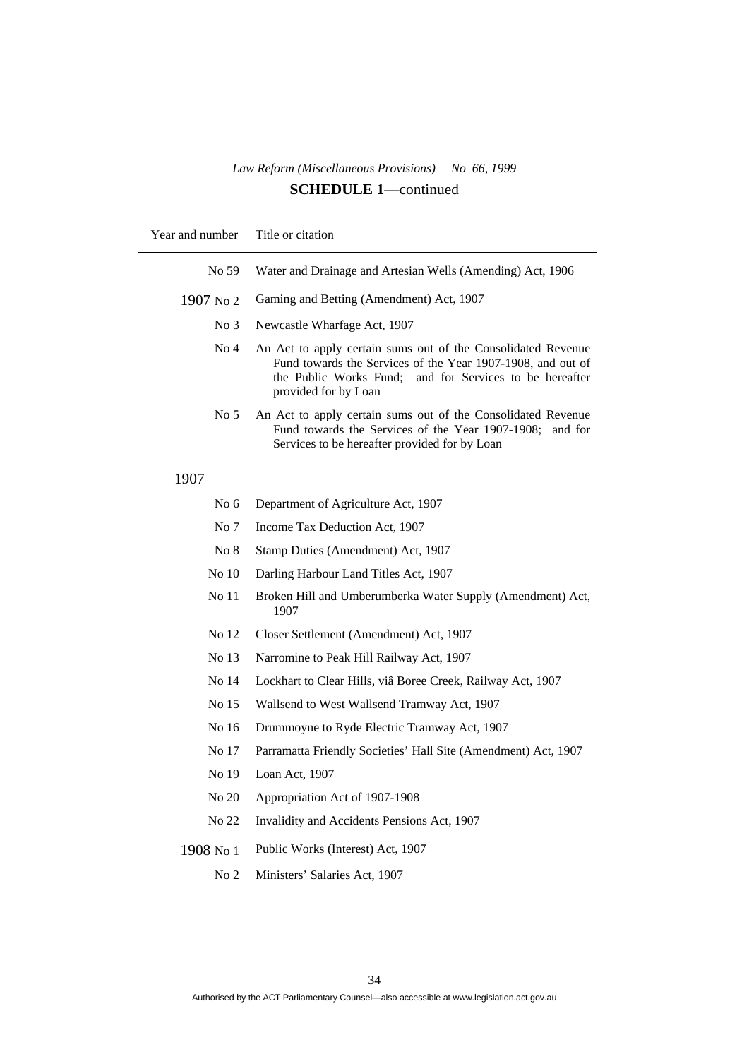*Law Reform (Miscellaneous Provisions) No 66, 1999*

**SCHEDULE 1**—continued

| Year and number | Title or citation |
|---|---|
| No 59 | Water and Drainage and Artesian Wells (Amending) Act, 1906 |
| 1907 No 2 | Gaming and Betting (Amendment) Act, 1907 |
| No 3 | Newcastle Wharfage Act, 1907 |
| No 4 | An Act to apply certain sums out of the Consolidated Revenue Fund towards the Services of the Year 1907-1908, and out of the Public Works Fund; and for Services to be hereafter provided for by Loan |
| No 5 | An Act to apply certain sums out of the Consolidated Revenue Fund towards the Services of the Year 1907-1908; and for Services to be hereafter provided for by Loan |
| 1907 | |
| No 6 | Department of Agriculture Act, 1907 |
| No 7 | Income Tax Deduction Act, 1907 |
| No 8 | Stamp Duties (Amendment) Act, 1907 |
| No 10 | Darling Harbour Land Titles Act, 1907 |
| No 11 | Broken Hill and Umberumberka Water Supply (Amendment) Act, 1907 |
| No 12 | Closer Settlement (Amendment) Act, 1907 |
| No 13 | Narromine to Peak Hill Railway Act, 1907 |
| No 14 | Lockhart to Clear Hills, viâ Boree Creek, Railway Act, 1907 |
| No 15 | Wallsend to West Wallsend Tramway Act, 1907 |
| No 16 | Drummoyne to Ryde Electric Tramway Act, 1907 |
| No 17 | Parramatta Friendly Societies' Hall Site (Amendment) Act, 1907 |
| No 19 | Loan Act, 1907 |
| No 20 | Appropriation Act of 1907-1908 |
| No 22 | Invalidity and Accidents Pensions Act, 1907 |
| 1908 No 1 | Public Works (Interest) Act, 1907 |
| No 2 | Ministers' Salaries Act, 1907 |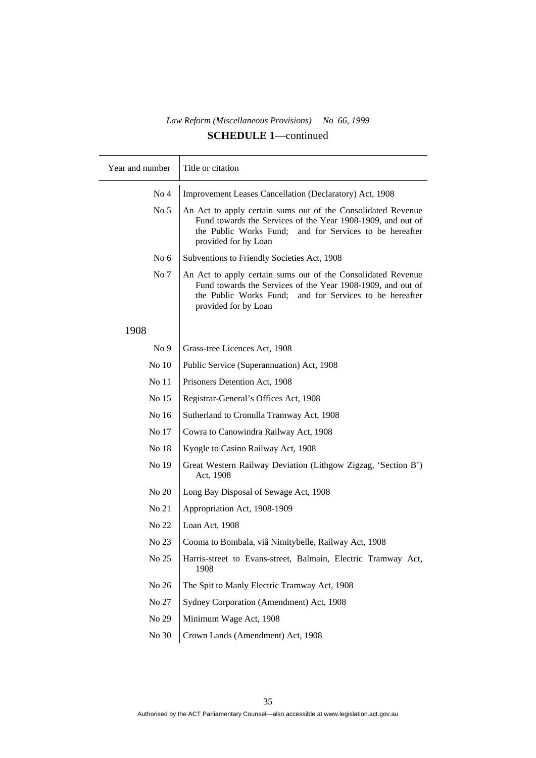*Law Reform (Miscellaneous Provisions) No 66, 1999*

**SCHEDULE 1**—continued

| Year and number | Title or citation |
| --- | --- |
| No 4 | Improvement Leases Cancellation (Declaratory) Act, 1908 |
| No 5 | An Act to apply certain sums out of the Consolidated Revenue Fund towards the Services of the Year 1908-1909, and out of the Public Works Fund; and for Services to be hereafter provided for by Loan |
| No 6 | Subventions to Friendly Societies Act, 1908 |
| No 7 | An Act to apply certain sums out of the Consolidated Revenue Fund towards the Services of the Year 1908-1909, and out of the Public Works Fund; and for Services to be hereafter provided for by Loan |
| 1908 | |
| No 9 | Grass-tree Licences Act, 1908 |
| No 10 | Public Service (Superannuation) Act, 1908 |
| No 11 | Prisoners Detention Act, 1908 |
| No 15 | Registrar-General's Offices Act, 1908 |
| No 16 | Sutherland to Cronulla Tramway Act, 1908 |
| No 17 | Cowra to Canowindra Railway Act, 1908 |
| No 18 | Kyogle to Casino Railway Act, 1908 |
| No 19 | Great Western Railway Deviation (Lithgow Zigzag, 'Section B') Act, 1908 |
| No 20 | Long Bay Disposal of Sewage Act, 1908 |
| No 21 | Appropriation Act, 1908-1909 |
| No 22 | Loan Act, 1908 |
| No 23 | Cooma to Bombala, viâ Nimitybelle, Railway Act, 1908 |
| No 25 | Harris-street to Evans-street, Balmain, Electric Tramway Act, 1908 |
| No 26 | The Spit to Manly Electric Tramway Act, 1908 |
| No 27 | Sydney Corporation (Amendment) Act, 1908 |
| No 29 | Minimum Wage Act, 1908 |
| No 30 | Crown Lands (Amendment) Act, 1908 |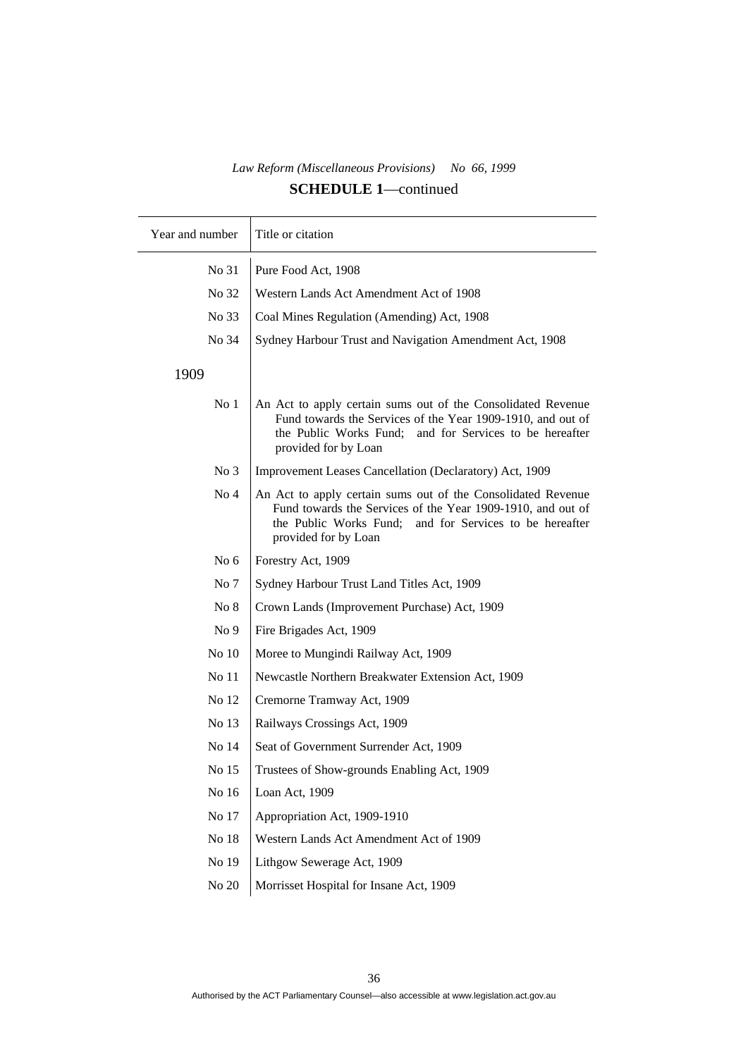*Law Reform (Miscellaneous Provisions) No 66, 1999*

**SCHEDULE 1**—continued

| Year and number | Title or citation |
| --- | --- |
| No 31 | Pure Food Act, 1908 |
| No 32 | Western Lands Act Amendment Act of 1908 |
| No 33 | Coal Mines Regulation (Amending) Act, 1908 |
| No 34 | Sydney Harbour Trust and Navigation Amendment Act, 1908 |
| 1909 | |
| No 1 | An Act to apply certain sums out of the Consolidated Revenue Fund towards the Services of the Year 1909-1910, and out of the Public Works Fund; and for Services to be hereafter provided for by Loan |
| No 3 | Improvement Leases Cancellation (Declaratory) Act, 1909 |
| No 4 | An Act to apply certain sums out of the Consolidated Revenue Fund towards the Services of the Year 1909-1910, and out of the Public Works Fund; and for Services to be hereafter provided for by Loan |
| No 6 | Forestry Act, 1909 |
| No 7 | Sydney Harbour Trust Land Titles Act, 1909 |
| No 8 | Crown Lands (Improvement Purchase) Act, 1909 |
| No 9 | Fire Brigades Act, 1909 |
| No 10 | Moree to Mungindi Railway Act, 1909 |
| No 11 | Newcastle Northern Breakwater Extension Act, 1909 |
| No 12 | Cremorne Tramway Act, 1909 |
| No 13 | Railways Crossings Act, 1909 |
| No 14 | Seat of Government Surrender Act, 1909 |
| No 15 | Trustees of Show-grounds Enabling Act, 1909 |
| No 16 | Loan Act, 1909 |
| No 17 | Appropriation Act, 1909-1910 |
| No 18 | Western Lands Act Amendment Act of 1909 |
| No 19 | Lithgow Sewerage Act, 1909 |
| No 20 | Morrisset Hospital for Insane Act, 1909 |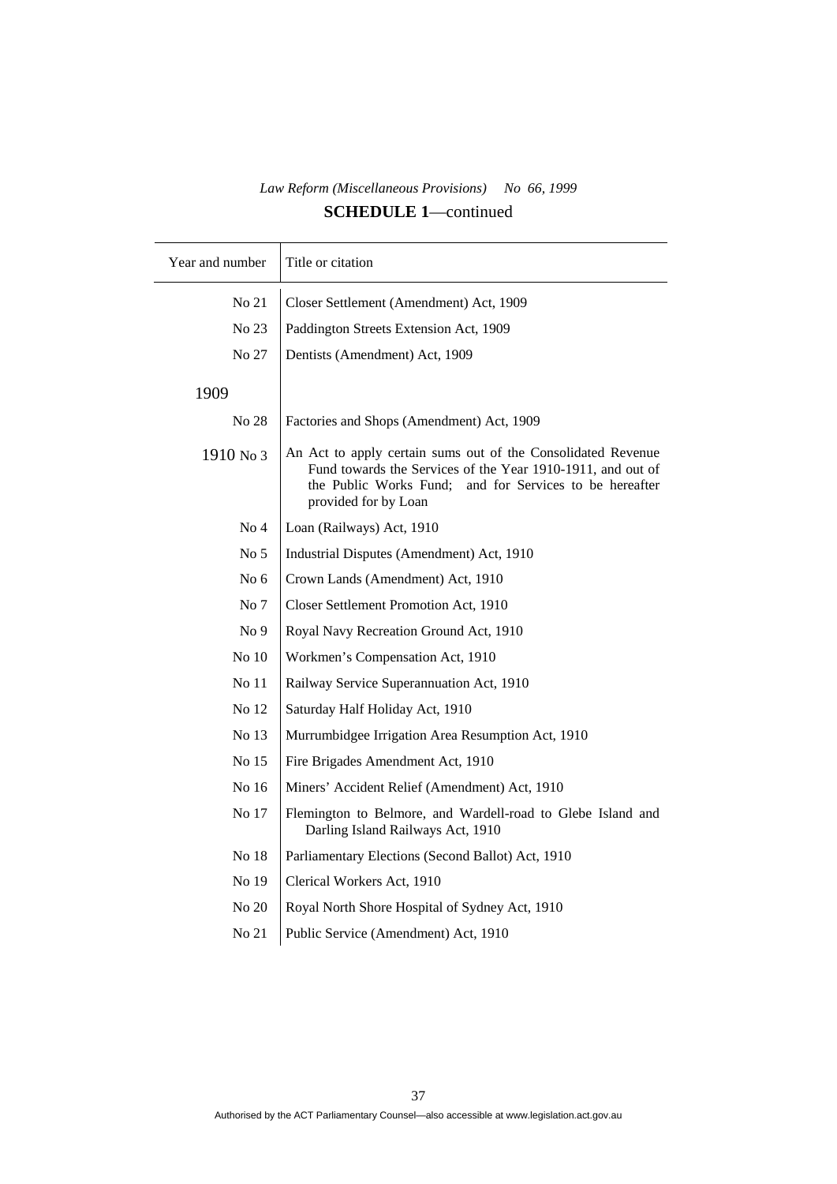## SCHEDULE 1—continued

| Year and number | Title or citation |
|---|---|
| No 21 | Closer Settlement (Amendment) Act, 1909 |
| No 23 | Paddington Streets Extension Act, 1909 |
| No 27 | Dentists (Amendment) Act, 1909 |
| 1909 | |
| No 28 | Factories and Shops (Amendment) Act, 1909 |
| 1910 No 3 | An Act to apply certain sums out of the Consolidated Revenue Fund towards the Services of the Year 1910-1911, and out of the Public Works Fund; and for Services to be hereafter provided for by Loan |
| No 4 | Loan (Railways) Act, 1910 |
| No 5 | Industrial Disputes (Amendment) Act, 1910 |
| No 6 | Crown Lands (Amendment) Act, 1910 |
| No 7 | Closer Settlement Promotion Act, 1910 |
| No 9 | Royal Navy Recreation Ground Act, 1910 |
| No 10 | Workmen's Compensation Act, 1910 |
| No 11 | Railway Service Superannuation Act, 1910 |
| No 12 | Saturday Half Holiday Act, 1910 |
| No 13 | Murrumbidgee Irrigation Area Resumption Act, 1910 |
| No 15 | Fire Brigades Amendment Act, 1910 |
| No 16 | Miners' Accident Relief (Amendment) Act, 1910 |
| No 17 | Flemington to Belmore, and Wardell-road to Glebe Island and Darling Island Railways Act, 1910 |
| No 18 | Parliamentary Elections (Second Ballot) Act, 1910 |
| No 19 | Clerical Workers Act, 1910 |
| No 20 | Royal North Shore Hospital of Sydney Act, 1910 |
| No 21 | Public Service (Amendment) Act, 1910 |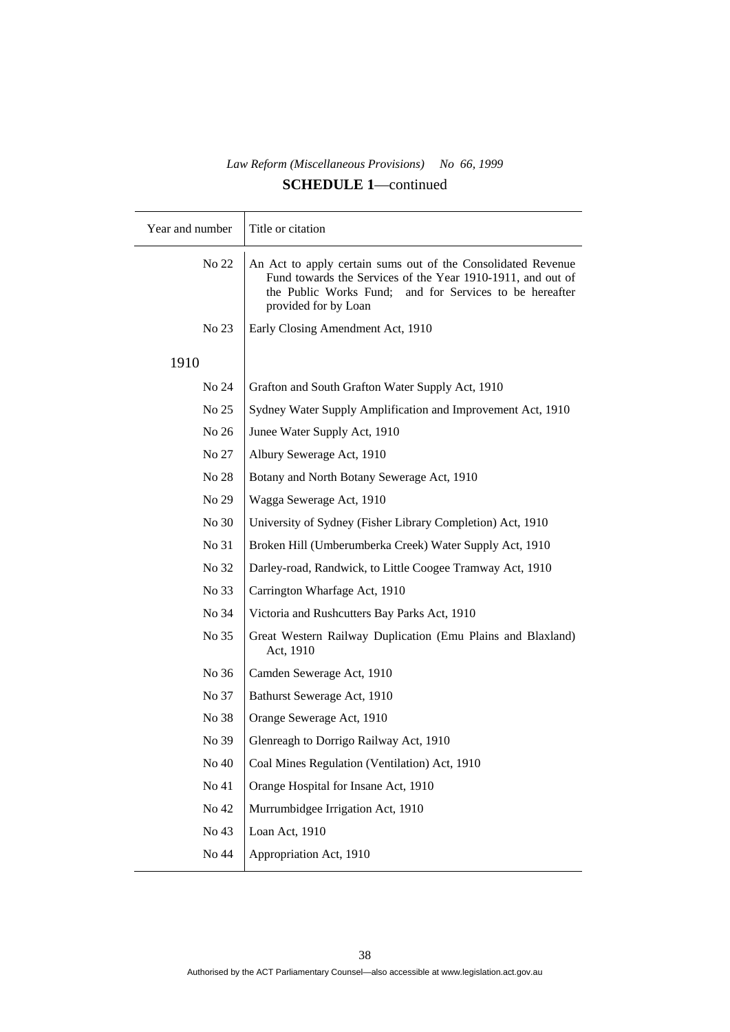*Law Reform (Miscellaneous Provisions) No 66, 1999*

**SCHEDULE 1**—continued

| Year and number | Title or citation |
| --- | --- |
| No 22 | An Act to apply certain sums out of the Consolidated Revenue Fund towards the Services of the Year 1910-1911, and out of the Public Works Fund; and for Services to be hereafter provided for by Loan |
| No 23 | Early Closing Amendment Act, 1910 |
| 1910 | |
| No 24 | Grafton and South Grafton Water Supply Act, 1910 |
| No 25 | Sydney Water Supply Amplification and Improvement Act, 1910 |
| No 26 | Junee Water Supply Act, 1910 |
| No 27 | Albury Sewerage Act, 1910 |
| No 28 | Botany and North Botany Sewerage Act, 1910 |
| No 29 | Wagga Sewerage Act, 1910 |
| No 30 | University of Sydney (Fisher Library Completion) Act, 1910 |
| No 31 | Broken Hill (Umberumberka Creek) Water Supply Act, 1910 |
| No 32 | Darley-road, Randwick, to Little Coogee Tramway Act, 1910 |
| No 33 | Carrington Wharfage Act, 1910 |
| No 34 | Victoria and Rushcutters Bay Parks Act, 1910 |
| No 35 | Great Western Railway Duplication (Emu Plains and Blaxland) Act, 1910 |
| No 36 | Camden Sewerage Act, 1910 |
| No 37 | Bathurst Sewerage Act, 1910 |
| No 38 | Orange Sewerage Act, 1910 |
| No 39 | Glenreagh to Dorrigo Railway Act, 1910 |
| No 40 | Coal Mines Regulation (Ventilation) Act, 1910 |
| No 41 | Orange Hospital for Insane Act, 1910 |
| No 42 | Murrumbidgee Irrigation Act, 1910 |
| No 43 | Loan Act, 1910 |
| No 44 | Appropriation Act, 1910 |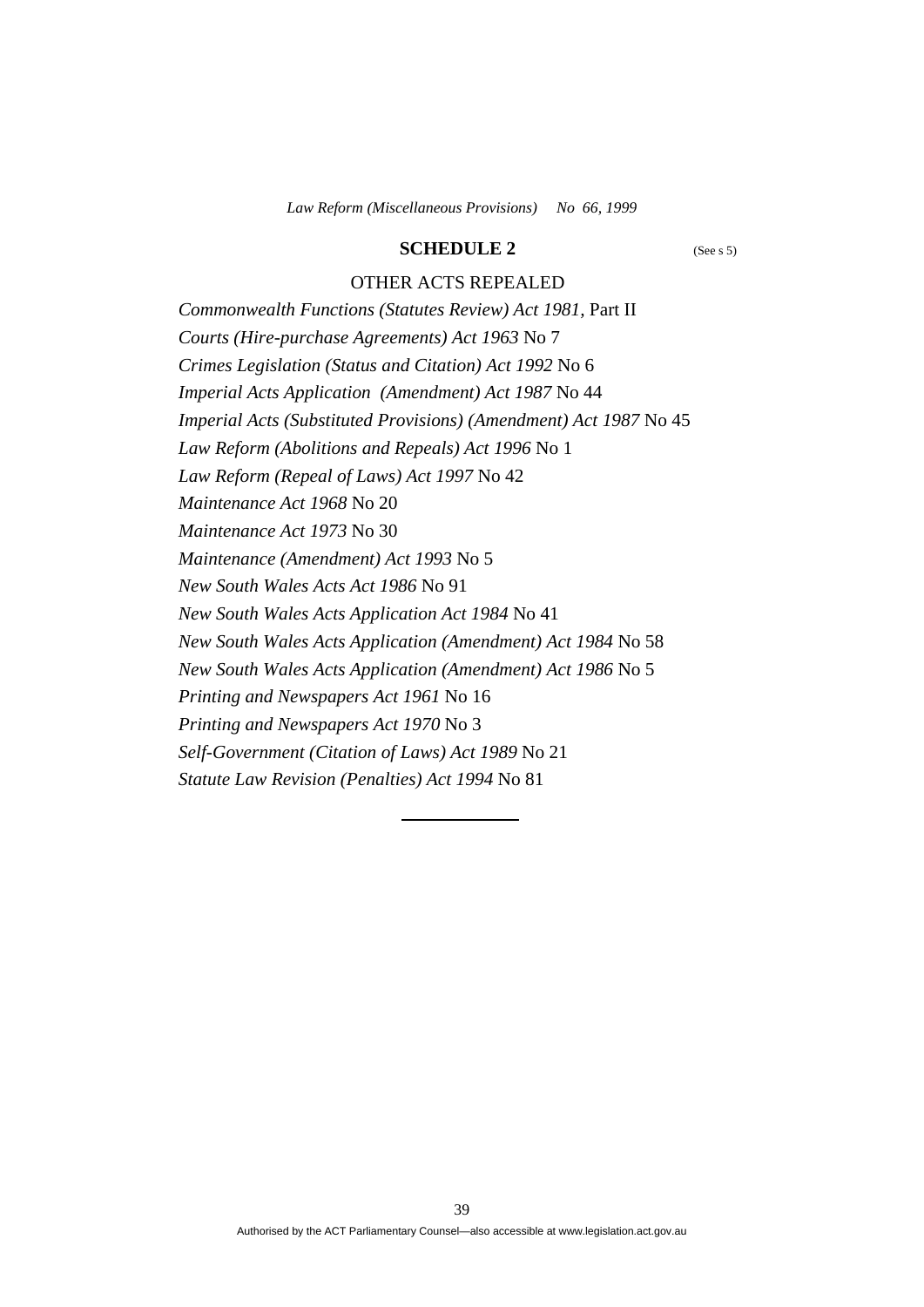## SCHEDULE 2

(See s 5)

OTHER ACTS REPEALED

*Commonwealth Functions (Statutes Review) Act 1981*, Part II

*Courts (Hire-purchase Agreements) Act 1963* No 7

*Crimes Legislation (Status and Citation) Act 1992* No 6

*Imperial Acts Application (Amendment) Act 1987* No 44

*Imperial Acts (Substituted Provisions) (Amendment) Act 1987* No 45

*Law Reform (Abolitions and Repeals) Act 1996* No 1

*Law Reform (Repeal of Laws) Act 1997* No 42

*Maintenance Act 1968* No 20

*Maintenance Act 1973* No 30

*Maintenance (Amendment) Act 1993* No 5

*New South Wales Acts Act 1986* No 91

*New South Wales Acts Application Act 1984* No 41

*New South Wales Acts Application (Amendment) Act 1984* No 58

*New South Wales Acts Application (Amendment) Act 1986* No 5

*Printing and Newspapers Act 1961* No 16

*Printing and Newspapers Act 1970* No 3

*Self-Government (Citation of Laws) Act 1989* No 21

*Statute Law Revision (Penalties) Act 1994* No 81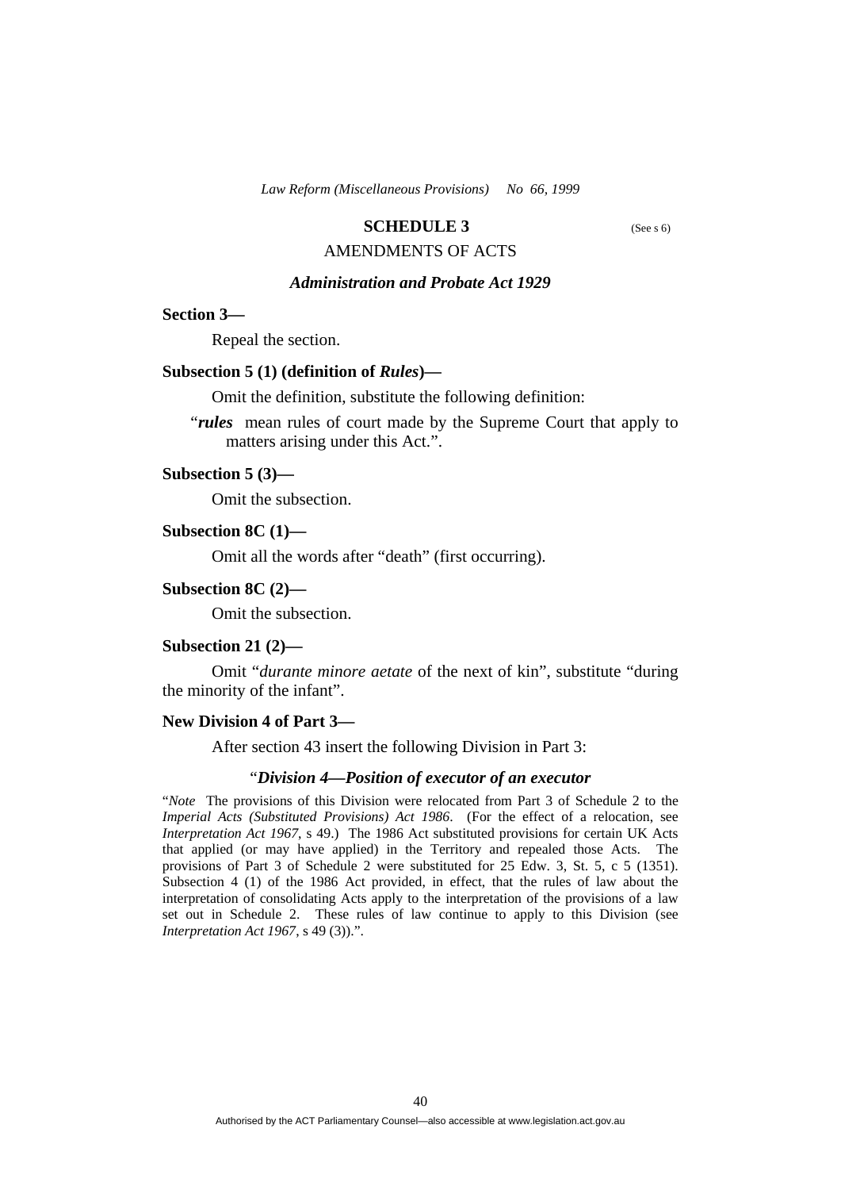## SCHEDULE 3

(See s 6)

AMENDMENTS OF ACTS

### *Administration and Probate Act 1929*

**Section 3—**

Repeal the section.

**Subsection 5 (1) (definition of *Rules*)—**

Omit the definition, substitute the following definition:

"***rules*** mean rules of court made by the Supreme Court that apply to matters arising under this Act.".

**Subsection 5 (3)—**

Omit the subsection.

**Subsection 8C (1)—**

Omit all the words after "death" (first occurring).

**Subsection 8C (2)—**

Omit the subsection.

**Subsection 21 (2)—**

Omit "*durante minore aetate* of the next of kin", substitute "during the minority of the infant".

**New Division 4 of Part 3—**

After section 43 insert the following Division in Part 3:

"***Division 4—Position of executor of an executor***

"*Note* The provisions of this Division were relocated from Part 3 of Schedule 2 to the *Imperial Acts (Substituted Provisions) Act 1986*. (For the effect of a relocation, see *Interpretation Act 1967*, s 49.) The 1986 Act substituted provisions for certain UK Acts that applied (or may have applied) in the Territory and repealed those Acts. The provisions of Part 3 of Schedule 2 were substituted for 25 Edw. 3, St. 5, c 5 (1351). Subsection 4 (1) of the 1986 Act provided, in effect, that the rules of law about the interpretation of consolidating Acts apply to the interpretation of the provisions of a law set out in Schedule 2. These rules of law continue to apply to this Division (see *Interpretation Act 1967*, s 49 (3)).".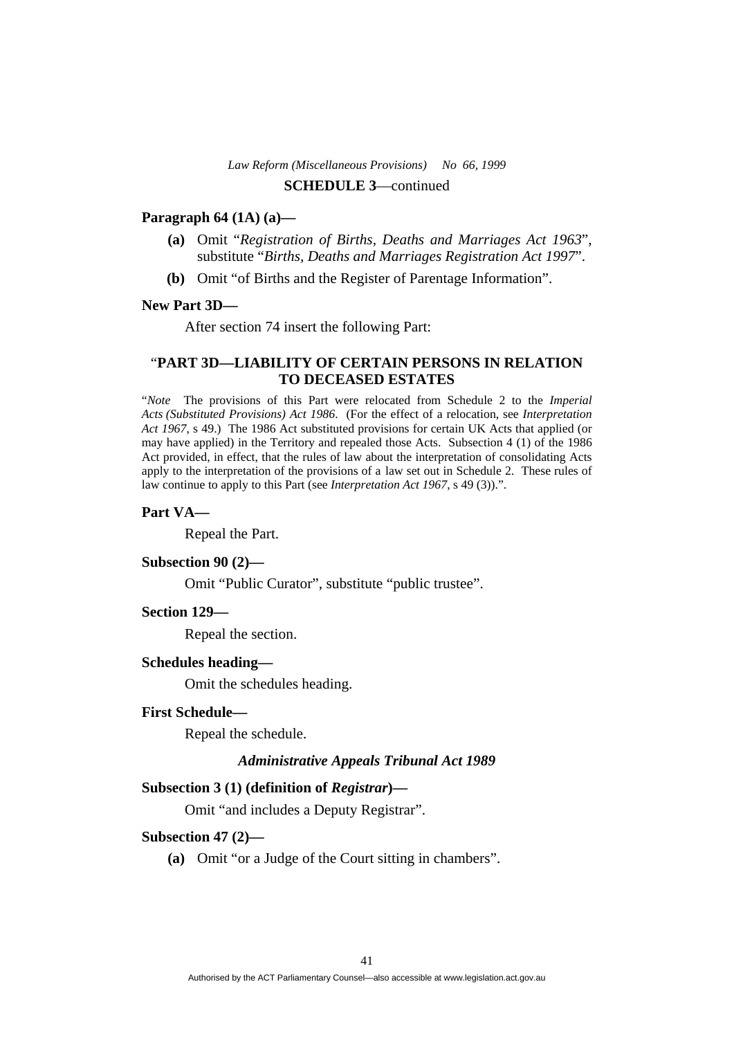**SCHEDULE 3**—continued

**Paragraph 64 (1A) (a)—**

**(a)** Omit "*Registration of Births, Deaths and Marriages Act 1963*", substitute "*Births, Deaths and Marriages Registration Act 1997*".

**(b)** Omit "of Births and the Register of Parentage Information".

**New Part 3D—**

After section 74 insert the following Part:

### "PART 3D—LIABILITY OF CERTAIN PERSONS IN RELATION TO DECEASED ESTATES

"*Note* The provisions of this Part were relocated from Schedule 2 to the *Imperial Acts (Substituted Provisions) Act 1986*. (For the effect of a relocation, see *Interpretation Act 1967*, s 49.) The 1986 Act substituted provisions for certain UK Acts that applied (or may have applied) in the Territory and repealed those Acts. Subsection 4 (1) of the 1986 Act provided, in effect, that the rules of law about the interpretation of consolidating Acts apply to the interpretation of the provisions of a law set out in Schedule 2. These rules of law continue to apply to this Part (see *Interpretation Act 1967*, s 49 (3)).".

**Part VA—**

Repeal the Part.

**Subsection 90 (2)—**

Omit "Public Curator", substitute "public trustee".

**Section 129—**

Repeal the section.

**Schedules heading—**

Omit the schedules heading.

**First Schedule—**

Repeal the schedule.

***Administrative Appeals Tribunal Act 1989***

**Subsection 3 (1) (definition of *Registrar*)—**

Omit "and includes a Deputy Registrar".

**Subsection 47 (2)—**

**(a)** Omit "or a Judge of the Court sitting in chambers".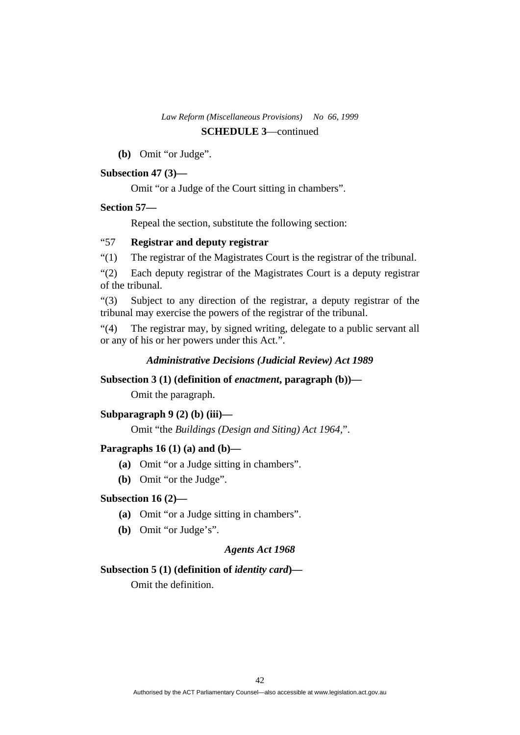**SCHEDULE 3**—continued

**(b)** Omit "or Judge".

**Subsection 47 (3)—**

Omit "or a Judge of the Court sitting in chambers".

**Section 57—**

Repeal the section, substitute the following section:

"57 **Registrar and deputy registrar**

"(1) The registrar of the Magistrates Court is the registrar of the tribunal.

"(2) Each deputy registrar of the Magistrates Court is a deputy registrar of the tribunal.

"(3) Subject to any direction of the registrar, a deputy registrar of the tribunal may exercise the powers of the registrar of the tribunal.

"(4) The registrar may, by signed writing, delegate to a public servant all or any of his or her powers under this Act.".

### *Administrative Decisions (Judicial Review) Act 1989*

**Subsection 3 (1) (definition of *enactment*, paragraph (b))—**

Omit the paragraph.

**Subparagraph 9 (2) (b) (iii)—**

Omit "the *Buildings (Design and Siting) Act 1964*,".

**Paragraphs 16 (1) (a) and (b)—**

**(a)** Omit "or a Judge sitting in chambers".

**(b)** Omit "or the Judge".

**Subsection 16 (2)—**

**(a)** Omit "or a Judge sitting in chambers".

**(b)** Omit "or Judge's".

### *Agents Act 1968*

**Subsection 5 (1) (definition of *identity card*)—**

Omit the definition.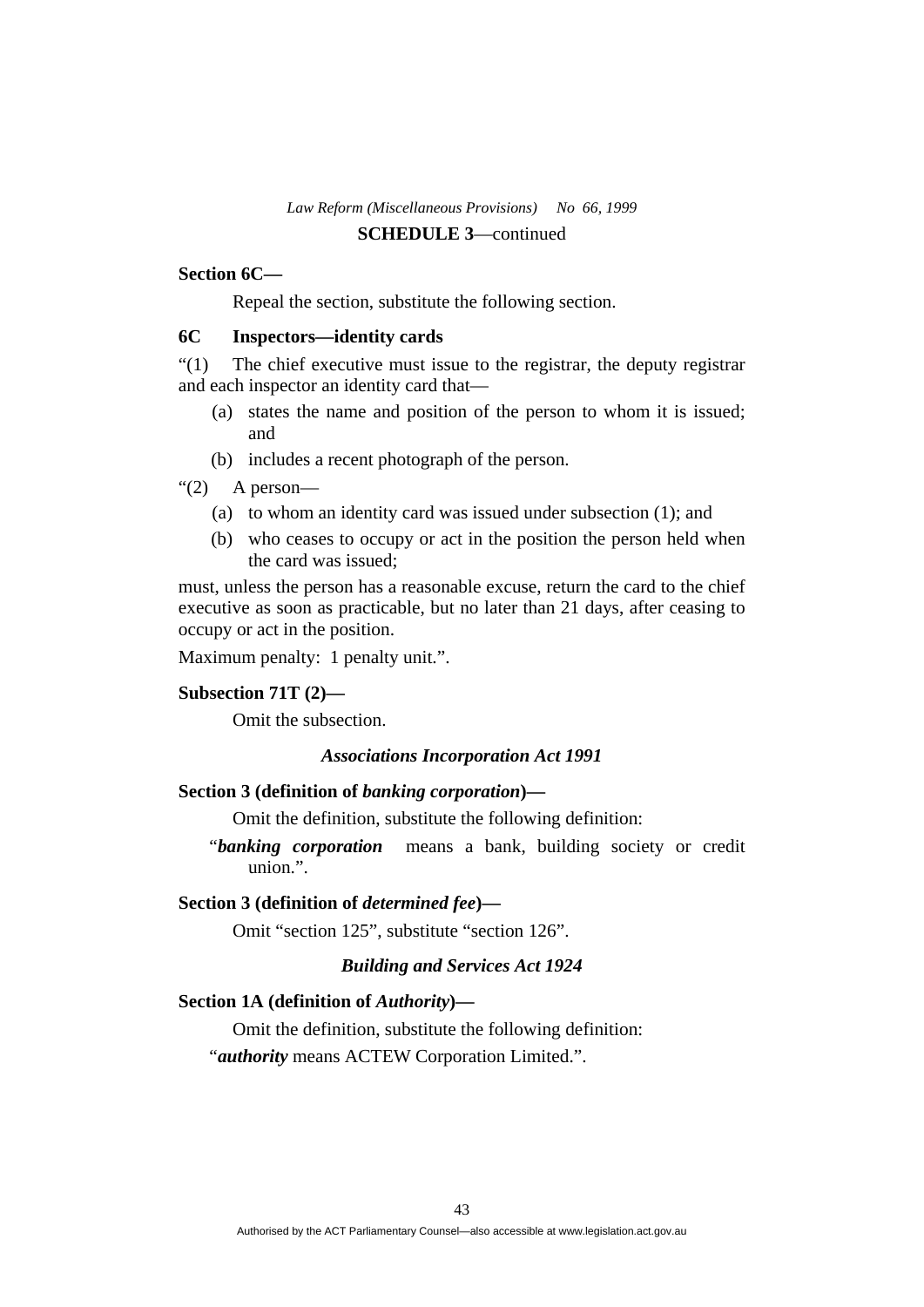**SCHEDULE 3**—continued

**Section 6C—**

Repeal the section, substitute the following section.

**6C Inspectors—identity cards**

"(1) The chief executive must issue to the registrar, the deputy registrar and each inspector an identity card that—

- (a) states the name and position of the person to whom it is issued; and
- (b) includes a recent photograph of the person.

"(2) A person—

- (a) to whom an identity card was issued under subsection (1); and
- (b) who ceases to occupy or act in the position the person held when the card was issued;

must, unless the person has a reasonable excuse, return the card to the chief executive as soon as practicable, but no later than 21 days, after ceasing to occupy or act in the position.

Maximum penalty: 1 penalty unit.".

**Subsection 71T (2)—**

Omit the subsection.

***Associations Incorporation Act 1991***

**Section 3 (definition of *banking corporation*)—**

Omit the definition, substitute the following definition:

"***banking corporation*** means a bank, building society or credit union.".

**Section 3 (definition of *determined fee*)—**

Omit "section 125", substitute "section 126".

***Building and Services Act 1924***

**Section 1A (definition of *Authority*)—**

Omit the definition, substitute the following definition:

"***authority*** means ACTEW Corporation Limited.".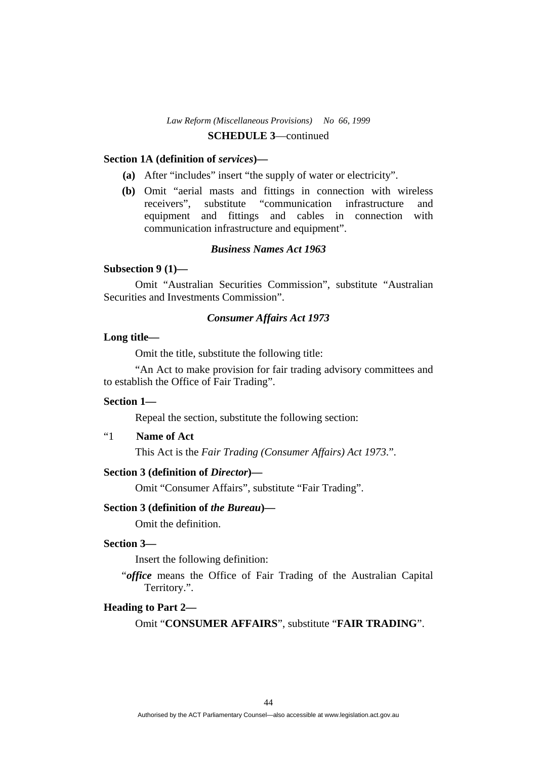**SCHEDULE 3**—continued

**Section 1A (definition of *services*)—**

**(a)** After "includes" insert "the supply of water or electricity".

**(b)** Omit "aerial masts and fittings in connection with wireless receivers", substitute "communication infrastructure and equipment and fittings and cables in connection with communication infrastructure and equipment".

### *Business Names Act 1963*

**Subsection 9 (1)—**

Omit "Australian Securities Commission", substitute "Australian Securities and Investments Commission".

### *Consumer Affairs Act 1973*

**Long title—**

Omit the title, substitute the following title:

"An Act to make provision for fair trading advisory committees and to establish the Office of Fair Trading".

**Section 1—**

Repeal the section, substitute the following section:

"1 **Name of Act**

This Act is the *Fair Trading (Consumer Affairs) Act 1973*.".

**Section 3 (definition of *Director*)—**

Omit "Consumer Affairs", substitute "Fair Trading".

**Section 3 (definition of *the Bureau*)—**

Omit the definition.

**Section 3—**

Insert the following definition:

"***office*** means the Office of Fair Trading of the Australian Capital Territory.".

**Heading to Part 2—**

Omit "**CONSUMER AFFAIRS**", substitute "**FAIR TRADING**".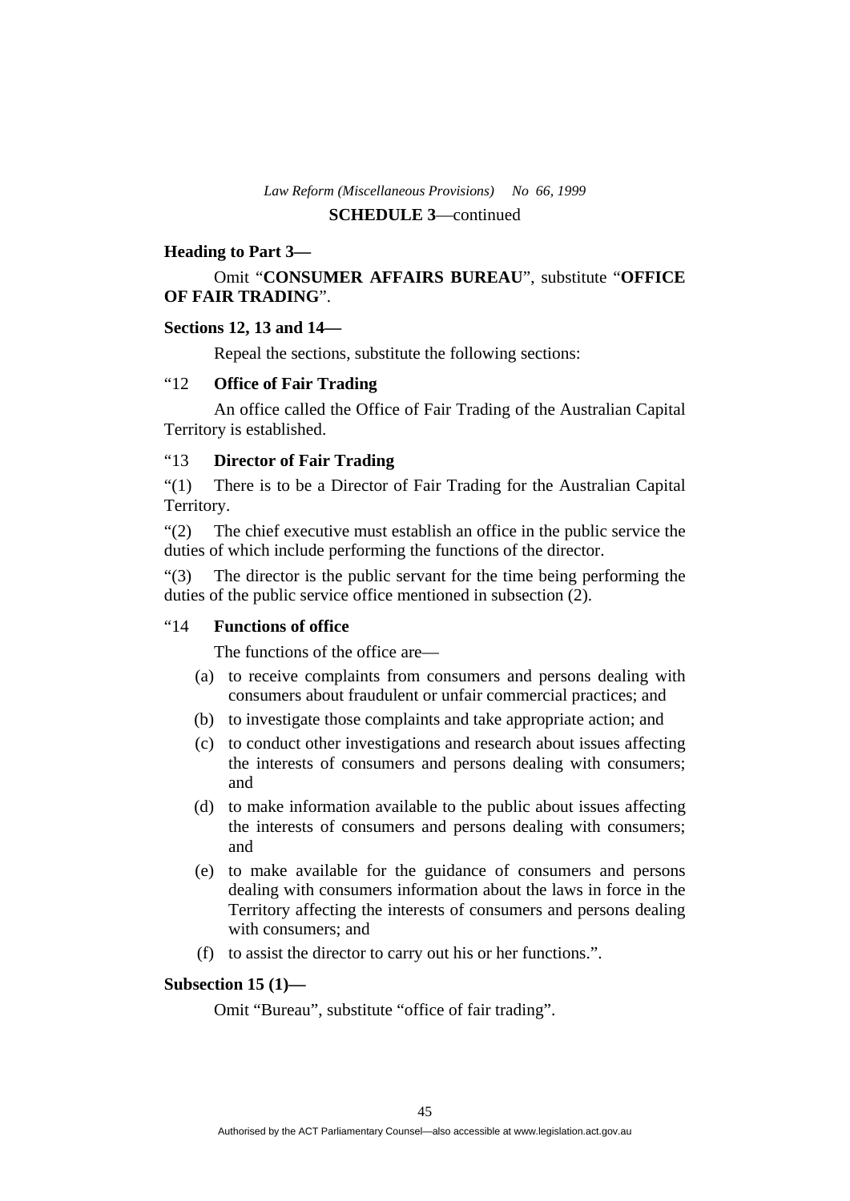**Heading to Part 3—**

Omit "**CONSUMER AFFAIRS BUREAU**", substitute "**OFFICE OF FAIR TRADING**".

**Sections 12, 13 and 14—**

Repeal the sections, substitute the following sections:

"12 **Office of Fair Trading**

An office called the Office of Fair Trading of the Australian Capital Territory is established.

"13 **Director of Fair Trading**

"(1) There is to be a Director of Fair Trading for the Australian Capital Territory.

"(2) The chief executive must establish an office in the public service the duties of which include performing the functions of the director.

"(3) The director is the public servant for the time being performing the duties of the public service office mentioned in subsection (2).

"14 **Functions of office**

The functions of the office are—

(a) to receive complaints from consumers and persons dealing with consumers about fraudulent or unfair commercial practices; and

(b) to investigate those complaints and take appropriate action; and

(c) to conduct other investigations and research about issues affecting the interests of consumers and persons dealing with consumers; and

(d) to make information available to the public about issues affecting the interests of consumers and persons dealing with consumers; and

(e) to make available for the guidance of consumers and persons dealing with consumers information about the laws in force in the Territory affecting the interests of consumers and persons dealing with consumers; and

(f) to assist the director to carry out his or her functions.".

**Subsection 15 (1)—**

Omit "Bureau", substitute "office of fair trading".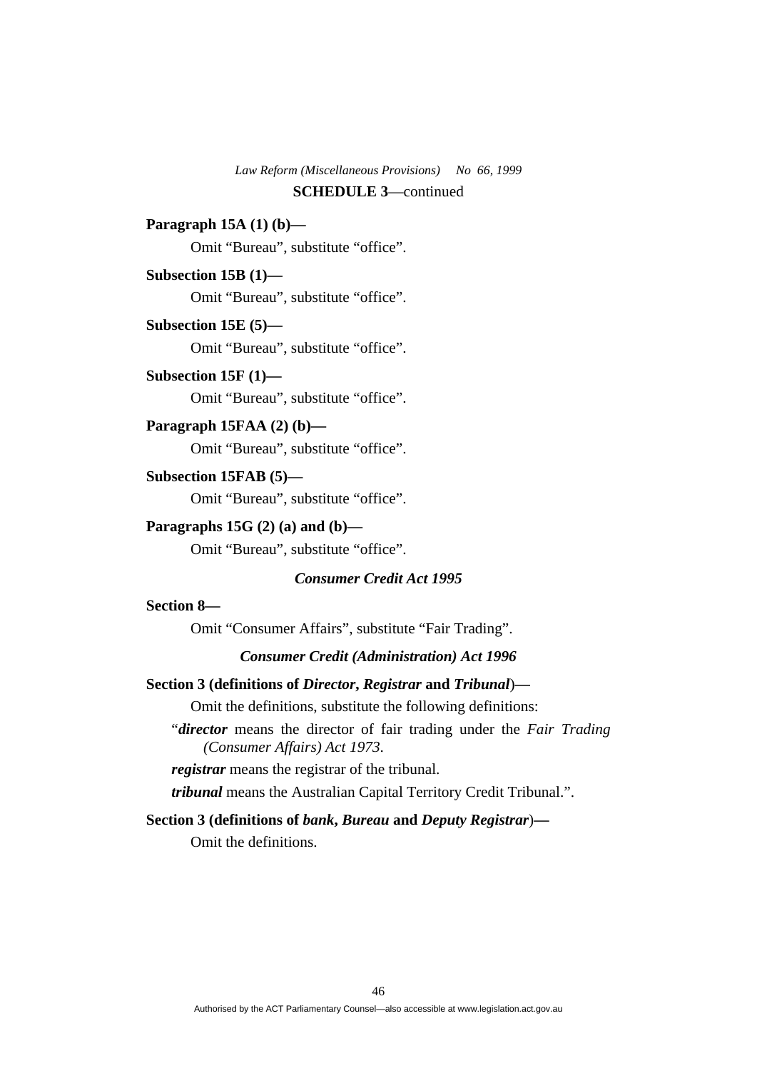**SCHEDULE 3**—continued

**Paragraph 15A (1) (b)—**

Omit "Bureau", substitute "office".

**Subsection 15B (1)—**

Omit "Bureau", substitute "office".

**Subsection 15E (5)—**

Omit "Bureau", substitute "office".

**Subsection 15F (1)—**

Omit "Bureau", substitute "office".

**Paragraph 15FAA (2) (b)—**

Omit "Bureau", substitute "office".

**Subsection 15FAB (5)—**

Omit "Bureau", substitute "office".

**Paragraphs 15G (2) (a) and (b)—**

Omit "Bureau", substitute "office".

### *Consumer Credit Act 1995*

**Section 8—**

Omit "Consumer Affairs", substitute "Fair Trading".

### *Consumer Credit (Administration) Act 1996*

**Section 3 (definitions of *Director*, *Registrar* and *Tribunal*)—**

Omit the definitions, substitute the following definitions:

"***director*** means the director of fair trading under the *Fair Trading (Consumer Affairs) Act 1973*.

***registrar*** means the registrar of the tribunal.

***tribunal*** means the Australian Capital Territory Credit Tribunal.".

**Section 3 (definitions of *bank*, *Bureau* and *Deputy Registrar*)—**

Omit the definitions.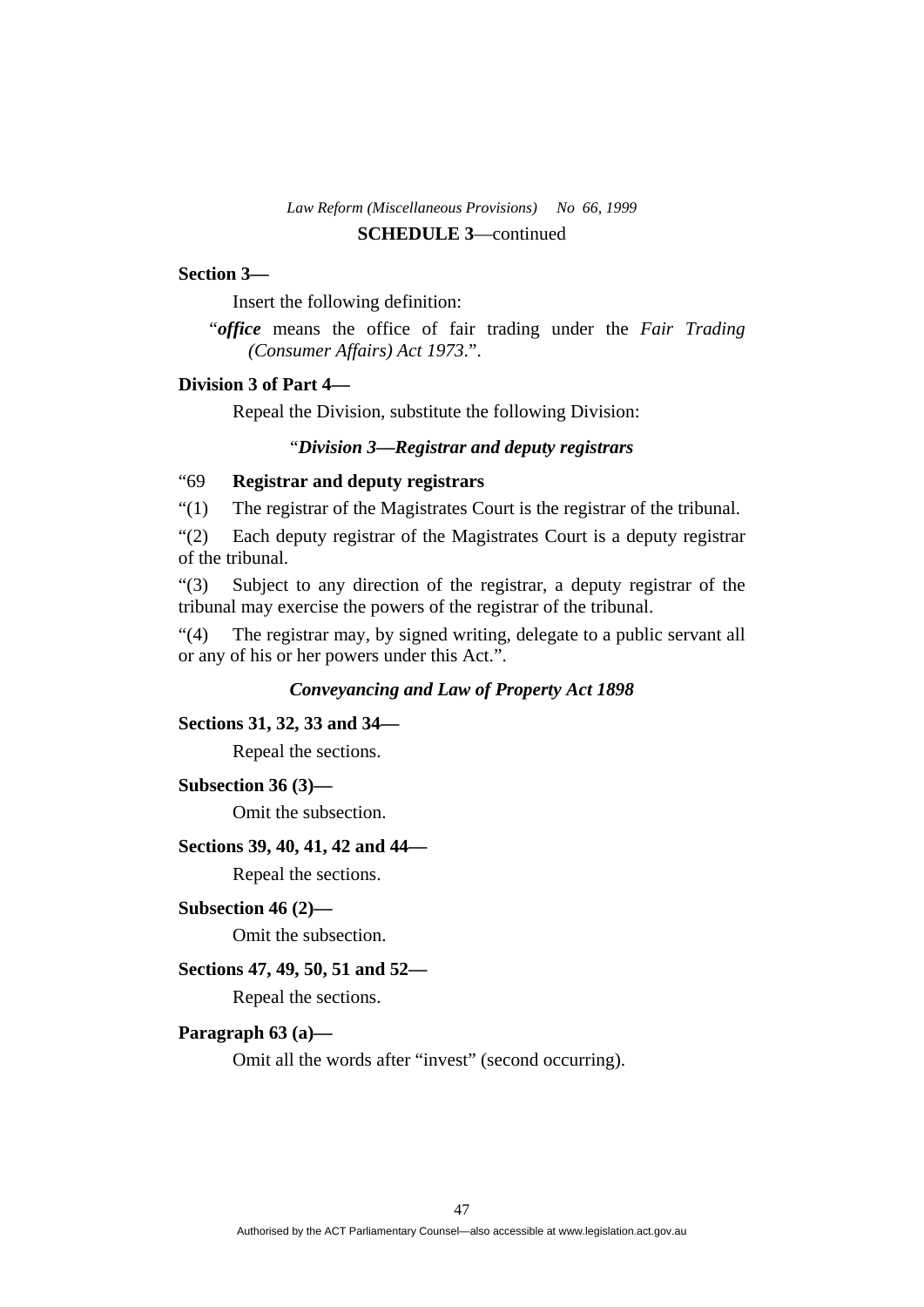**Section 3—**

Insert the following definition:

"***office*** means the office of fair trading under the *Fair Trading (Consumer Affairs) Act 1973*.".

**Division 3 of Part 4—**

Repeal the Division, substitute the following Division:

"***Division 3—Registrar and deputy registrars***

"69 **Registrar and deputy registrars**

"(1) The registrar of the Magistrates Court is the registrar of the tribunal.

"(2) Each deputy registrar of the Magistrates Court is a deputy registrar of the tribunal.

"(3) Subject to any direction of the registrar, a deputy registrar of the tribunal may exercise the powers of the registrar of the tribunal.

"(4) The registrar may, by signed writing, delegate to a public servant all or any of his or her powers under this Act.".

***Conveyancing and Law of Property Act 1898***

**Sections 31, 32, 33 and 34—**

Repeal the sections.

**Subsection 36 (3)—**

Omit the subsection.

**Sections 39, 40, 41, 42 and 44—**

Repeal the sections.

**Subsection 46 (2)—**

Omit the subsection.

**Sections 47, 49, 50, 51 and 52—**

Repeal the sections.

**Paragraph 63 (a)—**

Omit all the words after "invest" (second occurring).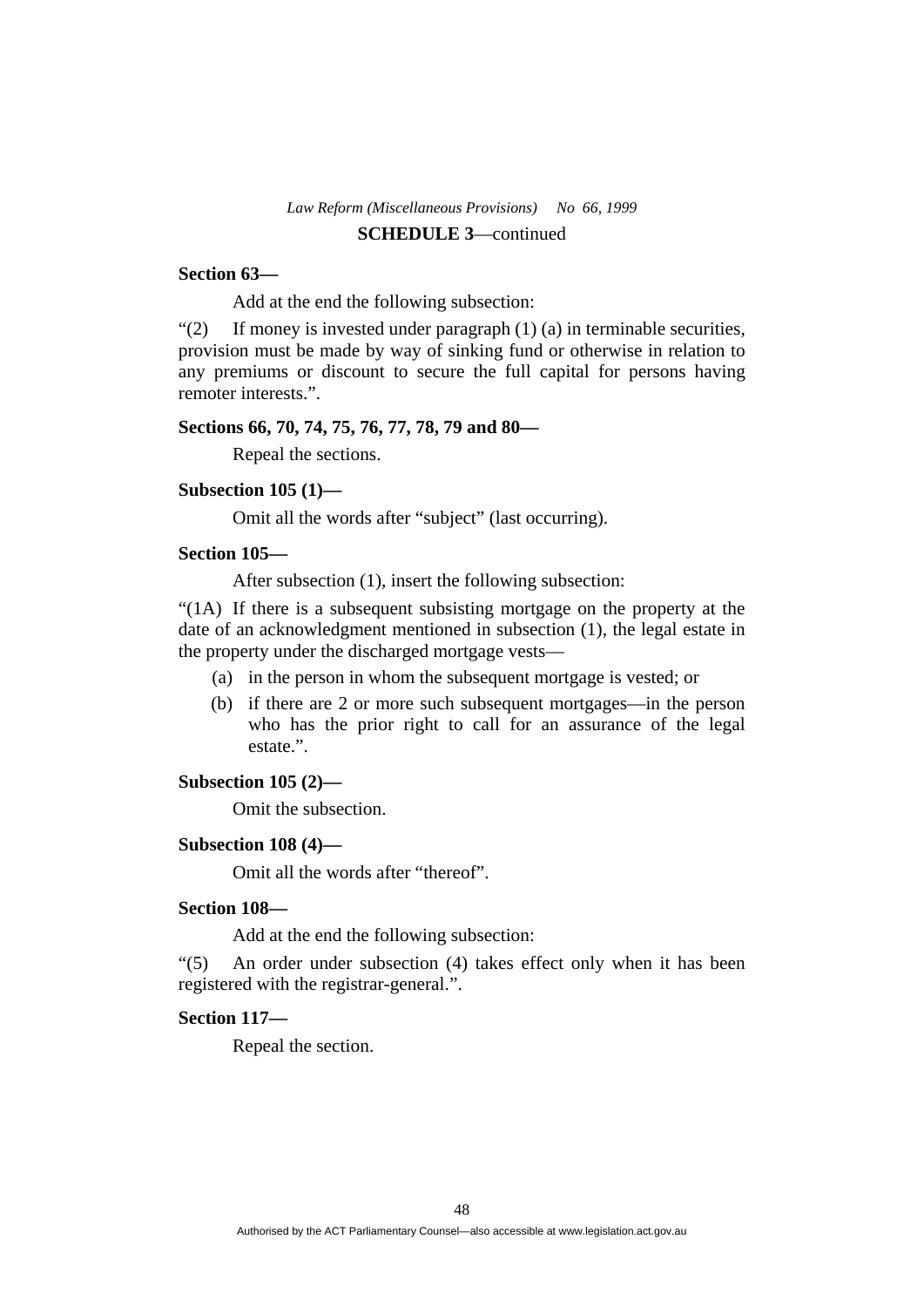**SCHEDULE 3**—continued

**Section 63—**

Add at the end the following subsection:

"(2) If money is invested under paragraph (1) (a) in terminable securities, provision must be made by way of sinking fund or otherwise in relation to any premiums or discount to secure the full capital for persons having remoter interests.".

**Sections 66, 70, 74, 75, 76, 77, 78, 79 and 80—**

Repeal the sections.

**Subsection 105 (1)—**

Omit all the words after "subject" (last occurring).

**Section 105—**

After subsection (1), insert the following subsection:

"(1A) If there is a subsequent subsisting mortgage on the property at the date of an acknowledgment mentioned in subsection (1), the legal estate in the property under the discharged mortgage vests—

(a) in the person in whom the subsequent mortgage is vested; or

(b) if there are 2 or more such subsequent mortgages—in the person who has the prior right to call for an assurance of the legal estate.".

**Subsection 105 (2)—**

Omit the subsection.

**Subsection 108 (4)—**

Omit all the words after "thereof".

**Section 108—**

Add at the end the following subsection:

"(5) An order under subsection (4) takes effect only when it has been registered with the registrar-general.".

**Section 117—**

Repeal the section.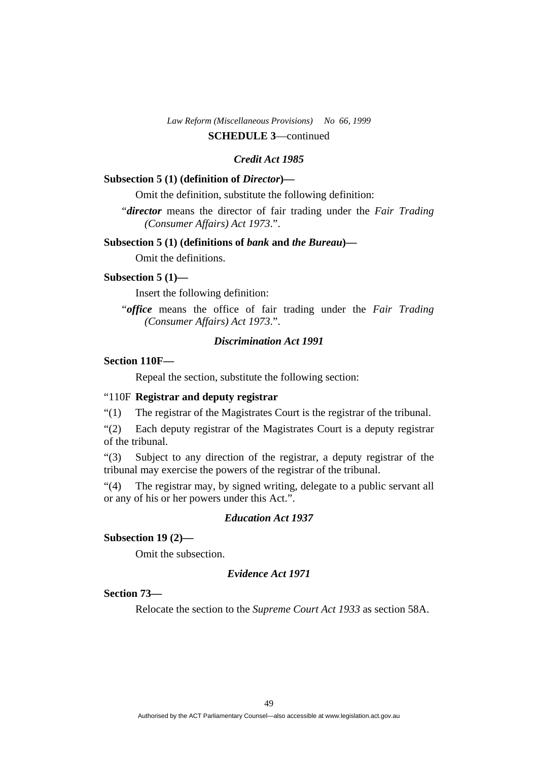**SCHEDULE 3**—continued

### *Credit Act 1985*

**Subsection 5 (1) (definition of *Director*)—**

Omit the definition, substitute the following definition:

"***director*** means the director of fair trading under the *Fair Trading (Consumer Affairs) Act 1973*.".

**Subsection 5 (1) (definitions of *bank* and *the Bureau*)—**

Omit the definitions.

**Subsection 5 (1)—**

Insert the following definition:

"***office*** means the office of fair trading under the *Fair Trading (Consumer Affairs) Act 1973*.".

### *Discrimination Act 1991*

**Section 110F—**

Repeal the section, substitute the following section:

"110F **Registrar and deputy registrar**

"(1) The registrar of the Magistrates Court is the registrar of the tribunal.

"(2) Each deputy registrar of the Magistrates Court is a deputy registrar of the tribunal.

"(3) Subject to any direction of the registrar, a deputy registrar of the tribunal may exercise the powers of the registrar of the tribunal.

"(4) The registrar may, by signed writing, delegate to a public servant all or any of his or her powers under this Act.".

### *Education Act 1937*

**Subsection 19 (2)—**

Omit the subsection.

### *Evidence Act 1971*

**Section 73—**

Relocate the section to the *Supreme Court Act 1933* as section 58A.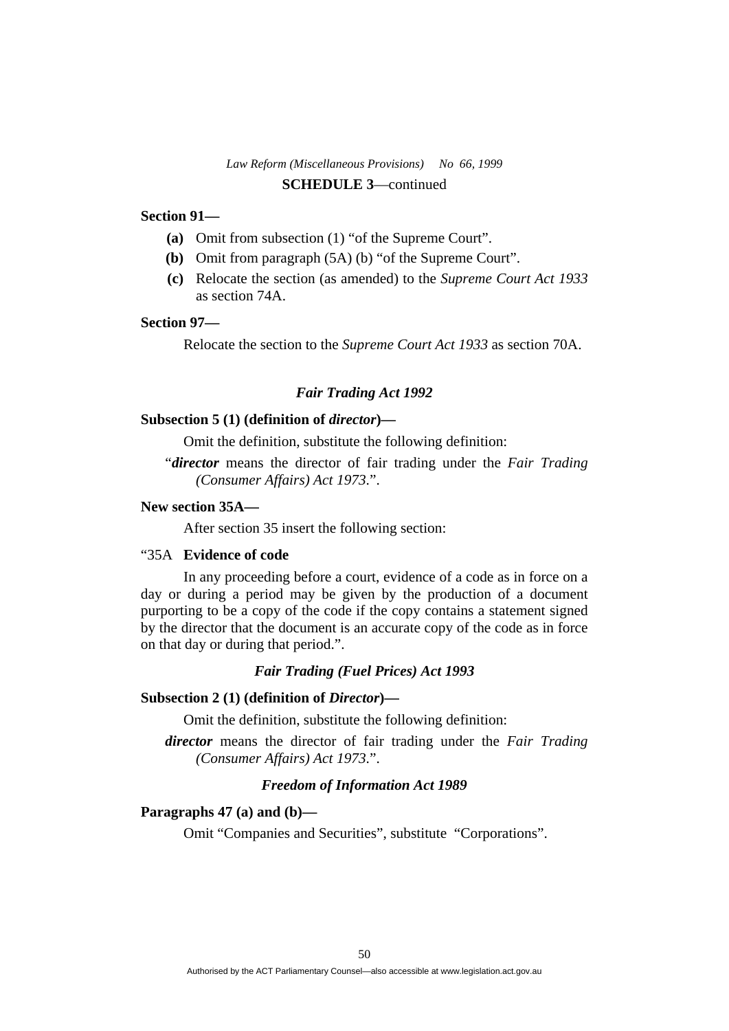**SCHEDULE 3**—continued

**Section 91—**

- **(a)** Omit from subsection (1) "of the Supreme Court".
- **(b)** Omit from paragraph (5A) (b) "of the Supreme Court".
- **(c)** Relocate the section (as amended) to the *Supreme Court Act 1933* as section 74A.

**Section 97—**

Relocate the section to the *Supreme Court Act 1933* as section 70A.

### *Fair Trading Act 1992*

**Subsection 5 (1) (definition of *director*)—**

Omit the definition, substitute the following definition:

"***director*** means the director of fair trading under the *Fair Trading (Consumer Affairs) Act 1973*.".

**New section 35A—**

After section 35 insert the following section:

"35A **Evidence of code**

In any proceeding before a court, evidence of a code as in force on a day or during a period may be given by the production of a document purporting to be a copy of the code if the copy contains a statement signed by the director that the document is an accurate copy of the code as in force on that day or during that period.".

### *Fair Trading (Fuel Prices) Act 1993*

**Subsection 2 (1) (definition of *Director*)—**

Omit the definition, substitute the following definition:

***director*** means the director of fair trading under the *Fair Trading (Consumer Affairs) Act 1973*.".

### *Freedom of Information Act 1989*

**Paragraphs 47 (a) and (b)—**

Omit "Companies and Securities", substitute "Corporations".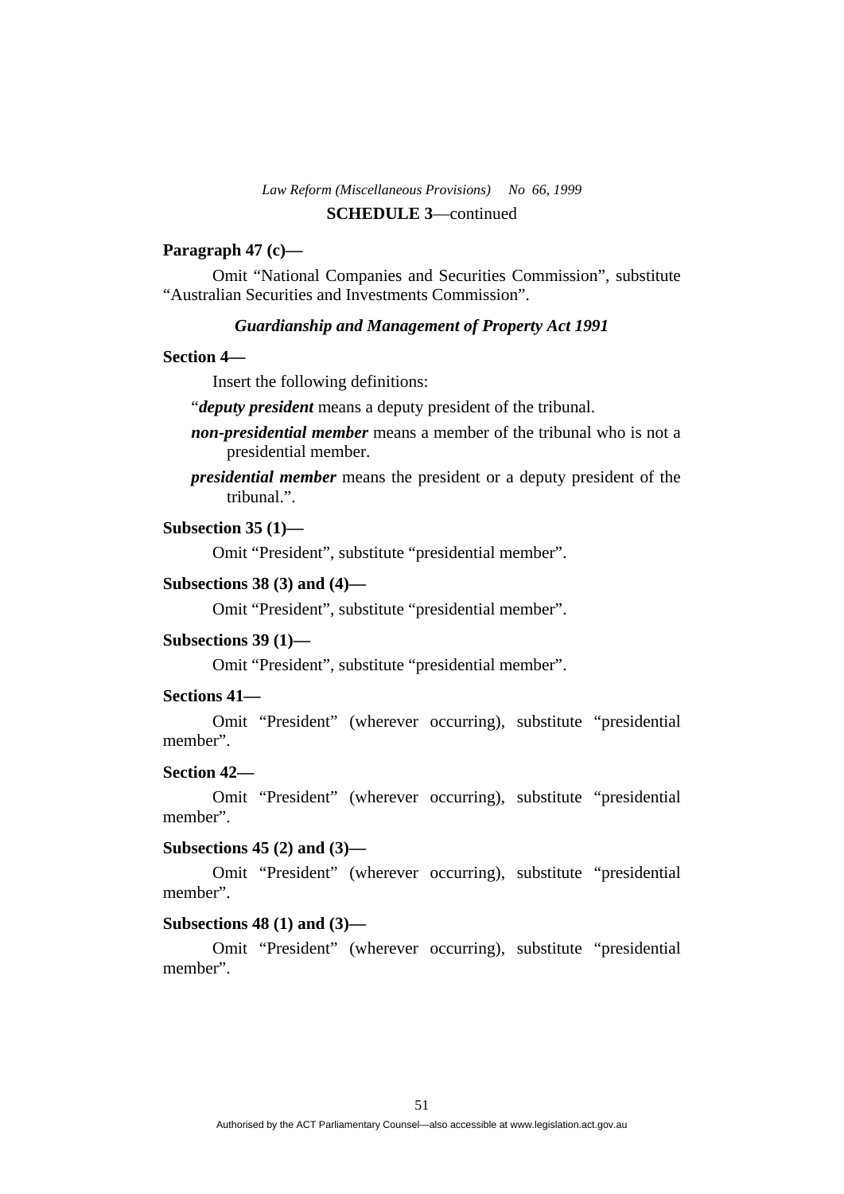**SCHEDULE 3**—continued

**Paragraph 47 (c)—**

Omit "National Companies and Securities Commission", substitute "Australian Securities and Investments Commission".

***Guardianship and Management of Property Act 1991***

**Section 4—**

Insert the following definitions:

"***deputy president*** means a deputy president of the tribunal.

***non-presidential member*** means a member of the tribunal who is not a presidential member.

***presidential member*** means the president or a deputy president of the tribunal.".

**Subsection 35 (1)—**

Omit "President", substitute "presidential member".

**Subsections 38 (3) and (4)—**

Omit "President", substitute "presidential member".

**Subsections 39 (1)—**

Omit "President", substitute "presidential member".

**Sections 41—**

Omit "President" (wherever occurring), substitute "presidential member".

**Section 42—**

Omit "President" (wherever occurring), substitute "presidential member".

**Subsections 45 (2) and (3)—**

Omit "President" (wherever occurring), substitute "presidential member".

**Subsections 48 (1) and (3)—**

Omit "President" (wherever occurring), substitute "presidential member".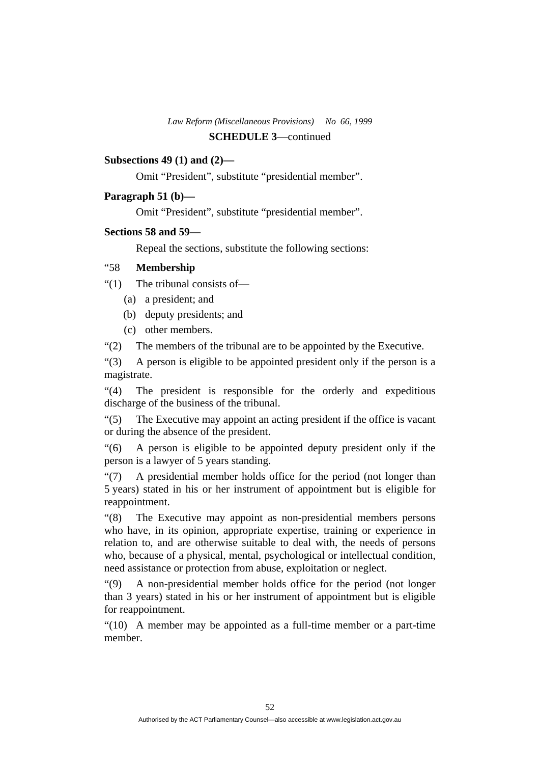**SCHEDULE 3**—continued

**Subsections 49 (1) and (2)—**

Omit “President”, substitute “presidential member”.

**Paragraph 51 (b)—**

Omit “President”, substitute “presidential member”.

**Sections 58 and 59—**

Repeal the sections, substitute the following sections:

“58 **Membership**

“(1) The tribunal consists of—

(a) a president; and

(b) deputy presidents; and

(c) other members.

“(2) The members of the tribunal are to be appointed by the Executive.

“(3) A person is eligible to be appointed president only if the person is a magistrate.

“(4) The president is responsible for the orderly and expeditious discharge of the business of the tribunal.

“(5) The Executive may appoint an acting president if the office is vacant or during the absence of the president.

“(6) A person is eligible to be appointed deputy president only if the person is a lawyer of 5 years standing.

“(7) A presidential member holds office for the period (not longer than 5 years) stated in his or her instrument of appointment but is eligible for reappointment.

“(8) The Executive may appoint as non-presidential members persons who have, in its opinion, appropriate expertise, training or experience in relation to, and are otherwise suitable to deal with, the needs of persons who, because of a physical, mental, psychological or intellectual condition, need assistance or protection from abuse, exploitation or neglect.

“(9) A non-presidential member holds office for the period (not longer than 3 years) stated in his or her instrument of appointment but is eligible for reappointment.

“(10) A member may be appointed as a full-time member or a part-time member.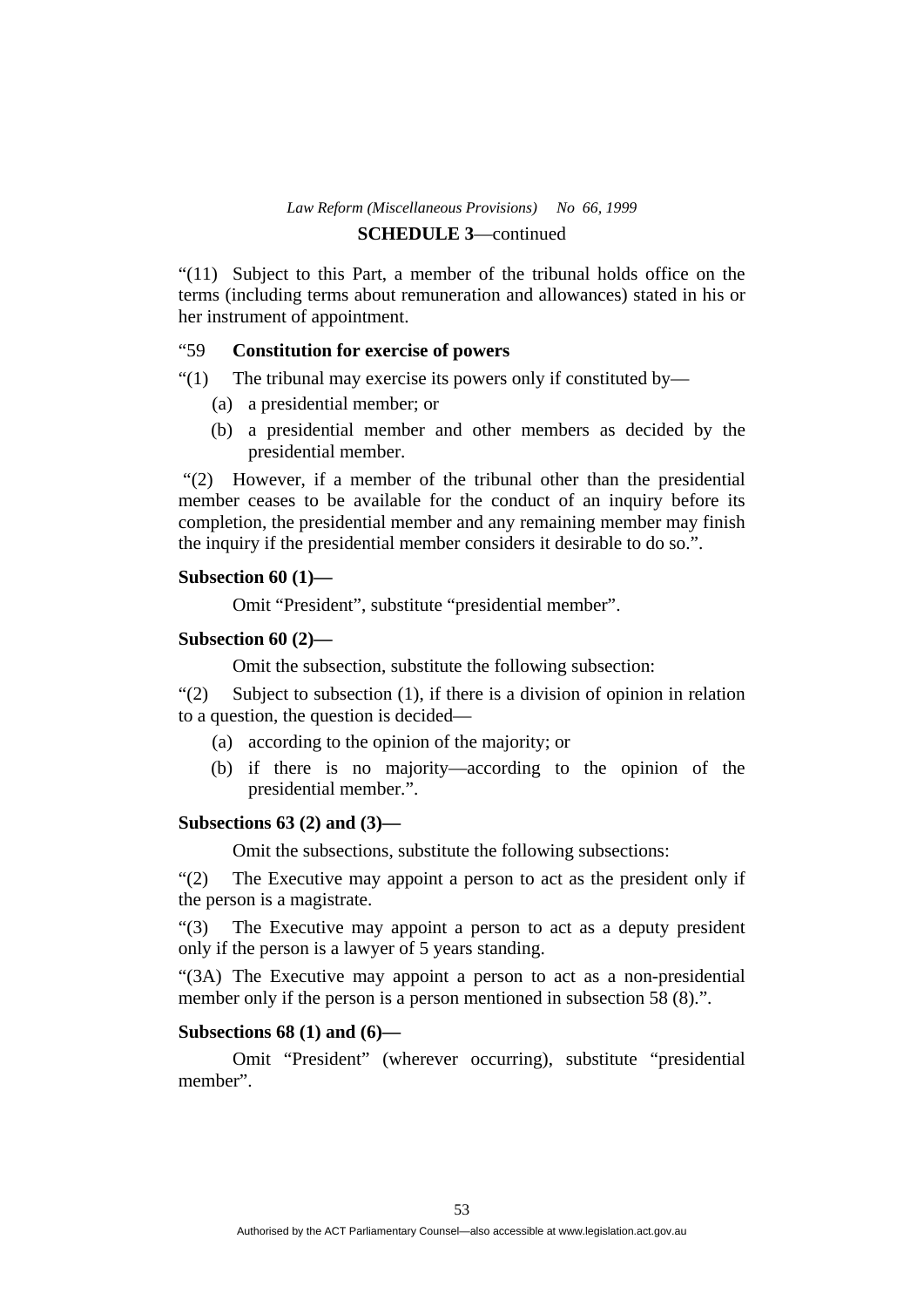“(11) Subject to this Part, a member of the tribunal holds office on the terms (including terms about remuneration and allowances) stated in his or her instrument of appointment.

“59 **Constitution for exercise of powers**

“(1) The tribunal may exercise its powers only if constituted by—

(a) a presidential member; or

(b) a presidential member and other members as decided by the presidential member.

“(2) However, if a member of the tribunal other than the presidential member ceases to be available for the conduct of an inquiry before its completion, the presidential member and any remaining member may finish the inquiry if the presidential member considers it desirable to do so.”.

**Subsection 60 (1)—**

Omit “President”, substitute “presidential member”.

**Subsection 60 (2)—**

Omit the subsection, substitute the following subsection:

“(2) Subject to subsection (1), if there is a division of opinion in relation to a question, the question is decided—

(a) according to the opinion of the majority; or

(b) if there is no majority—according to the opinion of the presidential member.”.

**Subsections 63 (2) and (3)—**

Omit the subsections, substitute the following subsections:

“(2) The Executive may appoint a person to act as the president only if the person is a magistrate.

“(3) The Executive may appoint a person to act as a deputy president only if the person is a lawyer of 5 years standing.

“(3A) The Executive may appoint a person to act as a non-presidential member only if the person is a person mentioned in subsection 58 (8).”.

**Subsections 68 (1) and (6)—**

Omit “President” (wherever occurring), substitute “presidential member”.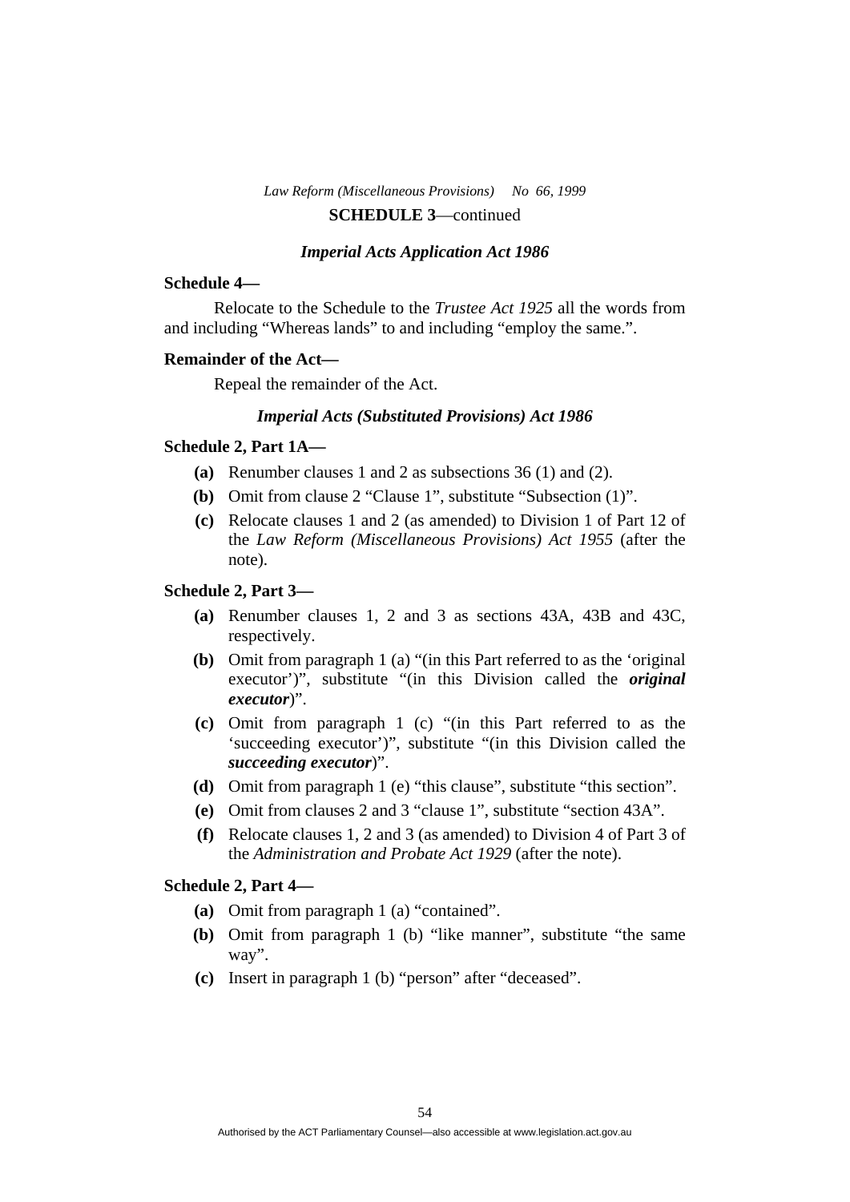**SCHEDULE 3**—continued

### *Imperial Acts Application Act 1986*

**Schedule 4—**

Relocate to the Schedule to the *Trustee Act 1925* all the words from and including "Whereas lands" to and including "employ the same.".

**Remainder of the Act—**

Repeal the remainder of the Act.

### *Imperial Acts (Substituted Provisions) Act 1986*

**Schedule 2, Part 1A—**

- **(a)** Renumber clauses 1 and 2 as subsections 36 (1) and (2).
- **(b)** Omit from clause 2 "Clause 1", substitute "Subsection (1)".
- **(c)** Relocate clauses 1 and 2 (as amended) to Division 1 of Part 12 of the *Law Reform (Miscellaneous Provisions) Act 1955* (after the note).

**Schedule 2, Part 3—**

- **(a)** Renumber clauses 1, 2 and 3 as sections 43A, 43B and 43C, respectively.
- **(b)** Omit from paragraph 1 (a) "(in this Part referred to as the 'original executor')", substitute "(in this Division called the ***original executor***)".
- **(c)** Omit from paragraph 1 (c) "(in this Part referred to as the 'succeeding executor')", substitute "(in this Division called the ***succeeding executor***)".
- **(d)** Omit from paragraph 1 (e) "this clause", substitute "this section".
- **(e)** Omit from clauses 2 and 3 "clause 1", substitute "section 43A".
- **(f)** Relocate clauses 1, 2 and 3 (as amended) to Division 4 of Part 3 of the *Administration and Probate Act 1929* (after the note).

**Schedule 2, Part 4—**

- **(a)** Omit from paragraph 1 (a) "contained".
- **(b)** Omit from paragraph 1 (b) "like manner", substitute "the same way".
- **(c)** Insert in paragraph 1 (b) "person" after "deceased".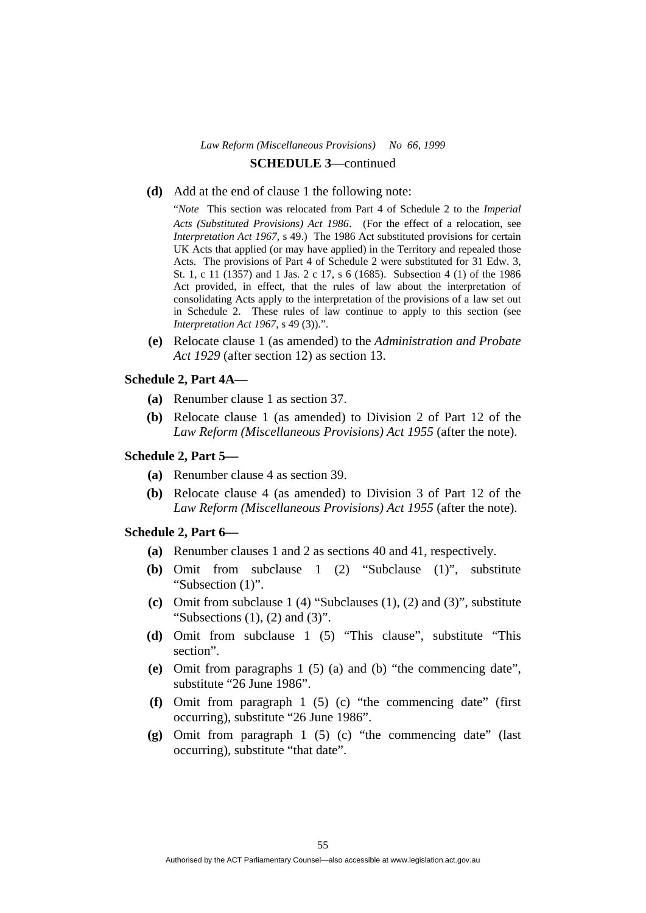**SCHEDULE 3**—continued

**(d)** Add at the end of clause 1 the following note:

"*Note* This section was relocated from Part 4 of Schedule 2 to the *Imperial Acts (Substituted Provisions) Act 1986*. (For the effect of a relocation, see *Interpretation Act 1967*, s 49.) The 1986 Act substituted provisions for certain UK Acts that applied (or may have applied) in the Territory and repealed those Acts. The provisions of Part 4 of Schedule 2 were substituted for 31 Edw. 3, St. 1, c 11 (1357) and 1 Jas. 2 c 17, s 6 (1685). Subsection 4 (1) of the 1986 Act provided, in effect, that the rules of law about the interpretation of consolidating Acts apply to the interpretation of the provisions of a law set out in Schedule 2. These rules of law continue to apply to this section (see *Interpretation Act 1967*, s 49 (3)).".

**(e)** Relocate clause 1 (as amended) to the *Administration and Probate Act 1929* (after section 12) as section 13.

**Schedule 2, Part 4A—**

**(a)** Renumber clause 1 as section 37.

**(b)** Relocate clause 1 (as amended) to Division 2 of Part 12 of the *Law Reform (Miscellaneous Provisions) Act 1955* (after the note).

**Schedule 2, Part 5—**

**(a)** Renumber clause 4 as section 39.

**(b)** Relocate clause 4 (as amended) to Division 3 of Part 12 of the *Law Reform (Miscellaneous Provisions) Act 1955* (after the note).

**Schedule 2, Part 6—**

**(a)** Renumber clauses 1 and 2 as sections 40 and 41, respectively.

**(b)** Omit from subclause 1 (2) "Subclause (1)", substitute "Subsection (1)".

**(c)** Omit from subclause 1 (4) "Subclauses (1), (2) and (3)", substitute "Subsections (1), (2) and (3)".

**(d)** Omit from subclause 1 (5) "This clause", substitute "This section".

**(e)** Omit from paragraphs 1 (5) (a) and (b) "the commencing date", substitute "26 June 1986".

**(f)** Omit from paragraph 1 (5) (c) "the commencing date" (first occurring), substitute "26 June 1986".

**(g)** Omit from paragraph 1 (5) (c) "the commencing date" (last occurring), substitute "that date".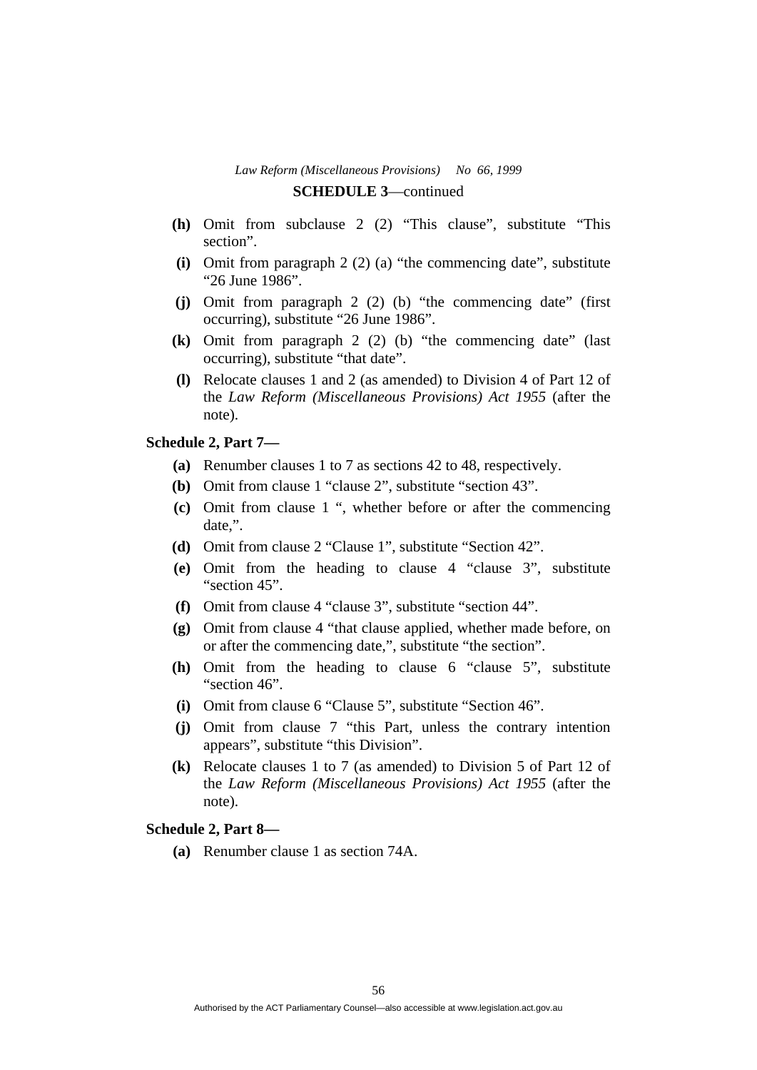**SCHEDULE 3**—continued

- **(h)** Omit from subclause 2 (2) "This clause", substitute "This section".
- **(i)** Omit from paragraph 2 (2) (a) "the commencing date", substitute "26 June 1986".
- **(j)** Omit from paragraph 2 (2) (b) "the commencing date" (first occurring), substitute "26 June 1986".
- **(k)** Omit from paragraph 2 (2) (b) "the commencing date" (last occurring), substitute "that date".
- **(l)** Relocate clauses 1 and 2 (as amended) to Division 4 of Part 12 of the *Law Reform (Miscellaneous Provisions) Act 1955* (after the note).

**Schedule 2, Part 7—**

- **(a)** Renumber clauses 1 to 7 as sections 42 to 48, respectively.
- **(b)** Omit from clause 1 "clause 2", substitute "section 43".
- **(c)** Omit from clause 1 ", whether before or after the commencing date,".
- **(d)** Omit from clause 2 "Clause 1", substitute "Section 42".
- **(e)** Omit from the heading to clause 4 "clause 3", substitute "section 45".
- **(f)** Omit from clause 4 "clause 3", substitute "section 44".
- **(g)** Omit from clause 4 "that clause applied, whether made before, on or after the commencing date,", substitute "the section".
- **(h)** Omit from the heading to clause 6 "clause 5", substitute "section 46".
- **(i)** Omit from clause 6 "Clause 5", substitute "Section 46".
- **(j)** Omit from clause 7 "this Part, unless the contrary intention appears", substitute "this Division".
- **(k)** Relocate clauses 1 to 7 (as amended) to Division 5 of Part 12 of the *Law Reform (Miscellaneous Provisions) Act 1955* (after the note).

**Schedule 2, Part 8—**

- **(a)** Renumber clause 1 as section 74A.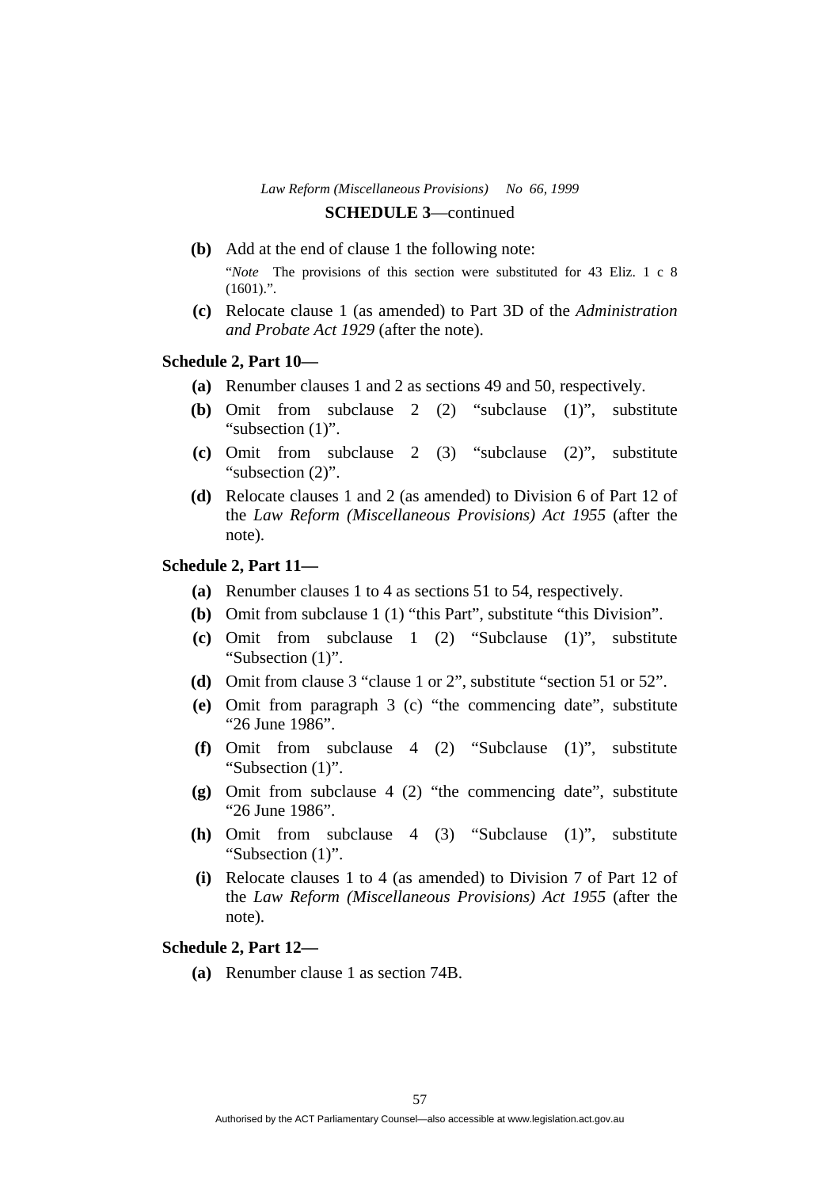**SCHEDULE 3**—continued

**(b)** Add at the end of clause 1 the following note:

"*Note* The provisions of this section were substituted for 43 Eliz. 1 c 8 (1601).".

**(c)** Relocate clause 1 (as amended) to Part 3D of the *Administration and Probate Act 1929* (after the note).

**Schedule 2, Part 10—**

**(a)** Renumber clauses 1 and 2 as sections 49 and 50, respectively.

**(b)** Omit from subclause 2 (2) "subclause (1)", substitute "subsection (1)".

**(c)** Omit from subclause 2 (3) "subclause (2)", substitute "subsection (2)".

**(d)** Relocate clauses 1 and 2 (as amended) to Division 6 of Part 12 of the *Law Reform (Miscellaneous Provisions) Act 1955* (after the note).

**Schedule 2, Part 11—**

**(a)** Renumber clauses 1 to 4 as sections 51 to 54, respectively.

**(b)** Omit from subclause 1 (1) "this Part", substitute "this Division".

**(c)** Omit from subclause 1 (2) "Subclause (1)", substitute "Subsection (1)".

**(d)** Omit from clause 3 "clause 1 or 2", substitute "section 51 or 52".

**(e)** Omit from paragraph 3 (c) "the commencing date", substitute "26 June 1986".

**(f)** Omit from subclause 4 (2) "Subclause (1)", substitute "Subsection (1)".

**(g)** Omit from subclause 4 (2) "the commencing date", substitute "26 June 1986".

**(h)** Omit from subclause 4 (3) "Subclause (1)", substitute "Subsection (1)".

**(i)** Relocate clauses 1 to 4 (as amended) to Division 7 of Part 12 of the *Law Reform (Miscellaneous Provisions) Act 1955* (after the note).

**Schedule 2, Part 12—**

**(a)** Renumber clause 1 as section 74B.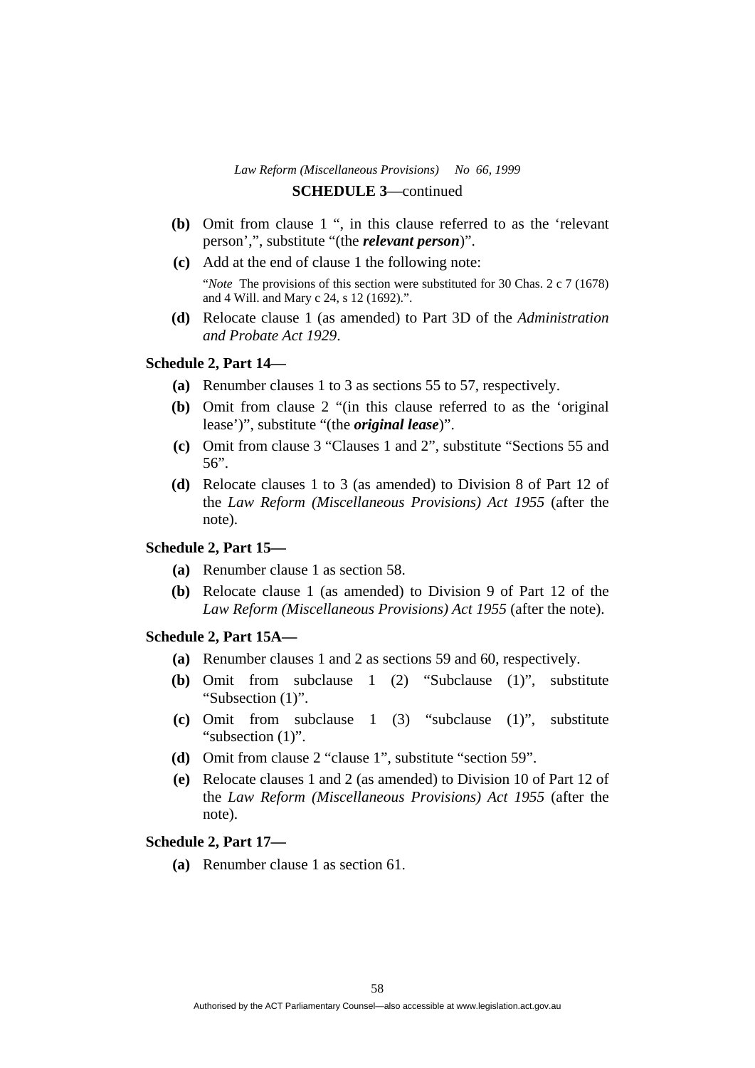**SCHEDULE 3**—continued

**(b)** Omit from clause 1 ", in this clause referred to as the 'relevant person',", substitute "(the ***relevant person***)".

**(c)** Add at the end of clause 1 the following note:

"*Note* The provisions of this section were substituted for 30 Chas. 2 c 7 (1678) and 4 Will. and Mary c 24, s 12 (1692).".

**(d)** Relocate clause 1 (as amended) to Part 3D of the *Administration and Probate Act 1929*.

**Schedule 2, Part 14—**

**(a)** Renumber clauses 1 to 3 as sections 55 to 57, respectively.

**(b)** Omit from clause 2 "(in this clause referred to as the 'original lease')", substitute "(the ***original lease***)".

**(c)** Omit from clause 3 "Clauses 1 and 2", substitute "Sections 55 and 56".

**(d)** Relocate clauses 1 to 3 (as amended) to Division 8 of Part 12 of the *Law Reform (Miscellaneous Provisions) Act 1955* (after the note).

**Schedule 2, Part 15—**

**(a)** Renumber clause 1 as section 58.

**(b)** Relocate clause 1 (as amended) to Division 9 of Part 12 of the *Law Reform (Miscellaneous Provisions) Act 1955* (after the note).

**Schedule 2, Part 15A—**

**(a)** Renumber clauses 1 and 2 as sections 59 and 60, respectively.

**(b)** Omit from subclause 1 (2) "Subclause (1)", substitute "Subsection (1)".

**(c)** Omit from subclause 1 (3) "subclause (1)", substitute "subsection (1)".

**(d)** Omit from clause 2 "clause 1", substitute "section 59".

**(e)** Relocate clauses 1 and 2 (as amended) to Division 10 of Part 12 of the *Law Reform (Miscellaneous Provisions) Act 1955* (after the note).

**Schedule 2, Part 17—**

**(a)** Renumber clause 1 as section 61.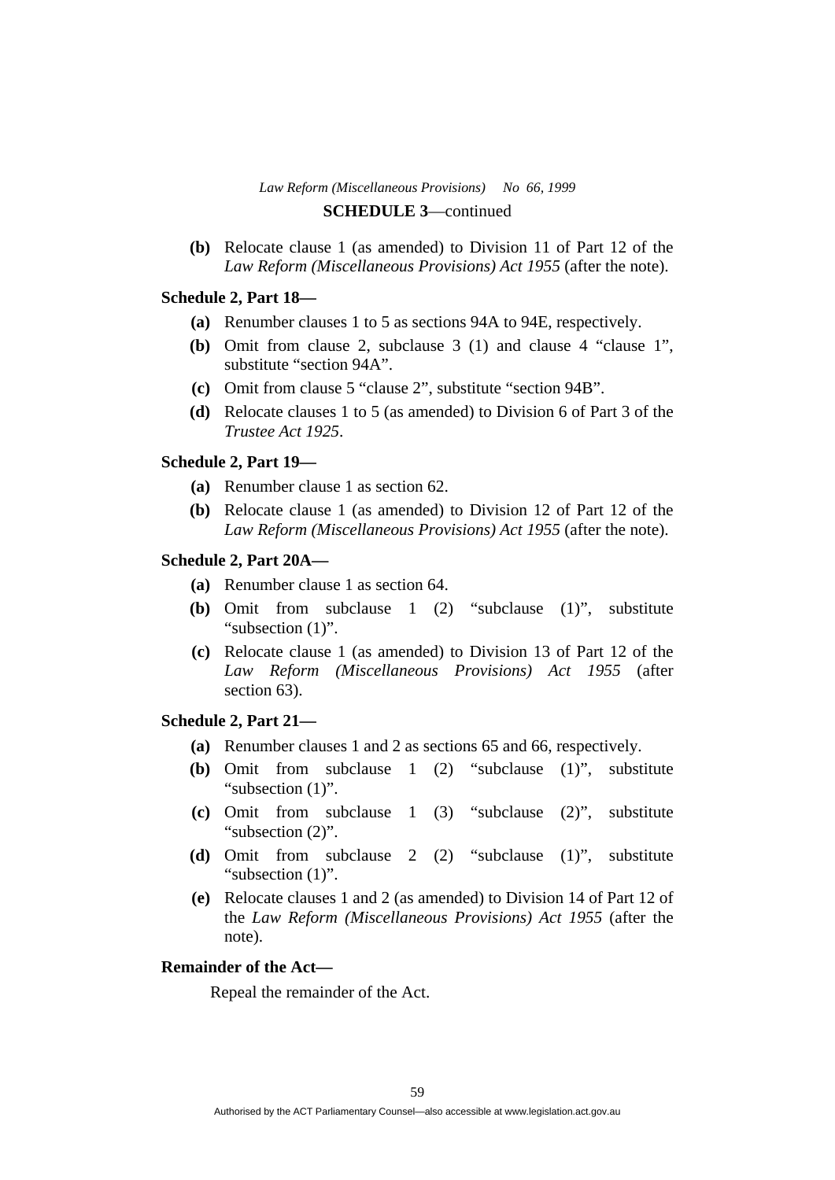**(b)** Relocate clause 1 (as amended) to Division 11 of Part 12 of the *Law Reform (Miscellaneous Provisions) Act 1955* (after the note).

**Schedule 2, Part 18—**

**(a)** Renumber clauses 1 to 5 as sections 94A to 94E, respectively.

**(b)** Omit from clause 2, subclause 3 (1) and clause 4 "clause 1", substitute "section 94A".

**(c)** Omit from clause 5 "clause 2", substitute "section 94B".

**(d)** Relocate clauses 1 to 5 (as amended) to Division 6 of Part 3 of the *Trustee Act 1925*.

**Schedule 2, Part 19—**

**(a)** Renumber clause 1 as section 62.

**(b)** Relocate clause 1 (as amended) to Division 12 of Part 12 of the *Law Reform (Miscellaneous Provisions) Act 1955* (after the note).

**Schedule 2, Part 20A—**

**(a)** Renumber clause 1 as section 64.

**(b)** Omit from subclause 1 (2) "subclause (1)", substitute "subsection (1)".

**(c)** Relocate clause 1 (as amended) to Division 13 of Part 12 of the *Law Reform (Miscellaneous Provisions) Act 1955* (after section 63).

**Schedule 2, Part 21—**

**(a)** Renumber clauses 1 and 2 as sections 65 and 66, respectively.

**(b)** Omit from subclause 1 (2) "subclause (1)", substitute "subsection (1)".

**(c)** Omit from subclause 1 (3) "subclause (2)", substitute "subsection (2)".

**(d)** Omit from subclause 2 (2) "subclause (1)", substitute "subsection (1)".

**(e)** Relocate clauses 1 and 2 (as amended) to Division 14 of Part 12 of the *Law Reform (Miscellaneous Provisions) Act 1955* (after the note).

**Remainder of the Act—**

Repeal the remainder of the Act.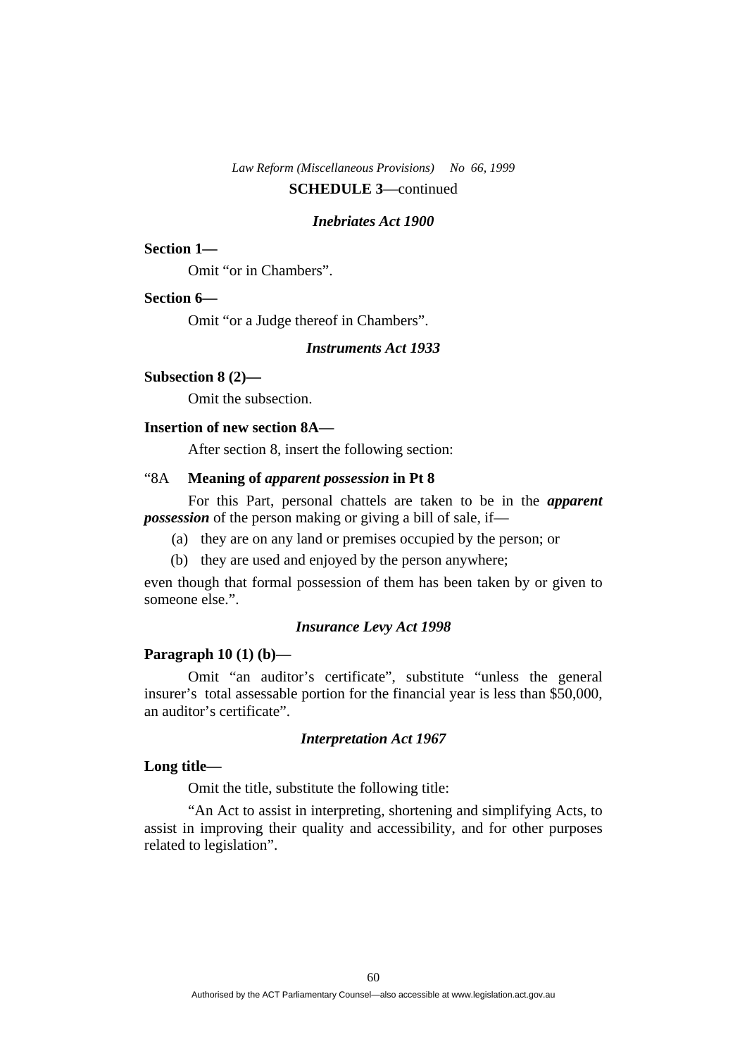**SCHEDULE 3**—continued

### *Inebriates Act 1900*

**Section 1—**

Omit "or in Chambers".

**Section 6—**

Omit "or a Judge thereof in Chambers".

### *Instruments Act 1933*

**Subsection 8 (2)—**

Omit the subsection.

**Insertion of new section 8A—**

After section 8, insert the following section:

"8A **Meaning of *apparent possession* in Pt 8**

For this Part, personal chattels are taken to be in the ***apparent possession*** of the person making or giving a bill of sale, if—

(a) they are on any land or premises occupied by the person; or

(b) they are used and enjoyed by the person anywhere;

even though that formal possession of them has been taken by or given to someone else.".

### *Insurance Levy Act 1998*

**Paragraph 10 (1) (b)—**

Omit "an auditor's certificate", substitute "unless the general insurer's total assessable portion for the financial year is less than $50,000, an auditor's certificate".

### *Interpretation Act 1967*

**Long title—**

Omit the title, substitute the following title:

"An Act to assist in interpreting, shortening and simplifying Acts, to assist in improving their quality and accessibility, and for other purposes related to legislation".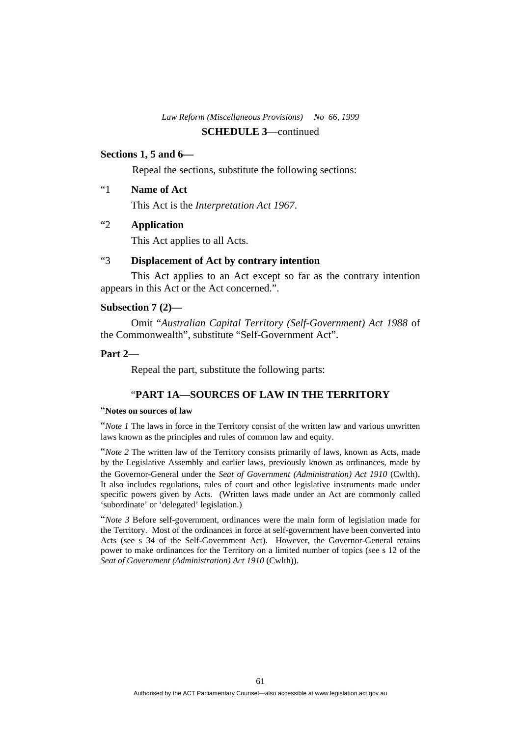**SCHEDULE 3**—continued

**Sections 1, 5 and 6—**

Repeal the sections, substitute the following sections:

"1 **Name of Act**

This Act is the *Interpretation Act 1967*.

"2 **Application**

This Act applies to all Acts.

"3 **Displacement of Act by contrary intention**

This Act applies to an Act except so far as the contrary intention appears in this Act or the Act concerned.".

**Subsection 7 (2)—**

Omit "*Australian Capital Territory (Self-Government) Act 1988* of the Commonwealth", substitute "Self-Government Act".

**Part 2—**

Repeal the part, substitute the following parts:

"**PART 1A—SOURCES OF LAW IN THE TERRITORY**

"**Notes on sources of law**

"*Note 1* The laws in force in the Territory consist of the written law and various unwritten laws known as the principles and rules of common law and equity.

"*Note 2* The written law of the Territory consists primarily of laws, known as Acts, made by the Legislative Assembly and earlier laws, previously known as ordinances, made by the Governor-General under the *Seat of Government (Administration) Act 1910* (Cwlth). It also includes regulations, rules of court and other legislative instruments made under specific powers given by Acts. (Written laws made under an Act are commonly called 'subordinate' or 'delegated' legislation.)

"*Note 3* Before self-government, ordinances were the main form of legislation made for the Territory. Most of the ordinances in force at self-government have been converted into Acts (see s 34 of the Self-Government Act). However, the Governor-General retains power to make ordinances for the Territory on a limited number of topics (see s 12 of the *Seat of Government (Administration) Act 1910* (Cwlth)).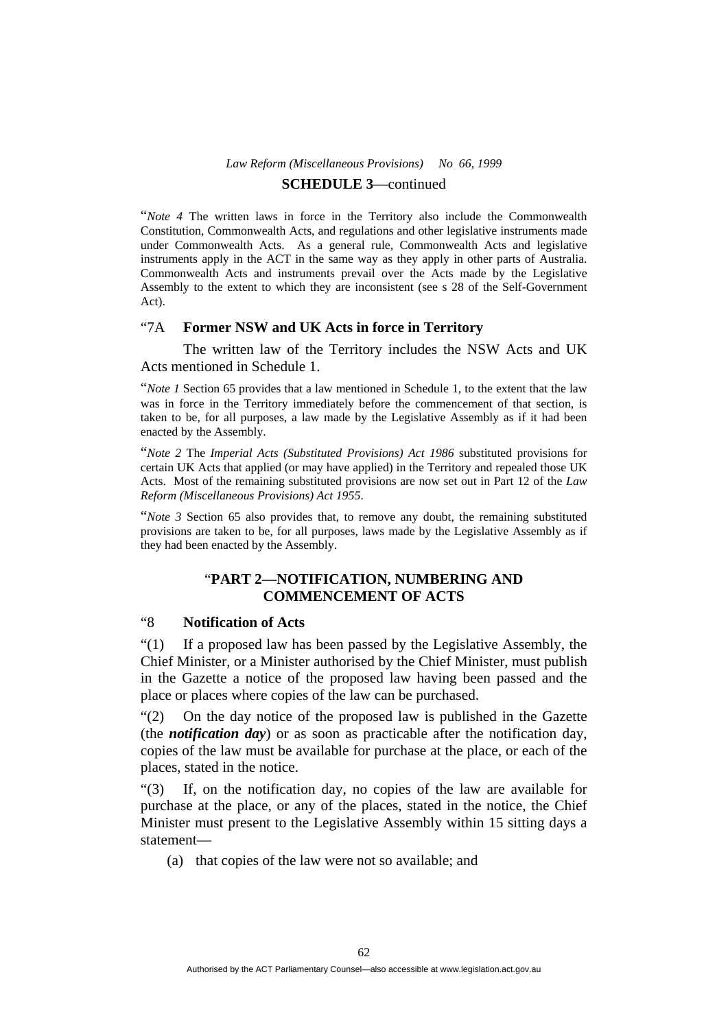"*Note 4* The written laws in force in the Territory also include the Commonwealth Constitution, Commonwealth Acts, and regulations and other legislative instruments made under Commonwealth Acts. As a general rule, Commonwealth Acts and legislative instruments apply in the ACT in the same way as they apply in other parts of Australia. Commonwealth Acts and instruments prevail over the Acts made by the Legislative Assembly to the extent to which they are inconsistent (see s 28 of the Self-Government Act).

"7A **Former NSW and UK Acts in force in Territory**

The written law of the Territory includes the NSW Acts and UK Acts mentioned in Schedule 1.

"*Note 1* Section 65 provides that a law mentioned in Schedule 1, to the extent that the law was in force in the Territory immediately before the commencement of that section, is taken to be, for all purposes, a law made by the Legislative Assembly as if it had been enacted by the Assembly.

"*Note 2* The *Imperial Acts (Substituted Provisions) Act 1986* substituted provisions for certain UK Acts that applied (or may have applied) in the Territory and repealed those UK Acts. Most of the remaining substituted provisions are now set out in Part 12 of the *Law Reform (Miscellaneous Provisions) Act 1955*.

"*Note 3* Section 65 also provides that, to remove any doubt, the remaining substituted provisions are taken to be, for all purposes, laws made by the Legislative Assembly as if they had been enacted by the Assembly.

"**PART 2—NOTIFICATION, NUMBERING AND COMMENCEMENT OF ACTS**

"8 **Notification of Acts**

"(1) If a proposed law has been passed by the Legislative Assembly, the Chief Minister, or a Minister authorised by the Chief Minister, must publish in the Gazette a notice of the proposed law having been passed and the place or places where copies of the law can be purchased.

"(2) On the day notice of the proposed law is published in the Gazette (the ***notification day***) or as soon as practicable after the notification day, copies of the law must be available for purchase at the place, or each of the places, stated in the notice.

"(3) If, on the notification day, no copies of the law are available for purchase at the place, or any of the places, stated in the notice, the Chief Minister must present to the Legislative Assembly within 15 sitting days a statement—

(a) that copies of the law were not so available; and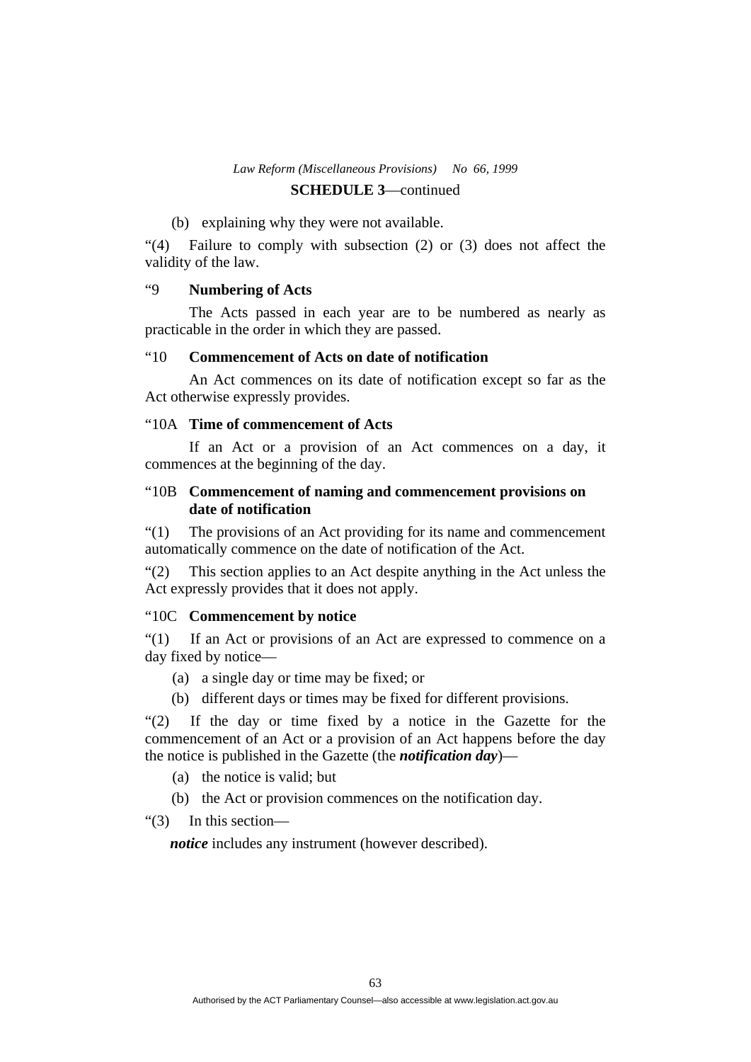(b) explaining why they were not available.

“(4) Failure to comply with subsection (2) or (3) does not affect the validity of the law.

“9 **Numbering of Acts**

The Acts passed in each year are to be numbered as nearly as practicable in the order in which they are passed.

“10 **Commencement of Acts on date of notification**

An Act commences on its date of notification except so far as the Act otherwise expressly provides.

“10A **Time of commencement of Acts**

If an Act or a provision of an Act commences on a day, it commences at the beginning of the day.

“10B **Commencement of naming and commencement provisions on date of notification**

“(1) The provisions of an Act providing for its name and commencement automatically commence on the date of notification of the Act.

“(2) This section applies to an Act despite anything in the Act unless the Act expressly provides that it does not apply.

“10C **Commencement by notice**

“(1) If an Act or provisions of an Act are expressed to commence on a day fixed by notice—

(a) a single day or time may be fixed; or

(b) different days or times may be fixed for different provisions.

“(2) If the day or time fixed by a notice in the Gazette for the commencement of an Act or a provision of an Act happens before the day the notice is published in the Gazette (the ***notification day***)—

(a) the notice is valid; but

(b) the Act or provision commences on the notification day.

“(3) In this section—

***notice*** includes any instrument (however described).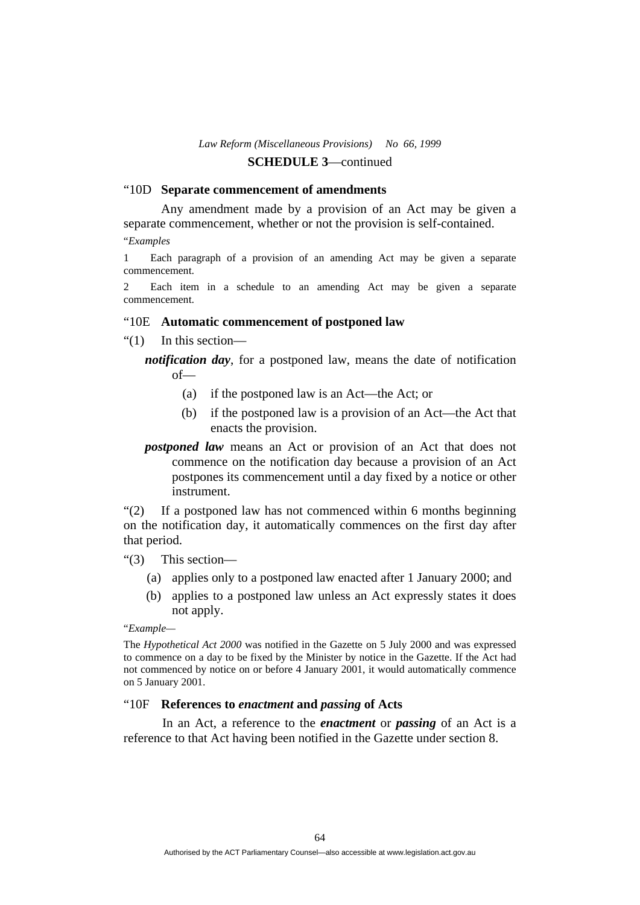“10D **Separate commencement of amendments**

Any amendment made by a provision of an Act may be given a separate commencement, whether or not the provision is self-contained.

“*Examples*

1 Each paragraph of a provision of an amending Act may be given a separate commencement.

2 Each item in a schedule to an amending Act may be given a separate commencement.

“10E **Automatic commencement of postponed law**

“(1) In this section—

***notification day***, for a postponed law, means the date of notification of—

(a) if the postponed law is an Act—the Act; or

(b) if the postponed law is a provision of an Act—the Act that enacts the provision.

***postponed law*** means an Act or provision of an Act that does not commence on the notification day because a provision of an Act postpones its commencement until a day fixed by a notice or other instrument.

“(2) If a postponed law has not commenced within 6 months beginning on the notification day, it automatically commences on the first day after that period.

“(3) This section—

(a) applies only to a postponed law enacted after 1 January 2000; and

(b) applies to a postponed law unless an Act expressly states it does not apply.

“*Example—*

The *Hypothetical Act 2000* was notified in the Gazette on 5 July 2000 and was expressed to commence on a day to be fixed by the Minister by notice in the Gazette. If the Act had not commenced by notice on or before 4 January 2001, it would automatically commence on 5 January 2001.

“10F **References to *enactment* and *passing* of Acts**

In an Act, a reference to the ***enactment*** or ***passing*** of an Act is a reference to that Act having been notified in the Gazette under section 8.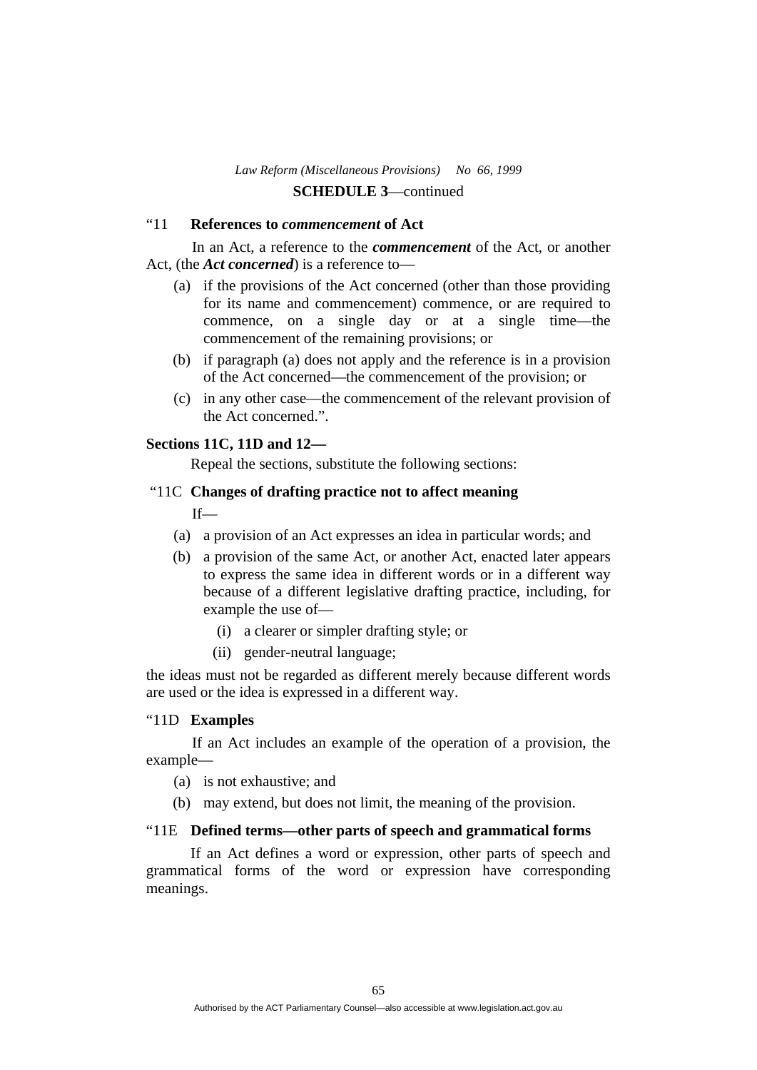“11 **References to *commencement* of Act**

In an Act, a reference to the ***commencement*** of the Act, or another Act, (the ***Act concerned***) is a reference to—

(a) if the provisions of the Act concerned (other than those providing for its name and commencement) commence, or are required to commence, on a single day or at a single time—the commencement of the remaining provisions; or

(b) if paragraph (a) does not apply and the reference is in a provision of the Act concerned—the commencement of the provision; or

(c) in any other case—the commencement of the relevant provision of the Act concerned.”.

**Sections 11C, 11D and 12—**

Repeal the sections, substitute the following sections:

“11C **Changes of drafting practice not to affect meaning**

If—

(a) a provision of an Act expresses an idea in particular words; and

(b) a provision of the same Act, or another Act, enacted later appears to express the same idea in different words or in a different way because of a different legislative drafting practice, including, for example the use of—

(i) a clearer or simpler drafting style; or

(ii) gender-neutral language;

the ideas must not be regarded as different merely because different words are used or the idea is expressed in a different way.

“11D **Examples**

If an Act includes an example of the operation of a provision, the example—

(a) is not exhaustive; and

(b) may extend, but does not limit, the meaning of the provision.

“11E **Defined terms—other parts of speech and grammatical forms**

If an Act defines a word or expression, other parts of speech and grammatical forms of the word or expression have corresponding meanings.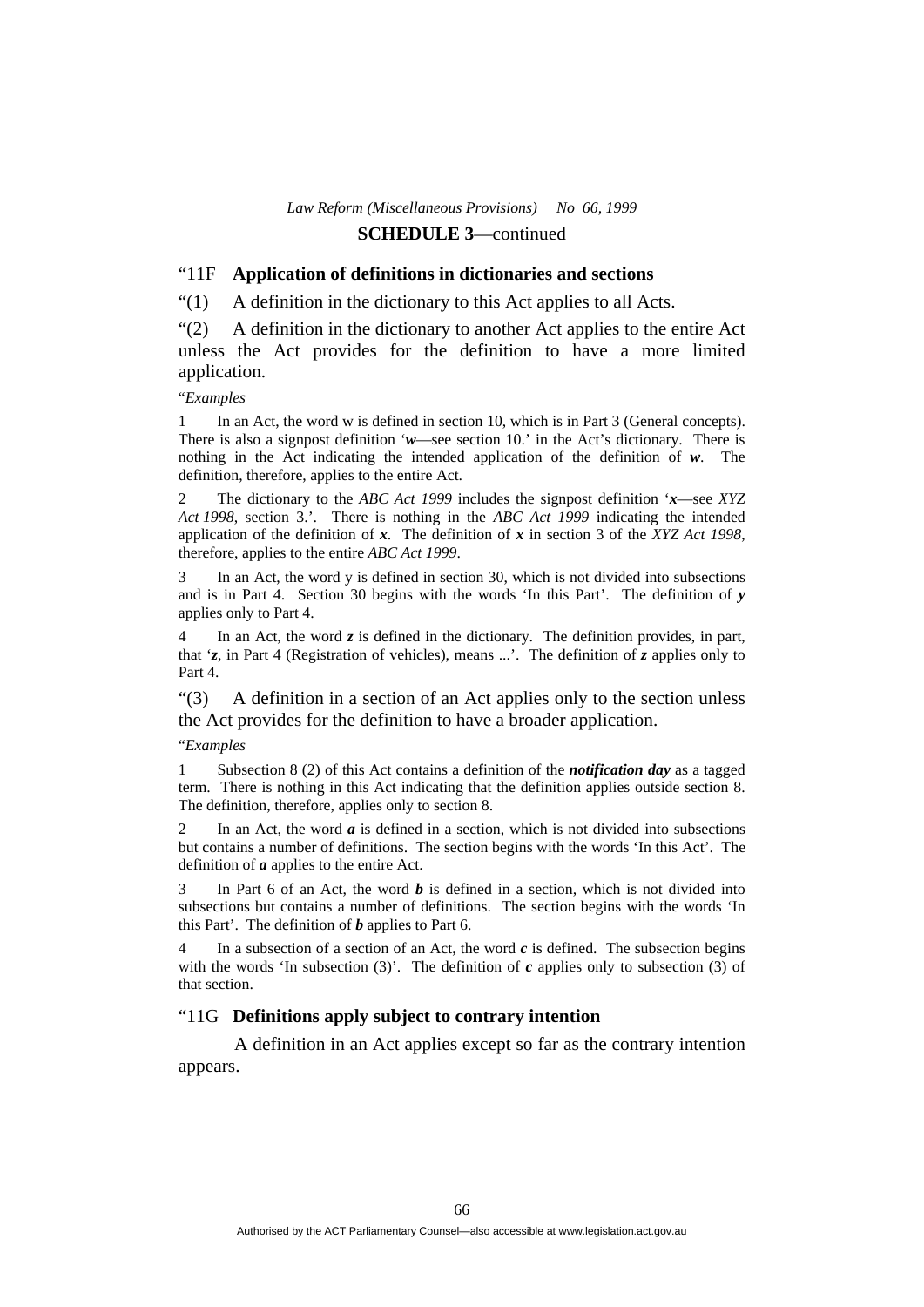**SCHEDULE 3**—continued

### "11F **Application of definitions in dictionaries and sections**

"(1) A definition in the dictionary to this Act applies to all Acts.

"(2) A definition in the dictionary to another Act applies to the entire Act unless the Act provides for the definition to have a more limited application.

"*Examples*

1 In an Act, the word w is defined in section 10, which is in Part 3 (General concepts). There is also a signpost definition '***w***—see section 10.' in the Act's dictionary. There is nothing in the Act indicating the intended application of the definition of ***w***. The definition, therefore, applies to the entire Act.

2 The dictionary to the *ABC Act 1999* includes the signpost definition '***x***—see *XYZ Act 1998*, section 3.'. There is nothing in the *ABC Act 1999* indicating the intended application of the definition of ***x***. The definition of ***x*** in section 3 of the *XYZ Act 1998*, therefore, applies to the entire *ABC Act 1999*.

3 In an Act, the word y is defined in section 30, which is not divided into subsections and is in Part 4. Section 30 begins with the words 'In this Part'. The definition of ***y*** applies only to Part 4.

4 In an Act, the word ***z*** is defined in the dictionary. The definition provides, in part, that '***z***, in Part 4 (Registration of vehicles), means ...'. The definition of ***z*** applies only to Part 4.

"(3) A definition in a section of an Act applies only to the section unless the Act provides for the definition to have a broader application.

"*Examples*

1 Subsection 8 (2) of this Act contains a definition of the ***notification day*** as a tagged term. There is nothing in this Act indicating that the definition applies outside section 8. The definition, therefore, applies only to section 8.

2 In an Act, the word ***a*** is defined in a section, which is not divided into subsections but contains a number of definitions. The section begins with the words 'In this Act'. The definition of ***a*** applies to the entire Act.

3 In Part 6 of an Act, the word ***b*** is defined in a section, which is not divided into subsections but contains a number of definitions. The section begins with the words 'In this Part'. The definition of ***b*** applies to Part 6.

4 In a subsection of a section of an Act, the word ***c*** is defined. The subsection begins with the words 'In subsection (3)'. The definition of ***c*** applies only to subsection (3) of that section.

### "11G **Definitions apply subject to contrary intention**

A definition in an Act applies except so far as the contrary intention appears.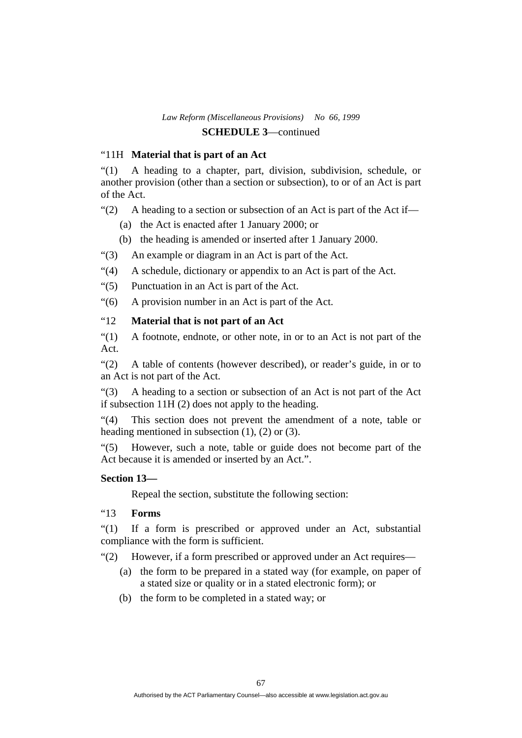"11H **Material that is part of an Act**

"(1) A heading to a chapter, part, division, subdivision, schedule, or another provision (other than a section or subsection), to or of an Act is part of the Act.

"(2) A heading to a section or subsection of an Act is part of the Act if—

(a) the Act is enacted after 1 January 2000; or

(b) the heading is amended or inserted after 1 January 2000.

"(3) An example or diagram in an Act is part of the Act.

"(4) A schedule, dictionary or appendix to an Act is part of the Act.

"(5) Punctuation in an Act is part of the Act.

"(6) A provision number in an Act is part of the Act.

"12 **Material that is not part of an Act**

"(1) A footnote, endnote, or other note, in or to an Act is not part of the Act.

"(2) A table of contents (however described), or reader's guide, in or to an Act is not part of the Act.

"(3) A heading to a section or subsection of an Act is not part of the Act if subsection 11H (2) does not apply to the heading.

"(4) This section does not prevent the amendment of a note, table or heading mentioned in subsection (1), (2) or (3).

"(5) However, such a note, table or guide does not become part of the Act because it is amended or inserted by an Act.".

**Section 13—**

Repeal the section, substitute the following section:

"13 **Forms**

"(1) If a form is prescribed or approved under an Act, substantial compliance with the form is sufficient.

"(2) However, if a form prescribed or approved under an Act requires—

(a) the form to be prepared in a stated way (for example, on paper of a stated size or quality or in a stated electronic form); or

(b) the form to be completed in a stated way; or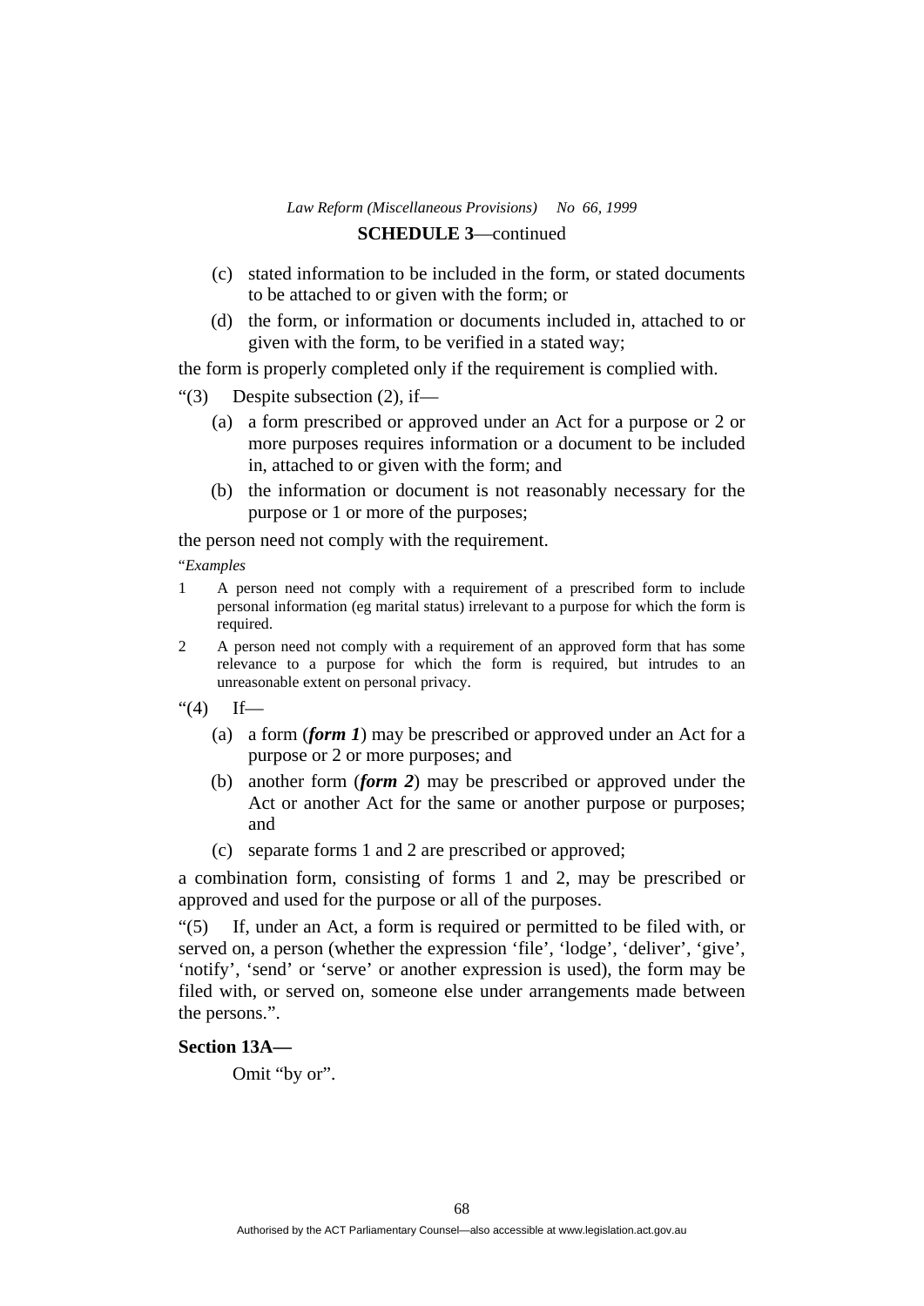(c) stated information to be included in the form, or stated documents to be attached to or given with the form; or

(d) the form, or information or documents included in, attached to or given with the form, to be verified in a stated way;

the form is properly completed only if the requirement is complied with.

"(3) Despite subsection (2), if—

(a) a form prescribed or approved under an Act for a purpose or 2 or more purposes requires information or a document to be included in, attached to or given with the form; and

(b) the information or document is not reasonably necessary for the purpose or 1 or more of the purposes;

the person need not comply with the requirement.

"*Examples*

1 A person need not comply with a requirement of a prescribed form to include personal information (eg marital status) irrelevant to a purpose for which the form is required.

2 A person need not comply with a requirement of an approved form that has some relevance to a purpose for which the form is required, but intrudes to an unreasonable extent on personal privacy.

"(4) If—

(a) a form (***form 1***) may be prescribed or approved under an Act for a purpose or 2 or more purposes; and

(b) another form (***form 2***) may be prescribed or approved under the Act or another Act for the same or another purpose or purposes; and

(c) separate forms 1 and 2 are prescribed or approved;

a combination form, consisting of forms 1 and 2, may be prescribed or approved and used for the purpose or all of the purposes.

"(5) If, under an Act, a form is required or permitted to be filed with, or served on, a person (whether the expression 'file', 'lodge', 'deliver', 'give', 'notify', 'send' or 'serve' or another expression is used), the form may be filed with, or served on, someone else under arrangements made between the persons.".

**Section 13A—**

Omit "by or".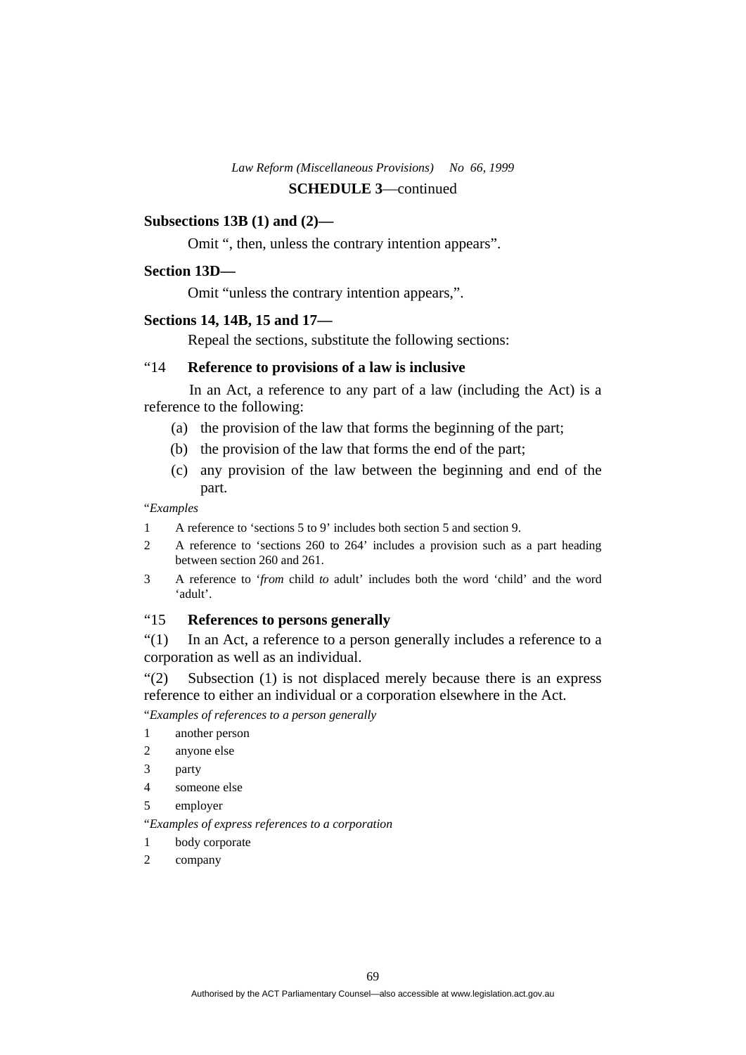**SCHEDULE 3**—continued

**Subsections 13B (1) and (2)—**

Omit “, then, unless the contrary intention appears”.

**Section 13D—**

Omit “unless the contrary intention appears,”.

**Sections 14, 14B, 15 and 17—**

Repeal the sections, substitute the following sections:

“14 **Reference to provisions of a law is inclusive**

In an Act, a reference to any part of a law (including the Act) is a reference to the following:

(a) the provision of the law that forms the beginning of the part;

(b) the provision of the law that forms the end of the part;

(c) any provision of the law between the beginning and end of the part.

“*Examples*

1 A reference to ‘sections 5 to 9’ includes both section 5 and section 9.

2 A reference to ‘sections 260 to 264’ includes a provision such as a part heading between section 260 and 261.

3 A reference to ‘*from* child *to* adult’ includes both the word ‘child’ and the word ‘adult’.

“15 **References to persons generally**

“(1) In an Act, a reference to a person generally includes a reference to a corporation as well as an individual.

“(2) Subsection (1) is not displaced merely because there is an express reference to either an individual or a corporation elsewhere in the Act.

“*Examples of references to a person generally*

1 another person

2 anyone else

3 party

4 someone else

5 employer

“*Examples of express references to a corporation*

1 body corporate

2 company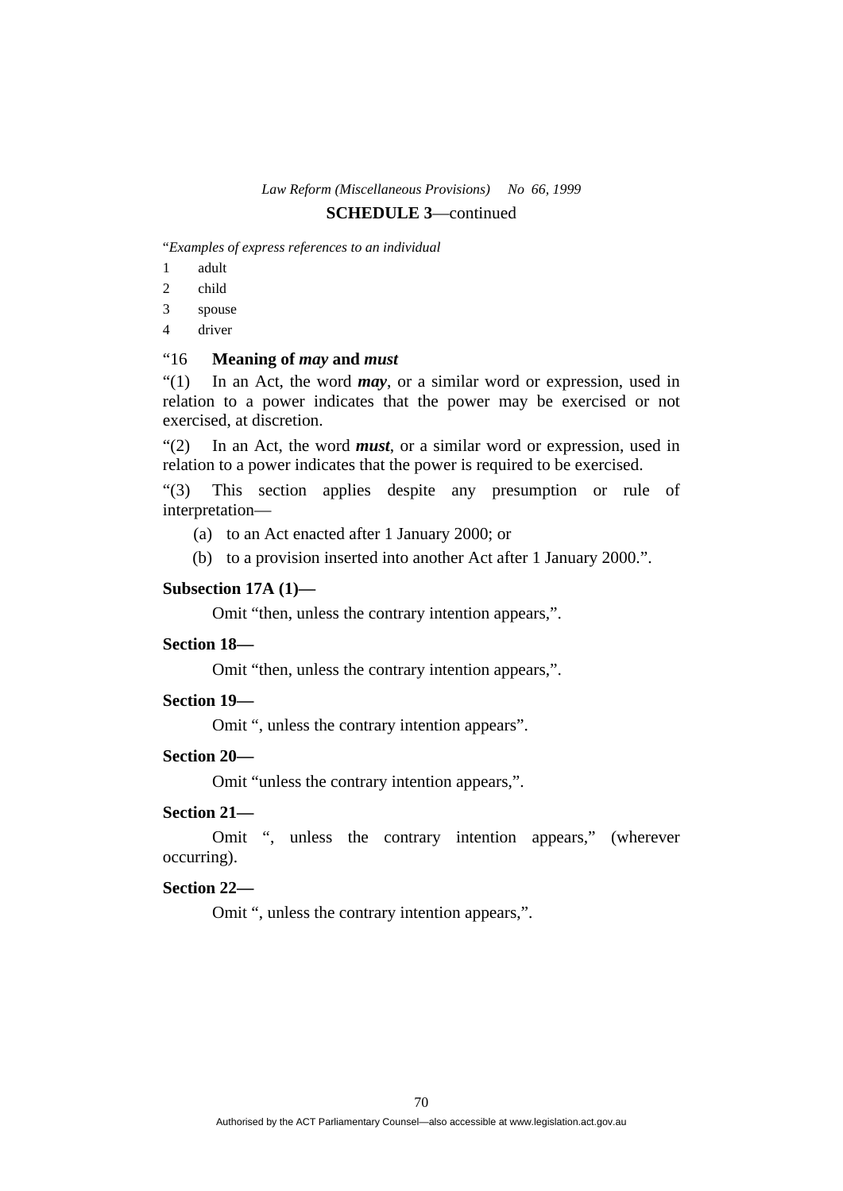"*Examples of express references to an individual*

1 adult
2 child
3 spouse
4 driver

"16 **Meaning of *may* and *must***

"(1) In an Act, the word ***may***, or a similar word or expression, used in relation to a power indicates that the power may be exercised or not exercised, at discretion.

"(2) In an Act, the word ***must***, or a similar word or expression, used in relation to a power indicates that the power is required to be exercised.

"(3) This section applies despite any presumption or rule of interpretation—

(a) to an Act enacted after 1 January 2000; or

(b) to a provision inserted into another Act after 1 January 2000.".

**Subsection 17A (1)—**

Omit "then, unless the contrary intention appears,".

**Section 18—**

Omit "then, unless the contrary intention appears,".

**Section 19—**

Omit ", unless the contrary intention appears".

**Section 20—**

Omit "unless the contrary intention appears,".

**Section 21—**

Omit ", unless the contrary intention appears," (wherever occurring).

**Section 22—**

Omit ", unless the contrary intention appears,".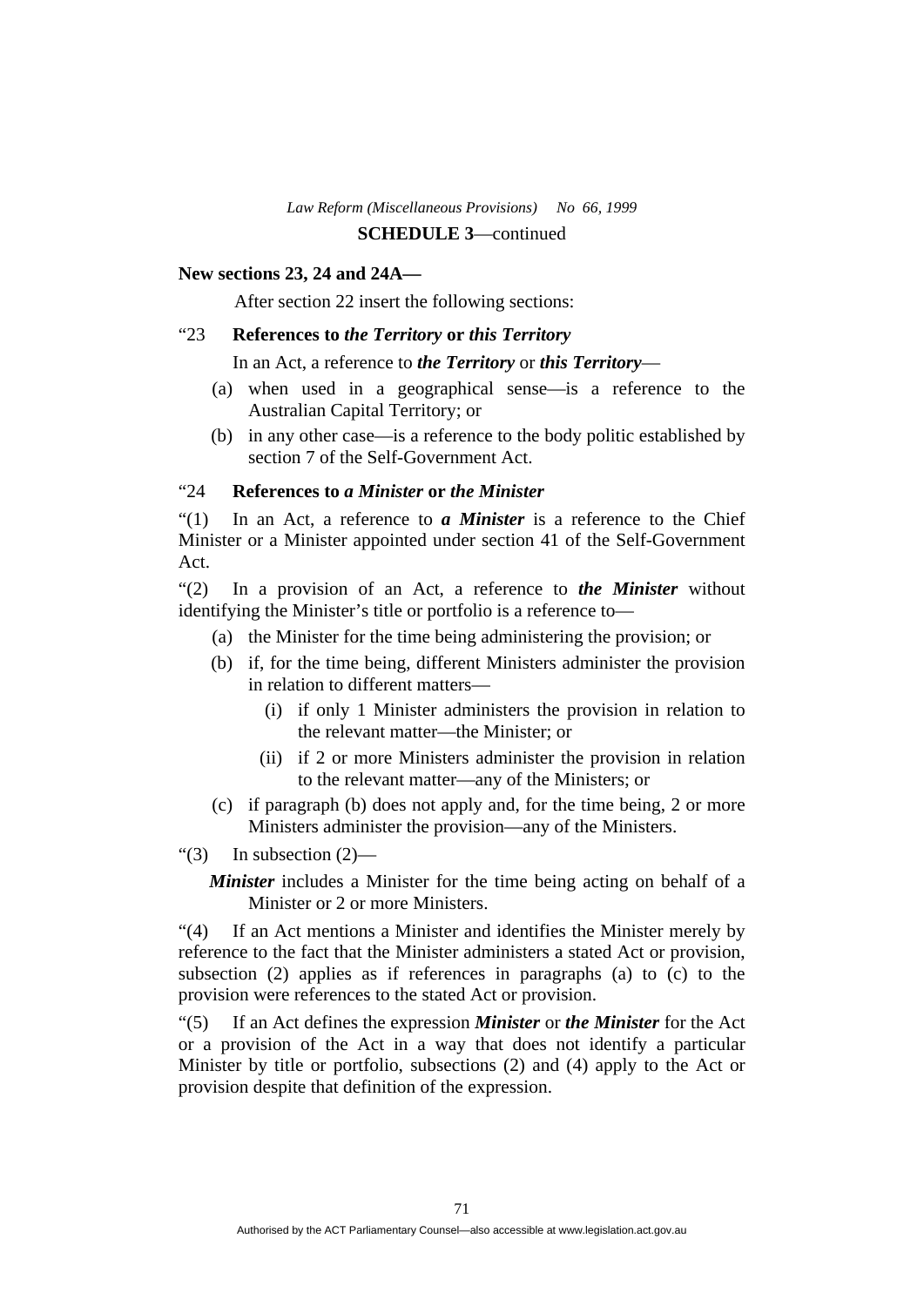**SCHEDULE 3**—continued

**New sections 23, 24 and 24A—**

After section 22 insert the following sections:

"23 **References to *the Territory* or *this Territory***

In an Act, a reference to ***the Territory*** or ***this Territory***—

(a) when used in a geographical sense—is a reference to the Australian Capital Territory; or

(b) in any other case—is a reference to the body politic established by section 7 of the Self-Government Act.

"24 **References to *a Minister* or *the Minister***

"(1) In an Act, a reference to ***a Minister*** is a reference to the Chief Minister or a Minister appointed under section 41 of the Self-Government Act.

"(2) In a provision of an Act, a reference to ***the Minister*** without identifying the Minister's title or portfolio is a reference to—

(a) the Minister for the time being administering the provision; or

(b) if, for the time being, different Ministers administer the provision in relation to different matters—

(i) if only 1 Minister administers the provision in relation to the relevant matter—the Minister; or

(ii) if 2 or more Ministers administer the provision in relation to the relevant matter—any of the Ministers; or

(c) if paragraph (b) does not apply and, for the time being, 2 or more Ministers administer the provision—any of the Ministers.

"(3) In subsection (2)—

***Minister*** includes a Minister for the time being acting on behalf of a Minister or 2 or more Ministers.

"(4) If an Act mentions a Minister and identifies the Minister merely by reference to the fact that the Minister administers a stated Act or provision, subsection (2) applies as if references in paragraphs (a) to (c) to the provision were references to the stated Act or provision.

"(5) If an Act defines the expression ***Minister*** or ***the Minister*** for the Act or a provision of the Act in a way that does not identify a particular Minister by title or portfolio, subsections (2) and (4) apply to the Act or provision despite that definition of the expression.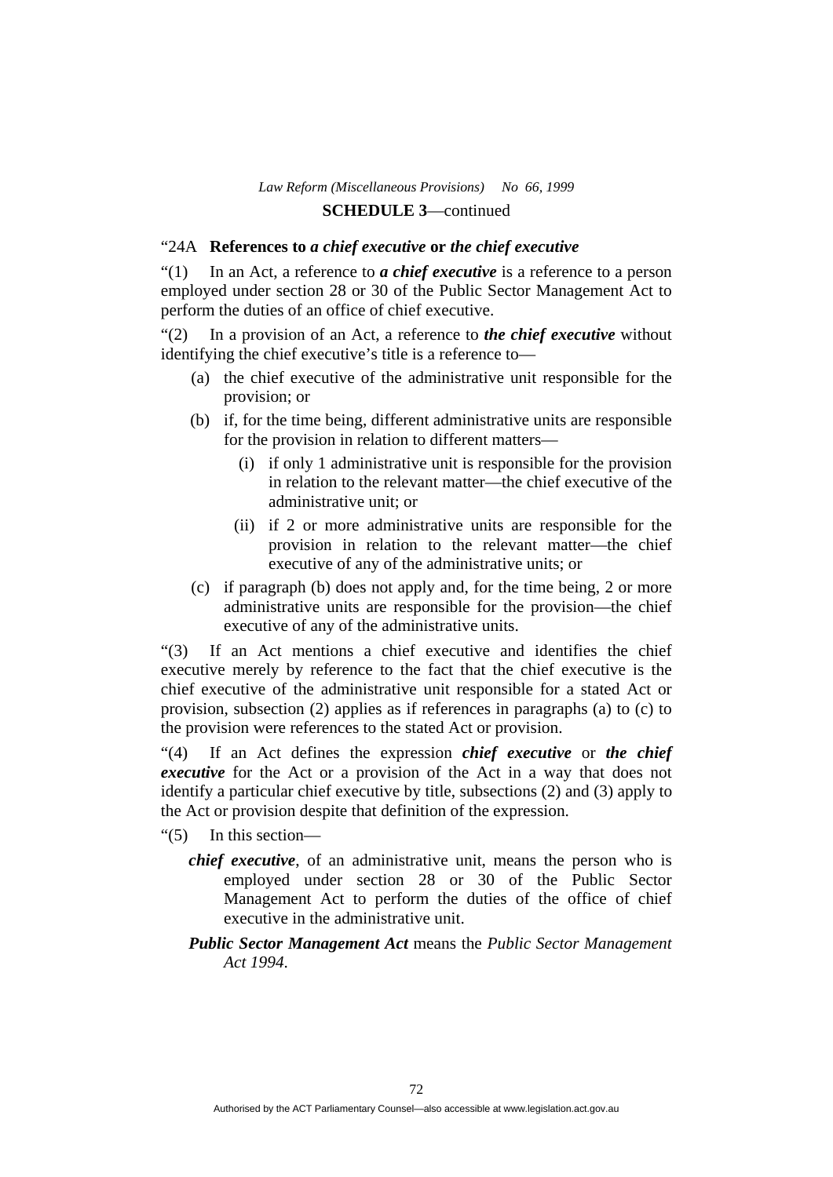"24A **References to *a chief executive* or *the chief executive***

"(1) In an Act, a reference to ***a chief executive*** is a reference to a person employed under section 28 or 30 of the Public Sector Management Act to perform the duties of an office of chief executive.

"(2) In a provision of an Act, a reference to ***the chief executive*** without identifying the chief executive's title is a reference to—

- (a) the chief executive of the administrative unit responsible for the provision; or
- (b) if, for the time being, different administrative units are responsible for the provision in relation to different matters—
  - (i) if only 1 administrative unit is responsible for the provision in relation to the relevant matter—the chief executive of the administrative unit; or
  - (ii) if 2 or more administrative units are responsible for the provision in relation to the relevant matter—the chief executive of any of the administrative units; or
- (c) if paragraph (b) does not apply and, for the time being, 2 or more administrative units are responsible for the provision—the chief executive of any of the administrative units.

"(3) If an Act mentions a chief executive and identifies the chief executive merely by reference to the fact that the chief executive is the chief executive of the administrative unit responsible for a stated Act or provision, subsection (2) applies as if references in paragraphs (a) to (c) to the provision were references to the stated Act or provision.

"(4) If an Act defines the expression ***chief executive*** or ***the chief executive*** for the Act or a provision of the Act in a way that does not identify a particular chief executive by title, subsections (2) and (3) apply to the Act or provision despite that definition of the expression.

"(5) In this section—

***chief executive***, of an administrative unit, means the person who is employed under section 28 or 30 of the Public Sector Management Act to perform the duties of the office of chief executive in the administrative unit.

***Public Sector Management Act*** means the *Public Sector Management Act 1994*.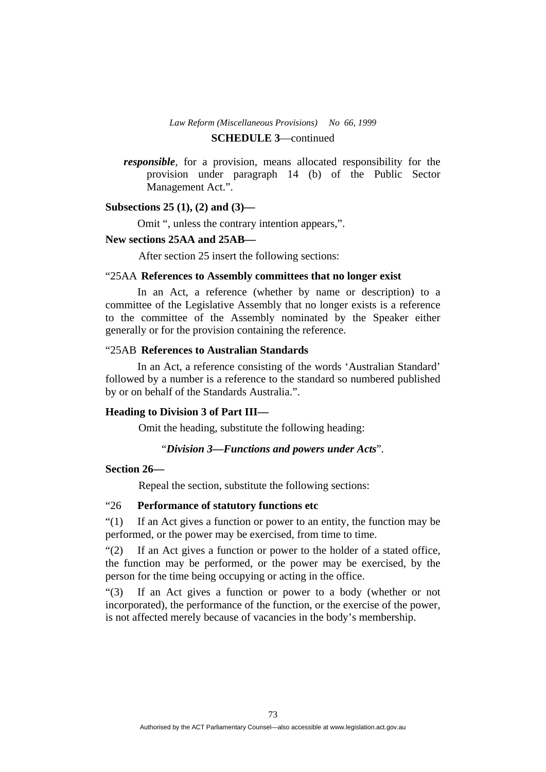**SCHEDULE 3**—continued

***responsible***, for a provision, means allocated responsibility for the provision under paragraph 14 (b) of the Public Sector Management Act.".

**Subsections 25 (1), (2) and (3)—**

Omit ", unless the contrary intention appears,".

**New sections 25AA and 25AB—**

After section 25 insert the following sections:

"25AA **References to Assembly committees that no longer exist**

In an Act, a reference (whether by name or description) to a committee of the Legislative Assembly that no longer exists is a reference to the committee of the Assembly nominated by the Speaker either generally or for the provision containing the reference.

"25AB **References to Australian Standards**

In an Act, a reference consisting of the words 'Australian Standard' followed by a number is a reference to the standard so numbered published by or on behalf of the Standards Australia.".

**Heading to Division 3 of Part III—**

Omit the heading, substitute the following heading:

"***Division 3—Functions and powers under Acts***".

**Section 26—**

Repeal the section, substitute the following sections:

"26 **Performance of statutory functions etc**

"(1) If an Act gives a function or power to an entity, the function may be performed, or the power may be exercised, from time to time.

"(2) If an Act gives a function or power to the holder of a stated office, the function may be performed, or the power may be exercised, by the person for the time being occupying or acting in the office.

"(3) If an Act gives a function or power to a body (whether or not incorporated), the performance of the function, or the exercise of the power, is not affected merely because of vacancies in the body's membership.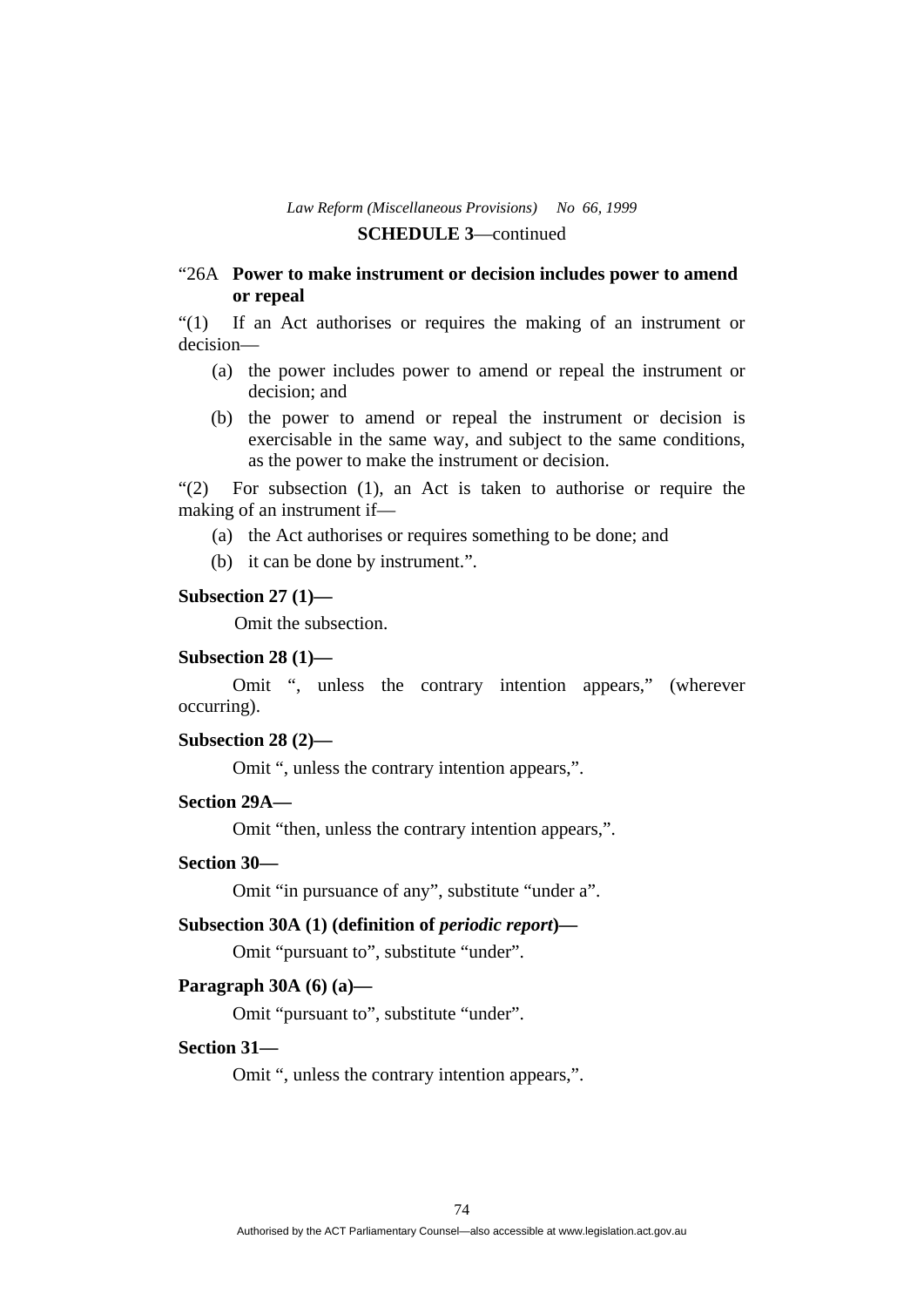“26A **Power to make instrument or decision includes power to amend or repeal**

“(1) If an Act authorises or requires the making of an instrument or decision—

(a) the power includes power to amend or repeal the instrument or decision; and

(b) the power to amend or repeal the instrument or decision is exercisable in the same way, and subject to the same conditions, as the power to make the instrument or decision.

“(2) For subsection (1), an Act is taken to authorise or require the making of an instrument if—

(a) the Act authorises or requires something to be done; and

(b) it can be done by instrument.”.

**Subsection 27 (1)—**

Omit the subsection.

**Subsection 28 (1)—**

Omit “, unless the contrary intention appears,” (wherever occurring).

**Subsection 28 (2)—**

Omit “, unless the contrary intention appears,”.

**Section 29A—**

Omit “then, unless the contrary intention appears,”.

**Section 30—**

Omit “in pursuance of any”, substitute “under a”.

**Subsection 30A (1) (definition of *periodic report*)—**

Omit “pursuant to”, substitute “under”.

**Paragraph 30A (6) (a)—**

Omit “pursuant to”, substitute “under”.

**Section 31—**

Omit “, unless the contrary intention appears,”.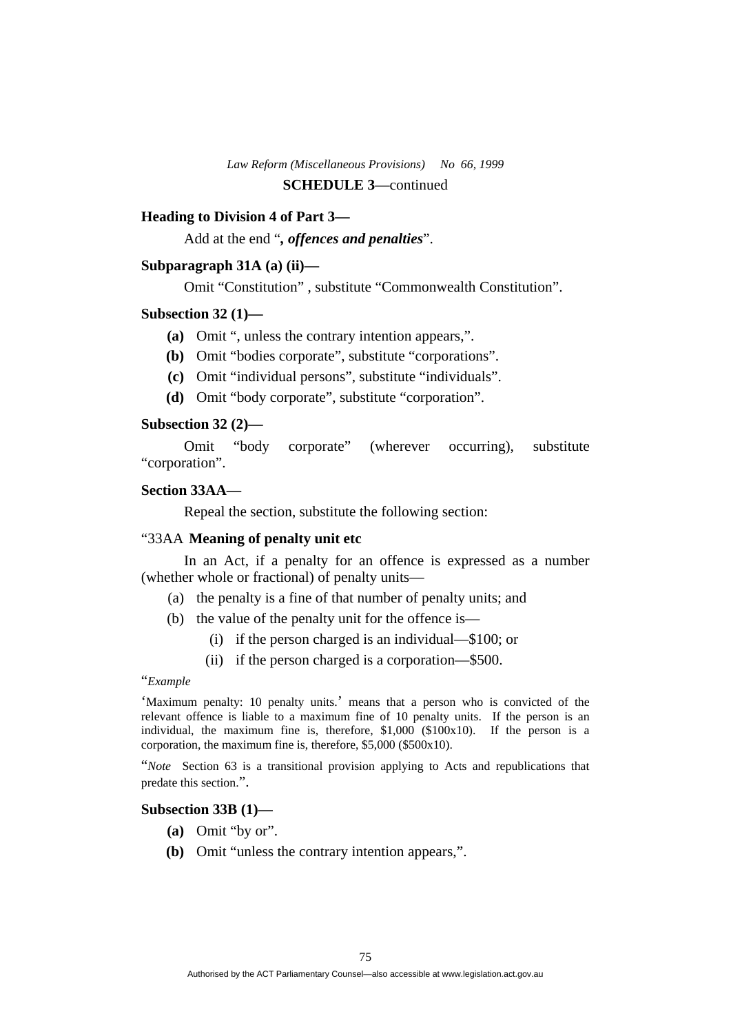**SCHEDULE 3**—continued

**Heading to Division 4 of Part 3—**

Add at the end "***, offences and penalties***".

**Subparagraph 31A (a) (ii)—**

Omit "Constitution" , substitute "Commonwealth Constitution".

**Subsection 32 (1)—**

**(a)** Omit ", unless the contrary intention appears,".

**(b)** Omit "bodies corporate", substitute "corporations".

**(c)** Omit "individual persons", substitute "individuals".

**(d)** Omit "body corporate", substitute "corporation".

**Subsection 32 (2)—**

Omit "body corporate" (wherever occurring), substitute "corporation".

**Section 33AA—**

Repeal the section, substitute the following section:

"33AA **Meaning of penalty unit etc**

In an Act, if a penalty for an offence is expressed as a number (whether whole or fractional) of penalty units—

(a) the penalty is a fine of that number of penalty units; and

(b) the value of the penalty unit for the offence is—

(i) if the person charged is an individual—$100; or

(ii) if the person charged is a corporation—$500.

"*Example*

'Maximum penalty: 10 penalty units.' means that a person who is convicted of the relevant offence is liable to a maximum fine of 10 penalty units. If the person is an individual, the maximum fine is, therefore, $1,000 ($100x10). If the person is a corporation, the maximum fine is, therefore, $5,000 ($500x10).

"*Note* Section 63 is a transitional provision applying to Acts and republications that predate this section.".

**Subsection 33B (1)—**

**(a)** Omit "by or".

**(b)** Omit "unless the contrary intention appears,".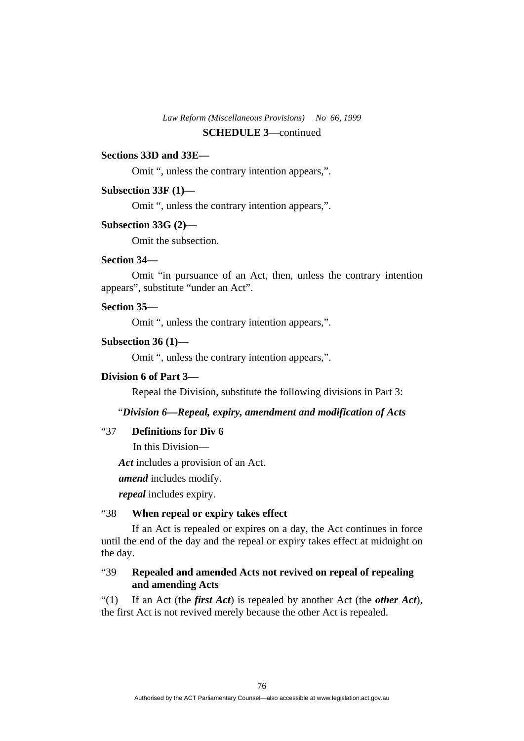**SCHEDULE 3**—continued

**Sections 33D and 33E—**

Omit ", unless the contrary intention appears,".

**Subsection 33F (1)—**

Omit ", unless the contrary intention appears,".

**Subsection 33G (2)—**

Omit the subsection.

**Section 34—**

Omit "in pursuance of an Act, then, unless the contrary intention appears", substitute "under an Act".

**Section 35—**

Omit ", unless the contrary intention appears,".

**Subsection 36 (1)—**

Omit ", unless the contrary intention appears,".

**Division 6 of Part 3—**

Repeal the Division, substitute the following divisions in Part 3:

"***Division 6—Repeal, expiry, amendment and modification of Acts***

"37 **Definitions for Div 6**

In this Division—

***Act*** includes a provision of an Act.

***amend*** includes modify.

***repeal*** includes expiry.

"38 **When repeal or expiry takes effect**

If an Act is repealed or expires on a day, the Act continues in force until the end of the day and the repeal or expiry takes effect at midnight on the day.

"39 **Repealed and amended Acts not revived on repeal of repealing and amending Acts**

"(1) If an Act (the ***first Act***) is repealed by another Act (the ***other Act***), the first Act is not revived merely because the other Act is repealed.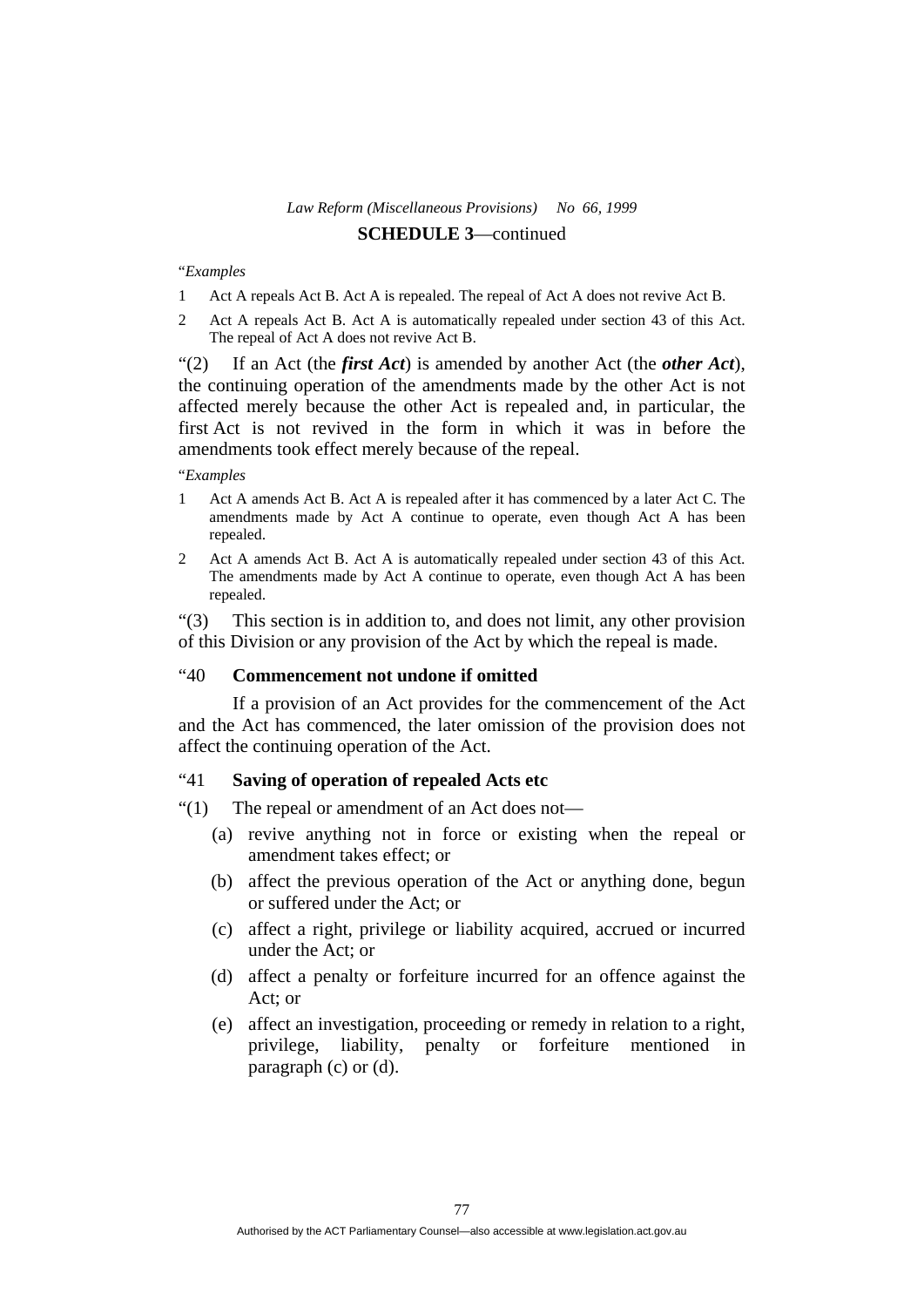"*Examples*

1 Act A repeals Act B. Act A is repealed. The repeal of Act A does not revive Act B.

2 Act A repeals Act B. Act A is automatically repealed under section 43 of this Act. The repeal of Act A does not revive Act B.

"(2) If an Act (the ***first Act***) is amended by another Act (the ***other Act***), the continuing operation of the amendments made by the other Act is not affected merely because the other Act is repealed and, in particular, the first Act is not revived in the form in which it was in before the amendments took effect merely because of the repeal.

"*Examples*

1 Act A amends Act B. Act A is repealed after it has commenced by a later Act C. The amendments made by Act A continue to operate, even though Act A has been repealed.

2 Act A amends Act B. Act A is automatically repealed under section 43 of this Act. The amendments made by Act A continue to operate, even though Act A has been repealed.

"(3) This section is in addition to, and does not limit, any other provision of this Division or any provision of the Act by which the repeal is made.

### "40 Commencement not undone if omitted

If a provision of an Act provides for the commencement of the Act and the Act has commenced, the later omission of the provision does not affect the continuing operation of the Act.

### "41 Saving of operation of repealed Acts etc

"(1) The repeal or amendment of an Act does not—

(a) revive anything not in force or existing when the repeal or amendment takes effect; or

(b) affect the previous operation of the Act or anything done, begun or suffered under the Act; or

(c) affect a right, privilege or liability acquired, accrued or incurred under the Act; or

(d) affect a penalty or forfeiture incurred for an offence against the Act; or

(e) affect an investigation, proceeding or remedy in relation to a right, privilege, liability, penalty or forfeiture mentioned in paragraph (c) or (d).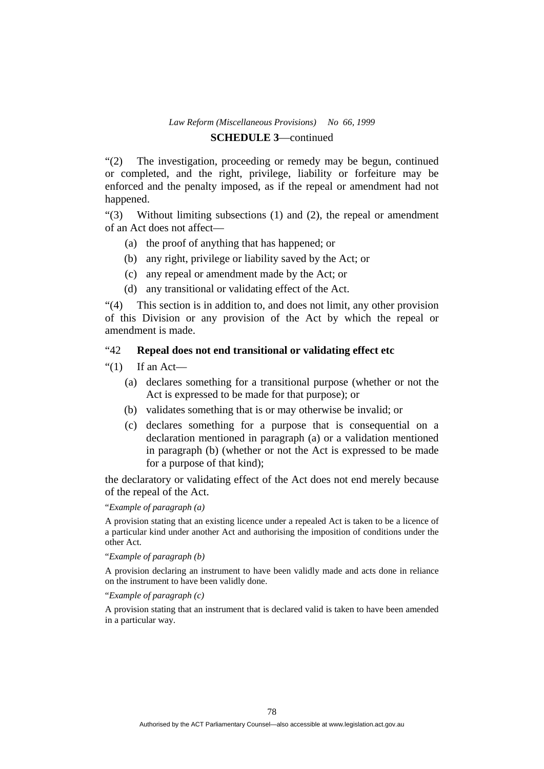“(2) The investigation, proceeding or remedy may be begun, continued or completed, and the right, privilege, liability or forfeiture may be enforced and the penalty imposed, as if the repeal or amendment had not happened.

“(3) Without limiting subsections (1) and (2), the repeal or amendment of an Act does not affect—

- (a) the proof of anything that has happened; or
- (b) any right, privilege or liability saved by the Act; or
- (c) any repeal or amendment made by the Act; or
- (d) any transitional or validating effect of the Act.

“(4) This section is in addition to, and does not limit, any other provision of this Division or any provision of the Act by which the repeal or amendment is made.

### “42 Repeal does not end transitional or validating effect etc

“(1) If an Act—

- (a) declares something for a transitional purpose (whether or not the Act is expressed to be made for that purpose); or
- (b) validates something that is or may otherwise be invalid; or
- (c) declares something for a purpose that is consequential on a declaration mentioned in paragraph (a) or a validation mentioned in paragraph (b) (whether or not the Act is expressed to be made for a purpose of that kind);

the declaratory or validating effect of the Act does not end merely because of the repeal of the Act.

“*Example of paragraph (a)*

A provision stating that an existing licence under a repealed Act is taken to be a licence of a particular kind under another Act and authorising the imposition of conditions under the other Act.

“*Example of paragraph (b)*

A provision declaring an instrument to have been validly made and acts done in reliance on the instrument to have been validly done.

“*Example of paragraph (c)*

A provision stating that an instrument that is declared valid is taken to have been amended in a particular way.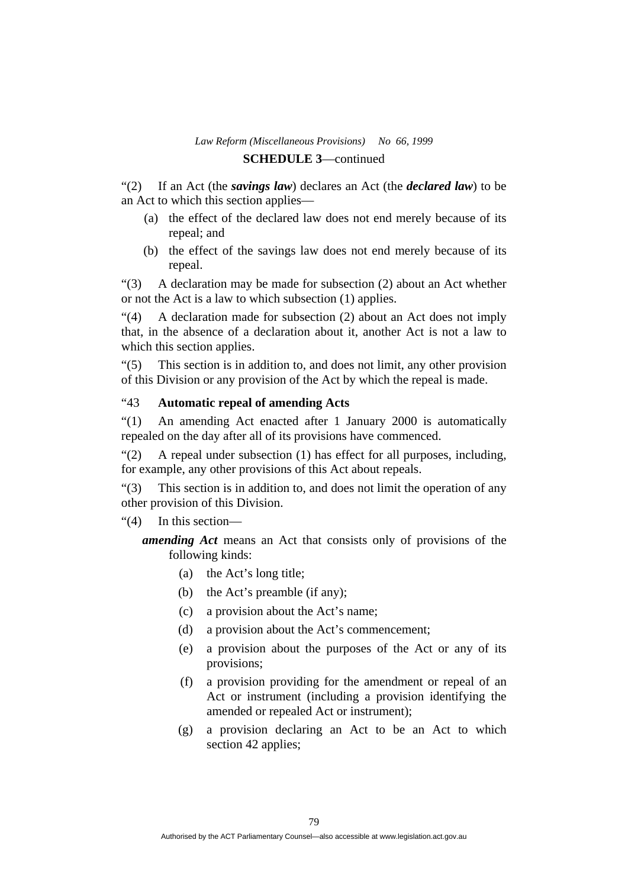"(2) If an Act (the ***savings law***) declares an Act (the ***declared law***) to be an Act to which this section applies—

(a) the effect of the declared law does not end merely because of its repeal; and

(b) the effect of the savings law does not end merely because of its repeal.

"(3) A declaration may be made for subsection (2) about an Act whether or not the Act is a law to which subsection (1) applies.

"(4) A declaration made for subsection (2) about an Act does not imply that, in the absence of a declaration about it, another Act is not a law to which this section applies.

"(5) This section is in addition to, and does not limit, any other provision of this Division or any provision of the Act by which the repeal is made.

"43 **Automatic repeal of amending Acts**

"(1) An amending Act enacted after 1 January 2000 is automatically repealed on the day after all of its provisions have commenced.

"(2) A repeal under subsection (1) has effect for all purposes, including, for example, any other provisions of this Act about repeals.

"(3) This section is in addition to, and does not limit the operation of any other provision of this Division.

"(4) In this section—

***amending Act*** means an Act that consists only of provisions of the following kinds:

(a) the Act's long title;

(b) the Act's preamble (if any);

(c) a provision about the Act's name;

(d) a provision about the Act's commencement;

(e) a provision about the purposes of the Act or any of its provisions;

(f) a provision providing for the amendment or repeal of an Act or instrument (including a provision identifying the amended or repealed Act or instrument);

(g) a provision declaring an Act to be an Act to which section 42 applies;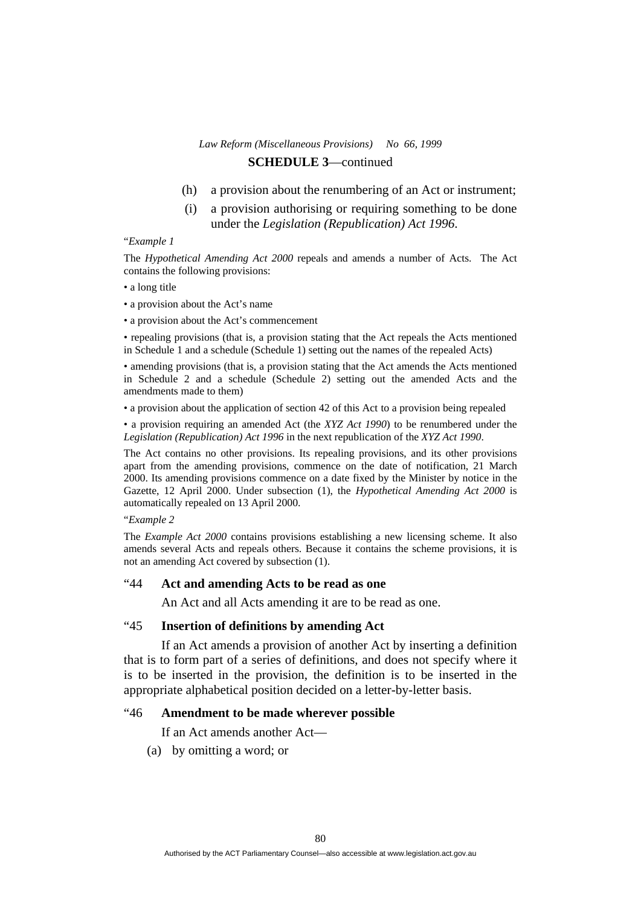**SCHEDULE 3**—continued

(h) a provision about the renumbering of an Act or instrument;

(i) a provision authorising or requiring something to be done under the *Legislation (Republication) Act 1996*.

"*Example 1*

The *Hypothetical Amending Act 2000* repeals and amends a number of Acts. The Act contains the following provisions:

• a long title

• a provision about the Act's name

• a provision about the Act's commencement

• repealing provisions (that is, a provision stating that the Act repeals the Acts mentioned in Schedule 1 and a schedule (Schedule 1) setting out the names of the repealed Acts)

• amending provisions (that is, a provision stating that the Act amends the Acts mentioned in Schedule 2 and a schedule (Schedule 2) setting out the amended Acts and the amendments made to them)

• a provision about the application of section 42 of this Act to a provision being repealed

• a provision requiring an amended Act (the *XYZ Act 1990*) to be renumbered under the *Legislation (Republication) Act 1996* in the next republication of the *XYZ Act 1990*.

The Act contains no other provisions. Its repealing provisions, and its other provisions apart from the amending provisions, commence on the date of notification, 21 March 2000. Its amending provisions commence on a date fixed by the Minister by notice in the Gazette, 12 April 2000. Under subsection (1), the *Hypothetical Amending Act 2000* is automatically repealed on 13 April 2000.

"*Example 2*

The *Example Act 2000* contains provisions establishing a new licensing scheme. It also amends several Acts and repeals others. Because it contains the scheme provisions, it is not an amending Act covered by subsection (1).

"44 **Act and amending Acts to be read as one**

An Act and all Acts amending it are to be read as one.

"45 **Insertion of definitions by amending Act**

If an Act amends a provision of another Act by inserting a definition that is to form part of a series of definitions, and does not specify where it is to be inserted in the provision, the definition is to be inserted in the appropriate alphabetical position decided on a letter-by-letter basis.

"46 **Amendment to be made wherever possible**

If an Act amends another Act—

(a) by omitting a word; or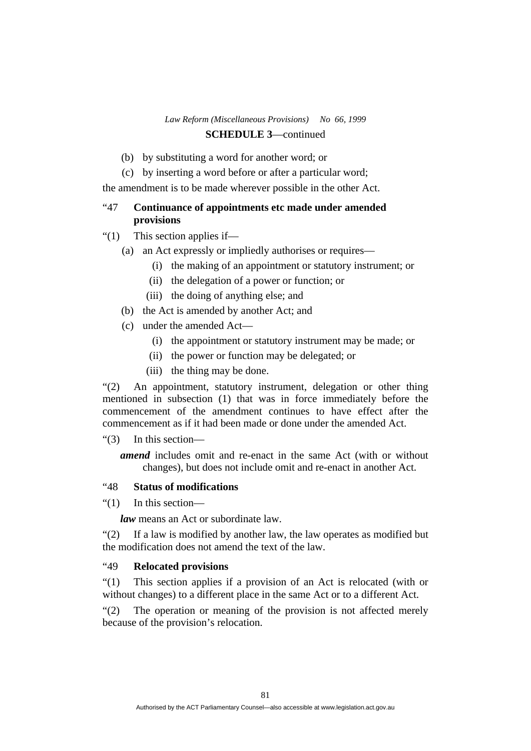(b) by substituting a word for another word; or

(c) by inserting a word before or after a particular word;

the amendment is to be made wherever possible in the other Act.

### "47 Continuance of appointments etc made under amended provisions

"(1) This section applies if—

- (a) an Act expressly or impliedly authorises or requires—
  - (i) the making of an appointment or statutory instrument; or
  - (ii) the delegation of a power or function; or
  - (iii) the doing of anything else; and
- (b) the Act is amended by another Act; and
- (c) under the amended Act—
  - (i) the appointment or statutory instrument may be made; or
  - (ii) the power or function may be delegated; or
  - (iii) the thing may be done.

"(2) An appointment, statutory instrument, delegation or other thing mentioned in subsection (1) that was in force immediately before the commencement of the amendment continues to have effect after the commencement as if it had been made or done under the amended Act.

"(3) In this section—

***amend*** includes omit and re-enact in the same Act (with or without changes), but does not include omit and re-enact in another Act.

### "48 Status of modifications

"(1) In this section—

***law*** means an Act or subordinate law.

"(2) If a law is modified by another law, the law operates as modified but the modification does not amend the text of the law.

### "49 Relocated provisions

"(1) This section applies if a provision of an Act is relocated (with or without changes) to a different place in the same Act or to a different Act.

"(2) The operation or meaning of the provision is not affected merely because of the provision's relocation.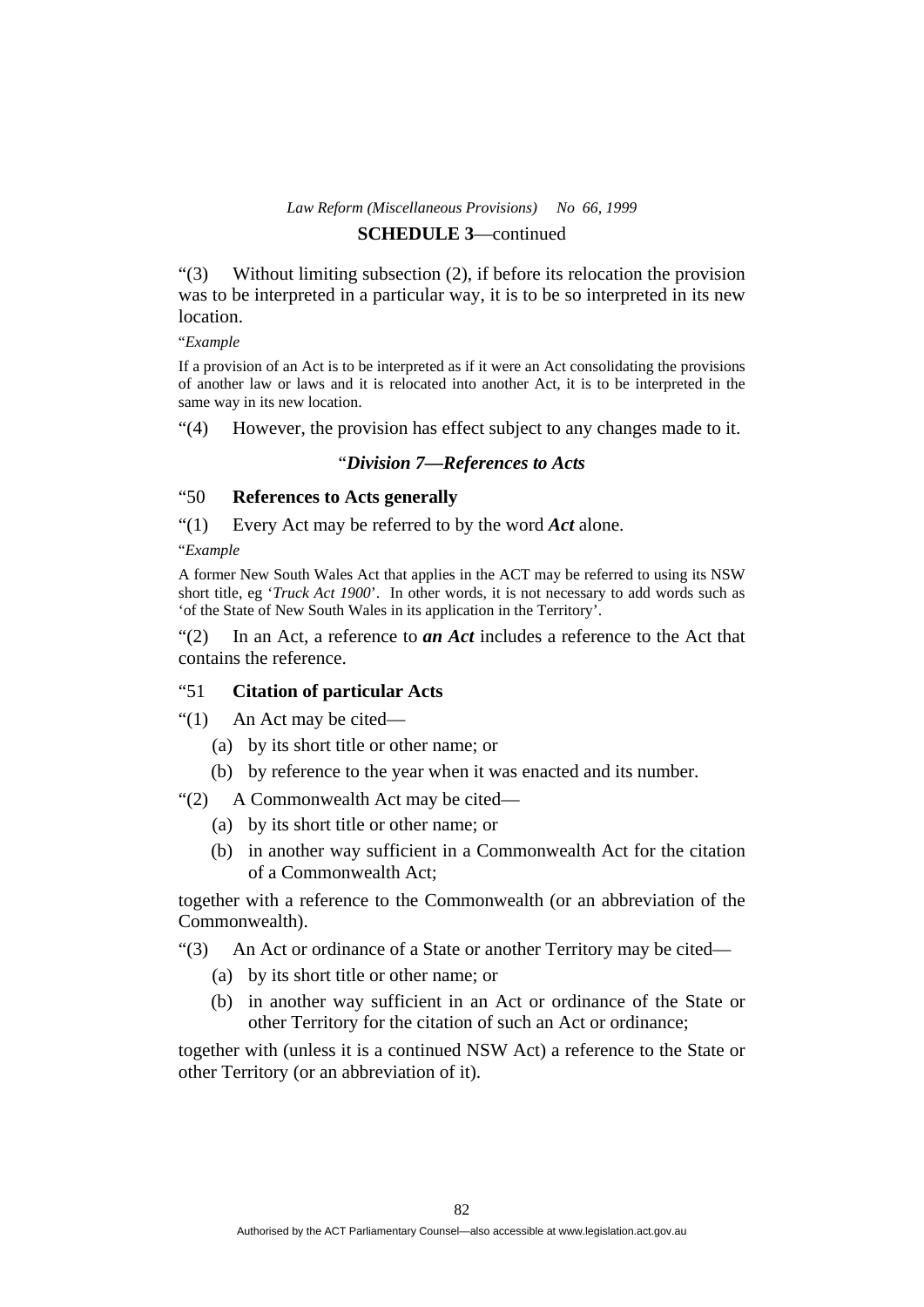"(3) Without limiting subsection (2), if before its relocation the provision was to be interpreted in a particular way, it is to be so interpreted in its new location.

"*Example*

If a provision of an Act is to be interpreted as if it were an Act consolidating the provisions of another law or laws and it is relocated into another Act, it is to be interpreted in the same way in its new location.

"(4) However, the provision has effect subject to any changes made to it.

### "*Division 7—References to Acts*

#### "50 References to Acts generally

"(1) Every Act may be referred to by the word ***Act*** alone.

"*Example*

A former New South Wales Act that applies in the ACT may be referred to using its NSW short title, eg '*Truck Act 1900*'. In other words, it is not necessary to add words such as 'of the State of New South Wales in its application in the Territory'.

"(2) In an Act, a reference to ***an Act*** includes a reference to the Act that contains the reference.

#### "51 Citation of particular Acts

"(1) An Act may be cited—

(a) by its short title or other name; or

(b) by reference to the year when it was enacted and its number.

"(2) A Commonwealth Act may be cited—

(a) by its short title or other name; or

(b) in another way sufficient in a Commonwealth Act for the citation of a Commonwealth Act;

together with a reference to the Commonwealth (or an abbreviation of the Commonwealth).

"(3) An Act or ordinance of a State or another Territory may be cited—

(a) by its short title or other name; or

(b) in another way sufficient in an Act or ordinance of the State or other Territory for the citation of such an Act or ordinance;

together with (unless it is a continued NSW Act) a reference to the State or other Territory (or an abbreviation of it).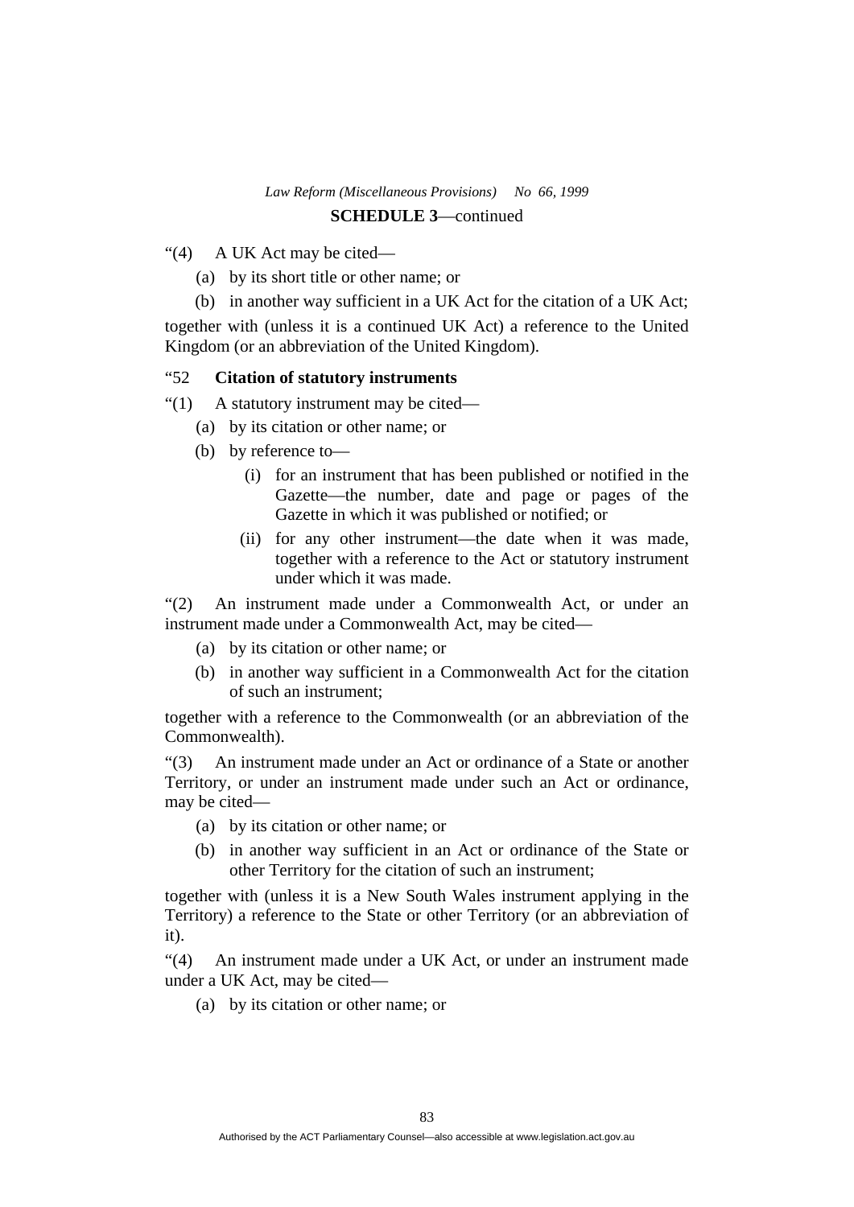"(4) A UK Act may be cited—

(a) by its short title or other name; or

(b) in another way sufficient in a UK Act for the citation of a UK Act;

together with (unless it is a continued UK Act) a reference to the United Kingdom (or an abbreviation of the United Kingdom).

"52 **Citation of statutory instruments**

"(1) A statutory instrument may be cited—

(a) by its citation or other name; or

(b) by reference to—

(i) for an instrument that has been published or notified in the Gazette—the number, date and page or pages of the Gazette in which it was published or notified; or

(ii) for any other instrument—the date when it was made, together with a reference to the Act or statutory instrument under which it was made.

"(2) An instrument made under a Commonwealth Act, or under an instrument made under a Commonwealth Act, may be cited—

(a) by its citation or other name; or

(b) in another way sufficient in a Commonwealth Act for the citation of such an instrument;

together with a reference to the Commonwealth (or an abbreviation of the Commonwealth).

"(3) An instrument made under an Act or ordinance of a State or another Territory, or under an instrument made under such an Act or ordinance, may be cited—

(a) by its citation or other name; or

(b) in another way sufficient in an Act or ordinance of the State or other Territory for the citation of such an instrument;

together with (unless it is a New South Wales instrument applying in the Territory) a reference to the State or other Territory (or an abbreviation of it).

"(4) An instrument made under a UK Act, or under an instrument made under a UK Act, may be cited—

(a) by its citation or other name; or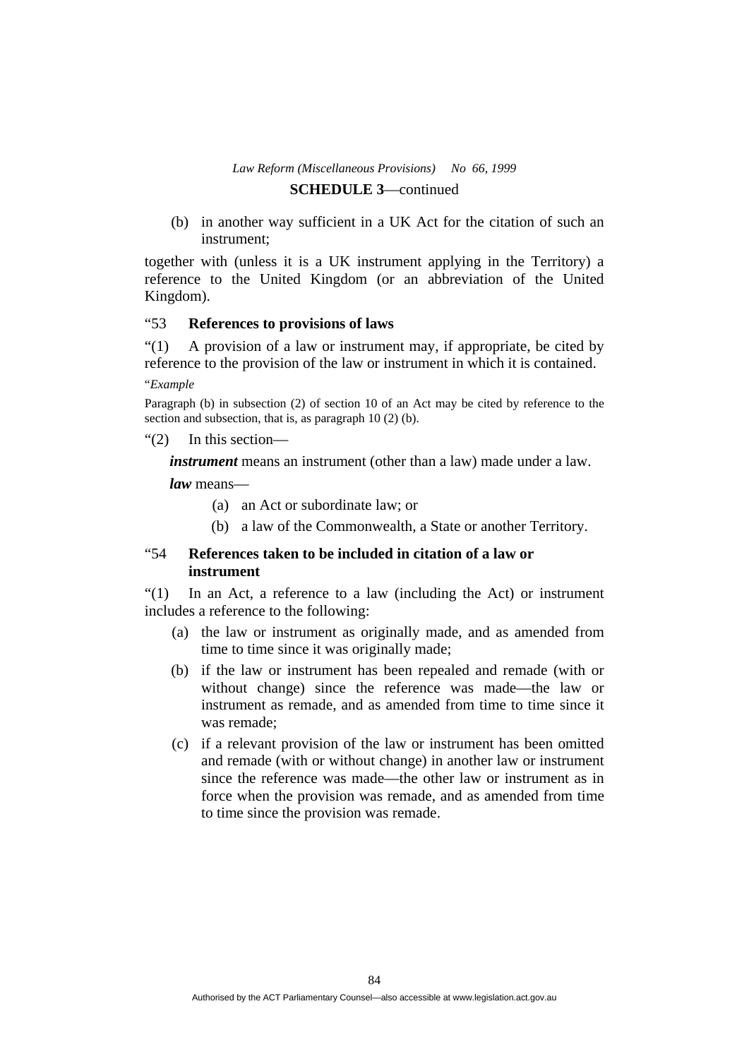(b) in another way sufficient in a UK Act for the citation of such an instrument;

together with (unless it is a UK instrument applying in the Territory) a reference to the United Kingdom (or an abbreviation of the United Kingdom).

"53 **References to provisions of laws**

"(1) A provision of a law or instrument may, if appropriate, be cited by reference to the provision of the law or instrument in which it is contained.

"*Example*

Paragraph (b) in subsection (2) of section 10 of an Act may be cited by reference to the section and subsection, that is, as paragraph 10 (2) (b).

"(2) In this section—

***instrument*** means an instrument (other than a law) made under a law.

***law*** means—

(a) an Act or subordinate law; or

(b) a law of the Commonwealth, a State or another Territory.

"54 **References taken to be included in citation of a law or instrument**

"(1) In an Act, a reference to a law (including the Act) or instrument includes a reference to the following:

(a) the law or instrument as originally made, and as amended from time to time since it was originally made;

(b) if the law or instrument has been repealed and remade (with or without change) since the reference was made—the law or instrument as remade, and as amended from time to time since it was remade;

(c) if a relevant provision of the law or instrument has been omitted and remade (with or without change) in another law or instrument since the reference was made—the other law or instrument as in force when the provision was remade, and as amended from time to time since the provision was remade.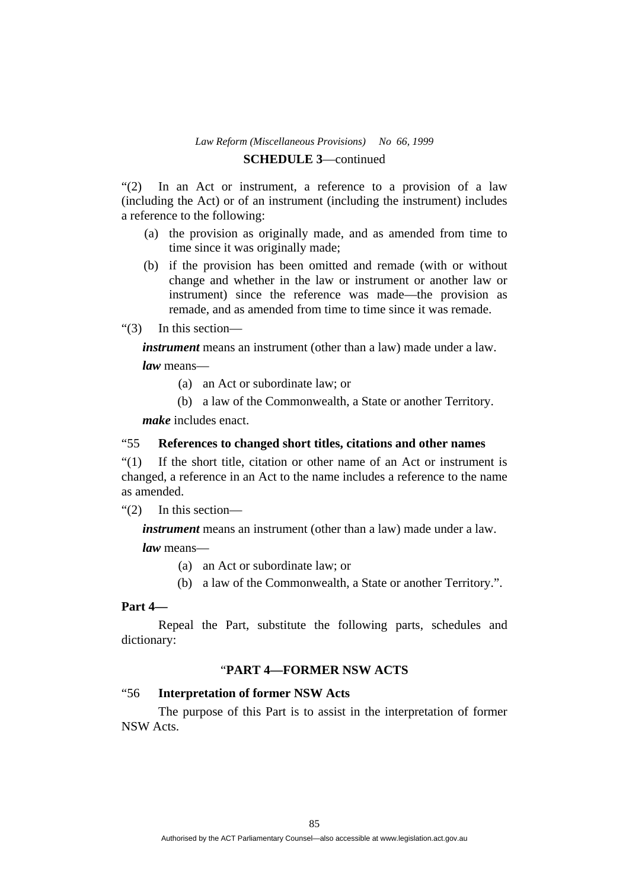**SCHEDULE 3**—continued

"(2) In an Act or instrument, a reference to a provision of a law (including the Act) or of an instrument (including the instrument) includes a reference to the following:

(a) the provision as originally made, and as amended from time to time since it was originally made;

(b) if the provision has been omitted and remade (with or without change and whether in the law or instrument or another law or instrument) since the reference was made—the provision as remade, and as amended from time to time since it was remade.

"(3) In this section—

***instrument*** means an instrument (other than a law) made under a law.

***law*** means—

(a) an Act or subordinate law; or

(b) a law of the Commonwealth, a State or another Territory.

***make*** includes enact.

"55 **References to changed short titles, citations and other names**

"(1) If the short title, citation or other name of an Act or instrument is changed, a reference in an Act to the name includes a reference to the name as amended.

"(2) In this section—

***instrument*** means an instrument (other than a law) made under a law.

***law*** means—

(a) an Act or subordinate law; or

(b) a law of the Commonwealth, a State or another Territory.".

**Part 4—**

Repeal the Part, substitute the following parts, schedules and dictionary:

"**PART 4—FORMER NSW ACTS**

"56 **Interpretation of former NSW Acts**

The purpose of this Part is to assist in the interpretation of former NSW Acts.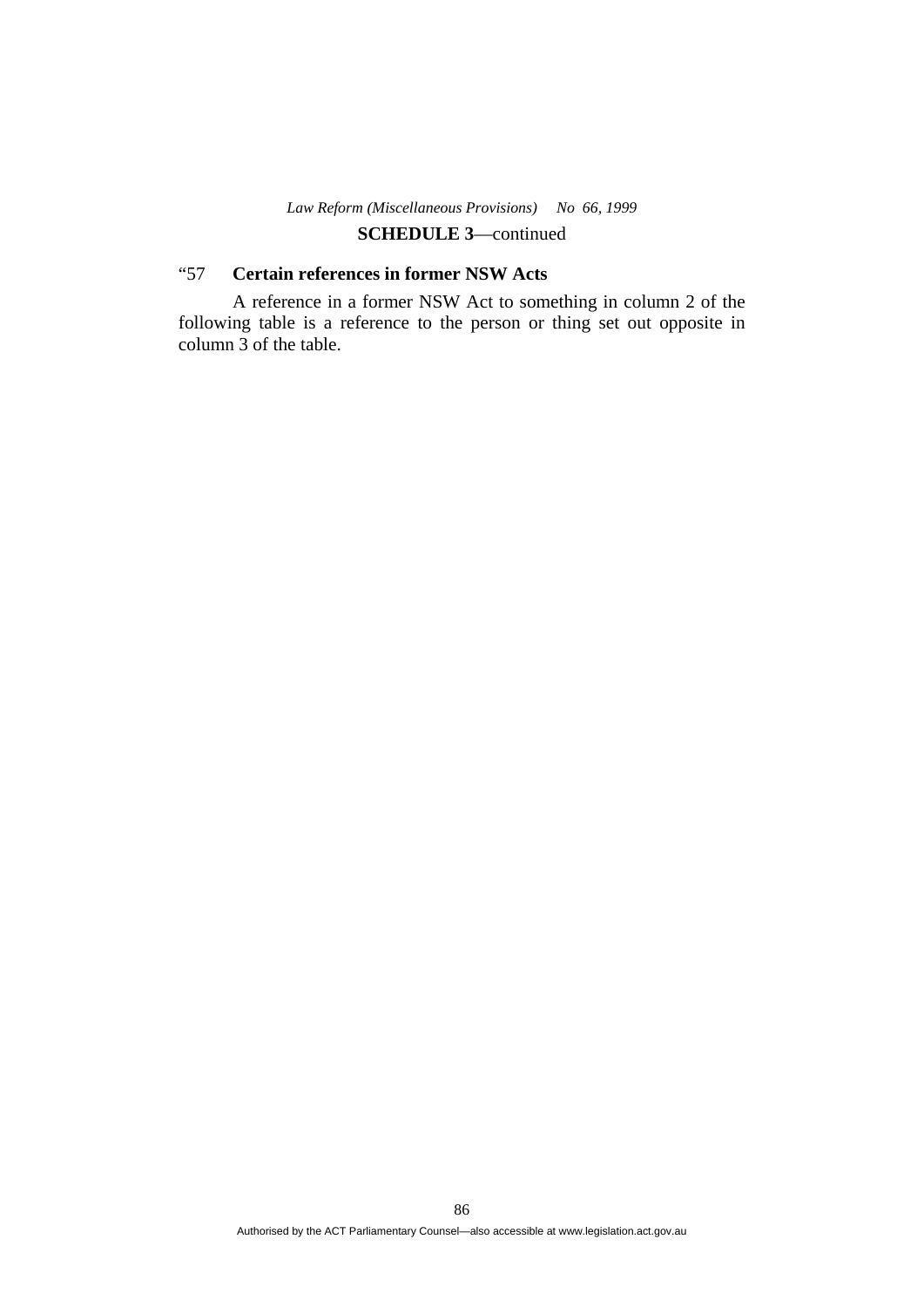**SCHEDULE 3**—continued

### "57 Certain references in former NSW Acts

A reference in a former NSW Act to something in column 2 of the following table is a reference to the person or thing set out opposite in column 3 of the table.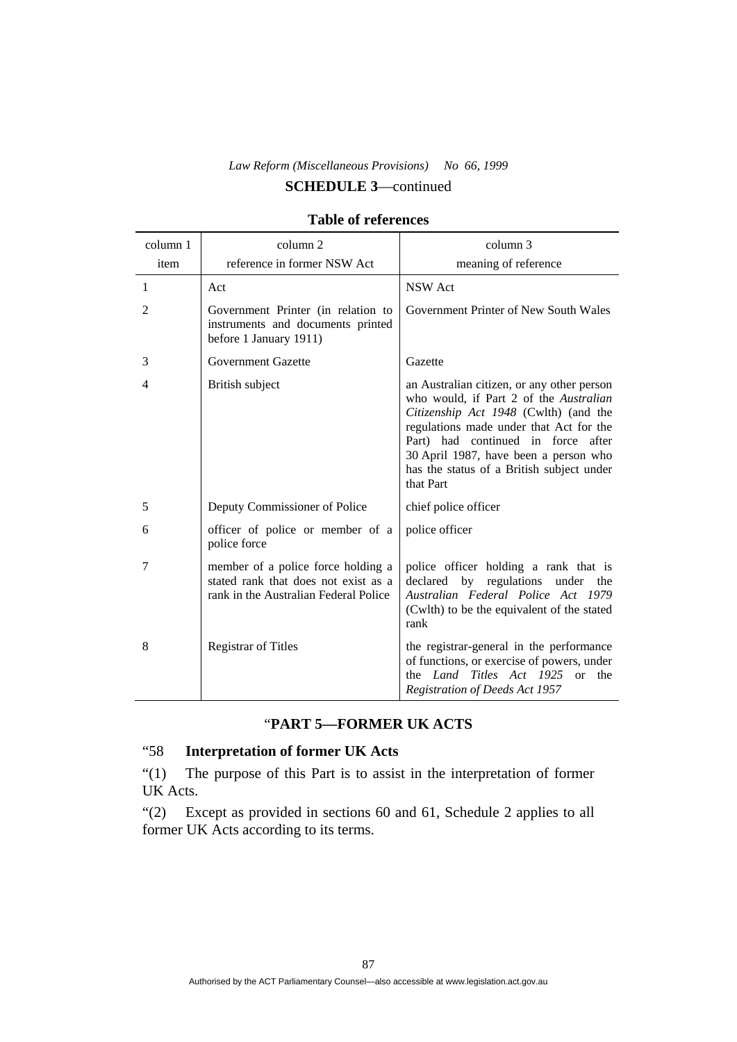**SCHEDULE 3**—continued

**Table of references**

| column 1<br>item | column 2<br>reference in former NSW Act | column 3<br>meaning of reference |
|---|---|---|
| 1 | Act | NSW Act |
| 2 | Government Printer (in relation to instruments and documents printed before 1 January 1911) | Government Printer of New South Wales |
| 3 | Government Gazette | Gazette |
| 4 | British subject | an Australian citizen, or any other person who would, if Part 2 of the *Australian Citizenship Act 1948* (Cwlth) (and the regulations made under that Act for the Part) had continued in force after 30 April 1987, have been a person who has the status of a British subject under that Part |
| 5 | Deputy Commissioner of Police | chief police officer |
| 6 | officer of police or member of a police force | police officer |
| 7 | member of a police force holding a stated rank that does not exist as a rank in the Australian Federal Police | police officer holding a rank that is declared by regulations under the *Australian Federal Police Act 1979* (Cwlth) to be the equivalent of the stated rank |
| 8 | Registrar of Titles | the registrar-general in the performance of functions, or exercise of powers, under the *Land Titles Act 1925* or the *Registration of Deeds Act 1957* |

## "PART 5—FORMER UK ACTS

### "58 Interpretation of former UK Acts

"(1) The purpose of this Part is to assist in the interpretation of former UK Acts.

"(2) Except as provided in sections 60 and 61, Schedule 2 applies to all former UK Acts according to its terms.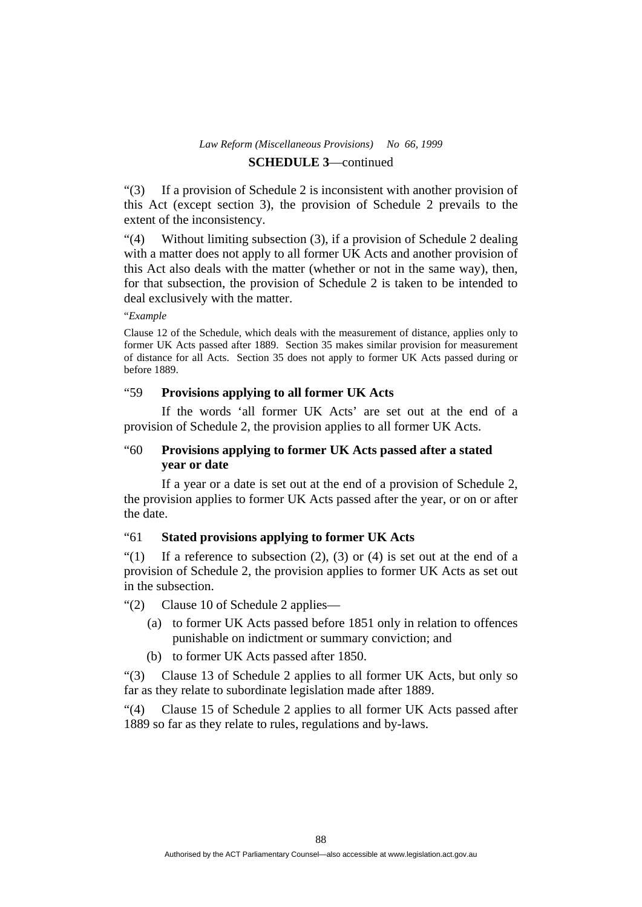"(3) If a provision of Schedule 2 is inconsistent with another provision of this Act (except section 3), the provision of Schedule 2 prevails to the extent of the inconsistency.

"(4) Without limiting subsection (3), if a provision of Schedule 2 dealing with a matter does not apply to all former UK Acts and another provision of this Act also deals with the matter (whether or not in the same way), then, for that subsection, the provision of Schedule 2 is taken to be intended to deal exclusively with the matter.

"*Example*

Clause 12 of the Schedule, which deals with the measurement of distance, applies only to former UK Acts passed after 1889. Section 35 makes similar provision for measurement of distance for all Acts. Section 35 does not apply to former UK Acts passed during or before 1889.

"59 **Provisions applying to all former UK Acts**

If the words 'all former UK Acts' are set out at the end of a provision of Schedule 2, the provision applies to all former UK Acts.

"60 **Provisions applying to former UK Acts passed after a stated year or date**

If a year or a date is set out at the end of a provision of Schedule 2, the provision applies to former UK Acts passed after the year, or on or after the date.

"61 **Stated provisions applying to former UK Acts**

"(1) If a reference to subsection (2), (3) or (4) is set out at the end of a provision of Schedule 2, the provision applies to former UK Acts as set out in the subsection.

"(2) Clause 10 of Schedule 2 applies—

(a) to former UK Acts passed before 1851 only in relation to offences punishable on indictment or summary conviction; and

(b) to former UK Acts passed after 1850.

"(3) Clause 13 of Schedule 2 applies to all former UK Acts, but only so far as they relate to subordinate legislation made after 1889.

"(4) Clause 15 of Schedule 2 applies to all former UK Acts passed after 1889 so far as they relate to rules, regulations and by-laws.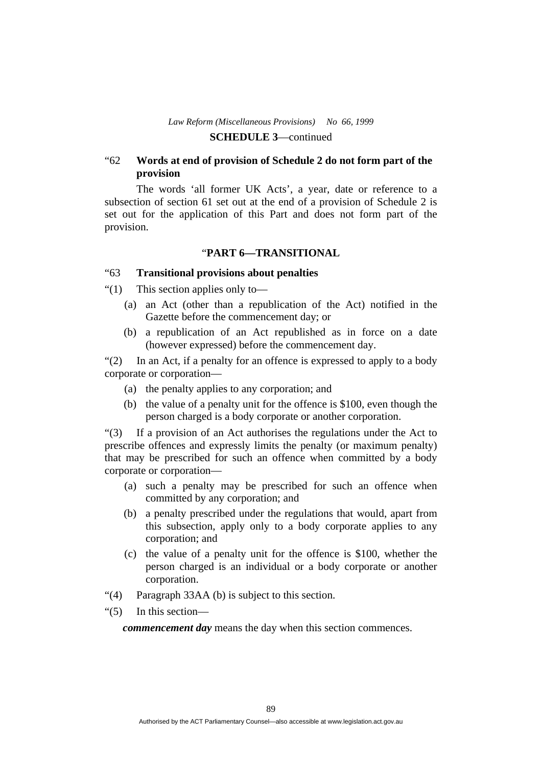"62 **Words at end of provision of Schedule 2 do not form part of the provision**

The words 'all former UK Acts', a year, date or reference to a subsection of section 61 set out at the end of a provision of Schedule 2 is set out for the application of this Part and does not form part of the provision.

"**PART 6—TRANSITIONAL**

"63 **Transitional provisions about penalties**

"(1) This section applies only to—

(a) an Act (other than a republication of the Act) notified in the Gazette before the commencement day; or

(b) a republication of an Act republished as in force on a date (however expressed) before the commencement day.

"(2) In an Act, if a penalty for an offence is expressed to apply to a body corporate or corporation—

(a) the penalty applies to any corporation; and

(b) the value of a penalty unit for the offence is $100, even though the person charged is a body corporate or another corporation.

"(3) If a provision of an Act authorises the regulations under the Act to prescribe offences and expressly limits the penalty (or maximum penalty) that may be prescribed for such an offence when committed by a body corporate or corporation—

(a) such a penalty may be prescribed for such an offence when committed by any corporation; and

(b) a penalty prescribed under the regulations that would, apart from this subsection, apply only to a body corporate applies to any corporation; and

(c) the value of a penalty unit for the offence is $100, whether the person charged is an individual or a body corporate or another corporation.

"(4) Paragraph 33AA (b) is subject to this section.

"(5) In this section—

***commencement day*** means the day when this section commences.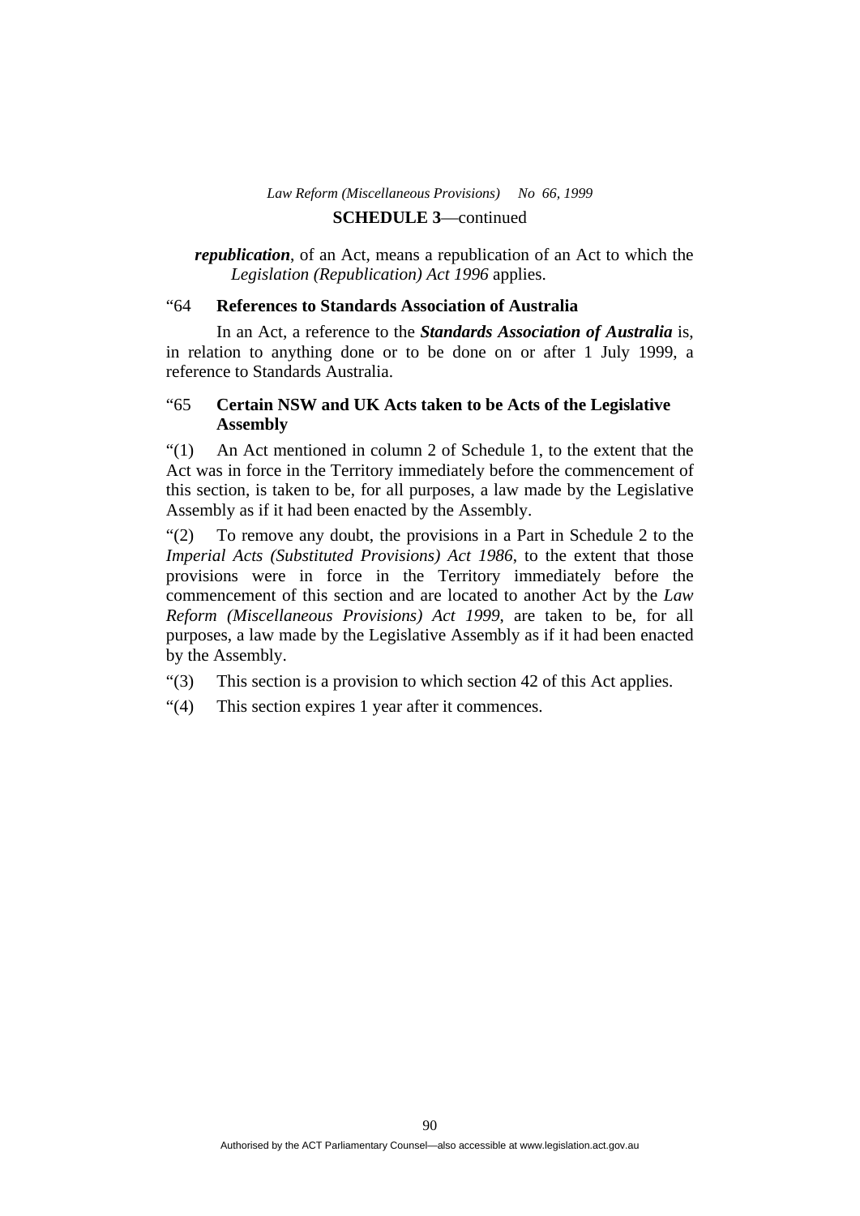**SCHEDULE 3**—continued

***republication***, of an Act, means a republication of an Act to which the *Legislation (Republication) Act 1996* applies.

“64 **References to Standards Association of Australia**

In an Act, a reference to the ***Standards Association of Australia*** is, in relation to anything done or to be done on or after 1 July 1999, a reference to Standards Australia.

“65 **Certain NSW and UK Acts taken to be Acts of the Legislative Assembly**

“(1) An Act mentioned in column 2 of Schedule 1, to the extent that the Act was in force in the Territory immediately before the commencement of this section, is taken to be, for all purposes, a law made by the Legislative Assembly as if it had been enacted by the Assembly.

“(2) To remove any doubt, the provisions in a Part in Schedule 2 to the *Imperial Acts (Substituted Provisions) Act 1986*, to the extent that those provisions were in force in the Territory immediately before the commencement of this section and are located to another Act by the *Law Reform (Miscellaneous Provisions) Act 1999*, are taken to be, for all purposes, a law made by the Legislative Assembly as if it had been enacted by the Assembly.

“(3) This section is a provision to which section 42 of this Act applies.

“(4) This section expires 1 year after it commences.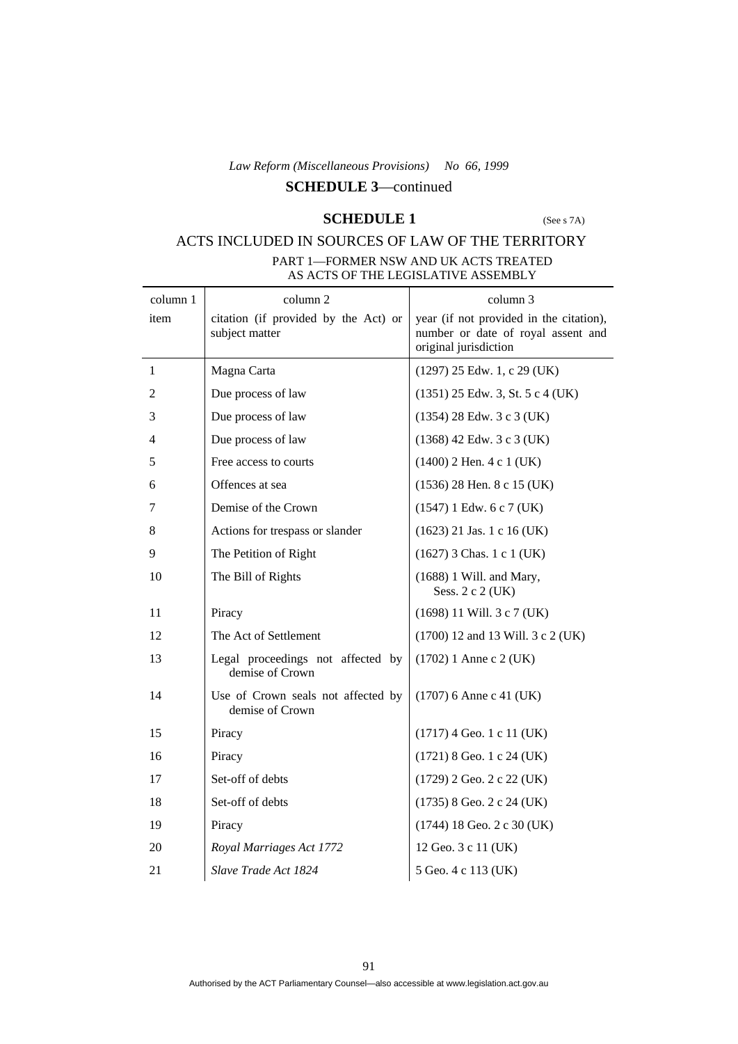*Law Reform (Miscellaneous Provisions) No 66, 1999*

**SCHEDULE 3**—continued

## SCHEDULE 1

(See s 7A)

## ACTS INCLUDED IN SOURCES OF LAW OF THE TERRITORY

### PART 1—FORMER NSW AND UK ACTS TREATED AS ACTS OF THE LEGISLATIVE ASSEMBLY

| column 1 item | column 2 citation (if provided by the Act) or subject matter | column 3 year (if not provided in the citation), number or date of royal assent and original jurisdiction |
|---|---|---|
| 1 | Magna Carta | (1297) 25 Edw. 1, c 29 (UK) |
| 2 | Due process of law | (1351) 25 Edw. 3, St. 5 c 4 (UK) |
| 3 | Due process of law | (1354) 28 Edw. 3 c 3 (UK) |
| 4 | Due process of law | (1368) 42 Edw. 3 c 3 (UK) |
| 5 | Free access to courts | (1400) 2 Hen. 4 c 1 (UK) |
| 6 | Offences at sea | (1536) 28 Hen. 8 c 15 (UK) |
| 7 | Demise of the Crown | (1547) 1 Edw. 6 c 7 (UK) |
| 8 | Actions for trespass or slander | (1623) 21 Jas. 1 c 16 (UK) |
| 9 | The Petition of Right | (1627) 3 Chas. 1 c 1 (UK) |
| 10 | The Bill of Rights | (1688) 1 Will. and Mary, Sess. 2 c 2 (UK) |
| 11 | Piracy | (1698) 11 Will. 3 c 7 (UK) |
| 12 | The Act of Settlement | (1700) 12 and 13 Will. 3 c 2 (UK) |
| 13 | Legal proceedings not affected by demise of Crown | (1702) 1 Anne c 2 (UK) |
| 14 | Use of Crown seals not affected by demise of Crown | (1707) 6 Anne c 41 (UK) |
| 15 | Piracy | (1717) 4 Geo. 1 c 11 (UK) |
| 16 | Piracy | (1721) 8 Geo. 1 c 24 (UK) |
| 17 | Set-off of debts | (1729) 2 Geo. 2 c 22 (UK) |
| 18 | Set-off of debts | (1735) 8 Geo. 2 c 24 (UK) |
| 19 | Piracy | (1744) 18 Geo. 2 c 30 (UK) |
| 20 | *Royal Marriages Act 1772* | 12 Geo. 3 c 11 (UK) |
| 21 | *Slave Trade Act 1824* | 5 Geo. 4 c 113 (UK) |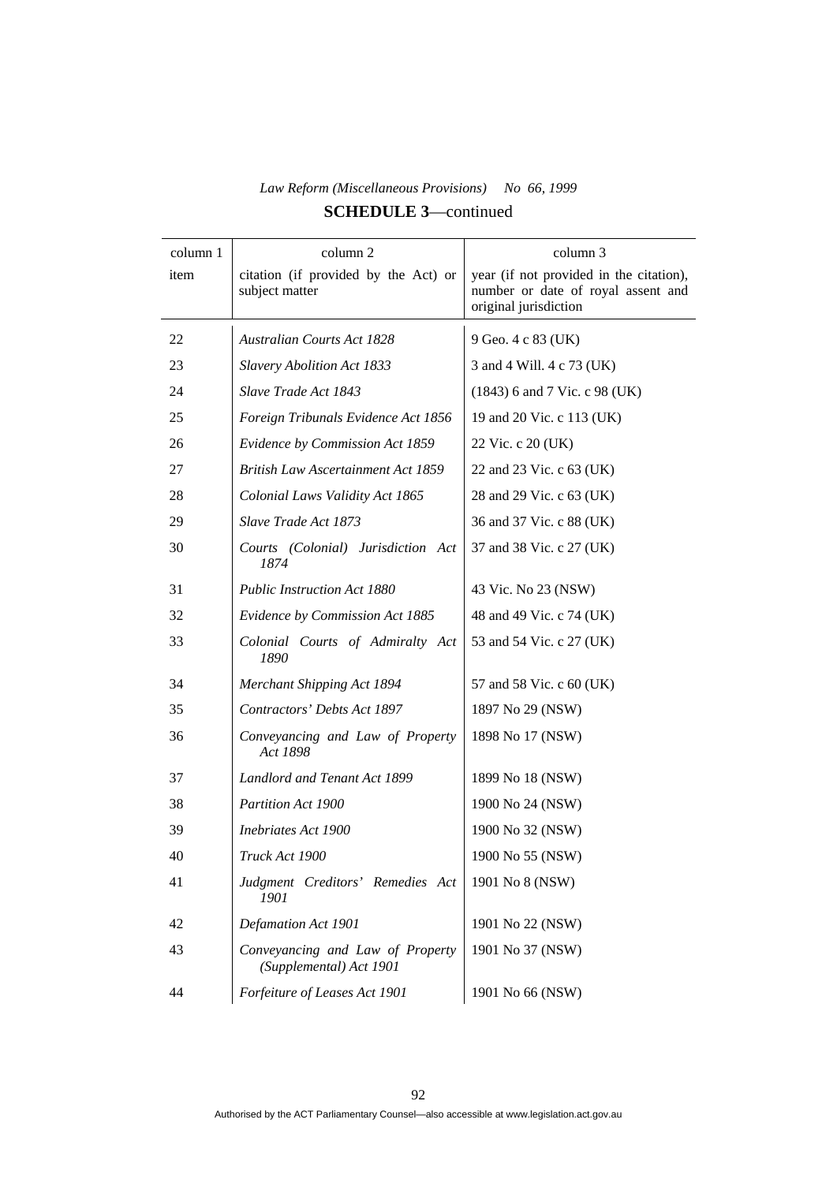*Law Reform (Miscellaneous Provisions) No 66, 1999*

**SCHEDULE 3**—continued

| column 1 item | column 2 citation (if provided by the Act) or subject matter | column 3 year (if not provided in the citation), number or date of royal assent and original jurisdiction |
|---|---|---|
| 22 | *Australian Courts Act 1828* | 9 Geo. 4 c 83 (UK) |
| 23 | *Slavery Abolition Act 1833* | 3 and 4 Will. 4 c 73 (UK) |
| 24 | *Slave Trade Act 1843* | (1843) 6 and 7 Vic. c 98 (UK) |
| 25 | *Foreign Tribunals Evidence Act 1856* | 19 and 20 Vic. c 113 (UK) |
| 26 | *Evidence by Commission Act 1859* | 22 Vic. c 20 (UK) |
| 27 | *British Law Ascertainment Act 1859* | 22 and 23 Vic. c 63 (UK) |
| 28 | *Colonial Laws Validity Act 1865* | 28 and 29 Vic. c 63 (UK) |
| 29 | *Slave Trade Act 1873* | 36 and 37 Vic. c 88 (UK) |
| 30 | *Courts (Colonial) Jurisdiction Act 1874* | 37 and 38 Vic. c 27 (UK) |
| 31 | *Public Instruction Act 1880* | 43 Vic. No 23 (NSW) |
| 32 | *Evidence by Commission Act 1885* | 48 and 49 Vic. c 74 (UK) |
| 33 | *Colonial Courts of Admiralty Act 1890* | 53 and 54 Vic. c 27 (UK) |
| 34 | *Merchant Shipping Act 1894* | 57 and 58 Vic. c 60 (UK) |
| 35 | *Contractors' Debts Act 1897* | 1897 No 29 (NSW) |
| 36 | *Conveyancing and Law of Property Act 1898* | 1898 No 17 (NSW) |
| 37 | *Landlord and Tenant Act 1899* | 1899 No 18 (NSW) |
| 38 | *Partition Act 1900* | 1900 No 24 (NSW) |
| 39 | *Inebriates Act 1900* | 1900 No 32 (NSW) |
| 40 | *Truck Act 1900* | 1900 No 55 (NSW) |
| 41 | *Judgment Creditors' Remedies Act 1901* | 1901 No 8 (NSW) |
| 42 | *Defamation Act 1901* | 1901 No 22 (NSW) |
| 43 | *Conveyancing and Law of Property (Supplemental) Act 1901* | 1901 No 37 (NSW) |
| 44 | *Forfeiture of Leases Act 1901* | 1901 No 66 (NSW) |

Authorised by the ACT Parliamentary Counsel—also accessible at www.legislation.act.gov.au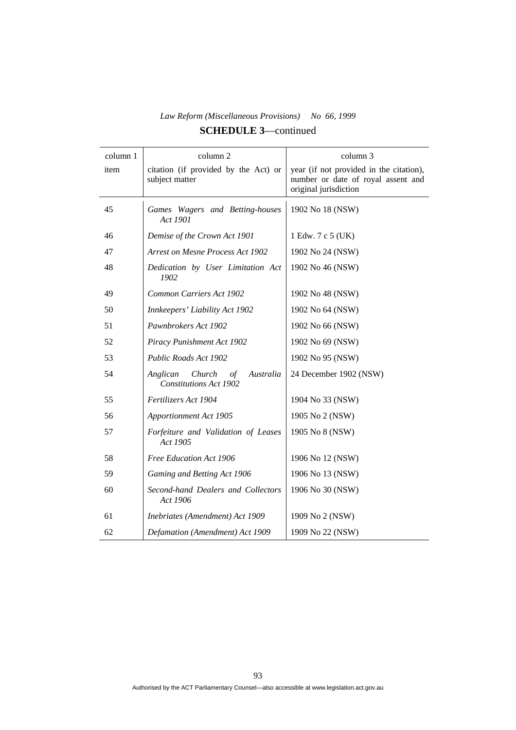**SCHEDULE 3**—continued

| column 1 | column 2 | column 3 |
|---|---|---|
| item | citation (if provided by the Act) or subject matter | year (if not provided in the citation), number or date of royal assent and original jurisdiction |
| 45 | *Games Wagers and Betting-houses Act 1901* | 1902 No 18 (NSW) |
| 46 | *Demise of the Crown Act 1901* | 1 Edw. 7 c 5 (UK) |
| 47 | *Arrest on Mesne Process Act 1902* | 1902 No 24 (NSW) |
| 48 | *Dedication by User Limitation Act 1902* | 1902 No 46 (NSW) |
| 49 | *Common Carriers Act 1902* | 1902 No 48 (NSW) |
| 50 | *Innkeepers' Liability Act 1902* | 1902 No 64 (NSW) |
| 51 | *Pawnbrokers Act 1902* | 1902 No 66 (NSW) |
| 52 | *Piracy Punishment Act 1902* | 1902 No 69 (NSW) |
| 53 | *Public Roads Act 1902* | 1902 No 95 (NSW) |
| 54 | *Anglican Church of Australia Constitutions Act 1902* | 24 December 1902 (NSW) |
| 55 | *Fertilizers Act 1904* | 1904 No 33 (NSW) |
| 56 | *Apportionment Act 1905* | 1905 No 2 (NSW) |
| 57 | *Forfeiture and Validation of Leases Act 1905* | 1905 No 8 (NSW) |
| 58 | *Free Education Act 1906* | 1906 No 12 (NSW) |
| 59 | *Gaming and Betting Act 1906* | 1906 No 13 (NSW) |
| 60 | *Second-hand Dealers and Collectors Act 1906* | 1906 No 30 (NSW) |
| 61 | *Inebriates (Amendment) Act 1909* | 1909 No 2 (NSW) |
| 62 | *Defamation (Amendment) Act 1909* | 1909 No 22 (NSW) |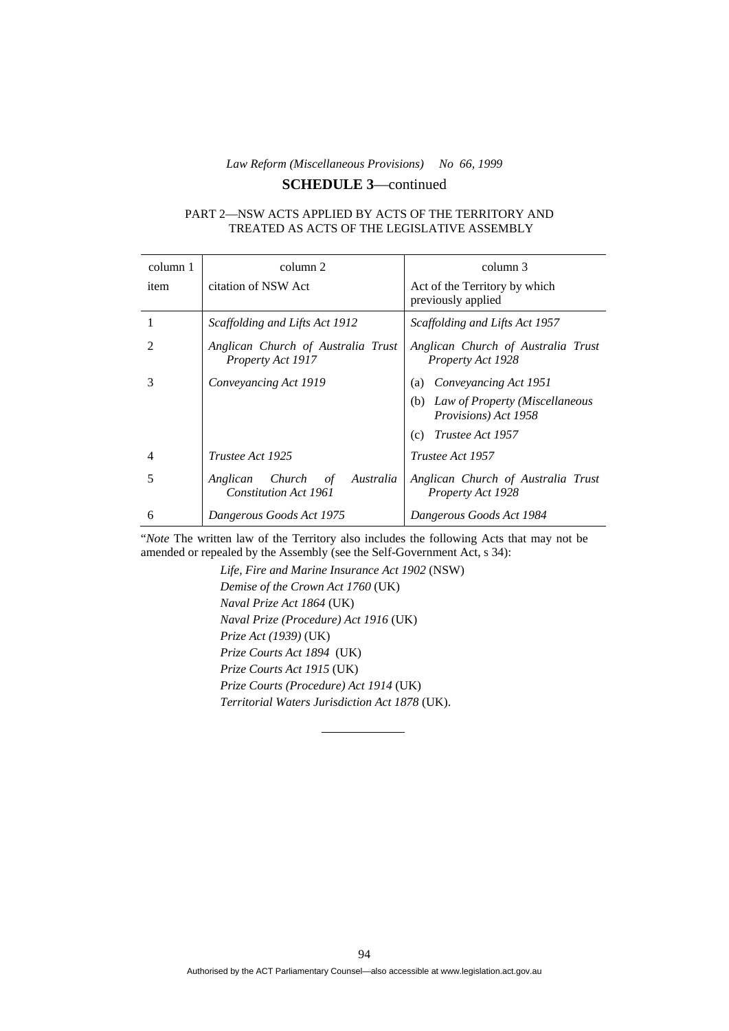**SCHEDULE 3**—continued

PART 2—NSW ACTS APPLIED BY ACTS OF THE TERRITORY AND TREATED AS ACTS OF THE LEGISLATIVE ASSEMBLY

| column 1<br>item | column 2<br>citation of NSW Act | column 3<br>Act of the Territory by which previously applied |
|---|---|---|
| 1 | *Scaffolding and Lifts Act 1912* | *Scaffolding and Lifts Act 1957* |
| 2 | *Anglican Church of Australia Trust Property Act 1917* | *Anglican Church of Australia Trust Property Act 1928* |
| 3 | *Conveyancing Act 1919* | (a) *Conveyancing Act 1951*<br>(b) *Law of Property (Miscellaneous Provisions) Act 1958*<br>(c) *Trustee Act 1957* |
| 4 | *Trustee Act 1925* | *Trustee Act 1957* |
| 5 | *Anglican Church of Australia Constitution Act 1961* | *Anglican Church of Australia Trust Property Act 1928* |
| 6 | *Dangerous Goods Act 1975* | *Dangerous Goods Act 1984* |

"*Note* The written law of the Territory also includes the following Acts that may not be amended or repealed by the Assembly (see the Self-Government Act, s 34):

*Life, Fire and Marine Insurance Act 1902* (NSW)
*Demise of the Crown Act 1760* (UK)
*Naval Prize Act 1864* (UK)
*Naval Prize (Procedure) Act 1916* (UK)
*Prize Act (1939)* (UK)
*Prize Courts Act 1894* (UK)
*Prize Courts Act 1915* (UK)
*Prize Courts (Procedure) Act 1914* (UK)
*Territorial Waters Jurisdiction Act 1878* (UK).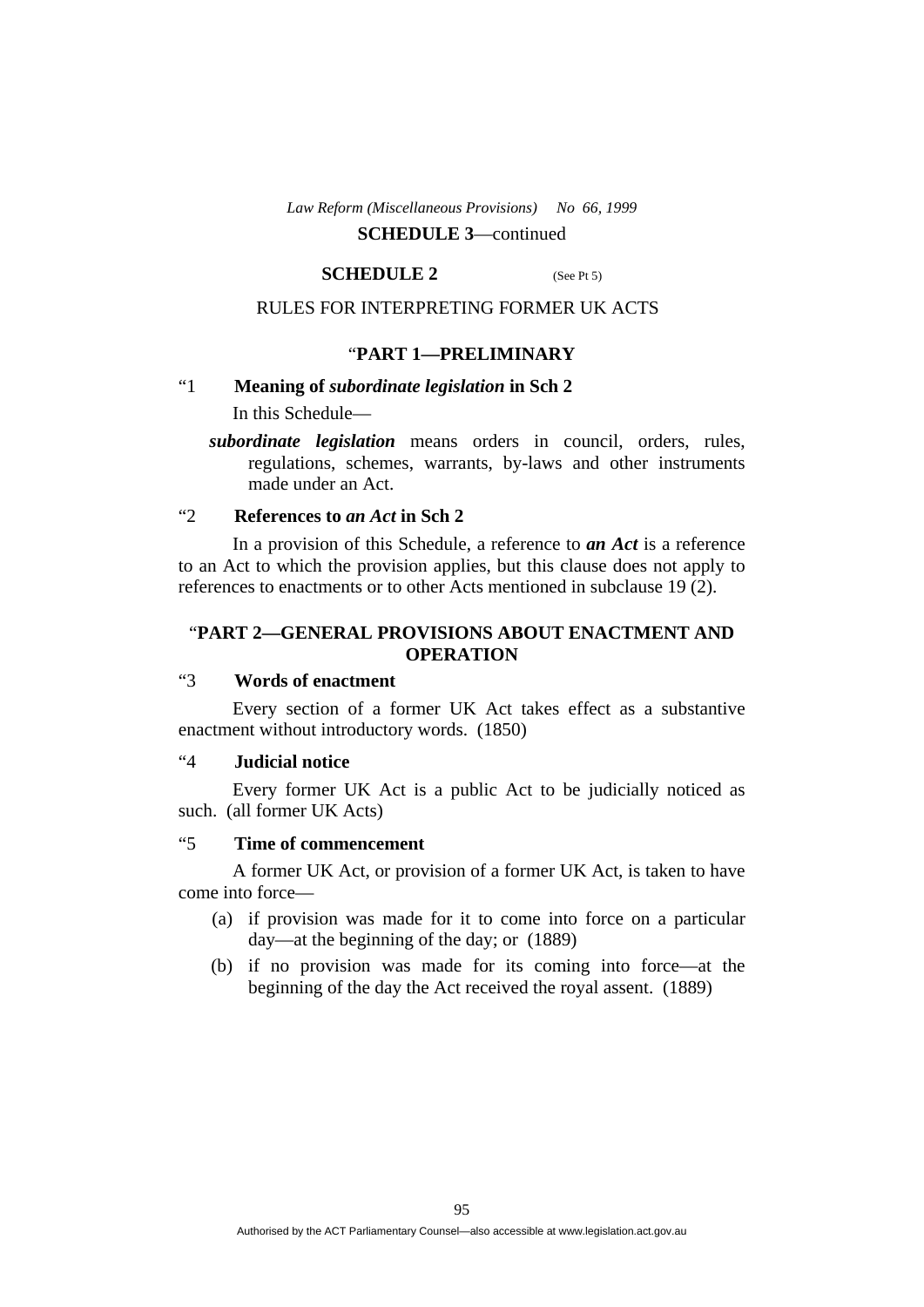**SCHEDULE 3**—continued

**SCHEDULE 2** (See Pt 5)

RULES FOR INTERPRETING FORMER UK ACTS

"**PART 1—PRELIMINARY**

"1 **Meaning of *subordinate legislation* in Sch 2**

In this Schedule—

***subordinate legislation*** means orders in council, orders, rules, regulations, schemes, warrants, by-laws and other instruments made under an Act.

"2 **References to *an Act* in Sch 2**

In a provision of this Schedule, a reference to ***an Act*** is a reference to an Act to which the provision applies, but this clause does not apply to references to enactments or to other Acts mentioned in subclause 19 (2).

"**PART 2—GENERAL PROVISIONS ABOUT ENACTMENT AND OPERATION**

"3 **Words of enactment**

Every section of a former UK Act takes effect as a substantive enactment without introductory words. (1850)

"4 **Judicial notice**

Every former UK Act is a public Act to be judicially noticed as such. (all former UK Acts)

"5 **Time of commencement**

A former UK Act, or provision of a former UK Act, is taken to have come into force—

(a) if provision was made for it to come into force on a particular day—at the beginning of the day; or (1889)

(b) if no provision was made for its coming into force—at the beginning of the day the Act received the royal assent. (1889)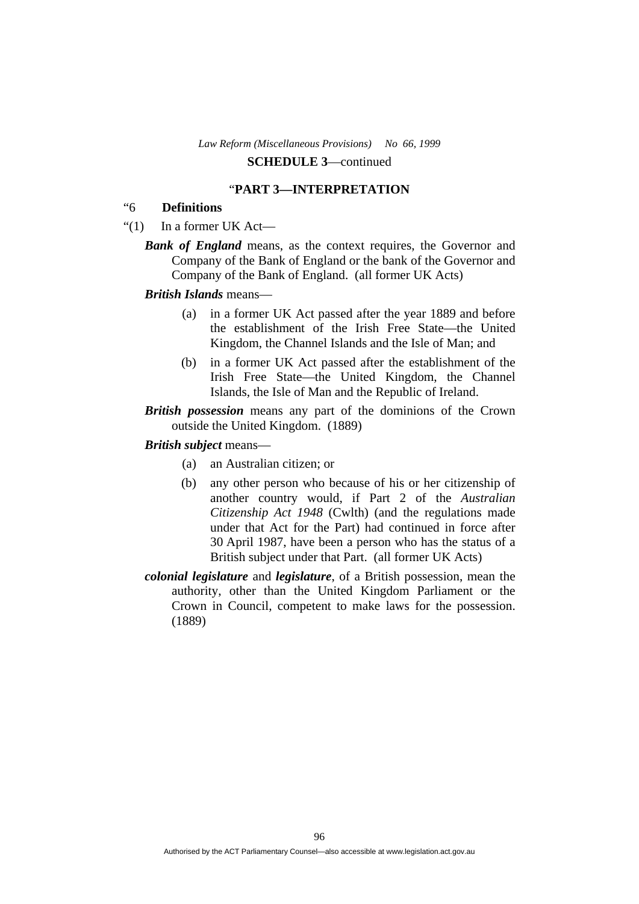**SCHEDULE 3**—continued

### "PART 3—INTERPRETATION

"6 **Definitions**

"(1) In a former UK Act—

***Bank of England*** means, as the context requires, the Governor and Company of the Bank of England or the bank of the Governor and Company of the Bank of England. (all former UK Acts)

***British Islands*** means—

(a) in a former UK Act passed after the year 1889 and before the establishment of the Irish Free State—the United Kingdom, the Channel Islands and the Isle of Man; and

(b) in a former UK Act passed after the establishment of the Irish Free State—the United Kingdom, the Channel Islands, the Isle of Man and the Republic of Ireland.

***British possession*** means any part of the dominions of the Crown outside the United Kingdom. (1889)

***British subject*** means—

(a) an Australian citizen; or

(b) any other person who because of his or her citizenship of another country would, if Part 2 of the *Australian Citizenship Act 1948* (Cwlth) (and the regulations made under that Act for the Part) had continued in force after 30 April 1987, have been a person who has the status of a British subject under that Part. (all former UK Acts)

***colonial legislature*** and ***legislature***, of a British possession, mean the authority, other than the United Kingdom Parliament or the Crown in Council, competent to make laws for the possession. (1889)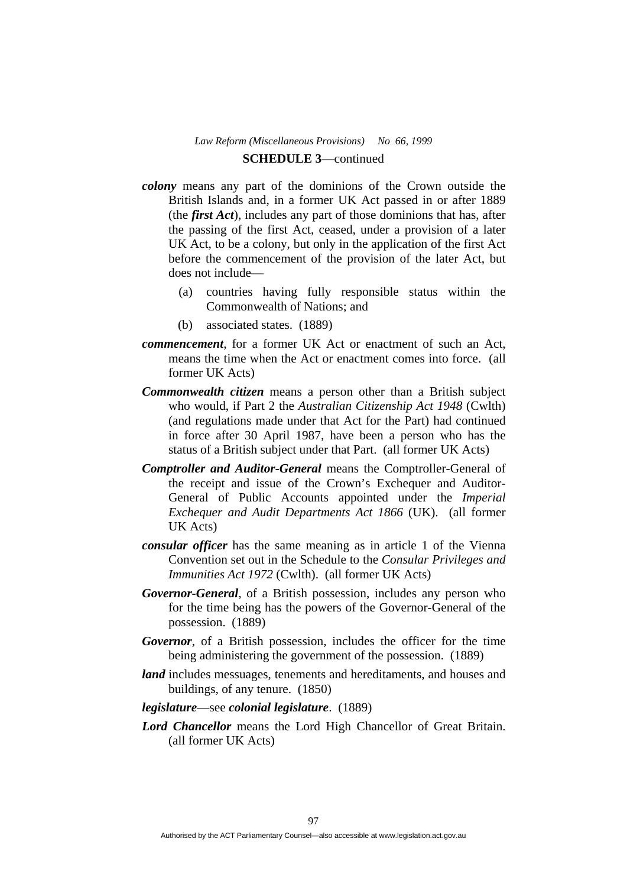**SCHEDULE 3**—continued

***colony*** means any part of the dominions of the Crown outside the British Islands and, in a former UK Act passed in or after 1889 (the ***first Act***), includes any part of those dominions that has, after the passing of the first Act, ceased, under a provision of a later UK Act, to be a colony, but only in the application of the first Act before the commencement of the provision of the later Act, but does not include—

(a) countries having fully responsible status within the Commonwealth of Nations; and

(b) associated states. (1889)

***commencement***, for a former UK Act or enactment of such an Act, means the time when the Act or enactment comes into force. (all former UK Acts)

***Commonwealth citizen*** means a person other than a British subject who would, if Part 2 the *Australian Citizenship Act 1948* (Cwlth) (and regulations made under that Act for the Part) had continued in force after 30 April 1987, have been a person who has the status of a British subject under that Part. (all former UK Acts)

***Comptroller and Auditor-General*** means the Comptroller-General of the receipt and issue of the Crown's Exchequer and Auditor-General of Public Accounts appointed under the *Imperial Exchequer and Audit Departments Act 1866* (UK). (all former UK Acts)

***consular officer*** has the same meaning as in article 1 of the Vienna Convention set out in the Schedule to the *Consular Privileges and Immunities Act 1972* (Cwlth). (all former UK Acts)

***Governor-General***, of a British possession, includes any person who for the time being has the powers of the Governor-General of the possession. (1889)

***Governor***, of a British possession, includes the officer for the time being administering the government of the possession. (1889)

***land*** includes messuages, tenements and hereditaments, and houses and buildings, of any tenure. (1850)

***legislature***—see ***colonial legislature***. (1889)

***Lord Chancellor*** means the Lord High Chancellor of Great Britain. (all former UK Acts)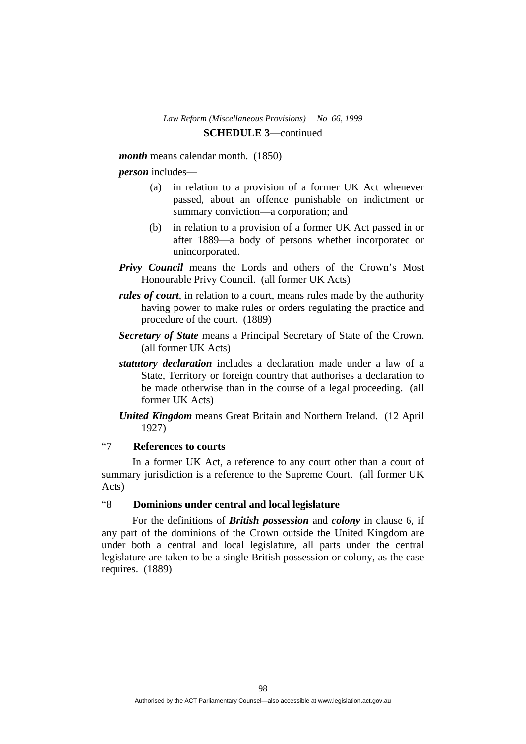**SCHEDULE 3**—continued

***month*** means calendar month. (1850)

***person*** includes—

(a) in relation to a provision of a former UK Act whenever passed, about an offence punishable on indictment or summary conviction—a corporation; and

(b) in relation to a provision of a former UK Act passed in or after 1889—a body of persons whether incorporated or unincorporated.

***Privy Council*** means the Lords and others of the Crown's Most Honourable Privy Council. (all former UK Acts)

***rules of court***, in relation to a court, means rules made by the authority having power to make rules or orders regulating the practice and procedure of the court. (1889)

***Secretary of State*** means a Principal Secretary of State of the Crown. (all former UK Acts)

***statutory declaration*** includes a declaration made under a law of a State, Territory or foreign country that authorises a declaration to be made otherwise than in the course of a legal proceeding. (all former UK Acts)

***United Kingdom*** means Great Britain and Northern Ireland. (12 April 1927)

"7 **References to courts**

In a former UK Act, a reference to any court other than a court of summary jurisdiction is a reference to the Supreme Court. (all former UK Acts)

"8 **Dominions under central and local legislature**

For the definitions of ***British possession*** and ***colony*** in clause 6, if any part of the dominions of the Crown outside the United Kingdom are under both a central and local legislature, all parts under the central legislature are taken to be a single British possession or colony, as the case requires. (1889)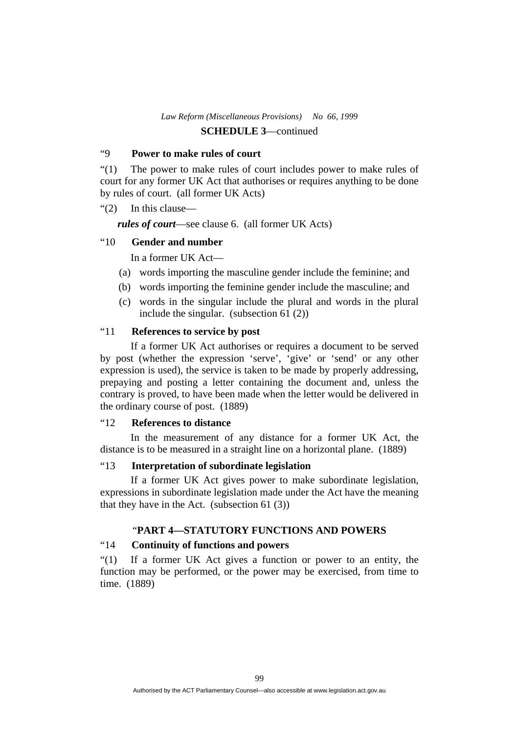"9 **Power to make rules of court**

"(1) The power to make rules of court includes power to make rules of court for any former UK Act that authorises or requires anything to be done by rules of court. (all former UK Acts)

"(2) In this clause—

***rules of court***—see clause 6. (all former UK Acts)

"10 **Gender and number**

In a former UK Act—

(a) words importing the masculine gender include the feminine; and

(b) words importing the feminine gender include the masculine; and

(c) words in the singular include the plural and words in the plural include the singular. (subsection 61 (2))

"11 **References to service by post**

If a former UK Act authorises or requires a document to be served by post (whether the expression 'serve', 'give' or 'send' or any other expression is used), the service is taken to be made by properly addressing, prepaying and posting a letter containing the document and, unless the contrary is proved, to have been made when the letter would be delivered in the ordinary course of post. (1889)

"12 **References to distance**

In the measurement of any distance for a former UK Act, the distance is to be measured in a straight line on a horizontal plane. (1889)

"13 **Interpretation of subordinate legislation**

If a former UK Act gives power to make subordinate legislation, expressions in subordinate legislation made under the Act have the meaning that they have in the Act. (subsection 61 (3))

"**PART 4—STATUTORY FUNCTIONS AND POWERS**

"14 **Continuity of functions and powers**

"(1) If a former UK Act gives a function or power to an entity, the function may be performed, or the power may be exercised, from time to time. (1889)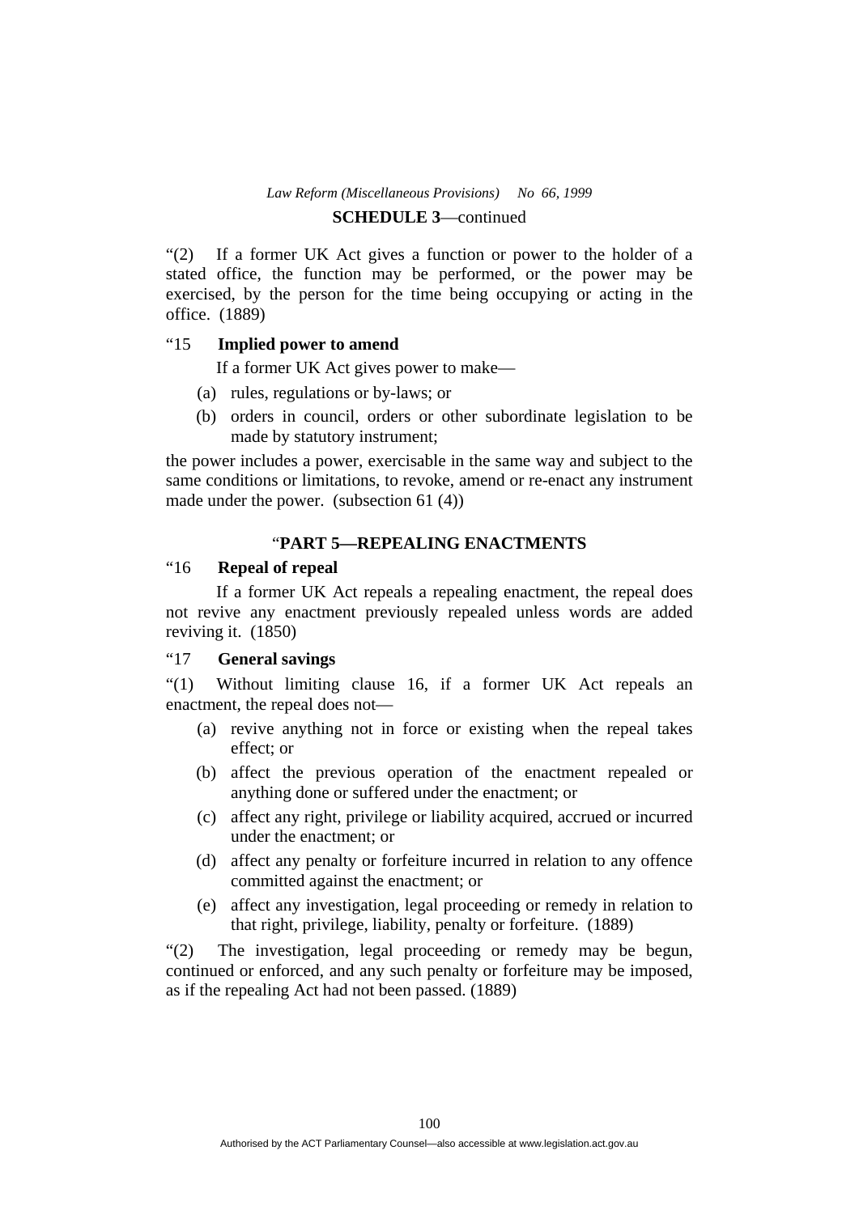“(2) If a former UK Act gives a function or power to the holder of a stated office, the function may be performed, or the power may be exercised, by the person for the time being occupying or acting in the office. (1889)

“15 **Implied power to amend**

If a former UK Act gives power to make—

(a) rules, regulations or by-laws; or

(b) orders in council, orders or other subordinate legislation to be made by statutory instrument;

the power includes a power, exercisable in the same way and subject to the same conditions or limitations, to revoke, amend or re-enact any instrument made under the power. (subsection 61 (4))

“**PART 5—REPEALING ENACTMENTS**

“16 **Repeal of repeal**

If a former UK Act repeals a repealing enactment, the repeal does not revive any enactment previously repealed unless words are added reviving it. (1850)

“17 **General savings**

“(1) Without limiting clause 16, if a former UK Act repeals an enactment, the repeal does not—

(a) revive anything not in force or existing when the repeal takes effect; or

(b) affect the previous operation of the enactment repealed or anything done or suffered under the enactment; or

(c) affect any right, privilege or liability acquired, accrued or incurred under the enactment; or

(d) affect any penalty or forfeiture incurred in relation to any offence committed against the enactment; or

(e) affect any investigation, legal proceeding or remedy in relation to that right, privilege, liability, penalty or forfeiture. (1889)

“(2) The investigation, legal proceeding or remedy may be begun, continued or enforced, and any such penalty or forfeiture may be imposed, as if the repealing Act had not been passed. (1889)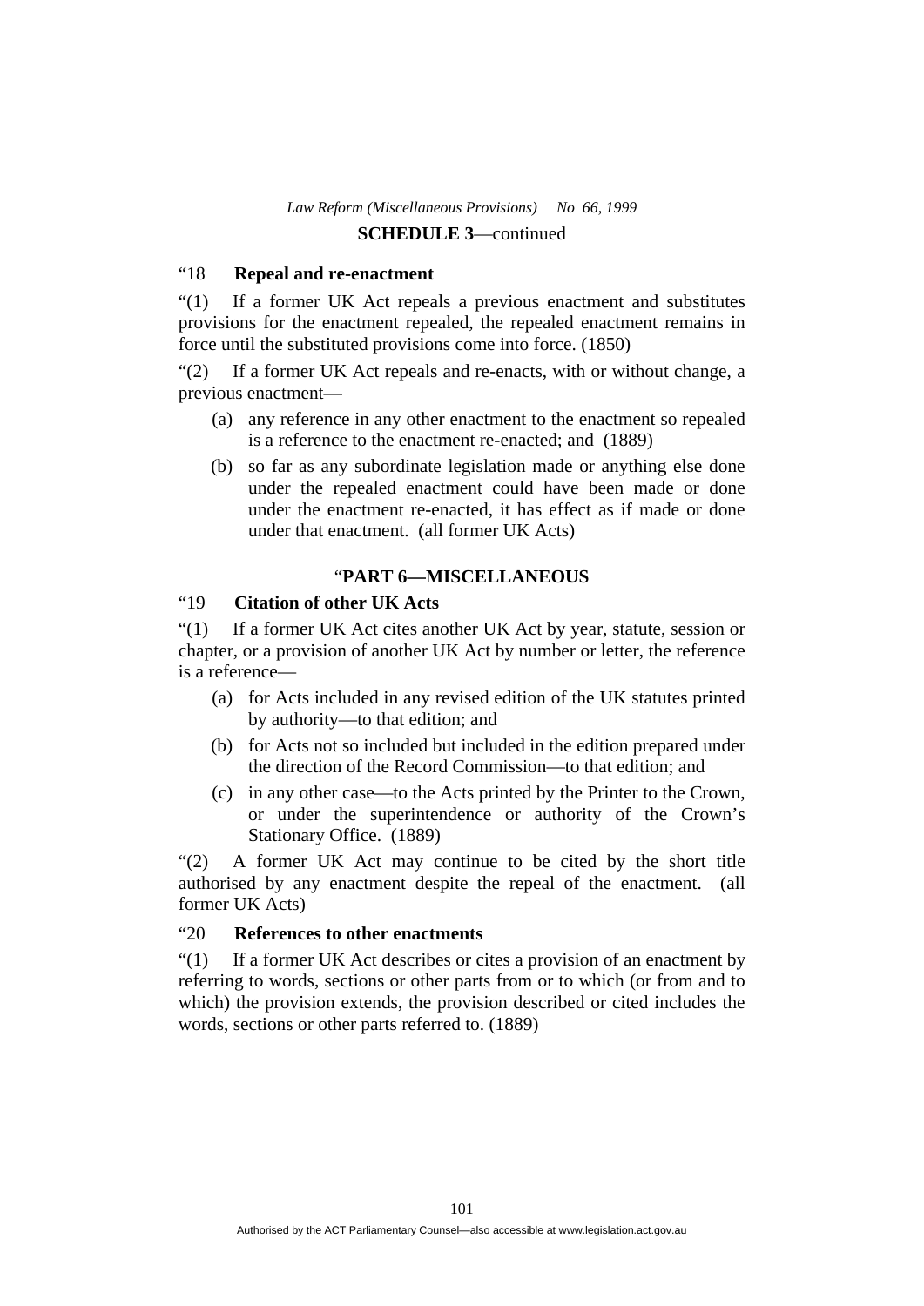“18 **Repeal and re-enactment**

“(1) If a former UK Act repeals a previous enactment and substitutes provisions for the enactment repealed, the repealed enactment remains in force until the substituted provisions come into force. (1850)

“(2) If a former UK Act repeals and re-enacts, with or without change, a previous enactment—

(a) any reference in any other enactment to the enactment so repealed is a reference to the enactment re-enacted; and (1889)

(b) so far as any subordinate legislation made or anything else done under the repealed enactment could have been made or done under the enactment re-enacted, it has effect as if made or done under that enactment. (all former UK Acts)

## “PART 6—MISCELLANEOUS

“19 **Citation of other UK Acts**

“(1) If a former UK Act cites another UK Act by year, statute, session or chapter, or a provision of another UK Act by number or letter, the reference is a reference—

(a) for Acts included in any revised edition of the UK statutes printed by authority—to that edition; and

(b) for Acts not so included but included in the edition prepared under the direction of the Record Commission—to that edition; and

(c) in any other case—to the Acts printed by the Printer to the Crown, or under the superintendence or authority of the Crown’s Stationary Office. (1889)

“(2) A former UK Act may continue to be cited by the short title authorised by any enactment despite the repeal of the enactment. (all former UK Acts)

“20 **References to other enactments**

“(1) If a former UK Act describes or cites a provision of an enactment by referring to words, sections or other parts from or to which (or from and to which) the provision extends, the provision described or cited includes the words, sections or other parts referred to. (1889)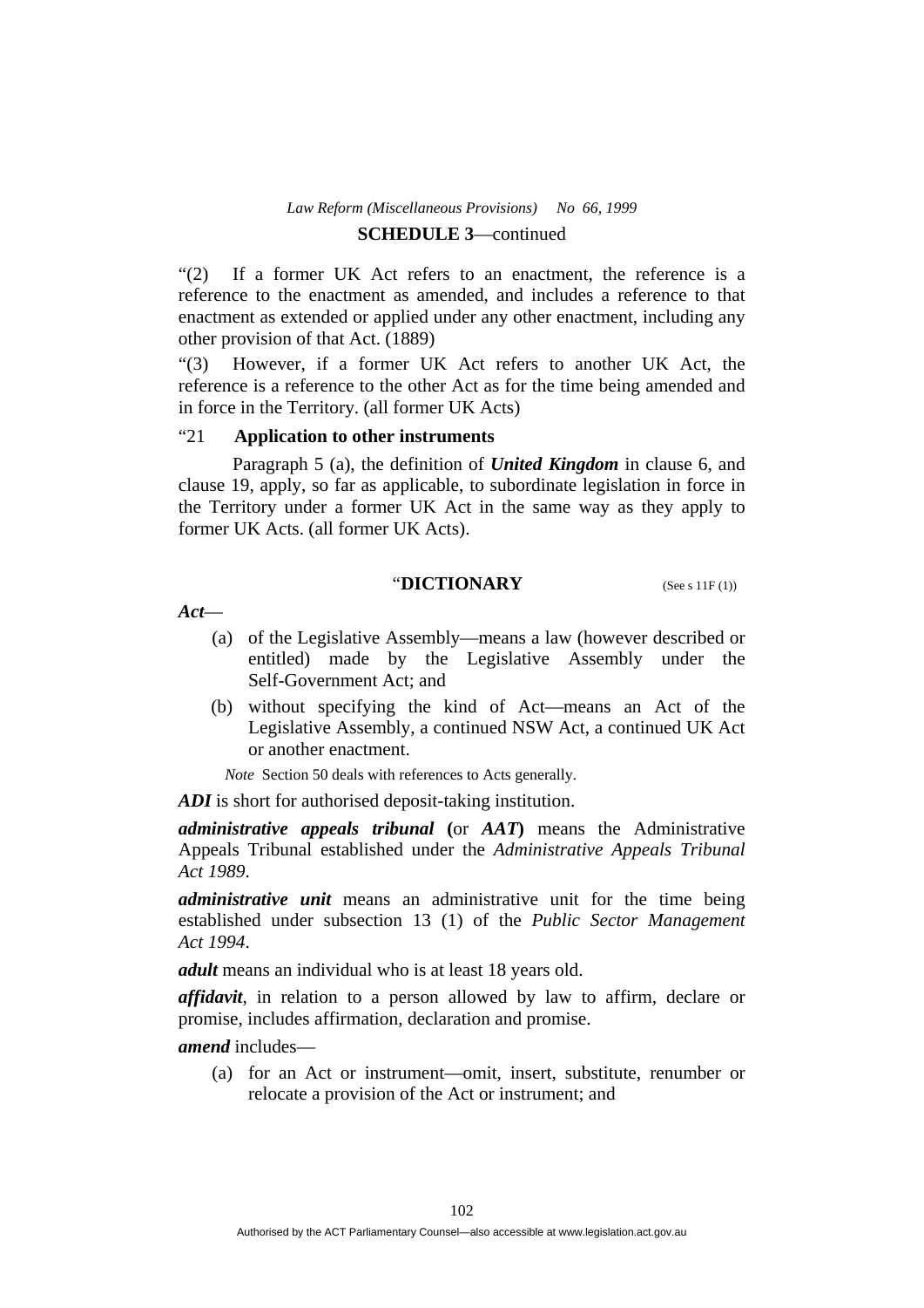**SCHEDULE 3**—continued

“(2) If a former UK Act refers to an enactment, the reference is a reference to the enactment as amended, and includes a reference to that enactment as extended or applied under any other enactment, including any other provision of that Act. (1889)

“(3) However, if a former UK Act refers to another UK Act, the reference is a reference to the other Act as for the time being amended and in force in the Territory. (all former UK Acts)

“21 **Application to other instruments**

Paragraph 5 (a), the definition of ***United Kingdom*** in clause 6, and clause 19, apply, so far as applicable, to subordinate legislation in force in the Territory under a former UK Act in the same way as they apply to former UK Acts. (all former UK Acts).

“**DICTIONARY** (See s 11F (1))

***Act***—

(a) of the Legislative Assembly—means a law (however described or entitled) made by the Legislative Assembly under the Self-Government Act; and

(b) without specifying the kind of Act—means an Act of the Legislative Assembly, a continued NSW Act, a continued UK Act or another enactment.

*Note* Section 50 deals with references to Acts generally.

***ADI*** is short for authorised deposit-taking institution.

***administrative appeals tribunal*** **(**or ***AAT*****)** means the Administrative Appeals Tribunal established under the *Administrative Appeals Tribunal Act 1989*.

***administrative unit*** means an administrative unit for the time being established under subsection 13 (1) of the *Public Sector Management Act 1994*.

***adult*** means an individual who is at least 18 years old.

***affidavit***, in relation to a person allowed by law to affirm, declare or promise, includes affirmation, declaration and promise.

***amend*** includes—

(a) for an Act or instrument—omit, insert, substitute, renumber or relocate a provision of the Act or instrument; and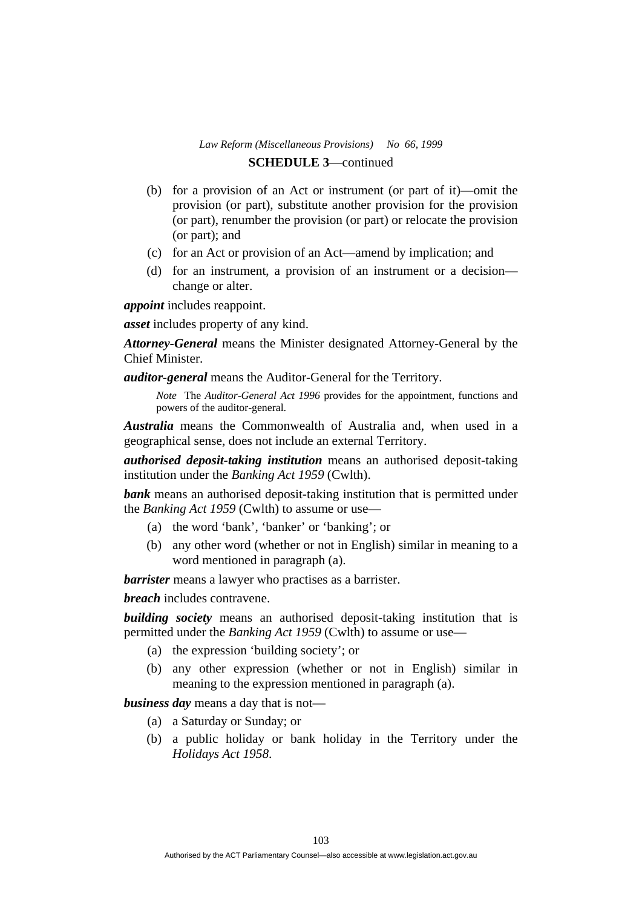**SCHEDULE 3**—continued

(b) for a provision of an Act or instrument (or part of it)—omit the provision (or part), substitute another provision for the provision (or part), renumber the provision (or part) or relocate the provision (or part); and

(c) for an Act or provision of an Act—amend by implication; and

(d) for an instrument, a provision of an instrument or a decision—change or alter.

***appoint*** includes reappoint.

***asset*** includes property of any kind.

***Attorney-General*** means the Minister designated Attorney-General by the Chief Minister.

***auditor-general*** means the Auditor-General for the Territory.

*Note* The *Auditor-General Act 1996* provides for the appointment, functions and powers of the auditor-general.

***Australia*** means the Commonwealth of Australia and, when used in a geographical sense, does not include an external Territory.

***authorised deposit-taking institution*** means an authorised deposit-taking institution under the *Banking Act 1959* (Cwlth).

***bank*** means an authorised deposit-taking institution that is permitted under the *Banking Act 1959* (Cwlth) to assume or use—

(a) the word 'bank', 'banker' or 'banking'; or

(b) any other word (whether or not in English) similar in meaning to a word mentioned in paragraph (a).

***barrister*** means a lawyer who practises as a barrister.

***breach*** includes contravene.

***building society*** means an authorised deposit-taking institution that is permitted under the *Banking Act 1959* (Cwlth) to assume or use—

(a) the expression 'building society'; or

(b) any other expression (whether or not in English) similar in meaning to the expression mentioned in paragraph (a).

***business day*** means a day that is not—

(a) a Saturday or Sunday; or

(b) a public holiday or bank holiday in the Territory under the *Holidays Act 1958*.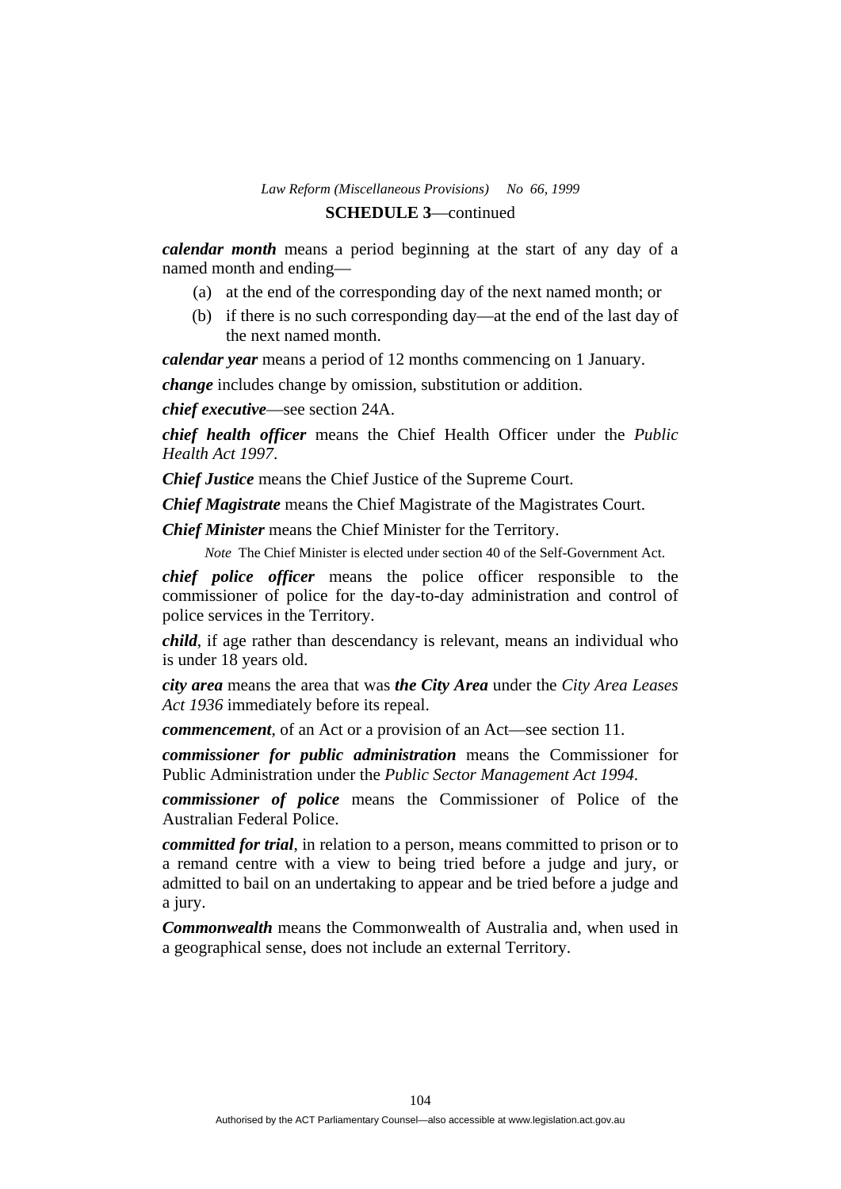**SCHEDULE 3**—continued

***calendar month*** means a period beginning at the start of any day of a named month and ending—

(a) at the end of the corresponding day of the next named month; or

(b) if there is no such corresponding day—at the end of the last day of the next named month.

***calendar year*** means a period of 12 months commencing on 1 January.

***change*** includes change by omission, substitution or addition.

***chief executive***—see section 24A.

***chief health officer*** means the Chief Health Officer under the *Public Health Act 1997*.

***Chief Justice*** means the Chief Justice of the Supreme Court.

***Chief Magistrate*** means the Chief Magistrate of the Magistrates Court.

***Chief Minister*** means the Chief Minister for the Territory.

*Note* The Chief Minister is elected under section 40 of the Self-Government Act.

***chief police officer*** means the police officer responsible to the commissioner of police for the day-to-day administration and control of police services in the Territory.

***child***, if age rather than descendancy is relevant, means an individual who is under 18 years old.

***city area*** means the area that was ***the City Area*** under the *City Area Leases Act 1936* immediately before its repeal.

***commencement***, of an Act or a provision of an Act—see section 11.

***commissioner for public administration*** means the Commissioner for Public Administration under the *Public Sector Management Act 1994*.

***commissioner of police*** means the Commissioner of Police of the Australian Federal Police.

***committed for trial***, in relation to a person, means committed to prison or to a remand centre with a view to being tried before a judge and jury, or admitted to bail on an undertaking to appear and be tried before a judge and a jury.

***Commonwealth*** means the Commonwealth of Australia and, when used in a geographical sense, does not include an external Territory.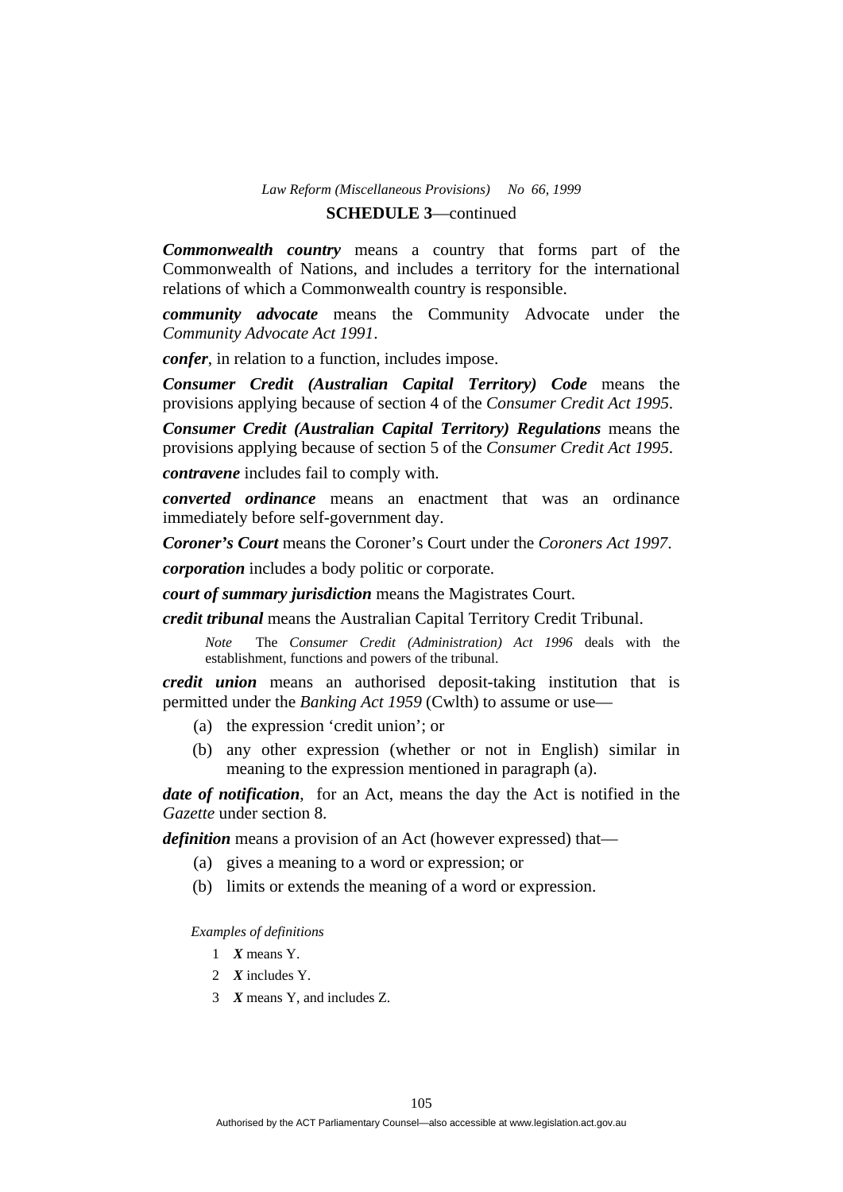**SCHEDULE 3**—continued

***Commonwealth country*** means a country that forms part of the Commonwealth of Nations, and includes a territory for the international relations of which a Commonwealth country is responsible.

***community advocate*** means the Community Advocate under the *Community Advocate Act 1991*.

***confer***, in relation to a function, includes impose.

***Consumer Credit (Australian Capital Territory) Code*** means the provisions applying because of section 4 of the *Consumer Credit Act 1995*.

***Consumer Credit (Australian Capital Territory) Regulations*** means the provisions applying because of section 5 of the *Consumer Credit Act 1995*.

***contravene*** includes fail to comply with.

***converted ordinance*** means an enactment that was an ordinance immediately before self-government day.

***Coroner's Court*** means the Coroner's Court under the *Coroners Act 1997*.

***corporation*** includes a body politic or corporate.

***court of summary jurisdiction*** means the Magistrates Court.

***credit tribunal*** means the Australian Capital Territory Credit Tribunal.

*Note* The *Consumer Credit (Administration) Act 1996* deals with the establishment, functions and powers of the tribunal.

***credit union*** means an authorised deposit-taking institution that is permitted under the *Banking Act 1959* (Cwlth) to assume or use—

(a) the expression 'credit union'; or

(b) any other expression (whether or not in English) similar in meaning to the expression mentioned in paragraph (a).

***date of notification***, for an Act, means the day the Act is notified in the *Gazette* under section 8.

***definition*** means a provision of an Act (however expressed) that—

(a) gives a meaning to a word or expression; or

(b) limits or extends the meaning of a word or expression.

*Examples of definitions*

1 ***X*** means Y.

2 ***X*** includes Y.

3 ***X*** means Y, and includes Z.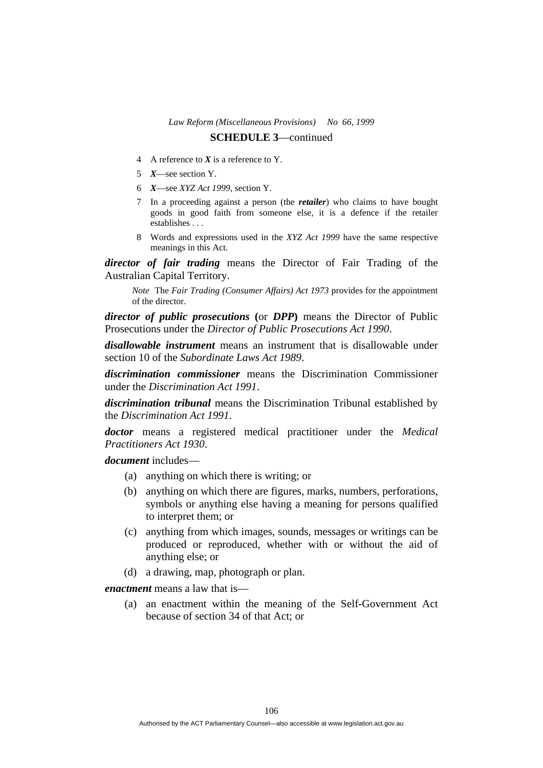**SCHEDULE 3**—continued

4 A reference to ***X*** is a reference to Y.

5 ***X***—see section Y.

6 ***X***—see *XYZ Act 1999*, section Y.

7 In a proceeding against a person (the ***retailer***) who claims to have bought goods in good faith from someone else, it is a defence if the retailer establishes . . .

8 Words and expressions used in the *XYZ Act 1999* have the same respective meanings in this Act.

***director of fair trading*** means the Director of Fair Trading of the Australian Capital Territory.

*Note* The *Fair Trading (Consumer Affairs) Act 1973* provides for the appointment of the director.

***director of public prosecutions*** **(**or ***DPP*****)** means the Director of Public Prosecutions under the *Director of Public Prosecutions Act 1990*.

***disallowable instrument*** means an instrument that is disallowable under section 10 of the *Subordinate Laws Act 1989*.

***discrimination commissioner*** means the Discrimination Commissioner under the *Discrimination Act 1991*.

***discrimination tribunal*** means the Discrimination Tribunal established by the *Discrimination Act 1991*.

***doctor*** means a registered medical practitioner under the *Medical Practitioners Act 1930*.

***document*** includes—

(a) anything on which there is writing; or

(b) anything on which there are figures, marks, numbers, perforations, symbols or anything else having a meaning for persons qualified to interpret them; or

(c) anything from which images, sounds, messages or writings can be produced or reproduced, whether with or without the aid of anything else; or

(d) a drawing, map, photograph or plan.

***enactment*** means a law that is—

(a) an enactment within the meaning of the Self-Government Act because of section 34 of that Act; or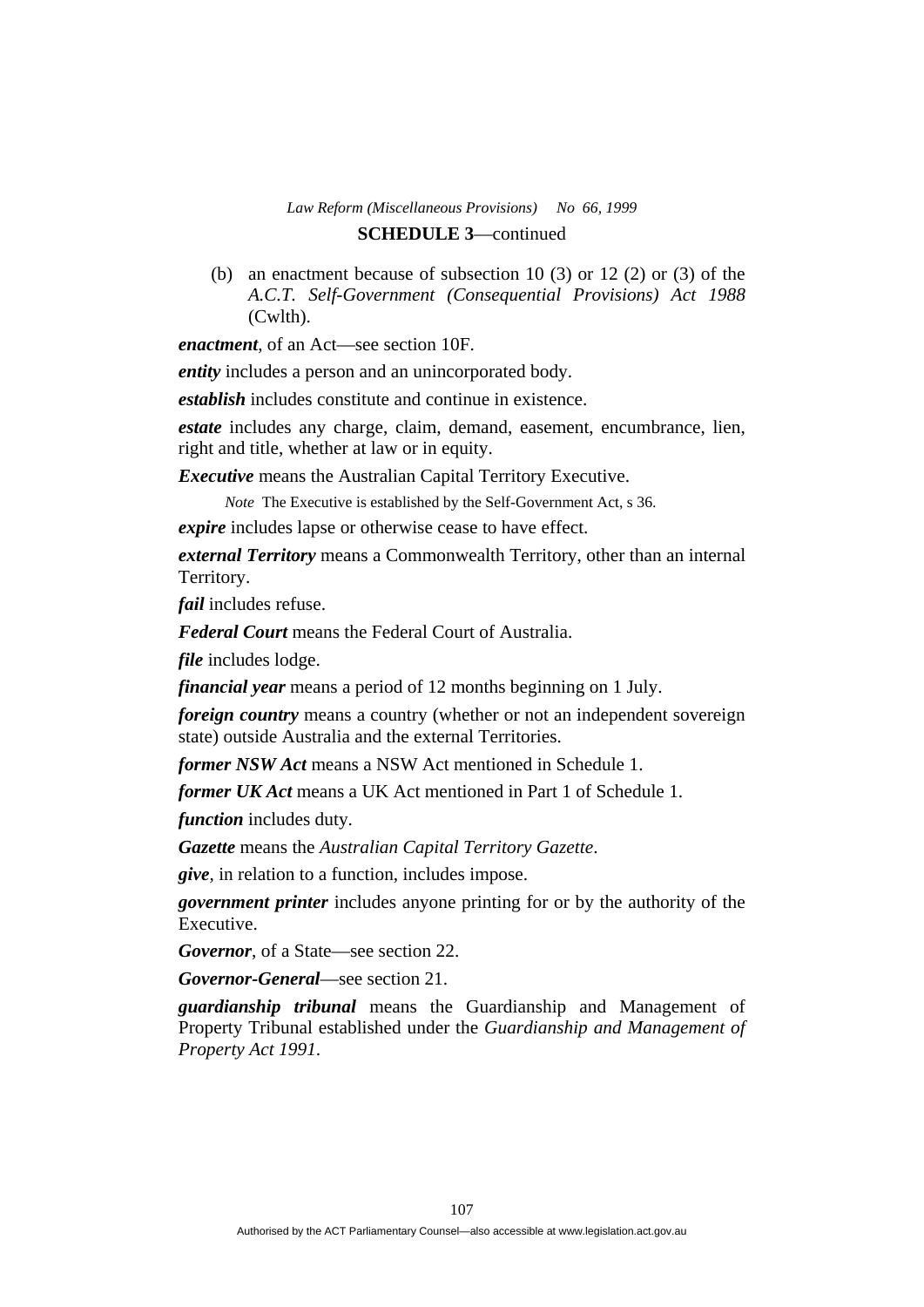**SCHEDULE 3**—continued

(b) an enactment because of subsection 10 (3) or 12 (2) or (3) of the *A.C.T. Self-Government (Consequential Provisions) Act 1988* (Cwlth).

***enactment***, of an Act—see section 10F.

***entity*** includes a person and an unincorporated body.

***establish*** includes constitute and continue in existence.

***estate*** includes any charge, claim, demand, easement, encumbrance, lien, right and title, whether at law or in equity.

***Executive*** means the Australian Capital Territory Executive.

*Note* The Executive is established by the Self-Government Act, s 36.

***expire*** includes lapse or otherwise cease to have effect.

***external Territory*** means a Commonwealth Territory, other than an internal Territory.

***fail*** includes refuse.

***Federal Court*** means the Federal Court of Australia.

***file*** includes lodge.

***financial year*** means a period of 12 months beginning on 1 July.

***foreign country*** means a country (whether or not an independent sovereign state) outside Australia and the external Territories.

***former NSW Act*** means a NSW Act mentioned in Schedule 1.

***former UK Act*** means a UK Act mentioned in Part 1 of Schedule 1.

***function*** includes duty.

***Gazette*** means the *Australian Capital Territory Gazette*.

***give***, in relation to a function, includes impose.

***government printer*** includes anyone printing for or by the authority of the Executive.

***Governor***, of a State—see section 22.

***Governor-General***—see section 21.

***guardianship tribunal*** means the Guardianship and Management of Property Tribunal established under the *Guardianship and Management of Property Act 1991*.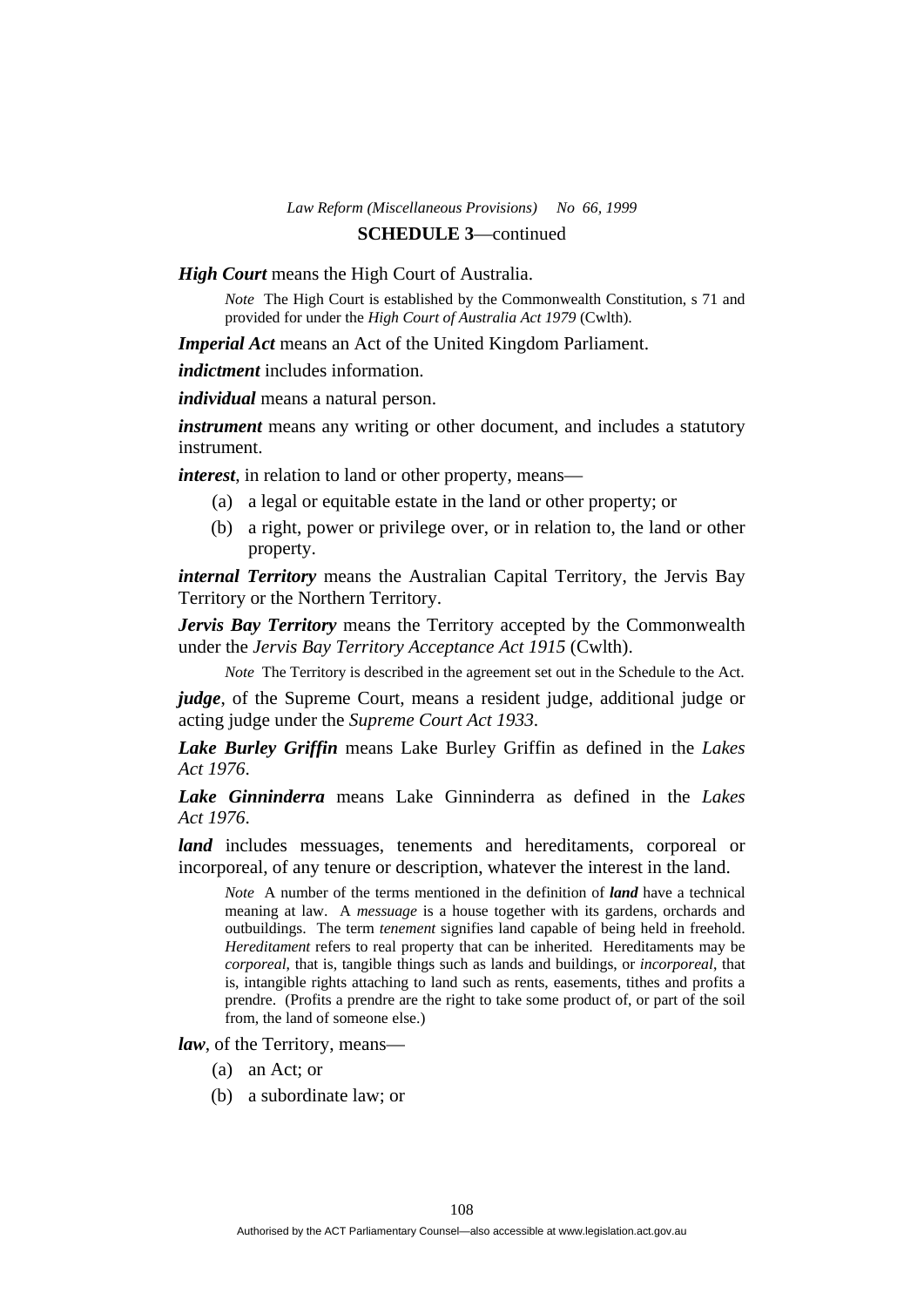**SCHEDULE 3**—continued

***High Court*** means the High Court of Australia.

> *Note* The High Court is established by the Commonwealth Constitution, s 71 and provided for under the *High Court of Australia Act 1979* (Cwlth).

***Imperial Act*** means an Act of the United Kingdom Parliament.

***indictment*** includes information.

***individual*** means a natural person.

***instrument*** means any writing or other document, and includes a statutory instrument.

***interest***, in relation to land or other property, means—

- (a) a legal or equitable estate in the land or other property; or
- (b) a right, power or privilege over, or in relation to, the land or other property.

***internal Territory*** means the Australian Capital Territory, the Jervis Bay Territory or the Northern Territory.

***Jervis Bay Territory*** means the Territory accepted by the Commonwealth under the *Jervis Bay Territory Acceptance Act 1915* (Cwlth).

> *Note* The Territory is described in the agreement set out in the Schedule to the Act.

***judge***, of the Supreme Court, means a resident judge, additional judge or acting judge under the *Supreme Court Act 1933*.

***Lake Burley Griffin*** means Lake Burley Griffin as defined in the *Lakes Act 1976*.

***Lake Ginninderra*** means Lake Ginninderra as defined in the *Lakes Act 1976*.

***land*** includes messuages, tenements and hereditaments, corporeal or incorporeal, of any tenure or description, whatever the interest in the land.

> *Note* A number of the terms mentioned in the definition of ***land*** have a technical meaning at law. A *messuage* is a house together with its gardens, orchards and outbuildings. The term *tenement* signifies land capable of being held in freehold. *Hereditament* refers to real property that can be inherited. Hereditaments may be *corporeal*, that is, tangible things such as lands and buildings, or *incorporeal*, that is, intangible rights attaching to land such as rents, easements, tithes and profits a prendre. (Profits a prendre are the right to take some product of, or part of the soil from, the land of someone else.)

***law***, of the Territory, means—

- (a) an Act; or
- (b) a subordinate law; or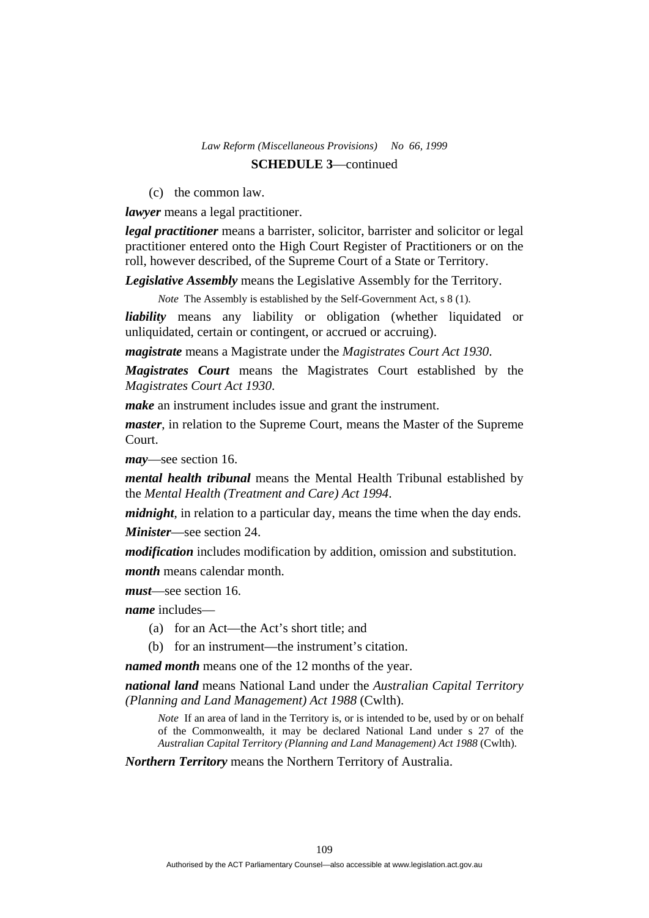(c) the common law.

***lawyer*** means a legal practitioner.

***legal practitioner*** means a barrister, solicitor, barrister and solicitor or legal practitioner entered onto the High Court Register of Practitioners or on the roll, however described, of the Supreme Court of a State or Territory.

***Legislative Assembly*** means the Legislative Assembly for the Territory.

*Note* The Assembly is established by the Self-Government Act, s 8 (1).

***liability*** means any liability or obligation (whether liquidated or unliquidated, certain or contingent, or accrued or accruing).

***magistrate*** means a Magistrate under the *Magistrates Court Act 1930*.

***Magistrates Court*** means the Magistrates Court established by the *Magistrates Court Act 1930*.

***make*** an instrument includes issue and grant the instrument.

***master***, in relation to the Supreme Court, means the Master of the Supreme Court.

***may***—see section 16.

***mental health tribunal*** means the Mental Health Tribunal established by the *Mental Health (Treatment and Care) Act 1994*.

***midnight***, in relation to a particular day, means the time when the day ends.

***Minister***—see section 24.

***modification*** includes modification by addition, omission and substitution.

***month*** means calendar month.

***must***—see section 16.

***name*** includes—

(a) for an Act—the Act's short title; and

(b) for an instrument—the instrument's citation.

***named month*** means one of the 12 months of the year.

***national land*** means National Land under the *Australian Capital Territory (Planning and Land Management) Act 1988* (Cwlth).

*Note* If an area of land in the Territory is, or is intended to be, used by or on behalf of the Commonwealth, it may be declared National Land under s 27 of the *Australian Capital Territory (Planning and Land Management) Act 1988* (Cwlth).

***Northern Territory*** means the Northern Territory of Australia.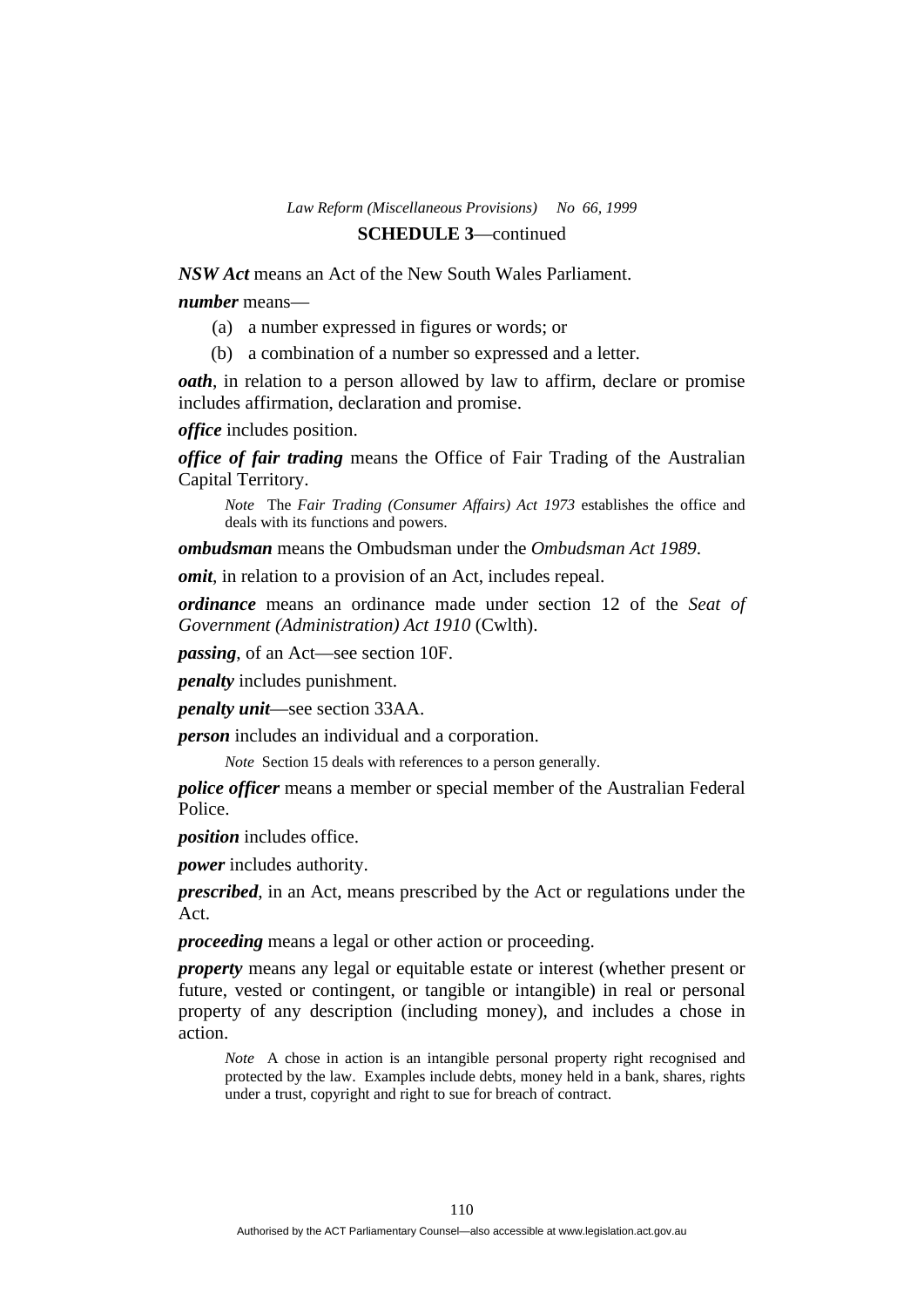**SCHEDULE 3**—continued

***NSW Act*** means an Act of the New South Wales Parliament.

***number*** means—

(a) a number expressed in figures or words; or

(b) a combination of a number so expressed and a letter.

***oath***, in relation to a person allowed by law to affirm, declare or promise includes affirmation, declaration and promise.

***office*** includes position.

***office of fair trading*** means the Office of Fair Trading of the Australian Capital Territory.

> *Note* The *Fair Trading (Consumer Affairs) Act 1973* establishes the office and deals with its functions and powers.

***ombudsman*** means the Ombudsman under the *Ombudsman Act 1989*.

***omit***, in relation to a provision of an Act, includes repeal.

***ordinance*** means an ordinance made under section 12 of the *Seat of Government (Administration) Act 1910* (Cwlth).

***passing***, of an Act—see section 10F.

***penalty*** includes punishment.

***penalty unit***—see section 33AA.

***person*** includes an individual and a corporation.

> *Note* Section 15 deals with references to a person generally.

***police officer*** means a member or special member of the Australian Federal Police.

***position*** includes office.

***power*** includes authority.

***prescribed***, in an Act, means prescribed by the Act or regulations under the Act.

***proceeding*** means a legal or other action or proceeding.

***property*** means any legal or equitable estate or interest (whether present or future, vested or contingent, or tangible or intangible) in real or personal property of any description (including money), and includes a chose in action.

> *Note* A chose in action is an intangible personal property right recognised and protected by the law. Examples include debts, money held in a bank, shares, rights under a trust, copyright and right to sue for breach of contract.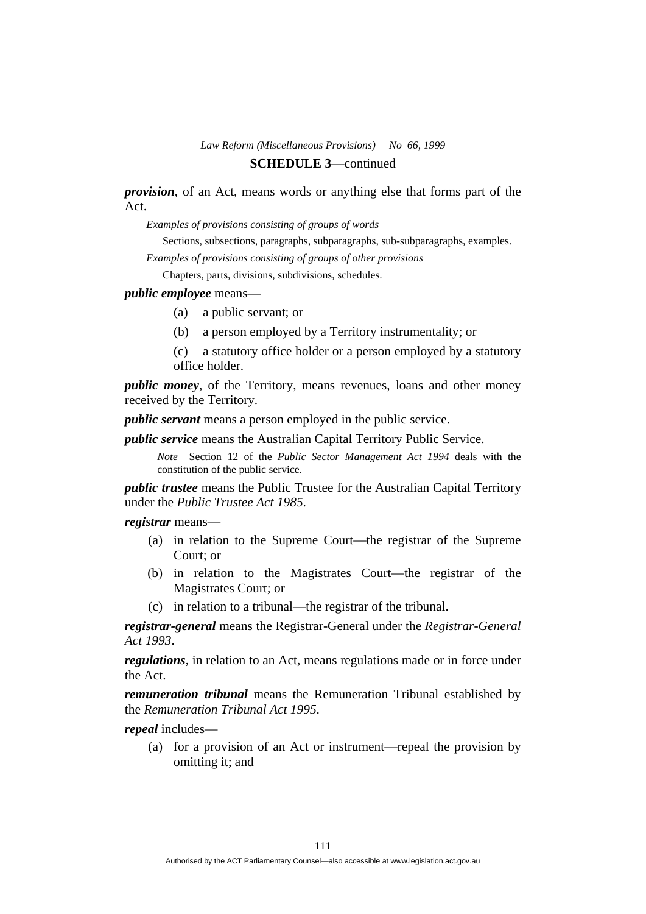***provision***, of an Act, means words or anything else that forms part of the Act.

*Examples of provisions consisting of groups of words*

Sections, subsections, paragraphs, subparagraphs, sub-subparagraphs, examples.

*Examples of provisions consisting of groups of other provisions*

Chapters, parts, divisions, subdivisions, schedules.

***public employee*** means—

(a) a public servant; or

(b) a person employed by a Territory instrumentality; or

(c) a statutory office holder or a person employed by a statutory office holder.

***public money***, of the Territory, means revenues, loans and other money received by the Territory.

***public servant*** means a person employed in the public service.

***public service*** means the Australian Capital Territory Public Service.

*Note* Section 12 of the *Public Sector Management Act 1994* deals with the constitution of the public service.

***public trustee*** means the Public Trustee for the Australian Capital Territory under the *Public Trustee Act 1985*.

***registrar*** means—

(a) in relation to the Supreme Court—the registrar of the Supreme Court; or

(b) in relation to the Magistrates Court—the registrar of the Magistrates Court; or

(c) in relation to a tribunal—the registrar of the tribunal.

***registrar-general*** means the Registrar-General under the *Registrar-General Act 1993*.

***regulations***, in relation to an Act, means regulations made or in force under the Act.

***remuneration tribunal*** means the Remuneration Tribunal established by the *Remuneration Tribunal Act 1995*.

***repeal*** includes—

(a) for a provision of an Act or instrument—repeal the provision by omitting it; and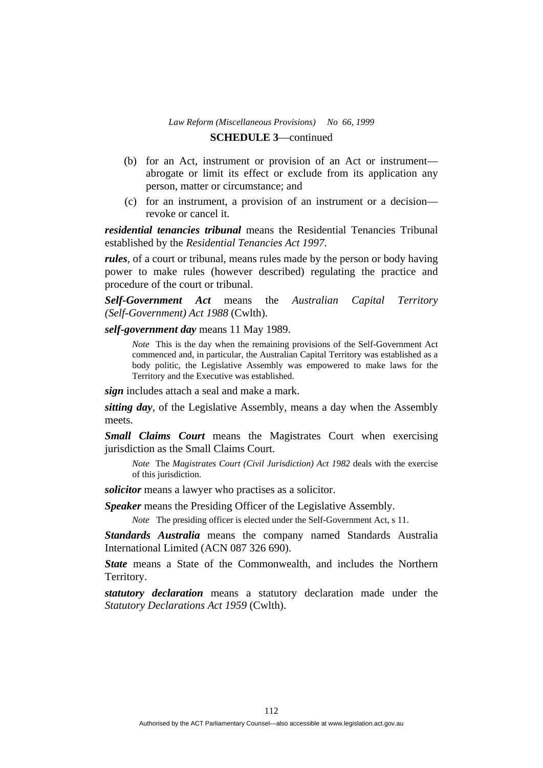**SCHEDULE 3**—continued

(b) for an Act, instrument or provision of an Act or instrument—abrogate or limit its effect or exclude from its application any person, matter or circumstance; and

(c) for an instrument, a provision of an instrument or a decision—revoke or cancel it.

***residential tenancies tribunal*** means the Residential Tenancies Tribunal established by the *Residential Tenancies Act 1997*.

***rules***, of a court or tribunal, means rules made by the person or body having power to make rules (however described) regulating the practice and procedure of the court or tribunal.

***Self-Government Act*** means the *Australian Capital Territory (Self-Government) Act 1988* (Cwlth).

***self-government day*** means 11 May 1989.

*Note* This is the day when the remaining provisions of the Self-Government Act commenced and, in particular, the Australian Capital Territory was established as a body politic, the Legislative Assembly was empowered to make laws for the Territory and the Executive was established.

***sign*** includes attach a seal and make a mark.

***sitting day***, of the Legislative Assembly, means a day when the Assembly meets.

***Small Claims Court*** means the Magistrates Court when exercising jurisdiction as the Small Claims Court.

*Note* The *Magistrates Court (Civil Jurisdiction) Act 1982* deals with the exercise of this jurisdiction.

***solicitor*** means a lawyer who practises as a solicitor.

***Speaker*** means the Presiding Officer of the Legislative Assembly.

*Note* The presiding officer is elected under the Self-Government Act, s 11.

***Standards Australia*** means the company named Standards Australia International Limited (ACN 087 326 690).

***State*** means a State of the Commonwealth, and includes the Northern Territory.

***statutory declaration*** means a statutory declaration made under the *Statutory Declarations Act 1959* (Cwlth).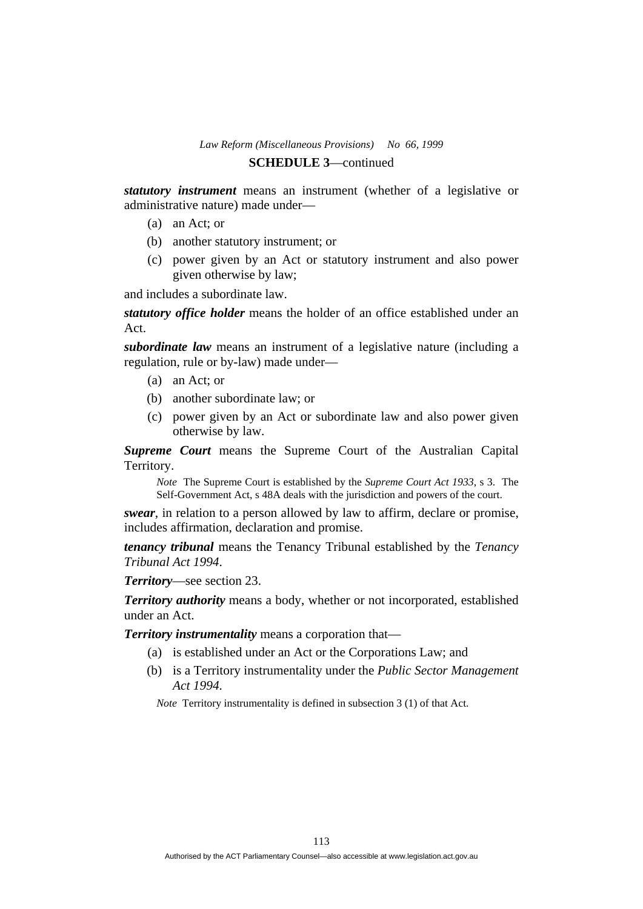**SCHEDULE 3**—continued

***statutory instrument*** means an instrument (whether of a legislative or administrative nature) made under—

(a) an Act; or

(b) another statutory instrument; or

(c) power given by an Act or statutory instrument and also power given otherwise by law;

and includes a subordinate law.

***statutory office holder*** means the holder of an office established under an Act.

***subordinate law*** means an instrument of a legislative nature (including a regulation, rule or by-law) made under—

(a) an Act; or

(b) another subordinate law; or

(c) power given by an Act or subordinate law and also power given otherwise by law.

***Supreme Court*** means the Supreme Court of the Australian Capital Territory.

*Note* The Supreme Court is established by the *Supreme Court Act 1933*, s 3. The Self-Government Act, s 48A deals with the jurisdiction and powers of the court.

***swear***, in relation to a person allowed by law to affirm, declare or promise, includes affirmation, declaration and promise.

***tenancy tribunal*** means the Tenancy Tribunal established by the *Tenancy Tribunal Act 1994*.

***Territory***—see section 23.

***Territory authority*** means a body, whether or not incorporated, established under an Act.

***Territory instrumentality*** means a corporation that—

(a) is established under an Act or the Corporations Law; and

(b) is a Territory instrumentality under the *Public Sector Management Act 1994*.

*Note* Territory instrumentality is defined in subsection 3 (1) of that Act.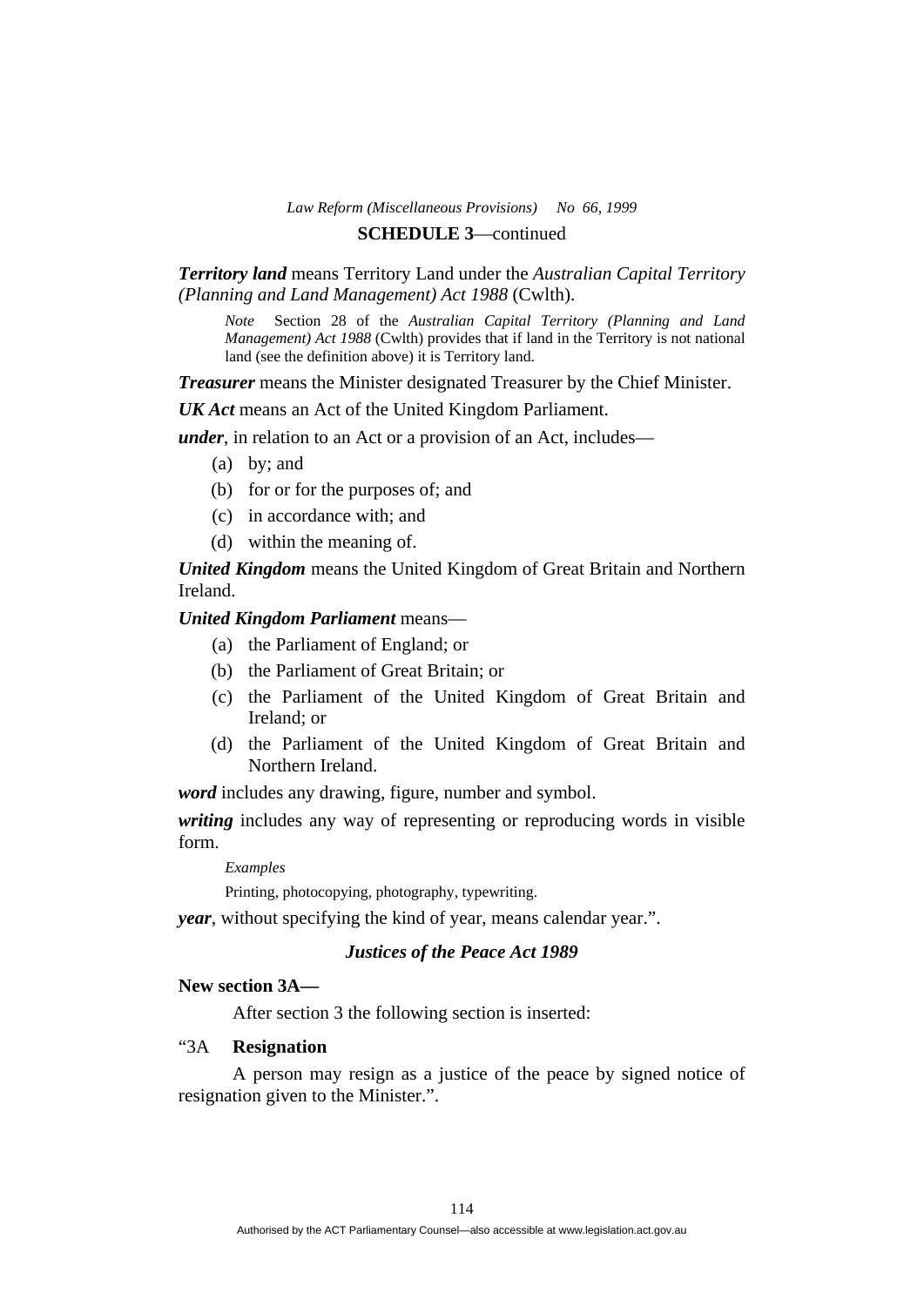**SCHEDULE 3**—continued

***Territory land*** means Territory Land under the *Australian Capital Territory (Planning and Land Management) Act 1988* (Cwlth).

*Note* Section 28 of the *Australian Capital Territory (Planning and Land Management) Act 1988* (Cwlth) provides that if land in the Territory is not national land (see the definition above) it is Territory land.

***Treasurer*** means the Minister designated Treasurer by the Chief Minister.

***UK Act*** means an Act of the United Kingdom Parliament.

***under***, in relation to an Act or a provision of an Act, includes—

(a) by; and

(b) for or for the purposes of; and

(c) in accordance with; and

(d) within the meaning of.

***United Kingdom*** means the United Kingdom of Great Britain and Northern Ireland.

***United Kingdom Parliament*** means—

(a) the Parliament of England; or

(b) the Parliament of Great Britain; or

(c) the Parliament of the United Kingdom of Great Britain and Ireland; or

(d) the Parliament of the United Kingdom of Great Britain and Northern Ireland.

***word*** includes any drawing, figure, number and symbol.

***writing*** includes any way of representing or reproducing words in visible form.

*Examples*

Printing, photocopying, photography, typewriting.

***year***, without specifying the kind of year, means calendar year.".

### *Justices of the Peace Act 1989*

**New section 3A—**

After section 3 the following section is inserted:

"3A **Resignation**

A person may resign as a justice of the peace by signed notice of resignation given to the Minister.".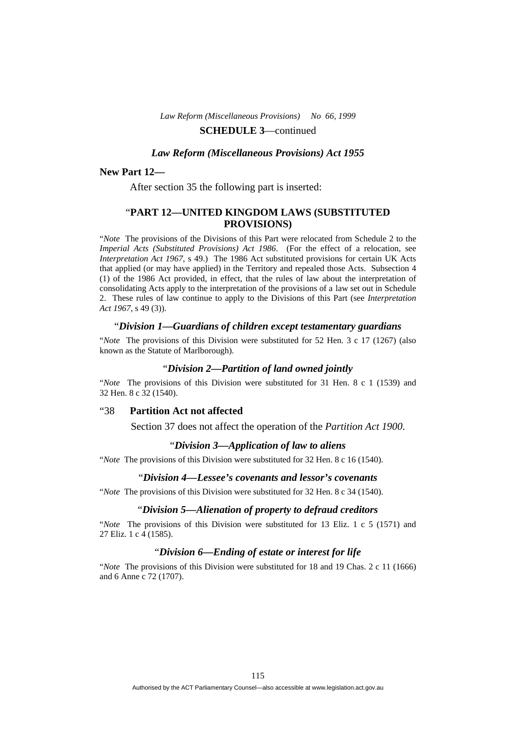**SCHEDULE 3**—continued

### *Law Reform (Miscellaneous Provisions) Act 1955*

**New Part 12—**

After section 35 the following part is inserted:

## "PART 12—UNITED KINGDOM LAWS (SUBSTITUTED PROVISIONS)

"*Note* The provisions of the Divisions of this Part were relocated from Schedule 2 to the *Imperial Acts (Substituted Provisions) Act 1986*. (For the effect of a relocation, see *Interpretation Act 1967*, s 49.) The 1986 Act substituted provisions for certain UK Acts that applied (or may have applied) in the Territory and repealed those Acts. Subsection 4 (1) of the 1986 Act provided, in effect, that the rules of law about the interpretation of consolidating Acts apply to the interpretation of the provisions of a law set out in Schedule 2. These rules of law continue to apply to the Divisions of this Part (see *Interpretation Act 1967*, s 49 (3)).

### "*Division 1—Guardians of children except testamentary guardians*

"*Note* The provisions of this Division were substituted for 52 Hen. 3 c 17 (1267) (also known as the Statute of Marlborough).

### "*Division 2—Partition of land owned jointly*

"*Note* The provisions of this Division were substituted for 31 Hen. 8 c 1 (1539) and 32 Hen. 8 c 32 (1540).

"38 **Partition Act not affected**

Section 37 does not affect the operation of the *Partition Act 1900*.

### "*Division 3—Application of law to aliens*

"*Note* The provisions of this Division were substituted for 32 Hen. 8 c 16 (1540).

### "*Division 4—Lessee's covenants and lessor's covenants*

"*Note* The provisions of this Division were substituted for 32 Hen. 8 c 34 (1540).

### "*Division 5—Alienation of property to defraud creditors*

"*Note* The provisions of this Division were substituted for 13 Eliz. 1 c 5 (1571) and 27 Eliz. 1 c 4 (1585).

### "*Division 6—Ending of estate or interest for life*

"*Note* The provisions of this Division were substituted for 18 and 19 Chas. 2 c 11 (1666) and 6 Anne c 72 (1707).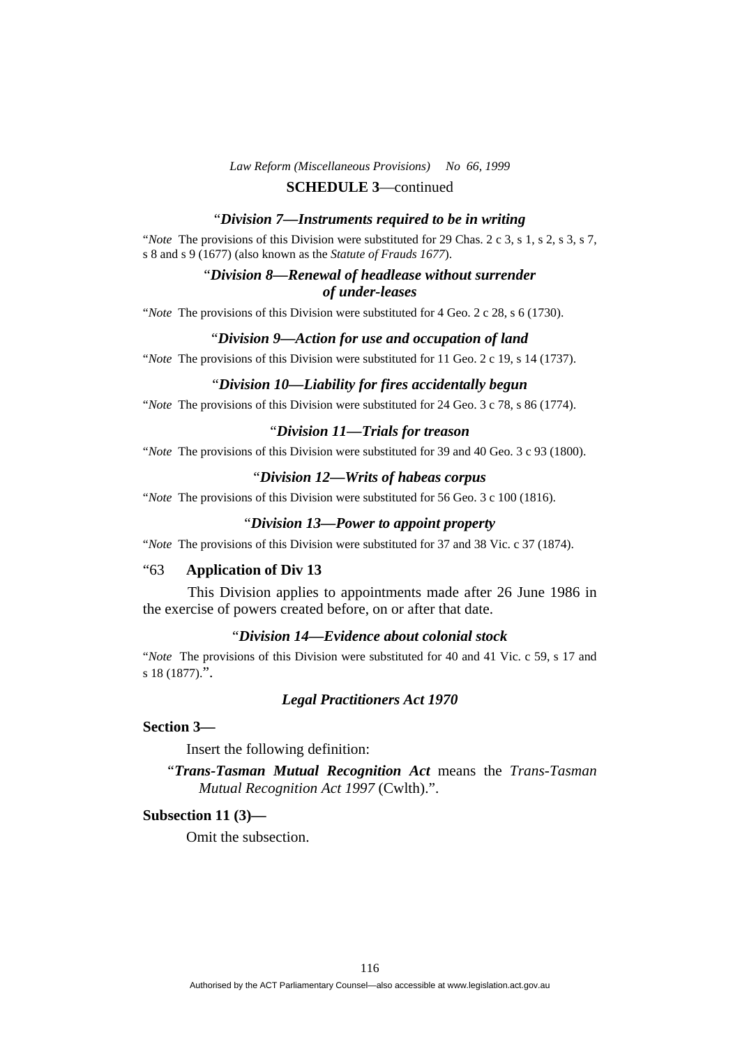**SCHEDULE 3**—continued

### "*Division 7—Instruments required to be in writing*

"*Note* The provisions of this Division were substituted for 29 Chas. 2 c 3, s 1, s 2, s 3, s 7, s 8 and s 9 (1677) (also known as the *Statute of Frauds 1677*).

### "*Division 8—Renewal of headlease without surrender of under-leases*

"*Note* The provisions of this Division were substituted for 4 Geo. 2 c 28, s 6 (1730).

### "*Division 9—Action for use and occupation of land*

"*Note* The provisions of this Division were substituted for 11 Geo. 2 c 19, s 14 (1737).

### "*Division 10—Liability for fires accidentally begun*

"*Note* The provisions of this Division were substituted for 24 Geo. 3 c 78, s 86 (1774).

### "*Division 11—Trials for treason*

"*Note* The provisions of this Division were substituted for 39 and 40 Geo. 3 c 93 (1800).

### "*Division 12—Writs of habeas corpus*

"*Note* The provisions of this Division were substituted for 56 Geo. 3 c 100 (1816).

### "*Division 13—Power to appoint property*

"*Note* The provisions of this Division were substituted for 37 and 38 Vic. c 37 (1874).

"63 **Application of Div 13**

This Division applies to appointments made after 26 June 1986 in the exercise of powers created before, on or after that date.

### "*Division 14—Evidence about colonial stock*

"*Note* The provisions of this Division were substituted for 40 and 41 Vic. c 59, s 17 and s 18 (1877).".

## *Legal Practitioners Act 1970*

**Section 3—**

Insert the following definition:

"***Trans-Tasman Mutual Recognition Act*** means the *Trans-Tasman Mutual Recognition Act 1997* (Cwlth).".

**Subsection 11 (3)—**

Omit the subsection.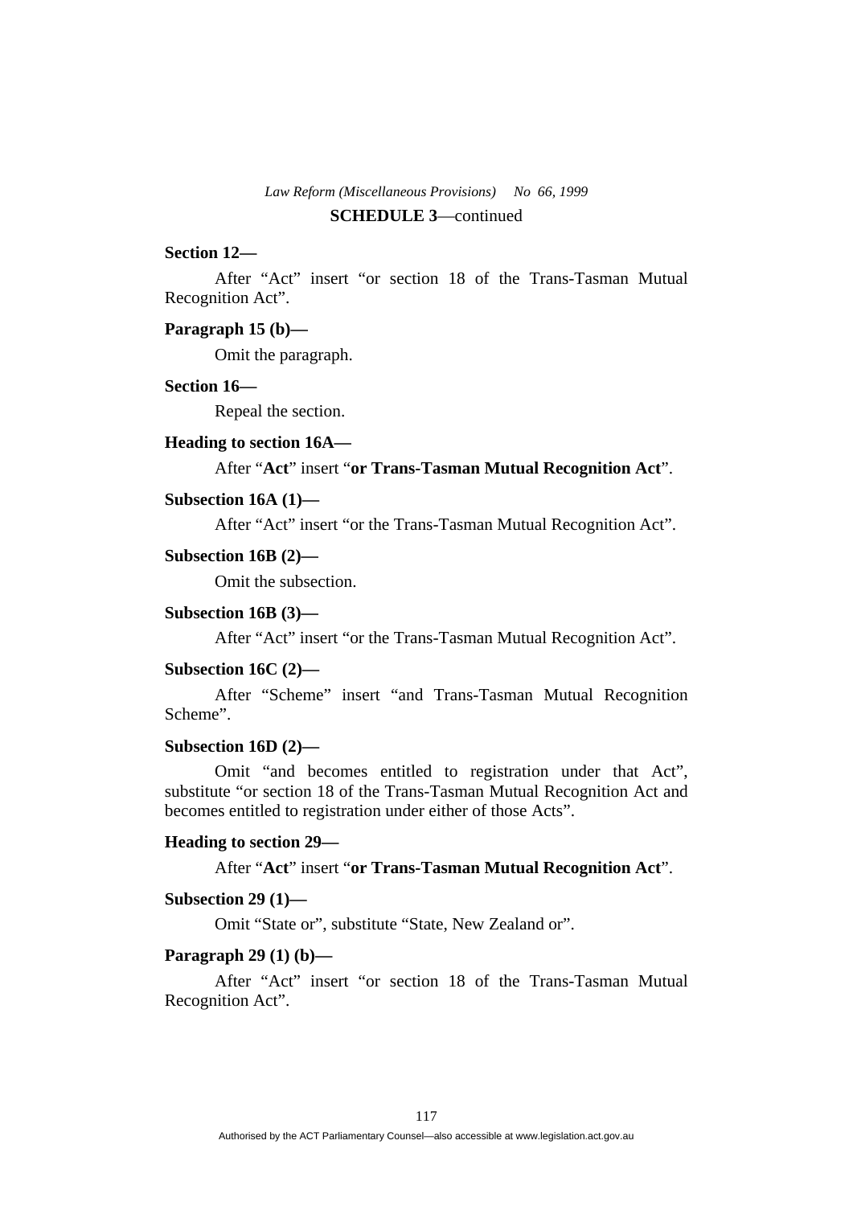**SCHEDULE 3**—continued

**Section 12—**

After “Act” insert “or section 18 of the Trans-Tasman Mutual Recognition Act”.

**Paragraph 15 (b)—**

Omit the paragraph.

**Section 16—**

Repeal the section.

**Heading to section 16A—**

After “**Act**” insert “**or Trans-Tasman Mutual Recognition Act**”.

**Subsection 16A (1)—**

After “Act” insert “or the Trans-Tasman Mutual Recognition Act”.

**Subsection 16B (2)—**

Omit the subsection.

**Subsection 16B (3)—**

After “Act” insert “or the Trans-Tasman Mutual Recognition Act”.

**Subsection 16C (2)—**

After “Scheme” insert “and Trans-Tasman Mutual Recognition Scheme”.

**Subsection 16D (2)—**

Omit “and becomes entitled to registration under that Act”, substitute “or section 18 of the Trans-Tasman Mutual Recognition Act and becomes entitled to registration under either of those Acts”.

**Heading to section 29—**

After “**Act**” insert “**or Trans-Tasman Mutual Recognition Act**”.

**Subsection 29 (1)—**

Omit “State or”, substitute “State, New Zealand or”.

**Paragraph 29 (1) (b)—**

After “Act” insert “or section 18 of the Trans-Tasman Mutual Recognition Act”.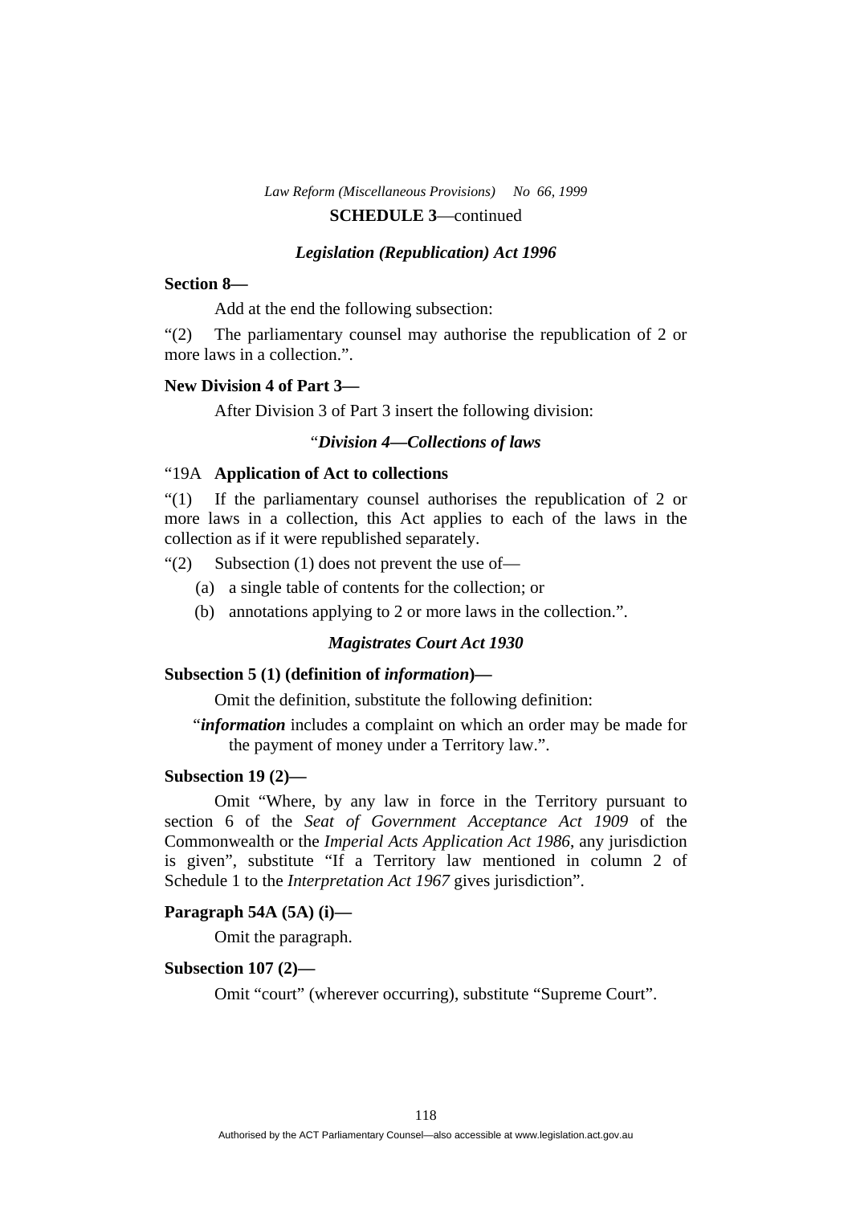**SCHEDULE 3**—continued

### *Legislation (Republication) Act 1996*

**Section 8—**

Add at the end the following subsection:

"(2) The parliamentary counsel may authorise the republication of 2 or more laws in a collection.".

**New Division 4 of Part 3—**

After Division 3 of Part 3 insert the following division:

"*Division 4—Collections of laws*

"19A **Application of Act to collections**

"(1) If the parliamentary counsel authorises the republication of 2 or more laws in a collection, this Act applies to each of the laws in the collection as if it were republished separately.

"(2) Subsection (1) does not prevent the use of—

(a) a single table of contents for the collection; or

(b) annotations applying to 2 or more laws in the collection.".

### *Magistrates Court Act 1930*

**Subsection 5 (1) (definition of *information*)—**

Omit the definition, substitute the following definition:

"***information*** includes a complaint on which an order may be made for the payment of money under a Territory law.".

**Subsection 19 (2)—**

Omit "Where, by any law in force in the Territory pursuant to section 6 of the *Seat of Government Acceptance Act 1909* of the Commonwealth or the *Imperial Acts Application Act 1986*, any jurisdiction is given", substitute "If a Territory law mentioned in column 2 of Schedule 1 to the *Interpretation Act 1967* gives jurisdiction".

**Paragraph 54A (5A) (i)—**

Omit the paragraph.

**Subsection 107 (2)—**

Omit "court" (wherever occurring), substitute "Supreme Court".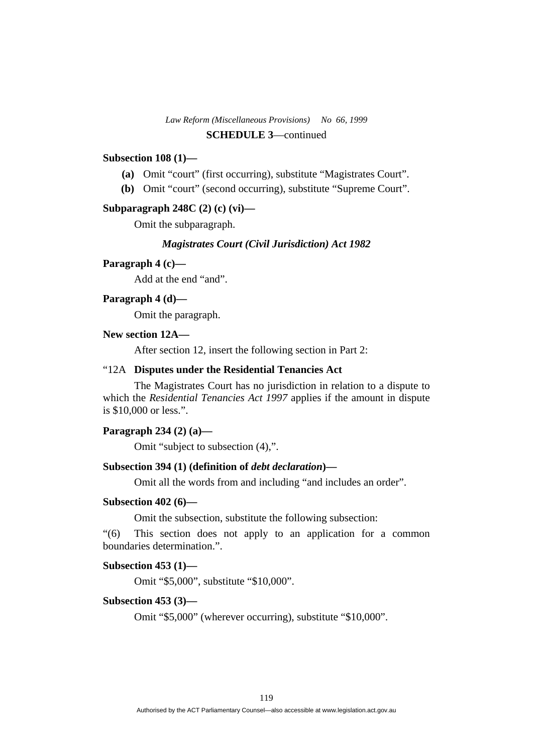**SCHEDULE 3**—continued

**Subsection 108 (1)—**

- **(a)** Omit "court" (first occurring), substitute "Magistrates Court".
- **(b)** Omit "court" (second occurring), substitute "Supreme Court".

**Subparagraph 248C (2) (c) (vi)—**

Omit the subparagraph.

***Magistrates Court (Civil Jurisdiction) Act 1982***

**Paragraph 4 (c)—**

Add at the end "and".

**Paragraph 4 (d)—**

Omit the paragraph.

**New section 12A—**

After section 12, insert the following section in Part 2:

"12A **Disputes under the Residential Tenancies Act**

The Magistrates Court has no jurisdiction in relation to a dispute to which the *Residential Tenancies Act 1997* applies if the amount in dispute is $10,000 or less.".

**Paragraph 234 (2) (a)—**

Omit "subject to subsection (4),".

**Subsection 394 (1) (definition of *debt declaration*)—**

Omit all the words from and including "and includes an order".

**Subsection 402 (6)—**

Omit the subsection, substitute the following subsection:

"(6) This section does not apply to an application for a common boundaries determination.".

**Subsection 453 (1)—**

Omit "$5,000", substitute "$10,000".

**Subsection 453 (3)—**

Omit "$5,000" (wherever occurring), substitute "$10,000".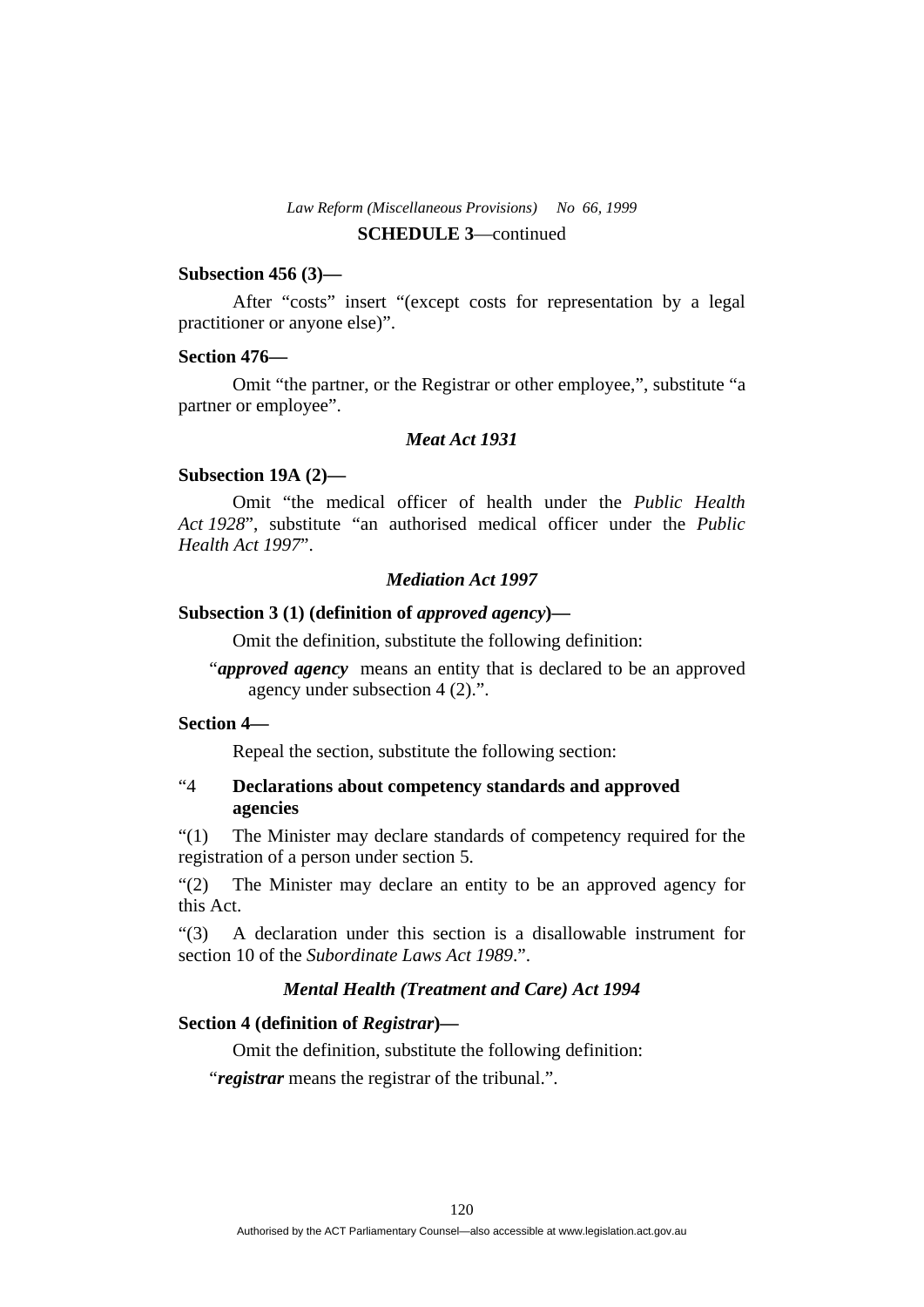**SCHEDULE 3**—continued

**Subsection 456 (3)—**

After “costs” insert “(except costs for representation by a legal practitioner or anyone else)”.

**Section 476—**

Omit “the partner, or the Registrar or other employee,”, substitute “a partner or employee”.

### *Meat Act 1931*

**Subsection 19A (2)—**

Omit “the medical officer of health under the *Public Health Act 1928*”, substitute “an authorised medical officer under the *Public Health Act 1997*”.

### *Mediation Act 1997*

**Subsection 3 (1) (definition of *approved agency*)—**

Omit the definition, substitute the following definition:

“***approved agency*** means an entity that is declared to be an approved agency under subsection 4 (2).”.

**Section 4—**

Repeal the section, substitute the following section:

“4 **Declarations about competency standards and approved agencies**

“(1) The Minister may declare standards of competency required for the registration of a person under section 5.

“(2) The Minister may declare an entity to be an approved agency for this Act.

“(3) A declaration under this section is a disallowable instrument for section 10 of the *Subordinate Laws Act 1989*.”.

### *Mental Health (Treatment and Care) Act 1994*

**Section 4 (definition of *Registrar*)—**

Omit the definition, substitute the following definition:

“***registrar*** means the registrar of the tribunal.”.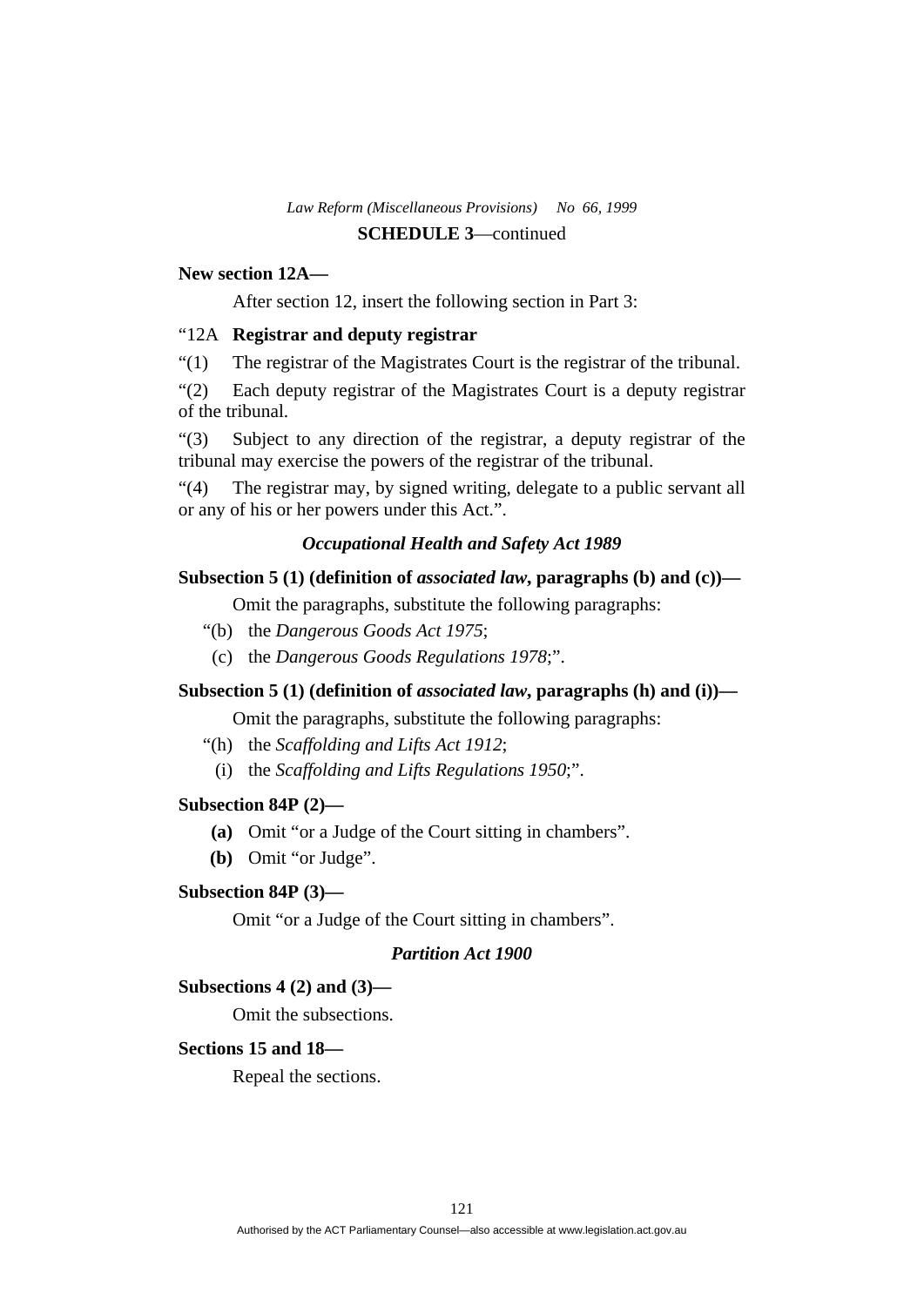**SCHEDULE 3**—continued

**New section 12A—**

After section 12, insert the following section in Part 3:

"12A **Registrar and deputy registrar**

"(1) The registrar of the Magistrates Court is the registrar of the tribunal.

"(2) Each deputy registrar of the Magistrates Court is a deputy registrar of the tribunal.

"(3) Subject to any direction of the registrar, a deputy registrar of the tribunal may exercise the powers of the registrar of the tribunal.

"(4) The registrar may, by signed writing, delegate to a public servant all or any of his or her powers under this Act.".

### *Occupational Health and Safety Act 1989*

**Subsection 5 (1) (definition of *associated law*, paragraphs (b) and (c))—**

Omit the paragraphs, substitute the following paragraphs:

"(b) the *Dangerous Goods Act 1975*;

(c) the *Dangerous Goods Regulations 1978*;".

**Subsection 5 (1) (definition of *associated law*, paragraphs (h) and (i))—**

Omit the paragraphs, substitute the following paragraphs:

"(h) the *Scaffolding and Lifts Act 1912*;

(i) the *Scaffolding and Lifts Regulations 1950*;".

**Subsection 84P (2)—**

**(a)** Omit "or a Judge of the Court sitting in chambers".

**(b)** Omit "or Judge".

**Subsection 84P (3)—**

Omit "or a Judge of the Court sitting in chambers".

### *Partition Act 1900*

**Subsections 4 (2) and (3)—**

Omit the subsections.

**Sections 15 and 18—**

Repeal the sections.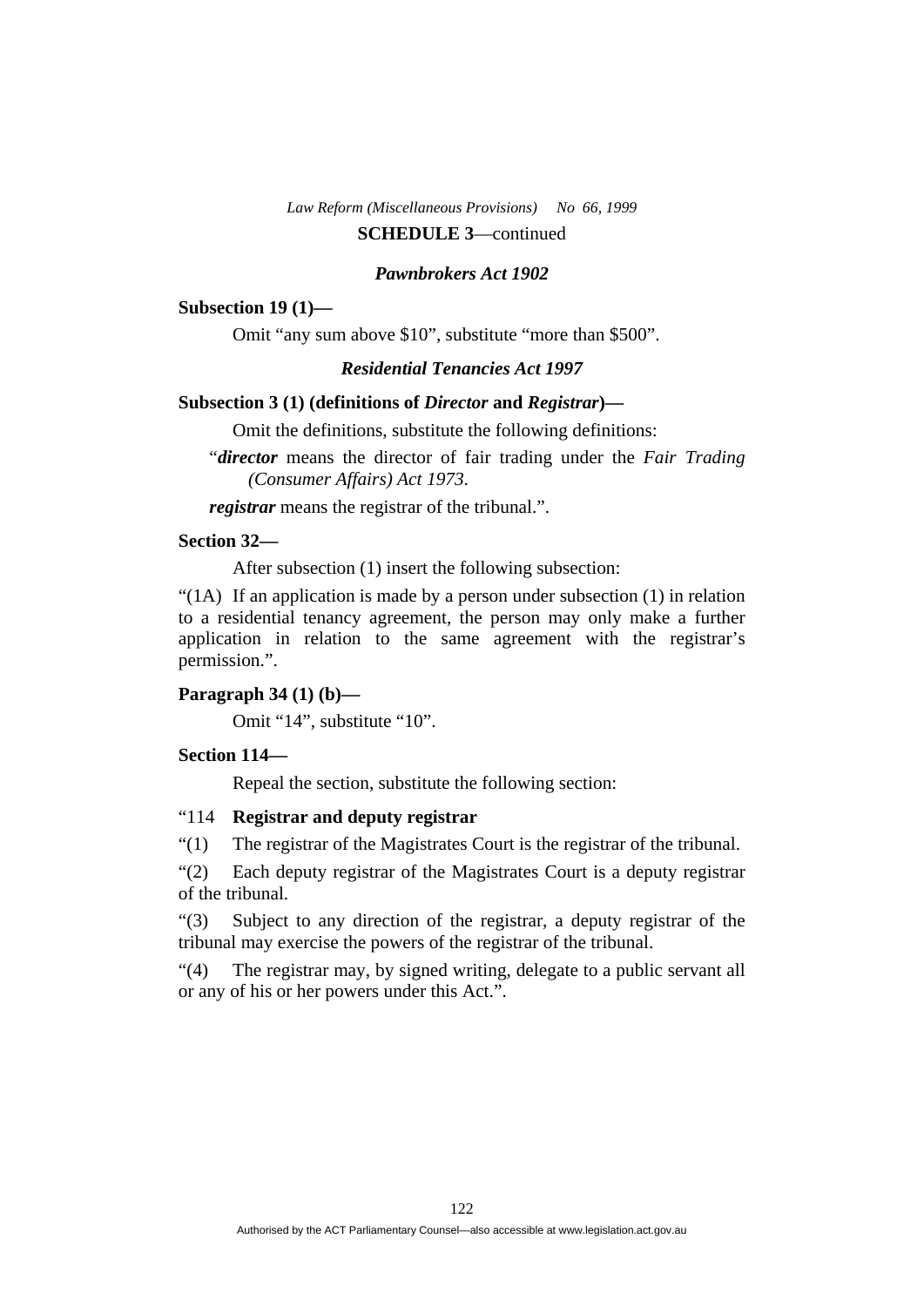**SCHEDULE 3**—continued

### *Pawnbrokers Act 1902*

**Subsection 19 (1)—**

Omit "any sum above $10", substitute "more than $500".

### *Residential Tenancies Act 1997*

**Subsection 3 (1) (definitions of *Director* and *Registrar*)—**

Omit the definitions, substitute the following definitions:

"***director*** means the director of fair trading under the *Fair Trading (Consumer Affairs) Act 1973*.

***registrar*** means the registrar of the tribunal.".

**Section 32—**

After subsection (1) insert the following subsection:

"(1A) If an application is made by a person under subsection (1) in relation to a residential tenancy agreement, the person may only make a further application in relation to the same agreement with the registrar's permission.".

**Paragraph 34 (1) (b)—**

Omit "14", substitute "10".

**Section 114—**

Repeal the section, substitute the following section:

"114 **Registrar and deputy registrar**

"(1) The registrar of the Magistrates Court is the registrar of the tribunal.

"(2) Each deputy registrar of the Magistrates Court is a deputy registrar of the tribunal.

"(3) Subject to any direction of the registrar, a deputy registrar of the tribunal may exercise the powers of the registrar of the tribunal.

"(4) The registrar may, by signed writing, delegate to a public servant all or any of his or her powers under this Act.".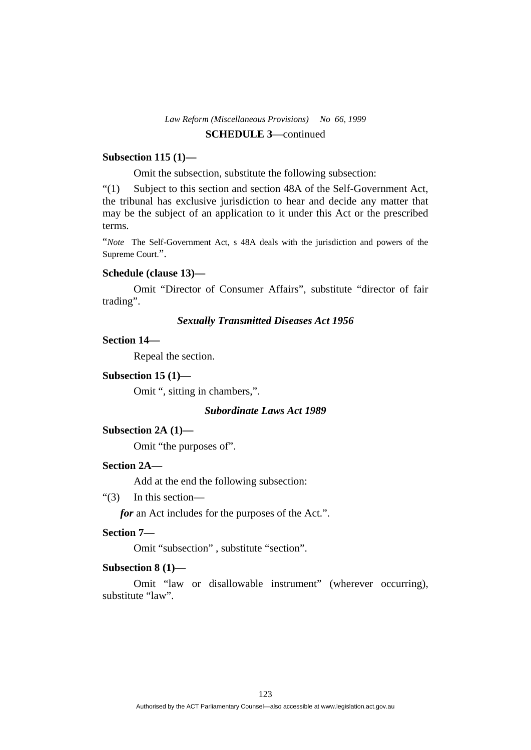**SCHEDULE 3**—continued

**Subsection 115 (1)—**

Omit the subsection, substitute the following subsection:

"(1) Subject to this section and section 48A of the Self-Government Act, the tribunal has exclusive jurisdiction to hear and decide any matter that may be the subject of an application to it under this Act or the prescribed terms.

"*Note* The Self-Government Act, s 48A deals with the jurisdiction and powers of the Supreme Court.".

**Schedule (clause 13)—**

Omit "Director of Consumer Affairs", substitute "director of fair trading".

### *Sexually Transmitted Diseases Act 1956*

**Section 14—**

Repeal the section.

**Subsection 15 (1)—**

Omit ", sitting in chambers,".

### *Subordinate Laws Act 1989*

**Subsection 2A (1)—**

Omit "the purposes of".

**Section 2A—**

Add at the end the following subsection:

"(3) In this section—

***for*** an Act includes for the purposes of the Act.".

**Section 7—**

Omit "subsection" , substitute "section".

**Subsection 8 (1)—**

Omit "law or disallowable instrument" (wherever occurring), substitute "law".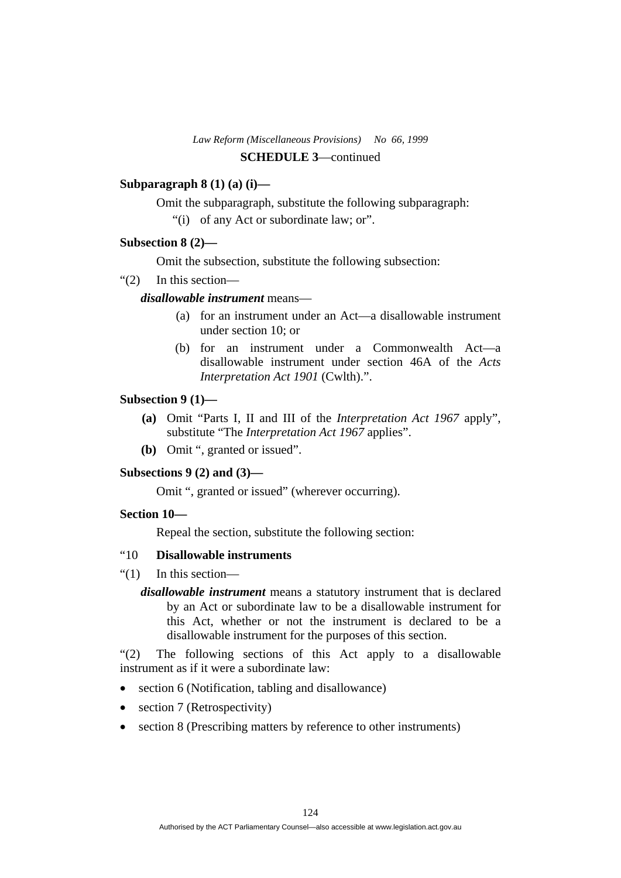**SCHEDULE 3**—continued

**Subparagraph 8 (1) (a) (i)—**

Omit the subparagraph, substitute the following subparagraph:

"(i) of any Act or subordinate law; or".

**Subsection 8 (2)—**

Omit the subsection, substitute the following subsection:

"(2) In this section—

***disallowable instrument*** means—

(a) for an instrument under an Act—a disallowable instrument under section 10; or

(b) for an instrument under a Commonwealth Act—a disallowable instrument under section 46A of the *Acts Interpretation Act 1901* (Cwlth).".

**Subsection 9 (1)—**

**(a)** Omit "Parts I, II and III of the *Interpretation Act 1967* apply", substitute "The *Interpretation Act 1967* applies".

**(b)** Omit ", granted or issued".

**Subsections 9 (2) and (3)—**

Omit ", granted or issued" (wherever occurring).

**Section 10—**

Repeal the section, substitute the following section:

"10 **Disallowable instruments**

"(1) In this section—

***disallowable instrument*** means a statutory instrument that is declared by an Act or subordinate law to be a disallowable instrument for this Act, whether or not the instrument is declared to be a disallowable instrument for the purposes of this section.

"(2) The following sections of this Act apply to a disallowable instrument as if it were a subordinate law:

- section 6 (Notification, tabling and disallowance)
- section 7 (Retrospectivity)
- section 8 (Prescribing matters by reference to other instruments)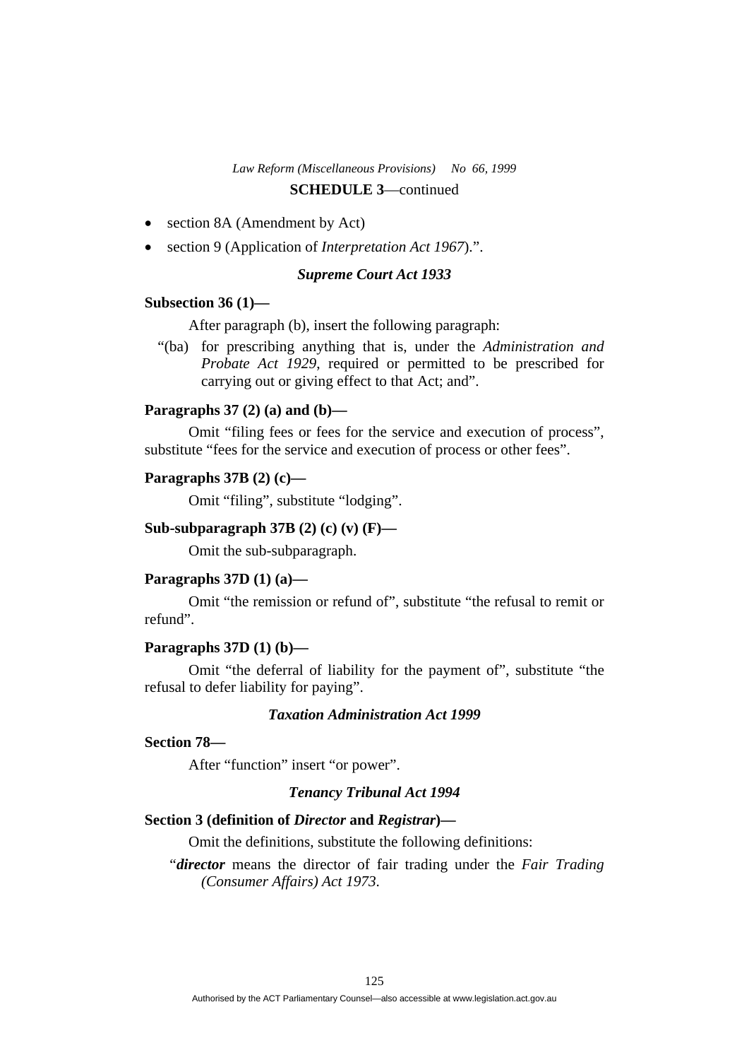**SCHEDULE 3**—continued

- section 8A (Amendment by Act)
- section 9 (Application of *Interpretation Act 1967*).".

### *Supreme Court Act 1933*

**Subsection 36 (1)—**

After paragraph (b), insert the following paragraph:

"(ba) for prescribing anything that is, under the *Administration and Probate Act 1929*, required or permitted to be prescribed for carrying out or giving effect to that Act; and".

**Paragraphs 37 (2) (a) and (b)—**

Omit "filing fees or fees for the service and execution of process", substitute "fees for the service and execution of process or other fees".

**Paragraphs 37B (2) (c)—**

Omit "filing", substitute "lodging".

**Sub-subparagraph 37B (2) (c) (v) (F)—**

Omit the sub-subparagraph.

**Paragraphs 37D (1) (a)—**

Omit "the remission or refund of", substitute "the refusal to remit or refund".

**Paragraphs 37D (1) (b)—**

Omit "the deferral of liability for the payment of", substitute "the refusal to defer liability for paying".

### *Taxation Administration Act 1999*

**Section 78—**

After "function" insert "or power".

### *Tenancy Tribunal Act 1994*

**Section 3 (definition of *Director* and *Registrar*)—**

Omit the definitions, substitute the following definitions:

"***director*** means the director of fair trading under the *Fair Trading (Consumer Affairs) Act 1973*.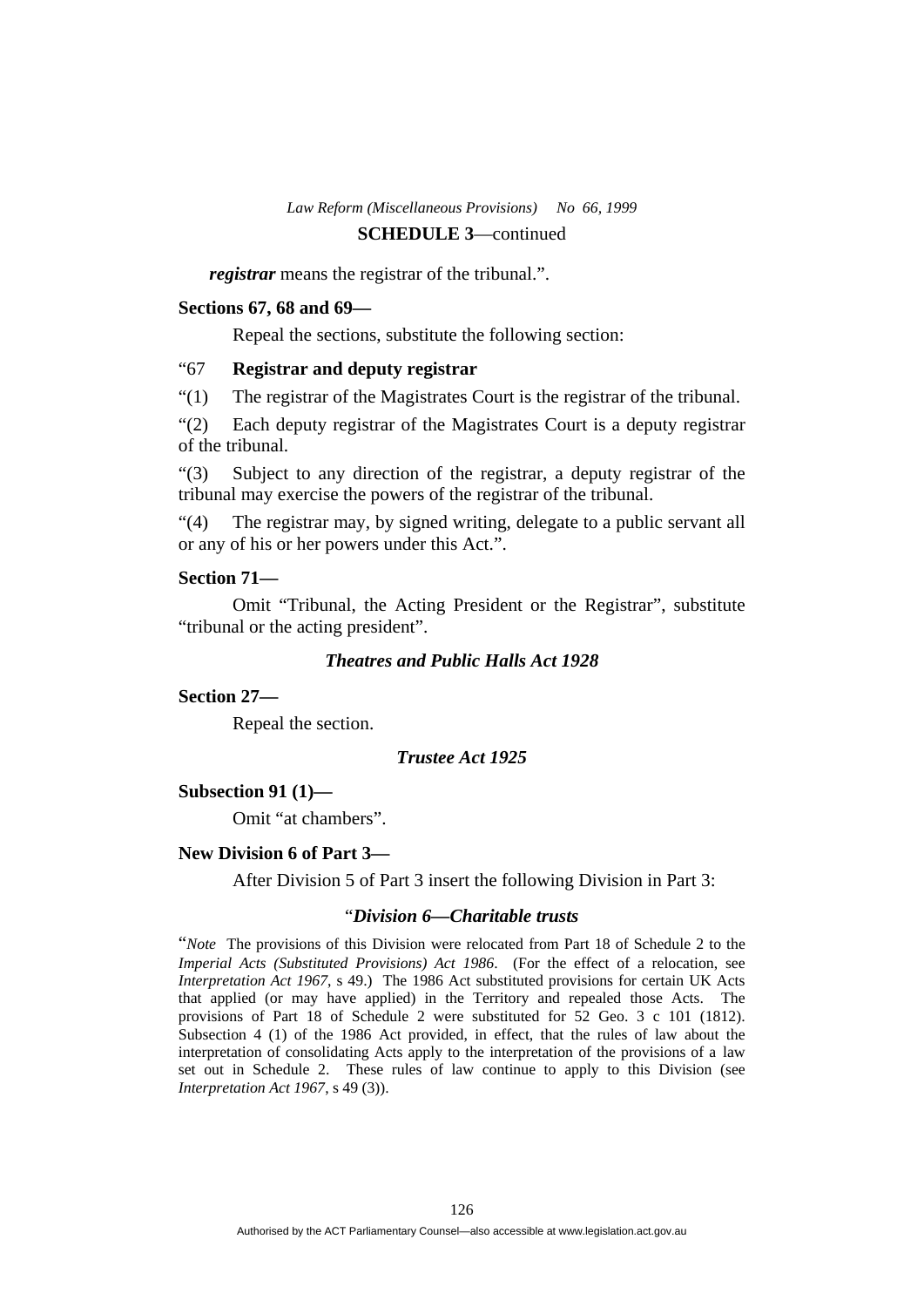***registrar*** means the registrar of the tribunal.".

**Sections 67, 68 and 69—**

Repeal the sections, substitute the following section:

"67 **Registrar and deputy registrar**

"(1) The registrar of the Magistrates Court is the registrar of the tribunal.

"(2) Each deputy registrar of the Magistrates Court is a deputy registrar of the tribunal.

"(3) Subject to any direction of the registrar, a deputy registrar of the tribunal may exercise the powers of the registrar of the tribunal.

"(4) The registrar may, by signed writing, delegate to a public servant all or any of his or her powers under this Act.".

**Section 71—**

Omit "Tribunal, the Acting President or the Registrar", substitute "tribunal or the acting president".

### *Theatres and Public Halls Act 1928*

**Section 27—**

Repeal the section.

### *Trustee Act 1925*

**Subsection 91 (1)—**

Omit "at chambers".

**New Division 6 of Part 3—**

After Division 5 of Part 3 insert the following Division in Part 3:

"***Division 6—Charitable trusts***

"*Note* The provisions of this Division were relocated from Part 18 of Schedule 2 to the *Imperial Acts (Substituted Provisions) Act 1986*. (For the effect of a relocation, see *Interpretation Act 1967*, s 49.) The 1986 Act substituted provisions for certain UK Acts that applied (or may have applied) in the Territory and repealed those Acts. The provisions of Part 18 of Schedule 2 were substituted for 52 Geo. 3 c 101 (1812). Subsection 4 (1) of the 1986 Act provided, in effect, that the rules of law about the interpretation of consolidating Acts apply to the interpretation of the provisions of a law set out in Schedule 2. These rules of law continue to apply to this Division (see *Interpretation Act 1967*, s 49 (3)).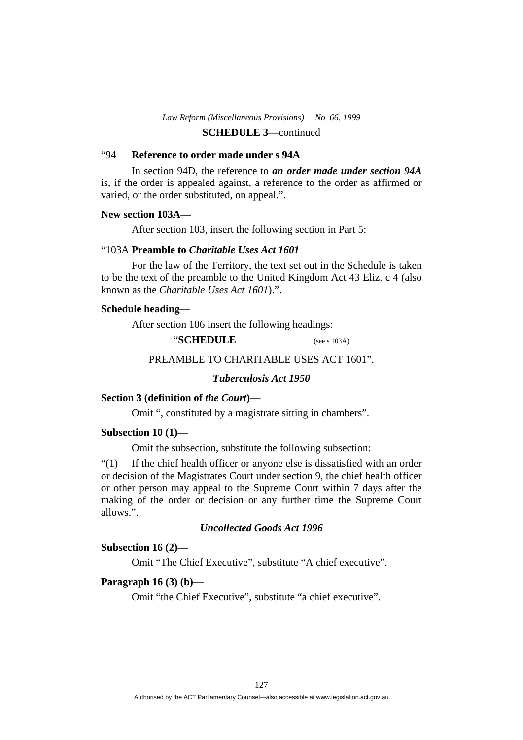"94 **Reference to order made under s 94A**

In section 94D, the reference to ***an order made under section 94A*** is, if the order is appealed against, a reference to the order as affirmed or varied, or the order substituted, on appeal.".

**New section 103A—**

After section 103, insert the following section in Part 5:

"103A **Preamble to *Charitable Uses Act 1601***

For the law of the Territory, the text set out in the Schedule is taken to be the text of the preamble to the United Kingdom Act 43 Eliz. c 4 (also known as the *Charitable Uses Act 1601*).".

**Schedule heading—**

After section 106 insert the following headings:

"**SCHEDULE** (see s 103A)

PREAMBLE TO CHARITABLE USES ACT 1601".

***Tuberculosis Act 1950***

**Section 3 (definition of *the Court*)—**

Omit ", constituted by a magistrate sitting in chambers".

**Subsection 10 (1)—**

Omit the subsection, substitute the following subsection:

"(1) If the chief health officer or anyone else is dissatisfied with an order or decision of the Magistrates Court under section 9, the chief health officer or other person may appeal to the Supreme Court within 7 days after the making of the order or decision or any further time the Supreme Court allows.".

***Uncollected Goods Act 1996***

**Subsection 16 (2)—**

Omit "The Chief Executive", substitute "A chief executive".

**Paragraph 16 (3) (b)—**

Omit "the Chief Executive", substitute "a chief executive".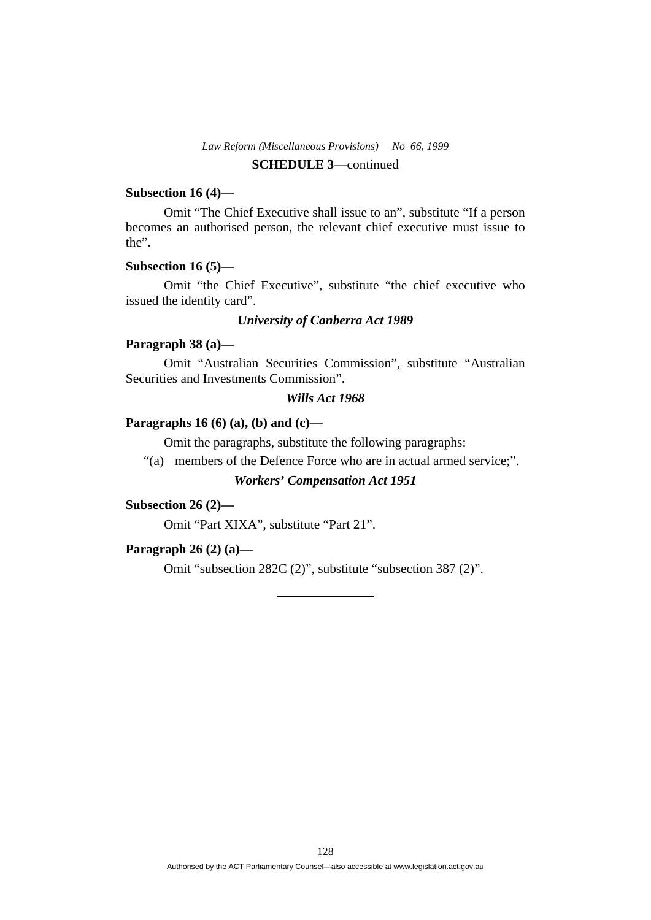**SCHEDULE 3**—continued

**Subsection 16 (4)—**

Omit "The Chief Executive shall issue to an", substitute "If a person becomes an authorised person, the relevant chief executive must issue to the".

**Subsection 16 (5)—**

Omit "the Chief Executive", substitute "the chief executive who issued the identity card".

### *University of Canberra Act 1989*

**Paragraph 38 (a)—**

Omit "Australian Securities Commission", substitute "Australian Securities and Investments Commission".

### *Wills Act 1968*

**Paragraphs 16 (6) (a), (b) and (c)—**

Omit the paragraphs, substitute the following paragraphs:

"(a) members of the Defence Force who are in actual armed service;".

### *Workers' Compensation Act 1951*

**Subsection 26 (2)—**

Omit "Part XIXA", substitute "Part 21".

**Paragraph 26 (2) (a)—**

Omit "subsection 282C (2)", substitute "subsection 387 (2)".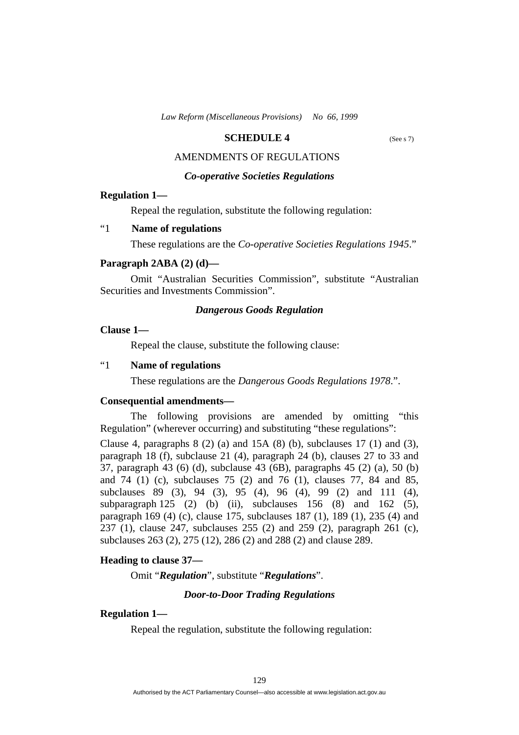## SCHEDULE 4 (See s 7)

AMENDMENTS OF REGULATIONS

### *Co-operative Societies Regulations*

**Regulation 1—**

Repeal the regulation, substitute the following regulation:

"1 **Name of regulations**

These regulations are the *Co-operative Societies Regulations 1945*."

**Paragraph 2ABA (2) (d)—**

Omit "Australian Securities Commission", substitute "Australian Securities and Investments Commission".

### *Dangerous Goods Regulation*

**Clause 1—**

Repeal the clause, substitute the following clause:

"1 **Name of regulations**

These regulations are the *Dangerous Goods Regulations 1978*.".

**Consequential amendments—**

The following provisions are amended by omitting "this Regulation" (wherever occurring) and substituting "these regulations":

Clause 4, paragraphs 8 (2) (a) and 15A (8) (b), subclauses 17 (1) and (3), paragraph 18 (f), subclause 21 (4), paragraph 24 (b), clauses 27 to 33 and 37, paragraph 43 (6) (d), subclause 43 (6B), paragraphs 45 (2) (a), 50 (b) and 74 (1) (c), subclauses 75 (2) and 76 (1), clauses 77, 84 and 85, subclauses 89 (3), 94 (3), 95 (4), 96 (4), 99 (2) and 111 (4), subparagraph 125 (2) (b) (ii), subclauses 156 (8) and 162 (5), paragraph 169 (4) (c), clause 175, subclauses 187 (1), 189 (1), 235 (4) and 237 (1), clause 247, subclauses 255 (2) and 259 (2), paragraph 261 (c), subclauses 263 (2), 275 (12), 286 (2) and 288 (2) and clause 289.

**Heading to clause 37—**

Omit "***Regulation***", substitute "***Regulations***".

### *Door-to-Door Trading Regulations*

**Regulation 1—**

Repeal the regulation, substitute the following regulation: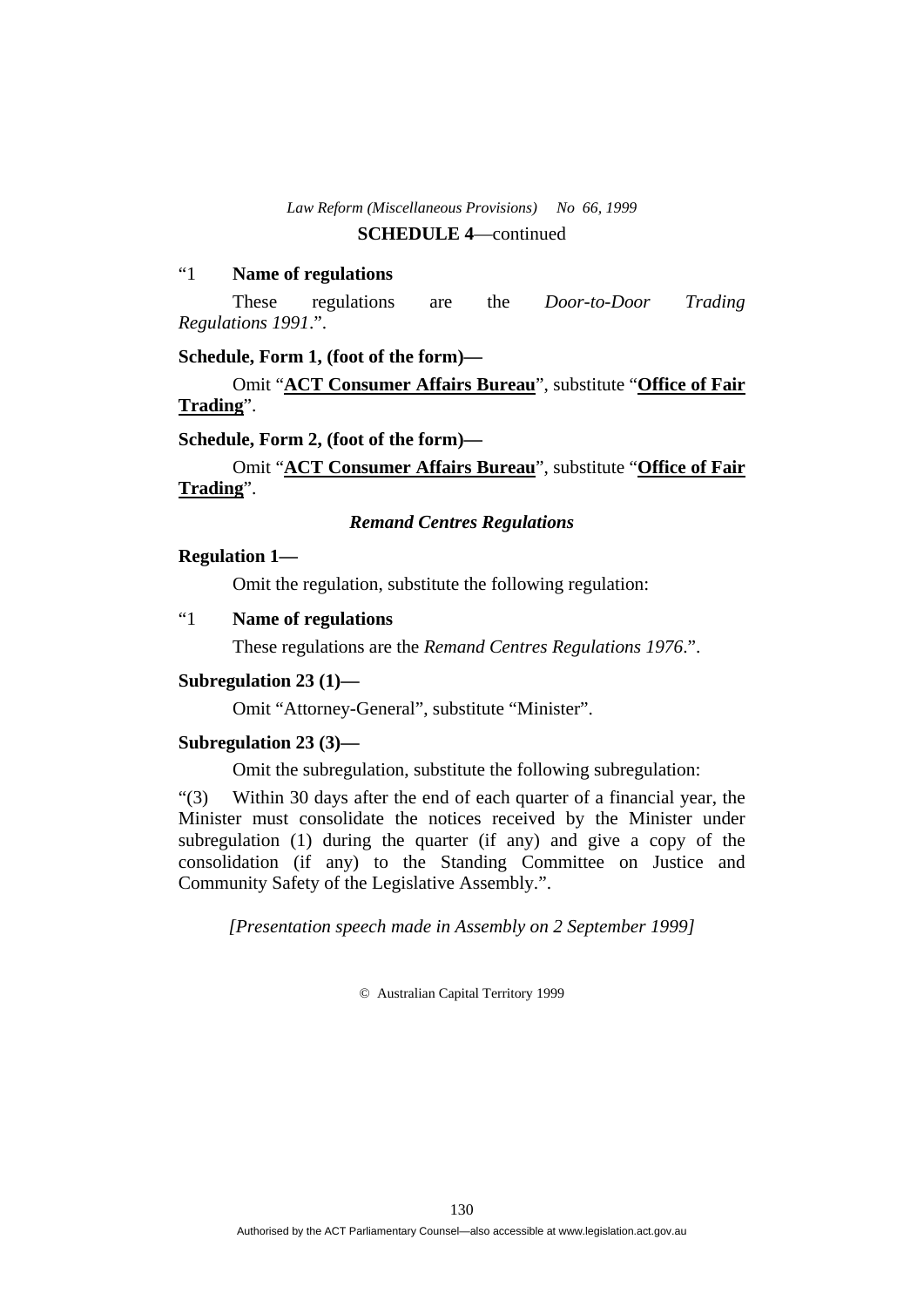**SCHEDULE 4**—continued

“1 **Name of regulations**

These regulations are the *Door-to-Door Trading Regulations 1991*.”.

**Schedule, Form 1, (foot of the form)—**

Omit “**ACT Consumer Affairs Bureau**”, substitute “**Office of Fair Trading**”.

**Schedule, Form 2, (foot of the form)—**

Omit “**ACT Consumer Affairs Bureau**”, substitute “**Office of Fair Trading**”.

***Remand Centres Regulations***

**Regulation 1—**

Omit the regulation, substitute the following regulation:

“1 **Name of regulations**

These regulations are the *Remand Centres Regulations 1976*.”.

**Subregulation 23 (1)—**

Omit “Attorney-General”, substitute “Minister”.

**Subregulation 23 (3)—**

Omit the subregulation, substitute the following subregulation:

“(3) Within 30 days after the end of each quarter of a financial year, the Minister must consolidate the notices received by the Minister under subregulation (1) during the quarter (if any) and give a copy of the consolidation (if any) to the Standing Committee on Justice and Community Safety of the Legislative Assembly.”.

*[Presentation speech made in Assembly on 2 September 1999]*

© Australian Capital Territory 1999